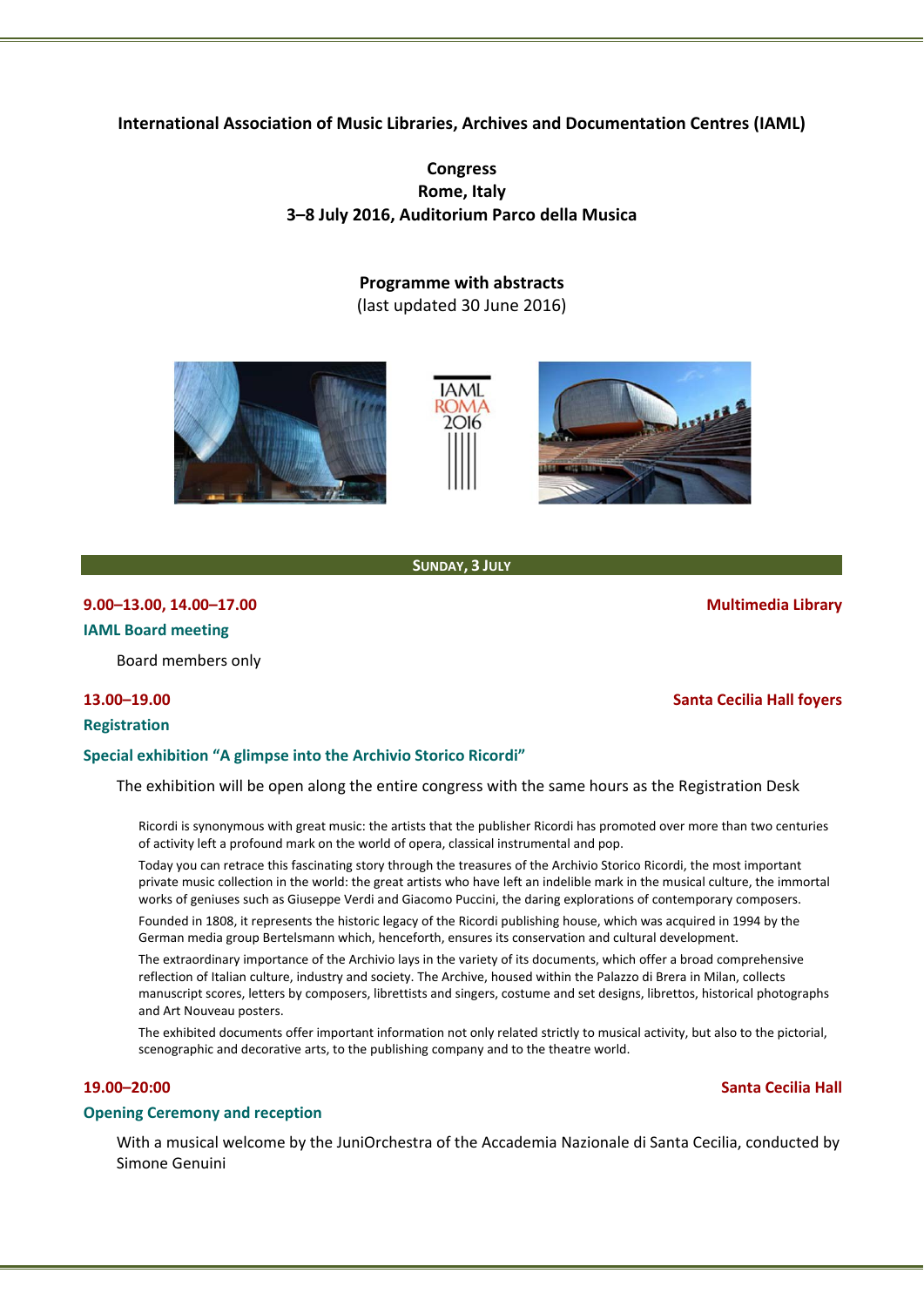**International Association of Music Libraries, Archives and Documentation Centres (IAML)**

**Congress**
**Rome, Italy**
**3–8 July 2016, Auditorium Parco della Musica**

**Programme with abstracts**
(last updated 30 June 2016)

## SUNDAY, 3 JULY

**9.00–13.00, 14.00–17.00** — **Multimedia Library**

### IAML Board meeting

Board members only

**13.00–19.00** — **Santa Cecilia Hall foyers**

### Registration

### Special exhibition "A glimpse into the Archivio Storico Ricordi"

The exhibition will be open along the entire congress with the same hours as the Registration Desk

Ricordi is synonymous with great music: the artists that the publisher Ricordi has promoted over more than two centuries of activity left a profound mark on the world of opera, classical instrumental and pop.

Today you can retrace this fascinating story through the treasures of the Archivio Storico Ricordi, the most important private music collection in the world: the great artists who have left an indelible mark in the musical culture, the immortal works of geniuses such as Giuseppe Verdi and Giacomo Puccini, the daring explorations of contemporary composers.

Founded in 1808, it represents the historic legacy of the Ricordi publishing house, which was acquired in 1994 by the German media group Bertelsmann which, henceforth, ensures its conservation and cultural development.

The extraordinary importance of the Archivio lays in the variety of its documents, which offer a broad comprehensive reflection of Italian culture, industry and society. The Archive, housed within the Palazzo di Brera in Milan, collects manuscript scores, letters by composers, librettists and singers, costume and set designs, librettos, historical photographs and Art Nouveau posters.

The exhibited documents offer important information not only related strictly to musical activity, but also to the pictorial, scenographic and decorative arts, to the publishing company and to the theatre world.

**19.00–20:00** — **Santa Cecilia Hall**

### Opening Ceremony and reception

With a musical welcome by the JuniOrchestra of the Accademia Nazionale di Santa Cecilia, conducted by Simone Genuini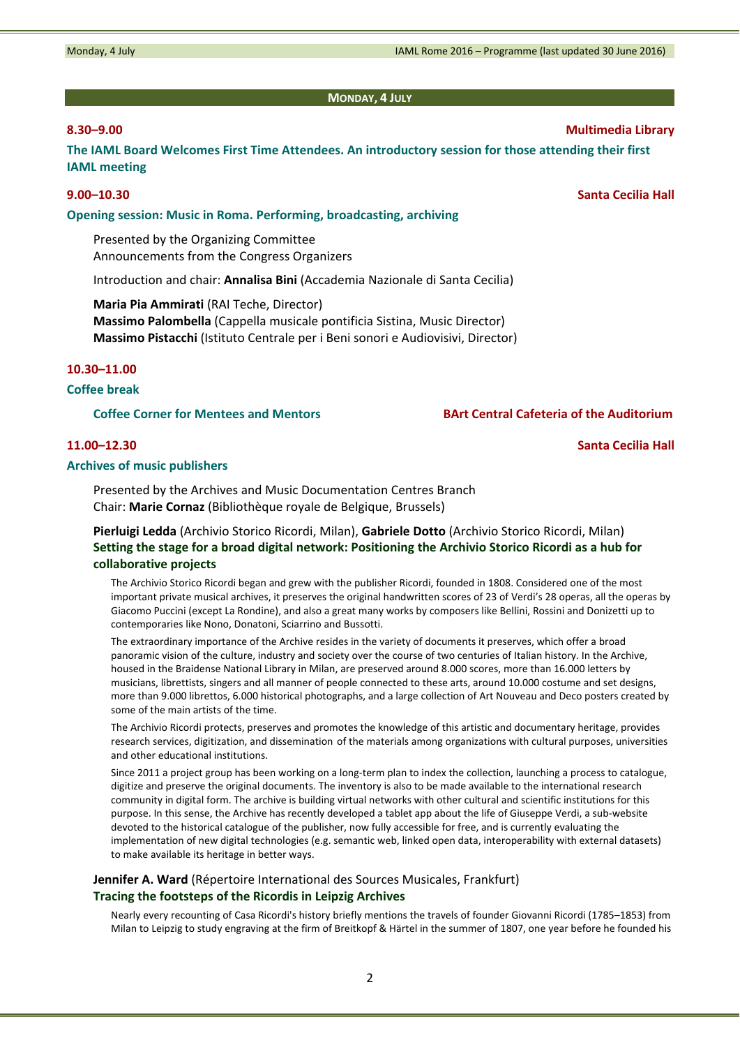## Monday, 4 July

**8.30–9.00** — **Multimedia Library**

**The IAML Board Welcomes First Time Attendees. An introductory session for those attending their first IAML meeting**

**9.00–10.30** — **Santa Cecilia Hall**

**Opening session: Music in Roma. Performing, broadcasting, archiving**

Presented by the Organizing Committee
Announcements from the Congress Organizers

Introduction and chair: **Annalisa Bini** (Accademia Nazionale di Santa Cecilia)

**Maria Pia Ammirati** (RAI Teche, Director)
**Massimo Palombella** (Cappella musicale pontificia Sistina, Music Director)
**Massimo Pistacchi** (Istituto Centrale per i Beni sonori e Audiovisivi, Director)

**10.30–11.00**

**Coffee break**

**Coffee Corner for Mentees and Mentors** — **BArt Central Cafeteria of the Auditorium**

**11.00–12.30** — **Santa Cecilia Hall**

**Archives of music publishers**

Presented by the Archives and Music Documentation Centres Branch
Chair: **Marie Cornaz** (Bibliothèque royale de Belgique, Brussels)

**Pierluigi Ledda** (Archivio Storico Ricordi, Milan), **Gabriele Dotto** (Archivio Storico Ricordi, Milan)
**Setting the stage for a broad digital network: Positioning the Archivio Storico Ricordi as a hub for collaborative projects**

The Archivio Storico Ricordi began and grew with the publisher Ricordi, founded in 1808. Considered one of the most important private musical archives, it preserves the original handwritten scores of 23 of Verdi's 28 operas, all the operas by Giacomo Puccini (except La Rondine), and also a great many works by composers like Bellini, Rossini and Donizetti up to contemporaries like Nono, Donatoni, Sciarrino and Bussotti.

The extraordinary importance of the Archive resides in the variety of documents it preserves, which offer a broad panoramic vision of the culture, industry and society over the course of two centuries of Italian history. In the Archive, housed in the Braidense National Library in Milan, are preserved around 8.000 scores, more than 16.000 letters by musicians, librettists, singers and all manner of people connected to these arts, around 10.000 costume and set designs, more than 9.000 librettos, 6.000 historical photographs, and a large collection of Art Nouveau and Deco posters created by some of the main artists of the time.

The Archivio Ricordi protects, preserves and promotes the knowledge of this artistic and documentary heritage, provides research services, digitization, and dissemination of the materials among organizations with cultural purposes, universities and other educational institutions.

Since 2011 a project group has been working on a long-term plan to index the collection, launching a process to catalogue, digitize and preserve the original documents. The inventory is also to be made available to the international research community in digital form. The archive is building virtual networks with other cultural and scientific institutions for this purpose. In this sense, the Archive has recently developed a tablet app about the life of Giuseppe Verdi, a sub-website devoted to the historical catalogue of the publisher, now fully accessible for free, and is currently evaluating the implementation of new digital technologies (e.g. semantic web, linked open data, interoperability with external datasets) to make available its heritage in better ways.

**Jennifer A. Ward** (Répertoire International des Sources Musicales, Frankfurt)
**Tracing the footsteps of the Ricordis in Leipzig Archives**

Nearly every recounting of Casa Ricordi's history briefly mentions the travels of founder Giovanni Ricordi (1785–1853) from Milan to Leipzig to study engraving at the firm of Breitkopf & Härtel in the summer of 1807, one year before he founded his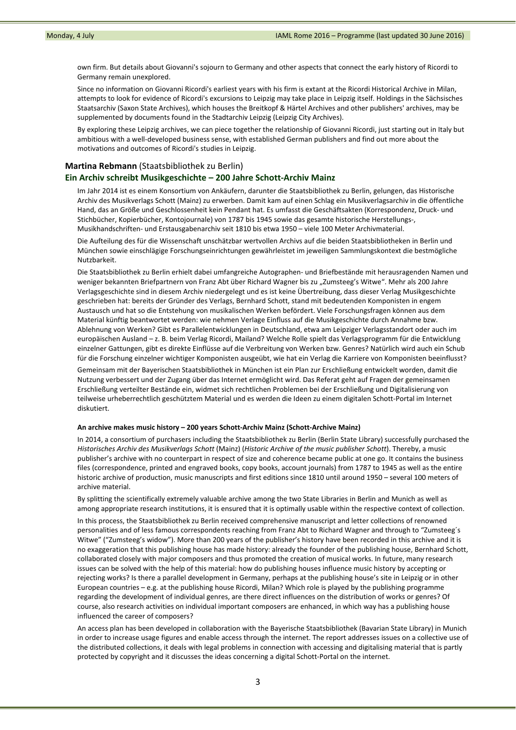own firm. But details about Giovanni's sojourn to Germany and other aspects that connect the early history of Ricordi to Germany remain unexplored.

Since no information on Giovanni Ricordi's earliest years with his firm is extant at the Ricordi Historical Archive in Milan, attempts to look for evidence of Ricordi's excursions to Leipzig may take place in Leipzig itself. Holdings in the Sächsisches Staatsarchiv (Saxon State Archives), which houses the Breitkopf & Härtel Archives and other publishers' archives, may be supplemented by documents found in the Stadtarchiv Leipzig (Leipzig City Archives).

By exploring these Leipzig archives, we can piece together the relationship of Giovanni Ricordi, just starting out in Italy but ambitious with a well-developed business sense, with established German publishers and find out more about the motivations and outcomes of Ricordi's studies in Leipzig.

**Martina Rebmann** (Staatsbibliothek zu Berlin)

### Ein Archiv schreibt Musikgeschichte – 200 Jahre Schott-Archiv Mainz

Im Jahr 2014 ist es einem Konsortium von Ankäufern, darunter die Staatsbibliothek zu Berlin, gelungen, das Historische Archiv des Musikverlags Schott (Mainz) zu erwerben. Damit kam auf einen Schlag ein Musikverlagsarchiv in die öffentliche Hand, das an Größe und Geschlossenheit kein Pendant hat. Es umfasst die Geschäftsakten (Korrespondenz, Druck- und Stichbücher, Kopierbücher, Kontojournale) von 1787 bis 1945 sowie das gesamte historische Herstellungs-, Musikhandschriften- und Erstausgabenarchiv seit 1810 bis etwa 1950 – viele 100 Meter Archivmaterial.

Die Aufteilung des für die Wissenschaft unschätzbar wertvollen Archivs auf die beiden Staatsbibliotheken in Berlin und München sowie einschlägige Forschungseinrichtungen gewährleistet im jeweiligen Sammlungskontext die bestmögliche Nutzbarkeit.

Die Staatsbibliothek zu Berlin erhielt dabei umfangreiche Autographen- und Briefbestände mit herausragenden Namen und weniger bekannten Briefpartnern von Franz Abt über Richard Wagner bis zu „Zumsteeg's Witwe". Mehr als 200 Jahre Verlagsgeschichte sind in diesem Archiv niedergelegt und es ist keine Übertreibung, dass dieser Verlag Musikgeschichte geschrieben hat: bereits der Gründer des Verlags, Bernhard Schott, stand mit bedeutenden Komponisten in engem Austausch und hat so die Entstehung von musikalischen Werken befördert. Viele Forschungsfragen können aus dem Material künftig beantwortet werden: wie nehmen Verlage Einfluss auf die Musikgeschichte durch Annahme bzw. Ablehnung von Werken? Gibt es Parallelentwicklungen in Deutschland, etwa am Leipziger Verlagsstandort oder auch im europäischen Ausland – z. B. beim Verlag Ricordi, Mailand? Welche Rolle spielt das Verlagsprogramm für die Entwicklung einzelner Gattungen, gibt es direkte Einflüsse auf die Verbreitung von Werken bzw. Genres? Natürlich wird auch ein Schub für die Forschung einzelner wichtiger Komponisten ausgeübt, wie hat ein Verlag die Karriere von Komponisten beeinflusst?

Gemeinsam mit der Bayerischen Staatsbibliothek in München ist ein Plan zur Erschließung entwickelt worden, damit die Nutzung verbessert und der Zugang über das Internet ermöglicht wird. Das Referat geht auf Fragen der gemeinsamen Erschließung verteilter Bestände ein, widmet sich rechtlichen Problemen bei der Erschließung und Digitalisierung von teilweise urheberrechtlich geschütztem Material und es werden die Ideen zu einem digitalen Schott-Portal im Internet diskutiert.

#### An archive makes music history – 200 years Schott-Archiv Mainz (Schott-Archive Mainz)

In 2014, a consortium of purchasers including the Staatsbibliothek zu Berlin (Berlin State Library) successfully purchased the *Historisches Archiv des Musikverlags Schott* (Mainz) (*Historic Archive of the music publisher Schott*). Thereby, a music publisher's archive with no counterpart in respect of size and coherence became public at one go. It contains the business files (correspondence, printed and engraved books, copy books, account journals) from 1787 to 1945 as well as the entire historic archive of production, music manuscripts and first editions since 1810 until around 1950 – several 100 meters of archive material.

By splitting the scientifically extremely valuable archive among the two State Libraries in Berlin and Munich as well as among appropriate research institutions, it is ensured that it is optimally usable within the respective context of collection.

In this process, the Staatsbibliothek zu Berlin received comprehensive manuscript and letter collections of renowned personalities and of less famous correspondents reaching from Franz Abt to Richard Wagner and through to "Zumsteeg´s Witwe" ("Zumsteeg's widow"). More than 200 years of the publisher's history have been recorded in this archive and it is no exaggeration that this publishing house has made history: already the founder of the publishing house, Bernhard Schott, collaborated closely with major composers and thus promoted the creation of musical works. In future, many research issues can be solved with the help of this material: how do publishing houses influence music history by accepting or rejecting works? Is there a parallel development in Germany, perhaps at the publishing house's site in Leipzig or in other European countries – e.g. at the publishing house Ricordi, Milan? Which role is played by the publishing programme regarding the development of individual genres, are there direct influences on the distribution of works or genres? Of course, also research activities on individual important composers are enhanced, in which way has a publishing house influenced the career of composers?

An access plan has been developed in collaboration with the Bayerische Staatsbibliothek (Bavarian State Library) in Munich in order to increase usage figures and enable access through the internet. The report addresses issues on a collective use of the distributed collections, it deals with legal problems in connection with accessing and digitalising material that is partly protected by copyright and it discusses the ideas concerning a digital Schott-Portal on the internet.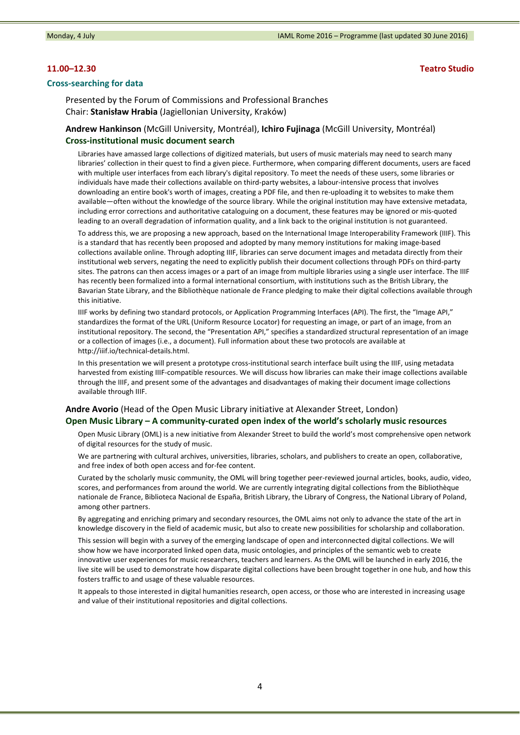**11.00–12.30** **Teatro Studio**

## Cross-searching for data

Presented by the Forum of Commissions and Professional Branches
Chair: **Stanisław Hrabia** (Jagiellonian University, Kraków)

**Andrew Hankinson** (McGill University, Montréal), **Ichiro Fujinaga** (McGill University, Montréal)

### Cross-institutional music document search

Libraries have amassed large collections of digitized materials, but users of music materials may need to search many libraries' collection in their quest to find a given piece. Furthermore, when comparing different documents, users are faced with multiple user interfaces from each library's digital repository. To meet the needs of these users, some libraries or individuals have made their collections available on third-party websites, a labour-intensive process that involves downloading an entire book's worth of images, creating a PDF file, and then re-uploading it to websites to make them available—often without the knowledge of the source library. While the original institution may have extensive metadata, including error corrections and authoritative cataloguing on a document, these features may be ignored or mis-quoted leading to an overall degradation of information quality, and a link back to the original institution is not guaranteed.

To address this, we are proposing a new approach, based on the International Image Interoperability Framework (IIIF). This is a standard that has recently been proposed and adopted by many memory institutions for making image-based collections available online. Through adopting IIIF, libraries can serve document images and metadata directly from their institutional web servers, negating the need to explicitly publish their document collections through PDFs on third-party sites. The patrons can then access images or a part of an image from multiple libraries using a single user interface. The IIIF has recently been formalized into a formal international consortium, with institutions such as the British Library, the Bavarian State Library, and the Bibliothèque nationale de France pledging to make their digital collections available through this initiative.

IIIF works by defining two standard protocols, or Application Programming Interfaces (API). The first, the "Image API," standardizes the format of the URL (Uniform Resource Locator) for requesting an image, or part of an image, from an institutional repository. The second, the "Presentation API," specifies a standardized structural representation of an image or a collection of images (i.e., a document). Full information about these two protocols are available at http://iiif.io/technical-details.html.

In this presentation we will present a prototype cross-institutional search interface built using the IIIF, using metadata harvested from existing IIIF-compatible resources. We will discuss how libraries can make their image collections available through the IIIF, and present some of the advantages and disadvantages of making their document image collections available through IIIF.

**Andre Avorio** (Head of the Open Music Library initiative at Alexander Street, London)

### Open Music Library – A community-curated open index of the world's scholarly music resources

Open Music Library (OML) is a new initiative from Alexander Street to build the world's most comprehensive open network of digital resources for the study of music.

We are partnering with cultural archives, universities, libraries, scholars, and publishers to create an open, collaborative, and free index of both open access and for-fee content.

Curated by the scholarly music community, the OML will bring together peer-reviewed journal articles, books, audio, video, scores, and performances from around the world. We are currently integrating digital collections from the Bibliothèque nationale de France, Biblioteca Nacional de España, British Library, the Library of Congress, the National Library of Poland, among other partners.

By aggregating and enriching primary and secondary resources, the OML aims not only to advance the state of the art in knowledge discovery in the field of academic music, but also to create new possibilities for scholarship and collaboration.

This session will begin with a survey of the emerging landscape of open and interconnected digital collections. We will show how we have incorporated linked open data, music ontologies, and principles of the semantic web to create innovative user experiences for music researchers, teachers and learners. As the OML will be launched in early 2016, the live site will be used to demonstrate how disparate digital collections have been brought together in one hub, and how this fosters traffic to and usage of these valuable resources.

It appeals to those interested in digital humanities research, open access, or those who are interested in increasing usage and value of their institutional repositories and digital collections.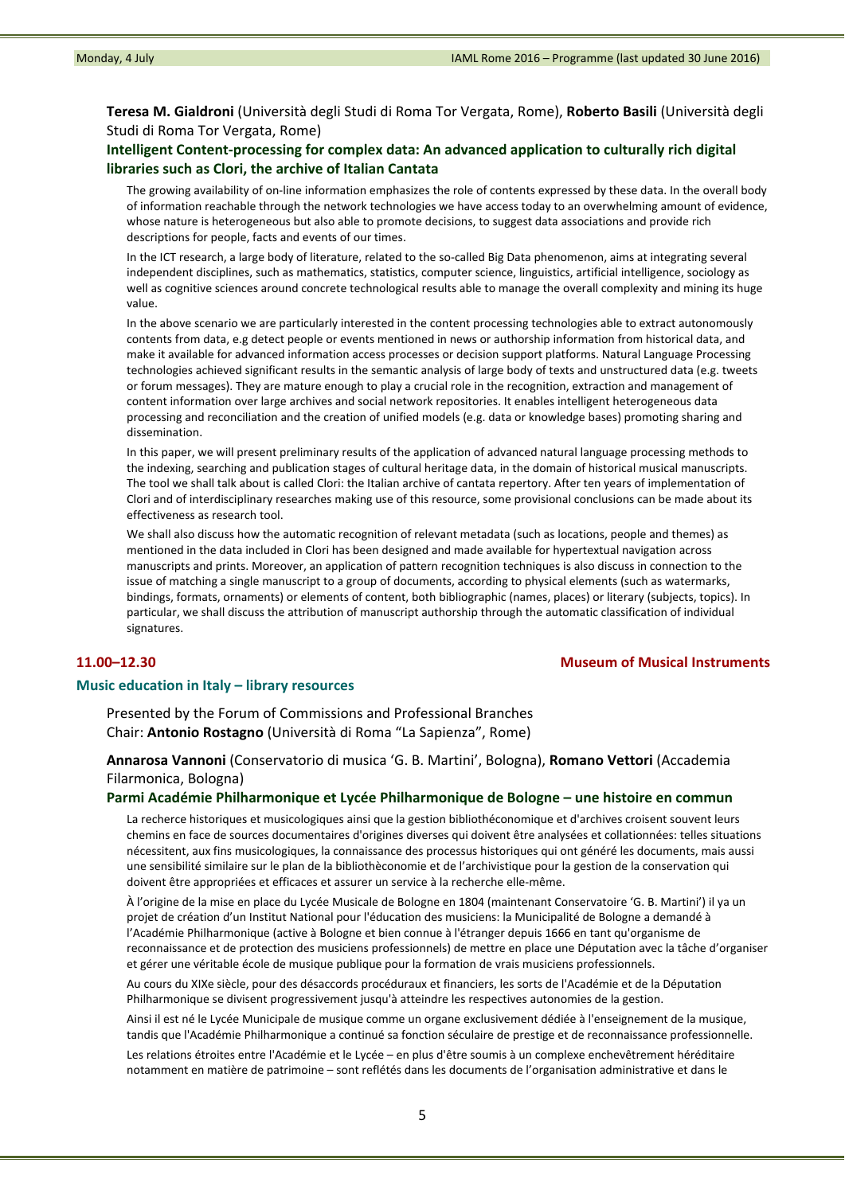**Teresa M. Gialdroni** (Università degli Studi di Roma Tor Vergata, Rome), **Roberto Basili** (Università degli Studi di Roma Tor Vergata, Rome)

### Intelligent Content-processing for complex data: An advanced application to culturally rich digital libraries such as Clori, the archive of Italian Cantata

The growing availability of on-line information emphasizes the role of contents expressed by these data. In the overall body of information reachable through the network technologies we have access today to an overwhelming amount of evidence, whose nature is heterogeneous but also able to promote decisions, to suggest data associations and provide rich descriptions for people, facts and events of our times.

In the ICT research, a large body of literature, related to the so-called Big Data phenomenon, aims at integrating several independent disciplines, such as mathematics, statistics, computer science, linguistics, artificial intelligence, sociology as well as cognitive sciences around concrete technological results able to manage the overall complexity and mining its huge value.

In the above scenario we are particularly interested in the content processing technologies able to extract autonomously contents from data, e.g detect people or events mentioned in news or authorship information from historical data, and make it available for advanced information access processes or decision support platforms. Natural Language Processing technologies achieved significant results in the semantic analysis of large body of texts and unstructured data (e.g. tweets or forum messages). They are mature enough to play a crucial role in the recognition, extraction and management of content information over large archives and social network repositories. It enables intelligent heterogeneous data processing and reconciliation and the creation of unified models (e.g. data or knowledge bases) promoting sharing and dissemination.

In this paper, we will present preliminary results of the application of advanced natural language processing methods to the indexing, searching and publication stages of cultural heritage data, in the domain of historical musical manuscripts. The tool we shall talk about is called Clori: the Italian archive of cantata repertory. After ten years of implementation of Clori and of interdisciplinary researches making use of this resource, some provisional conclusions can be made about its effectiveness as research tool.

We shall also discuss how the automatic recognition of relevant metadata (such as locations, people and themes) as mentioned in the data included in Clori has been designed and made available for hypertextual navigation across manuscripts and prints. Moreover, an application of pattern recognition techniques is also discuss in connection to the issue of matching a single manuscript to a group of documents, according to physical elements (such as watermarks, bindings, formats, ornaments) or elements of content, both bibliographic (names, places) or literary (subjects, topics). In particular, we shall discuss the attribution of manuscript authorship through the automatic classification of individual signatures.

**11.00–12.30** **Museum of Musical Instruments**

## Music education in Italy – library resources

Presented by the Forum of Commissions and Professional Branches
Chair: **Antonio Rostagno** (Università di Roma "La Sapienza", Rome)

**Annarosa Vannoni** (Conservatorio di musica 'G. B. Martini', Bologna), **Romano Vettori** (Accademia Filarmonica, Bologna)

### Parmi Académie Philharmonique et Lycée Philharmonique de Bologne – une histoire en commun

La recherche historiques et musicologiques ainsi que la gestion bibliothéconomique et d'archives croisent souvent leurs chemins en face de sources documentaires d'origines diverses qui doivent être analysées et collationnées: telles situations nécessitent, aux fins musicologiques, la connaissance des processus historiques qui ont généré les documents, mais aussi une sensibilité similaire sur le plan de la bibliothèconomie et de l'archivistique pour la gestion de la conservation qui doivent être appropriées et efficaces et assurer un service à la recherche elle-même.

À l'origine de la mise en place du Lycée Musicale de Bologne en 1804 (maintenant Conservatoire 'G. B. Martini') il ya un projet de création d'un Institut National pour l'éducation des musiciens: la Municipalité de Bologne a demandé à l'Académie Philharmonique (active à Bologne et bien connue à l'étranger depuis 1666 en tant qu'organisme de reconnaissance et de protection des musiciens professionnels) de mettre en place une Députation avec la tâche d'organiser et gérer une véritable école de musique publique pour la formation de vrais musiciens professionnels.

Au cours du XIXe siècle, pour des désaccords procéduraux et financiers, les sorts de l'Académie et de la Députation Philharmonique se divisent progressivement jusqu'à atteindre les respectives autonomies de la gestion.

Ainsi il est né le Lycée Municipale de musique comme un organe exclusivement dédiée à l'enseignement de la musique, tandis que l'Académie Philharmonique a continué sa fonction séculaire de prestige et de reconnaissance professionnelle.

Les relations étroites entre l'Académie et le Lycée – en plus d'être soumis à un complexe enchevêtrement héréditaire notamment en matière de patrimoine – sont reflétés dans les documents de l'organisation administrative et dans le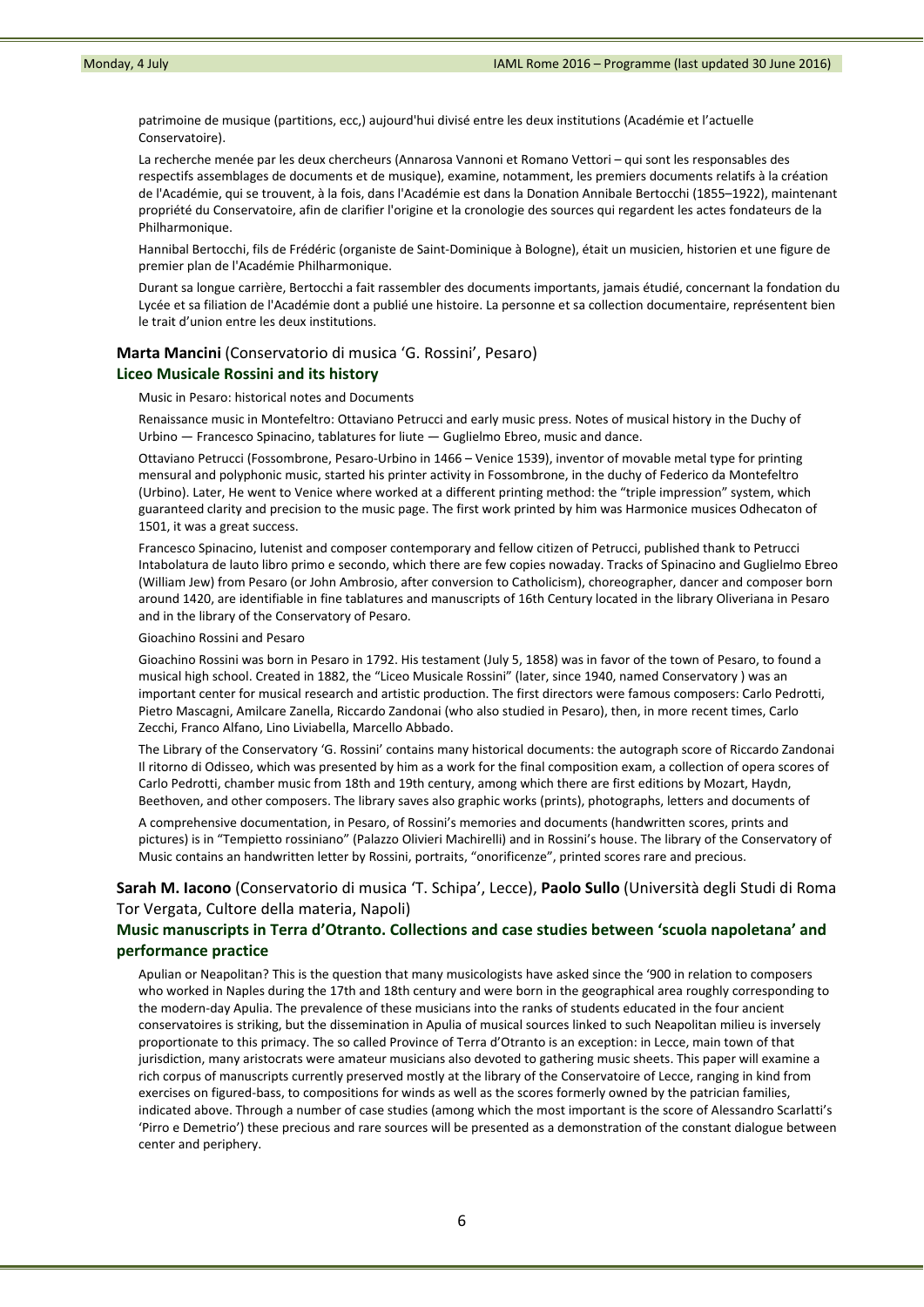patrimoine de musique (partitions, ecc,) aujourd'hui divisé entre les deux institutions (Académie et l'actuelle Conservatoire).

La recherche menée par les deux chercheurs (Annarosa Vannoni et Romano Vettori – qui sont les responsables des respectifs assemblages de documents et de musique), examine, notamment, les premiers documents relatifs à la création de l'Académie, qui se trouvent, à la fois, dans l'Académie est dans la Donation Annibale Bertocchi (1855–1922), maintenant propriété du Conservatoire, afin de clarifier l'origine et la cronologie des sources qui regardent les actes fondateurs de la Philharmonique.

Hannibal Bertocchi, fils de Frédéric (organiste de Saint-Dominique à Bologne), était un musicien, historien et une figure de premier plan de l'Académie Philharmonique.

Durant sa longue carrière, Bertocchi a fait rassembler des documents importants, jamais étudié, concernant la fondation du Lycée et sa filiation de l'Académie dont a publié une histoire. La personne et sa collection documentaire, représentent bien le trait d'union entre les deux institutions.

**Marta Mancini** (Conservatorio di musica 'G. Rossini', Pesaro)

### Liceo Musicale Rossini and its history

Music in Pesaro: historical notes and Documents

Renaissance music in Montefeltro: Ottaviano Petrucci and early music press. Notes of musical history in the Duchy of Urbino — Francesco Spinacino, tablatures for liute — Guglielmo Ebreo, music and dance.

Ottaviano Petrucci (Fossombrone, Pesaro-Urbino in 1466 – Venice 1539), inventor of movable metal type for printing mensural and polyphonic music, started his printer activity in Fossombrone, in the duchy of Federico da Montefeltro (Urbino). Later, He went to Venice where worked at a different printing method: the "triple impression" system, which guaranteed clarity and precision to the music page. The first work printed by him was Harmonice musices Odhecaton of 1501, it was a great success.

Francesco Spinacino, lutenist and composer contemporary and fellow citizen of Petrucci, published thank to Petrucci Intabolatura de lauto libro primo e secondo, which there are few copies noway day. Tracks of Spinacino and Guglielmo Ebreo (William Jew) from Pesaro (or John Ambrosio, after conversion to Catholicism), choreographer, dancer and composer born around 1420, are identifiable in fine tablatures and manuscripts of 16th Century located in the library Oliveriana in Pesaro and in the library of the Conservatory of Pesaro.

Gioachino Rossini and Pesaro

Gioachino Rossini was born in Pesaro in 1792. His testament (July 5, 1858) was in favor of the town of Pesaro, to found a musical high school. Created in 1882, the "Liceo Musicale Rossini" (later, since 1940, named Conservatory ) was an important center for musical research and artistic production. The first directors were famous composers: Carlo Pedrotti, Pietro Mascagni, Amilcare Zanella, Riccardo Zandonai (who also studied in Pesaro), then, in more recent times, Carlo Zecchi, Franco Alfano, Lino Liviabella, Marcello Abbado.

The Library of the Conservatory 'G. Rossini' contains many historical documents: the autograph score of Riccardo Zandonai Il ritorno di Odisseo, which was presented by him as a work for the final composition exam, a collection of opera scores of Carlo Pedrotti, chamber music from 18th and 19th century, among which there are first editions by Mozart, Haydn, Beethoven, and other composers. The library saves also graphic works (prints), photographs, letters and documents of

A comprehensive documentation, in Pesaro, of Rossini's memories and documents (handwritten scores, prints and pictures) is in "Tempietto rossiniano" (Palazzo Olivieri Machirelli) and in Rossini's house. The library of the Conservatory of Music contains an handwritten letter by Rossini, portraits, "onorificenze", printed scores rare and precious.

**Sarah M. Iacono** (Conservatorio di musica 'T. Schipa', Lecce), **Paolo Sullo** (Università degli Studi di Roma Tor Vergata, Cultore della materia, Napoli)

### Music manuscripts in Terra d'Otranto. Collections and case studies between 'scuola napoletana' and performance practice

Apulian or Neapolitan? This is the question that many musicologists have asked since the '900 in relation to composers who worked in Naples during the 17th and 18th century and were born in the geographical area roughly corresponding to the modern-day Apulia. The prevalence of these musicians into the ranks of students educated in the four ancient conservatoires is striking, but the dissemination in Apulia of musical sources linked to such Neapolitan milieu is inversely proportionate to this primacy. The so called Province of Terra d'Otranto is an exception: in Lecce, main town of that jurisdiction, many aristocrats were amateur musicians also devoted to gathering music sheets. This paper will examine a rich corpus of manuscripts currently preserved mostly at the library of the Conservatoire of Lecce, ranging in kind from exercises on figured-bass, to compositions for winds as well as the scores formerly owned by the patrician families, indicated above. Through a number of case studies (among which the most important is the score of Alessandro Scarlatti's 'Pirro e Demetrio') these precious and rare sources will be presented as a demonstration of the constant dialogue between center and periphery.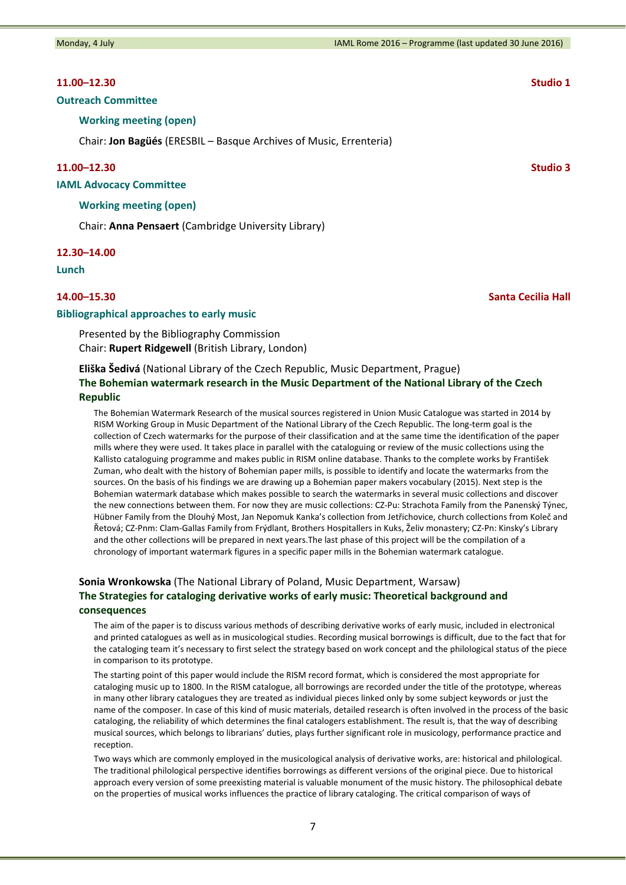**11.00–12.30** **Studio 1**

### Outreach Committee

**Working meeting (open)**

Chair: **Jon Bagüés** (ERESBIL – Basque Archives of Music, Errenteria)

**11.00–12.30** **Studio 3**

### IAML Advocacy Committee

**Working meeting (open)**

Chair: **Anna Pensaert** (Cambridge University Library)

**12.30–14.00**

### Lunch

**14.00–15.30** **Santa Cecilia Hall**

### Bibliographical approaches to early music

Presented by the Bibliography Commission
Chair: **Rupert Ridgewell** (British Library, London)

**Eliška Šedivá** (National Library of the Czech Republic, Music Department, Prague)
**The Bohemian watermark research in the Music Department of the National Library of the Czech Republic**

The Bohemian Watermark Research of the musical sources registered in Union Music Catalogue was started in 2014 by RISM Working Group in Music Department of the National Library of the Czech Republic. The long-term goal is the collection of Czech watermarks for the purpose of their classification and at the same time the identification of the paper mills where they were used. It takes place in parallel with the cataloguing or review of the music collections using the Kallisto cataloguing programme and makes public in RISM online database. Thanks to the complete works by František Zuman, who dealt with the history of Bohemian paper mills, is possible to identify and locate the watermarks from the sources. On the basis of his findings we are drawing up a Bohemian paper makers vocabulary (2015). Next step is the Bohemian watermark database which makes possible to search the watermarks in several music collections and discover the new connections between them. For now they are music collections: CZ-Pu: Strachota Family from the Panenský Týnec, Hübner Family from the Dlouhý Most, Jan Nepomuk Kanka's collection from Jetřichovice, church collections from Koleč and Řetová; CZ-Pnm: Clam-Gallas Family from Frýdlant, Brothers Hospitallers in Kuks, Želiv monastery; CZ-Pn: Kinsky's Library and the other collections will be prepared in next years.The last phase of this project will be the compilation of a chronology of important watermark figures in a specific paper mills in the Bohemian watermark catalogue.

**Sonia Wronkowska** (The National Library of Poland, Music Department, Warsaw)
**The Strategies for cataloging derivative works of early music: Theoretical background and consequences**

The aim of the paper is to discuss various methods of describing derivative works of early music, included in electronical and printed catalogues as well as in musicological studies. Recording musical borrowings is difficult, due to the fact that for the cataloging team it's necessary to first select the strategy based on work concept and the philological status of the piece in comparison to its prototype.

The starting point of this paper would include the RISM record format, which is considered the most appropriate for cataloging music up to 1800. In the RISM catalogue, all borrowings are recorded under the title of the prototype, whereas in many other library catalogues they are treated as individual pieces linked only by some subject keywords or just the name of the composer. In case of this kind of music materials, detailed research is often involved in the process of the basic cataloging, the reliability of which determines the final catalogers establishment. The result is, that the way of describing musical sources, which belongs to librarians' duties, plays further significant role in musicology, performance practice and reception.

Two ways which are commonly employed in the musicological analysis of derivative works, are: historical and philological. The traditional philological perspective identifies borrowings as different versions of the original piece. Due to historical approach every version of some preexisting material is valuable monument of the music history. The philosophical debate on the properties of musical works influences the practice of library cataloging. The critical comparison of ways of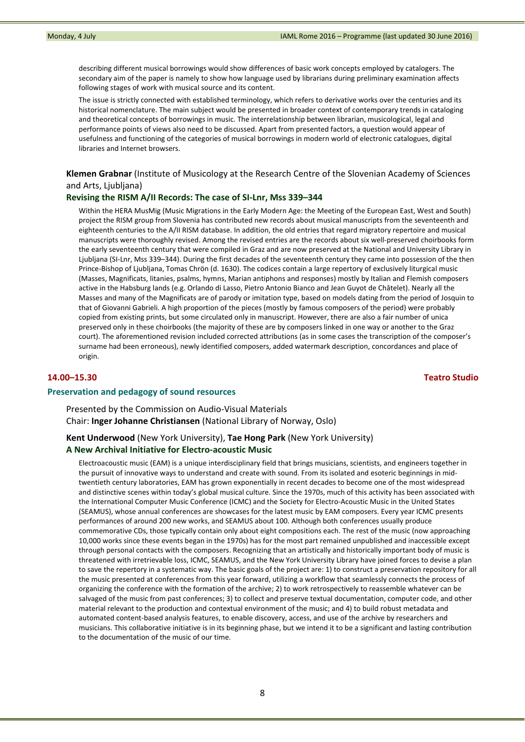describing different musical borrowings would show differences of basic work concepts employed by catalogers. The secondary aim of the paper is namely to show how language used by librarians during preliminary examination affects following stages of work with musical source and its content.

The issue is strictly connected with established terminology, which refers to derivative works over the centuries and its historical nomenclature. The main subject would be presented in broader context of contemporary trends in cataloging and theoretical concepts of borrowings in music. The interrelationship between librarian, musicological, legal and performance points of views also need to be discussed. Apart from presented factors, a question would appear of usefulness and functioning of the categories of musical borrowings in modern world of electronic catalogues, digital libraries and Internet browsers.

**Klemen Grabnar** (Institute of Musicology at the Research Centre of the Slovenian Academy of Sciences and Arts, Ljubljana)

### Revising the RISM A/II Records: The case of SI-Lnr, Mss 339–344

Within the HERA MusMig (Music Migrations in the Early Modern Age: the Meeting of the European East, West and South) project the RISM group from Slovenia has contributed new records about musical manuscripts from the seventeenth and eighteenth centuries to the A/II RISM database. In addition, the old entries that regard migratory repertoire and musical manuscripts were thoroughly revised. Among the revised entries are the records about six well-preserved choirbooks from the early seventeenth century that were compiled in Graz and are now preserved at the National and University Library in Ljubljana (SI-Lnr, Mss 339–344). During the first decades of the seventeenth century they came into possession of the then Prince-Bishop of Ljubljana, Tomas Chrön (d. 1630). The codices contain a large repertory of exclusively liturgical music (Masses, Magnificats, litanies, psalms, hymns, Marian antiphons and responses) mostly by Italian and Flemish composers active in the Habsburg lands (e.g. Orlando di Lasso, Pietro Antonio Bianco and Jean Guyot de Châtelet). Nearly all the Masses and many of the Magnificats are of parody or imitation type, based on models dating from the period of Josquin to that of Giovanni Gabrieli. A high proportion of the pieces (mostly by famous composers of the period) were probably copied from existing prints, but some circulated only in manuscript. However, there are also a fair number of unica preserved only in these choirbooks (the majority of these are by composers linked in one way or another to the Graz court). The aforementioned revision included corrected attributions (as in some cases the transcription of the composer's surname had been erroneous), newly identified composers, added watermark description, concordances and place of origin.

**14.00–15.30** — **Teatro Studio**

## Preservation and pedagogy of sound resources

Presented by the Commission on Audio-Visual Materials
Chair: **Inger Johanne Christiansen** (National Library of Norway, Oslo)

**Kent Underwood** (New York University), **Tae Hong Park** (New York University)

### A New Archival Initiative for Electro-acoustic Music

Electroacoustic music (EAM) is a unique interdisciplinary field that brings musicians, scientists, and engineers together in the pursuit of innovative ways to understand and create with sound. From its isolated and esoteric beginnings in mid-twentieth century laboratories, EAM has grown exponentially in recent decades to become one of the most widespread and distinctive scenes within today's global musical culture. Since the 1970s, much of this activity has been associated with the International Computer Music Conference (ICMC) and the Society for Electro-Acoustic Music in the United States (SEAMUS), whose annual conferences are showcases for the latest music by EAM composers. Every year ICMC presents performances of around 200 new works, and SEAMUS about 100. Although both conferences usually produce commemorative CDs, those typically contain only about eight compositions each. The rest of the music (now approaching 10,000 works since these events began in the 1970s) has for the most part remained unpublished and inaccessible except through personal contacts with the composers. Recognizing that an artistically and historically important body of music is threatened with irretrievable loss, ICMC, SEAMUS, and the New York University Library have joined forces to devise a plan to save the repertory in a systematic way. The basic goals of the project are: 1) to construct a preservation repository for all the music presented at conferences from this year forward, utilizing a workflow that seamlessly connects the process of organizing the conference with the formation of the archive; 2) to work retrospectively to reassemble whatever can be salvaged of the music from past conferences; 3) to collect and preserve textual documentation, computer code, and other material relevant to the production and contextual environment of the music; and 4) to build robust metadata and automated content-based analysis features, to enable discovery, access, and use of the archive by researchers and musicians. This collaborative initiative is in its beginning phase, but we intend it to be a significant and lasting contribution to the documentation of the music of our time.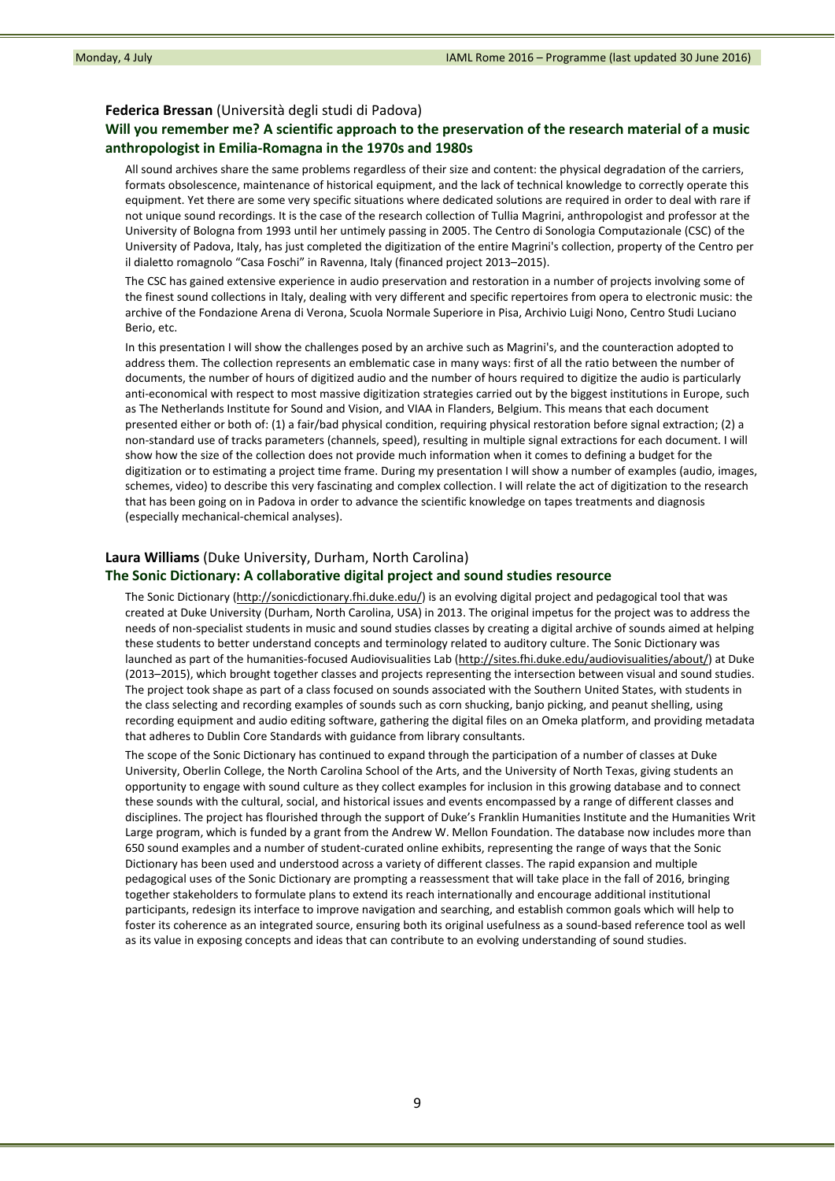**Federica Bressan** (Università degli studi di Padova)

### Will you remember me? A scientific approach to the preservation of the research material of a music anthropologist in Emilia-Romagna in the 1970s and 1980s

All sound archives share the same problems regardless of their size and content: the physical degradation of the carriers, formats obsolescence, maintenance of historical equipment, and the lack of technical knowledge to correctly operate this equipment. Yet there are some very specific situations where dedicated solutions are required in order to deal with rare if not unique sound recordings. It is the case of the research collection of Tullia Magrini, anthropologist and professor at the University of Bologna from 1993 until her untimely passing in 2005. The Centro di Sonologia Computazionale (CSC) of the University of Padova, Italy, has just completed the digitization of the entire Magrini's collection, property of the Centro per il dialetto romagnolo "Casa Foschi" in Ravenna, Italy (financed project 2013–2015).

The CSC has gained extensive experience in audio preservation and restoration in a number of projects involving some of the finest sound collections in Italy, dealing with very different and specific repertoires from opera to electronic music: the archive of the Fondazione Arena di Verona, Scuola Normale Superiore in Pisa, Archivio Luigi Nono, Centro Studi Luciano Berio, etc.

In this presentation I will show the challenges posed by an archive such as Magrini's, and the counteraction adopted to address them. The collection represents an emblematic case in many ways: first of all the ratio between the number of documents, the number of hours of digitized audio and the number of hours required to digitize the audio is particularly anti-economical with respect to most massive digitization strategies carried out by the biggest institutions in Europe, such as The Netherlands Institute for Sound and Vision, and VIAA in Flanders, Belgium. This means that each document presented either or both of: (1) a fair/bad physical condition, requiring physical restoration before signal extraction; (2) a non-standard use of tracks parameters (channels, speed), resulting in multiple signal extractions for each document. I will show how the size of the collection does not provide much information when it comes to defining a budget for the digitization or to estimating a project time frame. During my presentation I will show a number of examples (audio, images, schemes, video) to describe this very fascinating and complex collection. I will relate the act of digitization to the research that has been going on in Padova in order to advance the scientific knowledge on tapes treatments and diagnosis (especially mechanical-chemical analyses).

**Laura Williams** (Duke University, Durham, North Carolina)

### The Sonic Dictionary: A collaborative digital project and sound studies resource

The Sonic Dictionary (http://sonicdictionary.fhi.duke.edu/) is an evolving digital project and pedagogical tool that was created at Duke University (Durham, North Carolina, USA) in 2013. The original impetus for the project was to address the needs of non-specialist students in music and sound studies classes by creating a digital archive of sounds aimed at helping these students to better understand concepts and terminology related to auditory culture. The Sonic Dictionary was launched as part of the humanities-focused Audiovisualities Lab (http://sites.fhi.duke.edu/audiovisualities/about/) at Duke (2013–2015), which brought together classes and projects representing the intersection between visual and sound studies. The project took shape as part of a class focused on sounds associated with the Southern United States, with students in the class selecting and recording examples of sounds such as corn shucking, banjo picking, and peanut shelling, using recording equipment and audio editing software, gathering the digital files on an Omeka platform, and providing metadata that adheres to Dublin Core Standards with guidance from library consultants.

The scope of the Sonic Dictionary has continued to expand through the participation of a number of classes at Duke University, Oberlin College, the North Carolina School of the Arts, and the University of North Texas, giving students an opportunity to engage with sound culture as they collect examples for inclusion in this growing database and to connect these sounds with the cultural, social, and historical issues and events encompassed by a range of different classes and disciplines. The project has flourished through the support of Duke's Franklin Humanities Institute and the Humanities Writ Large program, which is funded by a grant from the Andrew W. Mellon Foundation. The database now includes more than 650 sound examples and a number of student-curated online exhibits, representing the range of ways that the Sonic Dictionary has been used and understood across a variety of different classes. The rapid expansion and multiple pedagogical uses of the Sonic Dictionary are prompting a reassessment that will take place in the fall of 2016, bringing together stakeholders to formulate plans to extend its reach internationally and encourage additional institutional participants, redesign its interface to improve navigation and searching, and establish common goals which will help to foster its coherence as an integrated source, ensuring both its original usefulness as a sound-based reference tool as well as its value in exposing concepts and ideas that can contribute to an evolving understanding of sound studies.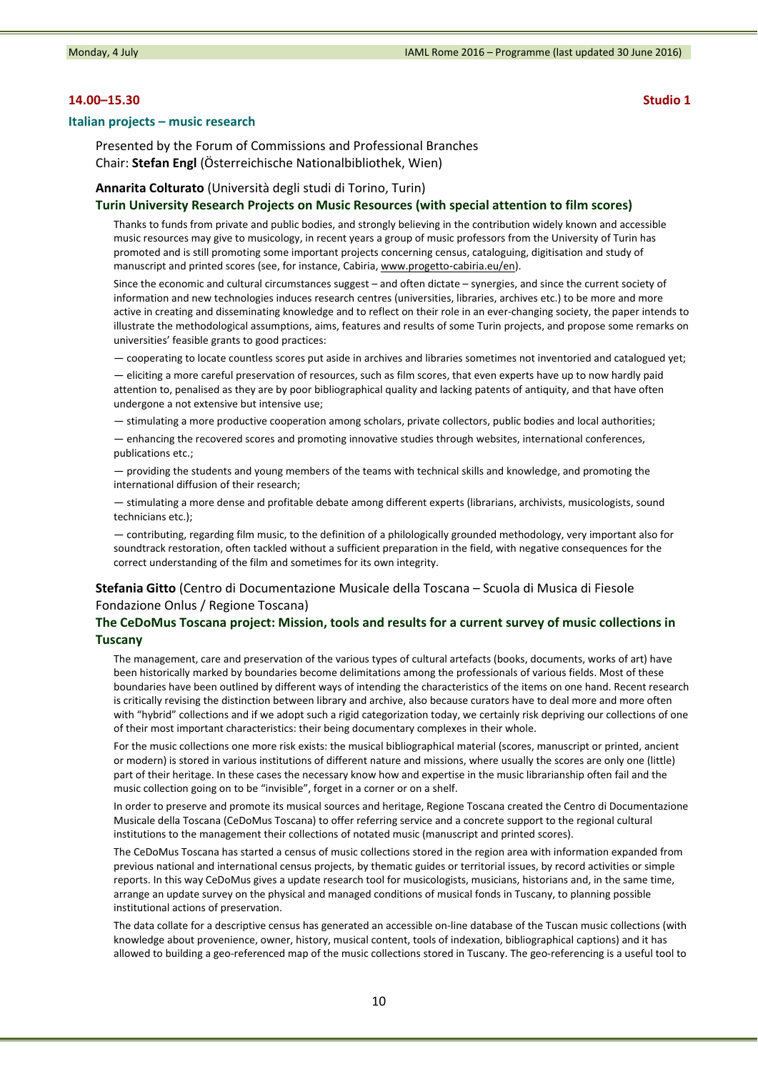**14.00–15.30** **Studio 1**

## Italian projects – music research

Presented by the Forum of Commissions and Professional Branches
Chair: **Stefan Engl** (Österreichische Nationalbibliothek, Wien)

**Annarita Colturato** (Università degli studi di Torino, Turin)

### Turin University Research Projects on Music Resources (with special attention to film scores)

Thanks to funds from private and public bodies, and strongly believing in the contribution widely known and accessible music resources may give to musicology, in recent years a group of music professors from the University of Turin has promoted and is still promoting some important projects concerning census, cataloguing, digitisation and study of manuscript and printed scores (see, for instance, Cabiria, www.progetto-cabiria.eu/en).

Since the economic and cultural circumstances suggest – and often dictate – synergies, and since the current society of information and new technologies induces research centres (universities, libraries, archives etc.) to be more and more active in creating and disseminating knowledge and to reflect on their role in an ever-changing society, the paper intends to illustrate the methodological assumptions, aims, features and results of some Turin projects, and propose some remarks on universities' feasible grants to good practices:

— cooperating to locate countless scores put aside in archives and libraries sometimes not inventoried and catalogued yet;

— eliciting a more careful preservation of resources, such as film scores, that even experts have up to now hardly paid attention to, penalised as they are by poor bibliographical quality and lacking patents of antiquity, and that have often undergone a not extensive but intensive use;

— stimulating a more productive cooperation among scholars, private collectors, public bodies and local authorities;

— enhancing the recovered scores and promoting innovative studies through websites, international conferences, publications etc.;

— providing the students and young members of the teams with technical skills and knowledge, and promoting the international diffusion of their research;

— stimulating a more dense and profitable debate among different experts (librarians, archivists, musicologists, sound technicians etc.);

— contributing, regarding film music, to the definition of a philologically grounded methodology, very important also for soundtrack restoration, often tackled without a sufficient preparation in the field, with negative consequences for the correct understanding of the film and sometimes for its own integrity.

**Stefania Gitto** (Centro di Documentazione Musicale della Toscana – Scuola di Musica di Fiesole Fondazione Onlus / Regione Toscana)

### The CeDoMus Toscana project: Mission, tools and results for a current survey of music collections in Tuscany

The management, care and preservation of the various types of cultural artefacts (books, documents, works of art) have been historically marked by boundaries become delimitations among the professionals of various fields. Most of these boundaries have been outlined by different ways of intending the characteristics of the items on one hand. Recent research is critically revising the distinction between library and archive, also because curators have to deal more and more often with "hybrid" collections and if we adopt such a rigid categorization today, we certainly risk depriving our collections of one of their most important characteristics: their being documentary complexes in their whole.

For the music collections one more risk exists: the musical bibliographical material (scores, manuscript or printed, ancient or modern) is stored in various institutions of different nature and missions, where usually the scores are only one (little) part of their heritage. In these cases the necessary know how and expertise in the music librarianship often fail and the music collection going on to be "invisible", forget in a corner or on a shelf.

In order to preserve and promote its musical sources and heritage, Regione Toscana created the Centro di Documentazione Musicale della Toscana (CeDoMus Toscana) to offer referring service and a concrete support to the regional cultural institutions to the management their collections of notated music (manuscript and printed scores).

The CeDoMus Toscana has started a census of music collections stored in the region area with information expanded from previous national and international census projects, by thematic guides or territorial issues, by record activities or simple reports. In this way CeDoMus gives a update research tool for musicologists, musicians, historians and, in the same time, arrange an update survey on the physical and managed conditions of musical fonds in Tuscany, to planning possible institutional actions of preservation.

The data collate for a descriptive census has generated an accessible on-line database of the Tuscan music collections (with knowledge about provenience, owner, history, musical content, tools of indexation, bibliographical captions) and it has allowed to building a geo-referenced map of the music collections stored in Tuscany. The geo-referencing is a useful tool to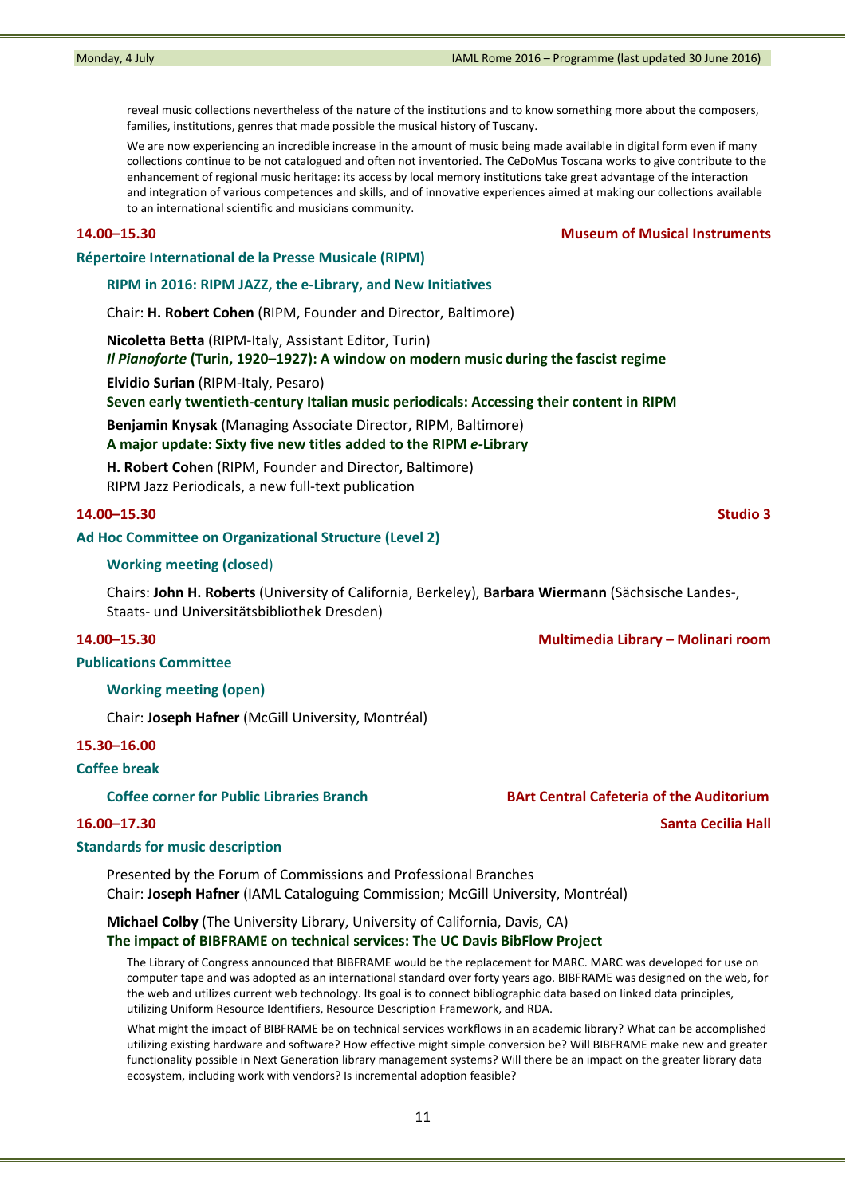reveal music collections nevertheless of the nature of the institutions and to know something more about the composers, families, institutions, genres that made possible the musical history of Tuscany.

We are now experiencing an incredible increase in the amount of music being made available in digital form even if many collections continue to be not catalogued and often not inventoried. The CeDoMus Toscana works to give contribute to the enhancement of regional music heritage: its access by local memory institutions take great advantage of the interaction and integration of various competences and skills, and of innovative experiences aimed at making our collections available to an international scientific and musicians community.

**14.00–15.30** — **Museum of Musical Instruments**

### Répertoire International de la Presse Musicale (RIPM)

#### RIPM in 2016: RIPM JAZZ, the e-Library, and New Initiatives

Chair: **H. Robert Cohen** (RIPM, Founder and Director, Baltimore)

**Nicoletta Betta** (RIPM-Italy, Assistant Editor, Turin)
***Il Pianoforte* (Turin, 1920–1927): A window on modern music during the fascist regime**

**Elvidio Surian** (RIPM-Italy, Pesaro)
**Seven early twentieth-century Italian music periodicals: Accessing their content in RIPM**

**Benjamin Knysak** (Managing Associate Director, RIPM, Baltimore)
**A major update: Sixty five new titles added to the RIPM *e*-Library**

**H. Robert Cohen** (RIPM, Founder and Director, Baltimore)
RIPM Jazz Periodicals, a new full-text publication

**14.00–15.30** — **Studio 3**

### Ad Hoc Committee on Organizational Structure (Level 2)

#### Working meeting (closed)

Chairs: **John H. Roberts** (University of California, Berkeley), **Barbara Wiermann** (Sächsische Landes-, Staats- und Universitätsbibliothek Dresden)

**14.00–15.30** — **Multimedia Library – Molinari room**

### Publications Committee

#### Working meeting (open)

Chair: **Joseph Hafner** (McGill University, Montréal)

**15.30–16.00**

### Coffee break

#### Coffee corner for Public Libraries Branch — BArt Central Cafeteria of the Auditorium

**16.00–17.30** — **Santa Cecilia Hall**

### Standards for music description

Presented by the Forum of Commissions and Professional Branches
Chair: **Joseph Hafner** (IAML Cataloguing Commission; McGill University, Montréal)

**Michael Colby** (The University Library, University of California, Davis, CA)
**The impact of BIBFRAME on technical services: The UC Davis BibFlow Project**

The Library of Congress announced that BIBFRAME would be the replacement for MARC. MARC was developed for use on computer tape and was adopted as an international standard over forty years ago. BIBFRAME was designed on the web, for the web and utilizes current web technology. Its goal is to connect bibliographic data based on linked data principles, utilizing Uniform Resource Identifiers, Resource Description Framework, and RDA.

What might the impact of BIBFRAME be on technical services workflows in an academic library? What can be accomplished utilizing existing hardware and software? How effective might simple conversion be? Will BIBFRAME make new and greater functionality possible in Next Generation library management systems? Will there be an impact on the greater library data ecosystem, including work with vendors? Is incremental adoption feasible?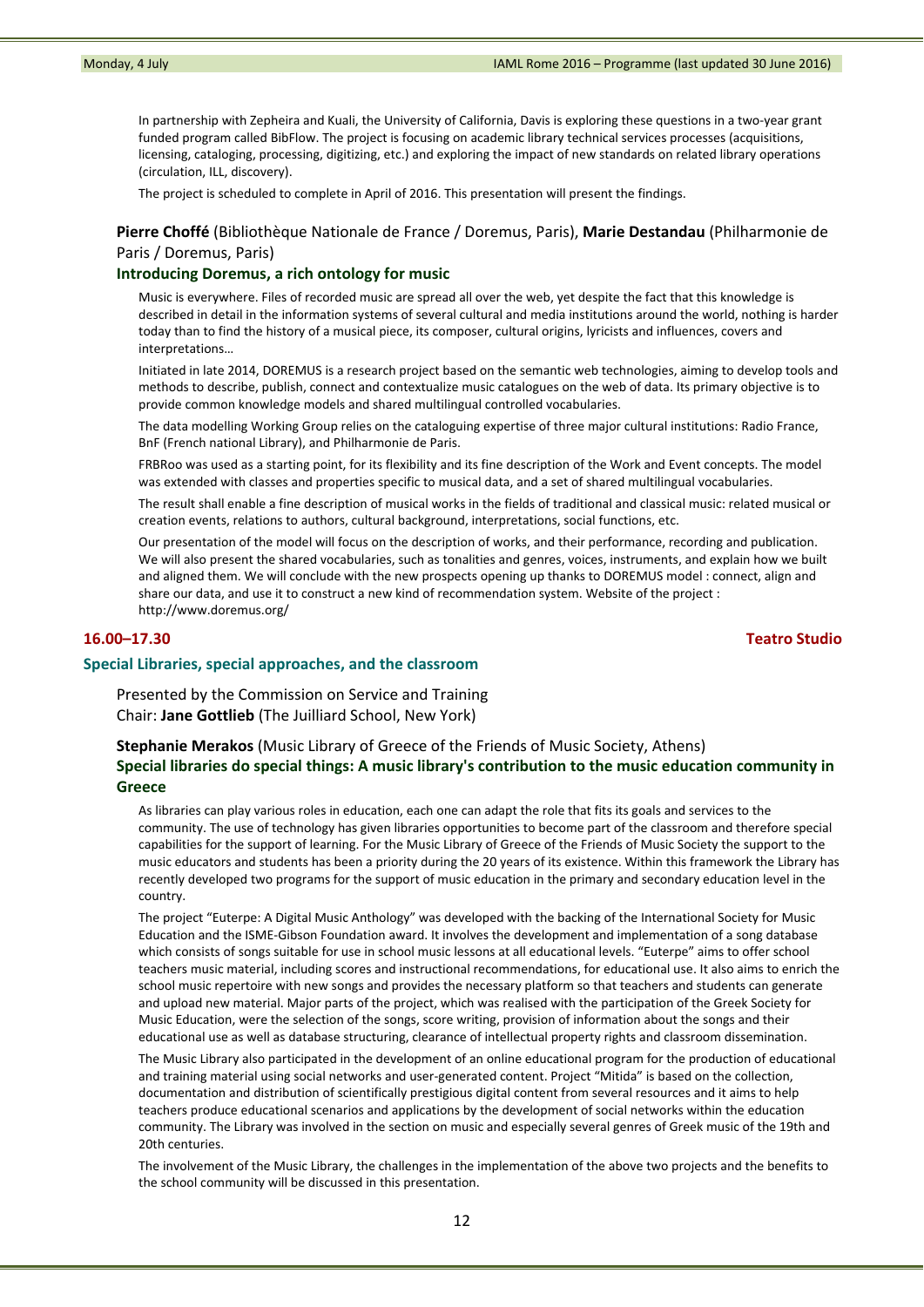In partnership with Zepheira and Kuali, the University of California, Davis is exploring these questions in a two-year grant funded program called BibFlow. The project is focusing on academic library technical services processes (acquisitions, licensing, cataloging, processing, digitizing, etc.) and exploring the impact of new standards on related library operations (circulation, ILL, discovery).

The project is scheduled to complete in April of 2016. This presentation will present the findings.

**Pierre Choffé** (Bibliothèque Nationale de France / Doremus, Paris), **Marie Destandau** (Philharmonie de Paris / Doremus, Paris)

**Introducing Doremus, a rich ontology for music**

Music is everywhere. Files of recorded music are spread all over the web, yet despite the fact that this knowledge is described in detail in the information systems of several cultural and media institutions around the world, nothing is harder today than to find the history of a musical piece, its composer, cultural origins, lyricists and influences, covers and interpretations…

Initiated in late 2014, DOREMUS is a research project based on the semantic web technologies, aiming to develop tools and methods to describe, publish, connect and contextualize music catalogues on the web of data. Its primary objective is to provide common knowledge models and shared multilingual controlled vocabularies.

The data modelling Working Group relies on the cataloguing expertise of three major cultural institutions: Radio France, BnF (French national Library), and Philharmonie de Paris.

FRBRoo was used as a starting point, for its flexibility and its fine description of the Work and Event concepts. The model was extended with classes and properties specific to musical data, and a set of shared multilingual vocabularies.

The result shall enable a fine description of musical works in the fields of traditional and classical music: related musical or creation events, relations to authors, cultural background, interpretations, social functions, etc.

Our presentation of the model will focus on the description of works, and their performance, recording and publication. We will also present the shared vocabularies, such as tonalities and genres, voices, instruments, and explain how we built and aligned them. We will conclude with the new prospects opening up thanks to DOREMUS model : connect, align and share our data, and use it to construct a new kind of recommendation system. Website of the project : http://www.doremus.org/

## 16.00–17.30 — Teatro Studio

## Special Libraries, special approaches, and the classroom

Presented by the Commission on Service and Training
Chair: **Jane Gottlieb** (The Juilliard School, New York)

**Stephanie Merakos** (Music Library of Greece of the Friends of Music Society, Athens)

**Special libraries do special things: A music library's contribution to the music education community in Greece**

As libraries can play various roles in education, each one can adapt the role that fits its goals and services to the community. The use of technology has given libraries opportunities to become part of the classroom and therefore special capabilities for the support of learning. For the Music Library of Greece of the Friends of Music Society the support to the music educators and students has been a priority during the 20 years of its existence. Within this framework the Library has recently developed two programs for the support of music education in the primary and secondary education level in the country.

The project "Euterpe: A Digital Music Anthology" was developed with the backing of the International Society for Music Education and the ISME-Gibson Foundation award. It involves the development and implementation of a song database which consists of songs suitable for use in school music lessons at all educational levels. "Euterpe" aims to offer school teachers music material, including scores and instructional recommendations, for educational use. It also aims to enrich the school music repertoire with new songs and provides the necessary platform so that teachers and students can generate and upload new material. Major parts of the project, which was realised with the participation of the Greek Society for Music Education, were the selection of the songs, score writing, provision of information about the songs and their educational use as well as database structuring, clearance of intellectual property rights and classroom dissemination.

The Music Library also participated in the development of an online educational program for the production of educational and training material using social networks and user-generated content. Project "Mitida" is based on the collection, documentation and distribution of scientifically prestigious digital content from several resources and it aims to help teachers produce educational scenarios and applications by the development of social networks within the education community. The Library was involved in the section on music and especially several genres of Greek music of the 19th and 20th centuries.

The involvement of the Music Library, the challenges in the implementation of the above two projects and the benefits to the school community will be discussed in this presentation.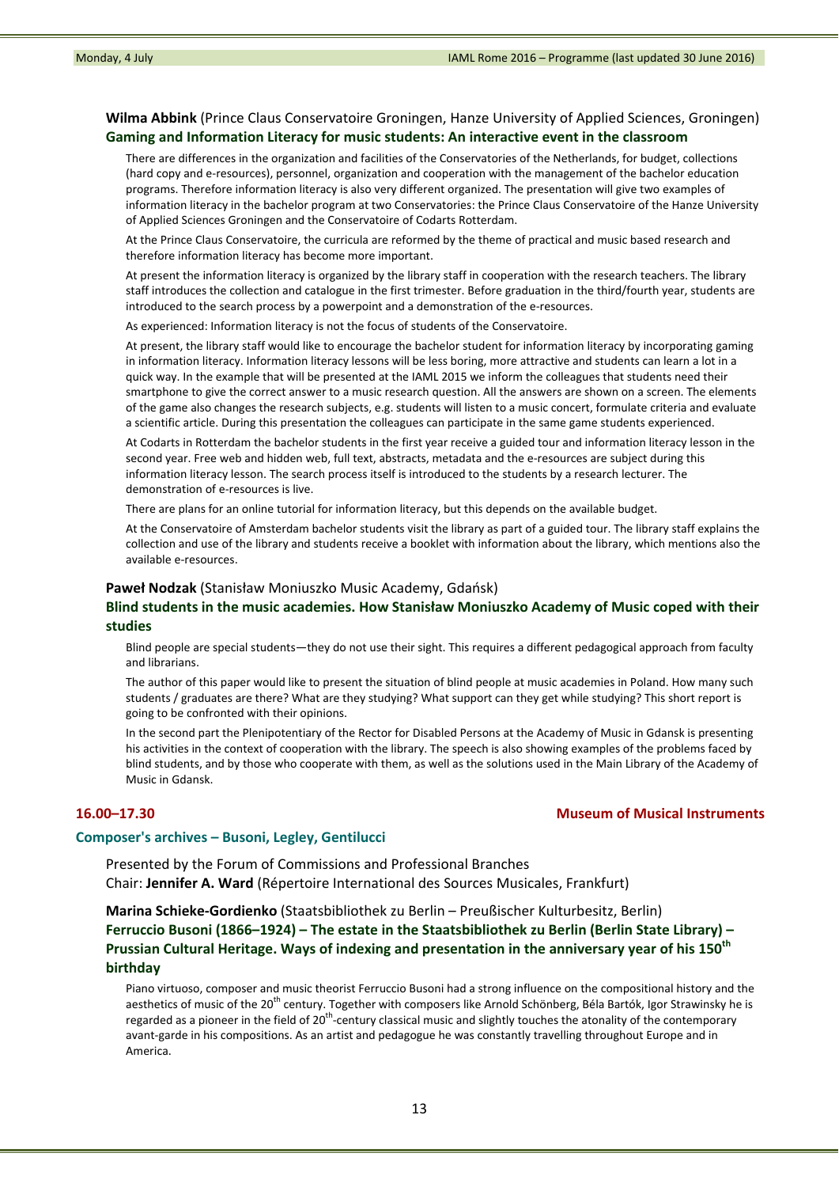**Wilma Abbink** (Prince Claus Conservatoire Groningen, Hanze University of Applied Sciences, Groningen)

### Gaming and Information Literacy for music students: An interactive event in the classroom

There are differences in the organization and facilities of the Conservatories of the Netherlands, for budget, collections (hard copy and e-resources), personnel, organization and cooperation with the management of the bachelor education programs. Therefore information literacy is also very different organized. The presentation will give two examples of information literacy in the bachelor program at two Conservatories: the Prince Claus Conservatoire of the Hanze University of Applied Sciences Groningen and the Conservatoire of Codarts Rotterdam.

At the Prince Claus Conservatoire, the curricula are reformed by the theme of practical and music based research and therefore information literacy has become more important.

At present the information literacy is organized by the library staff in cooperation with the research teachers. The library staff introduces the collection and catalogue in the first trimester. Before graduation in the third/fourth year, students are introduced to the search process by a powerpoint and a demonstration of the e-resources.

As experienced: Information literacy is not the focus of students of the Conservatoire.

At present, the library staff would like to encourage the bachelor student for information literacy by incorporating gaming in information literacy. Information literacy lessons will be less boring, more attractive and students can learn a lot in a quick way. In the example that will be presented at the IAML 2015 we inform the colleagues that students need their smartphone to give the correct answer to a music research question. All the answers are shown on a screen. The elements of the game also changes the research subjects, e.g. students will listen to a music concert, formulate criteria and evaluate a scientific article. During this presentation the colleagues can participate in the same game students experienced.

At Codarts in Rotterdam the bachelor students in the first year receive a guided tour and information literacy lesson in the second year. Free web and hidden web, full text, abstracts, metadata and the e-resources are subject during this information literacy lesson. The search process itself is introduced to the students by a research lecturer. The demonstration of e-resources is live.

There are plans for an online tutorial for information literacy, but this depends on the available budget.

At the Conservatoire of Amsterdam bachelor students visit the library as part of a guided tour. The library staff explains the collection and use of the library and students receive a booklet with information about the library, which mentions also the available e-resources.

**Paweł Nodzak** (Stanisław Moniuszko Music Academy, Gdańsk)

### Blind students in the music academies. How Stanisław Moniuszko Academy of Music coped with their studies

Blind people are special students—they do not use their sight. This requires a different pedagogical approach from faculty and librarians.

The author of this paper would like to present the situation of blind people at music academies in Poland. How many such students / graduates are there? What are they studying? What support can they get while studying? This short report is going to be confronted with their opinions.

In the second part the Plenipotentiary of the Rector for Disabled Persons at the Academy of Music in Gdansk is presenting his activities in the context of cooperation with the library. The speech is also showing examples of the problems faced by blind students, and by those who cooperate with them, as well as the solutions used in the Main Library of the Academy of Music in Gdansk.

**16.00–17.30** — **Museum of Musical Instruments**

## Composer's archives – Busoni, Legley, Gentilucci

Presented by the Forum of Commissions and Professional Branches
Chair: **Jennifer A. Ward** (Répertoire International des Sources Musicales, Frankfurt)

**Marina Schieke-Gordienko** (Staatsbibliothek zu Berlin – Preußischer Kulturbesitz, Berlin)

### Ferruccio Busoni (1866–1924) – The estate in the Staatsbibliothek zu Berlin (Berlin State Library) – Prussian Cultural Heritage. Ways of indexing and presentation in the anniversary year of his 150th birthday

Piano virtuoso, composer and music theorist Ferruccio Busoni had a strong influence on the compositional history and the aesthetics of music of the 20th century. Together with composers like Arnold Schönberg, Béla Bartók, Igor Strawinsky he is regarded as a pioneer in the field of 20th-century classical music and slightly touches the atonality of the contemporary avant-garde in his compositions. As an artist and pedagogue he was constantly travelling throughout Europe and in America.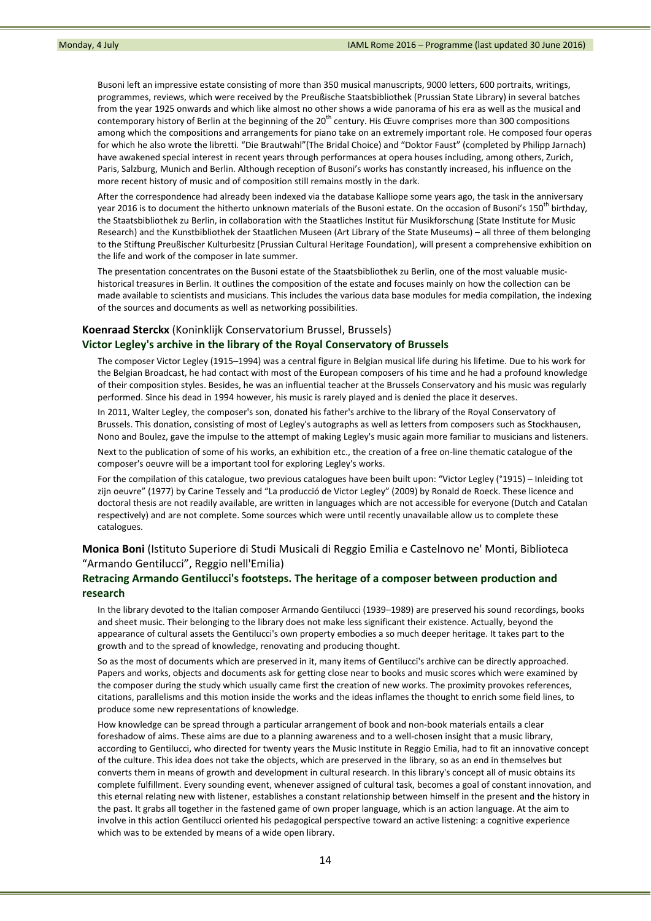Busoni left an impressive estate consisting of more than 350 musical manuscripts, 9000 letters, 600 portraits, writings, programmes, reviews, which were received by the Preußische Staatsbibliothek (Prussian State Library) in several batches from the year 1925 onwards and which like almost no other shows a wide panorama of his era as well as the musical and contemporary history of Berlin at the beginning of the 20th century. His Œuvre comprises more than 300 compositions among which the compositions and arrangements for piano take on an extremely important role. He composed four operas for which he also wrote the libretti. "Die Brautwahl"(The Bridal Choice) and "Doktor Faust" (completed by Philipp Jarnach) have awakened special interest in recent years through performances at opera houses including, among others, Zurich, Paris, Salzburg, Munich and Berlin. Although reception of Busoni's works has constantly increased, his influence on the more recent history of music and of composition still remains mostly in the dark.

After the correspondence had already been indexed via the database Kalliope some years ago, the task in the anniversary year 2016 is to document the hitherto unknown materials of the Busoni estate. On the occasion of Busoni's 150th birthday, the Staatsbibliothek zu Berlin, in collaboration with the Staatliches Institut für Musikforschung (State Institute for Music Research) and the Kunstbibliothek der Staatlichen Museen (Art Library of the State Museums) – all three of them belonging to the Stiftung Preußischer Kulturbesitz (Prussian Cultural Heritage Foundation), will present a comprehensive exhibition on the life and work of the composer in late summer.

The presentation concentrates on the Busoni estate of the Staatsbibliothek zu Berlin, one of the most valuable music-historical treasures in Berlin. It outlines the composition of the estate and focuses mainly on how the collection can be made available to scientists and musicians. This includes the various data base modules for media compilation, the indexing of the sources and documents as well as networking possibilities.

**Koenraad Sterckx** (Koninklijk Conservatorium Brussel, Brussels)

### Victor Legley's archive in the library of the Royal Conservatory of Brussels

The composer Victor Legley (1915–1994) was a central figure in Belgian musical life during his lifetime. Due to his work for the Belgian Broadcast, he had contact with most of the European composers of his time and he had a profound knowledge of their composition styles. Besides, he was an influential teacher at the Brussels Conservatory and his music was regularly performed. Since his dead in 1994 however, his music is rarely played and is denied the place it deserves.

In 2011, Walter Legley, the composer's son, donated his father's archive to the library of the Royal Conservatory of Brussels. This donation, consisting of most of Legley's autographs as well as letters from composers such as Stockhausen, Nono and Boulez, gave the impulse to the attempt of making Legley's music again more familiar to musicians and listeners.

Next to the publication of some of his works, an exhibition etc., the creation of a free on-line thematic catalogue of the composer's oeuvre will be a important tool for exploring Legley's works.

For the compilation of this catalogue, two previous catalogues have been built upon: "Victor Legley (°1915) – Inleiding tot zijn oeuvre" (1977) by Carine Tessely and "La producció de Victor Legley" (2009) by Ronald de Roeck. These licence and doctoral thesis are not readily available, are written in languages which are not accessible for everyone (Dutch and Catalan respectively) and are not complete. Some sources which were until recently unavailable allow us to complete these catalogues.

**Monica Boni** (Istituto Superiore di Studi Musicali di Reggio Emilia e Castelnovo ne' Monti, Biblioteca "Armando Gentilucci", Reggio nell'Emilia)

### Retracing Armando Gentilucci's footsteps. The heritage of a composer between production and research

In the library devoted to the Italian composer Armando Gentilucci (1939–1989) are preserved his sound recordings, books and sheet music. Their belonging to the library does not make less significant their existence. Actually, beyond the appearance of cultural assets the Gentilucci's own property embodies a so much deeper heritage. It takes part to the growth and to the spread of knowledge, renovating and producing thought.

So as the most of documents which are preserved in it, many items of Gentilucci's archive can be directly approached. Papers and works, objects and documents ask for getting close near to books and music scores which were examined by the composer during the study which usually came first the creation of new works. The proximity provokes references, citations, parallelisms and this motion inside the works and the ideas inflames the thought to enrich some field lines, to produce some new representations of knowledge.

How knowledge can be spread through a particular arrangement of book and non-book materials entails a clear foreshadow of aims. These aims are due to a planning awareness and to a well-chosen insight that a music library, according to Gentilucci, who directed for twenty years the Music Institute in Reggio Emilia, had to fit an innovative concept of the culture. This idea does not take the objects, which are preserved in the library, so as an end in themselves but converts them in means of growth and development in cultural research. In this library's concept all of music obtains its complete fulfillment. Every sounding event, whenever assigned of cultural task, becomes a goal of constant innovation, and this eternal relating new with listener, establishes a constant relationship between himself in the present and the history in the past. It grabs all together in the fastened game of own proper language, which is an action language. At the aim to involve in this action Gentilucci oriented his pedagogical perspective toward an active listening: a cognitive experience which was to be extended by means of a wide open library.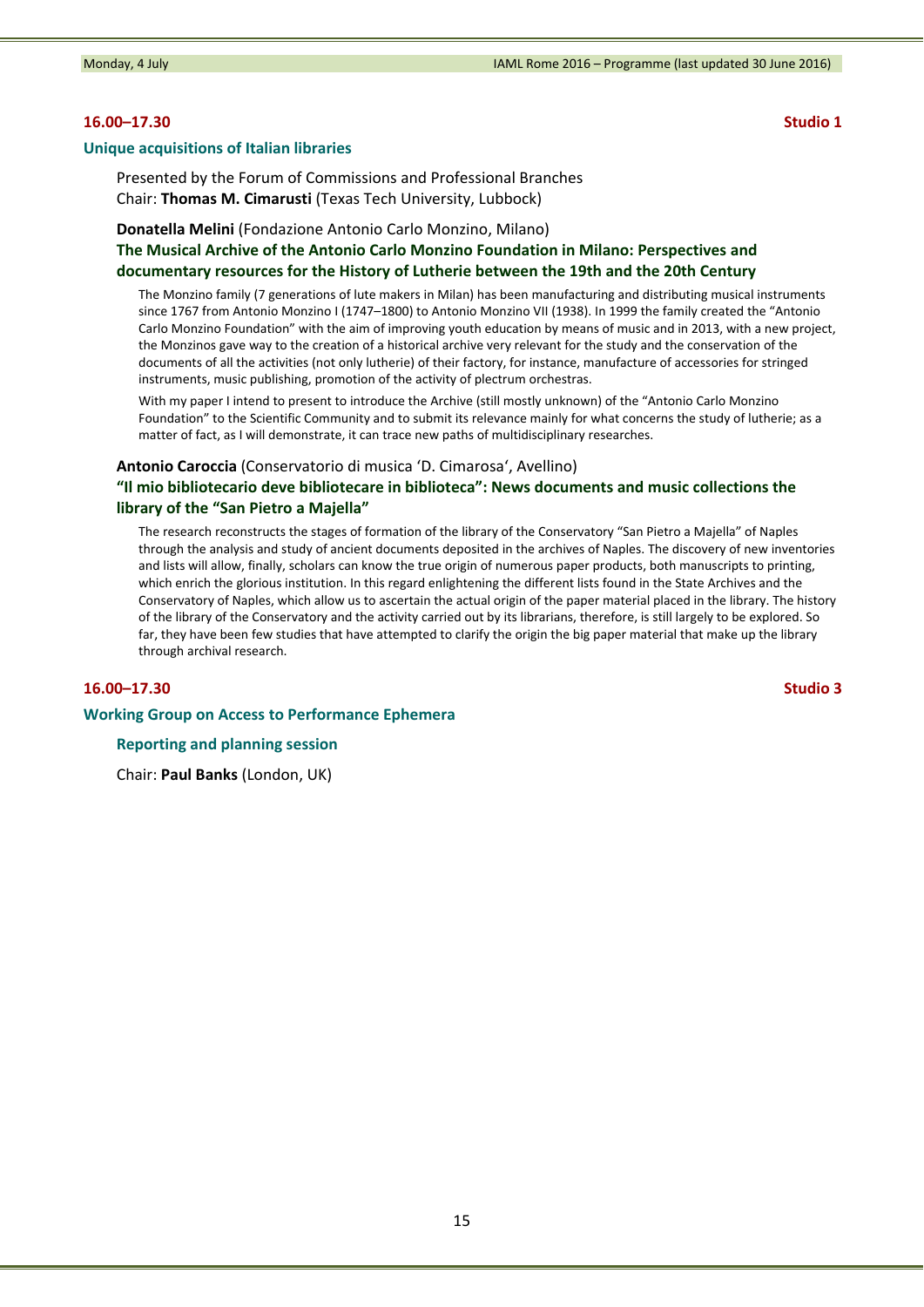**16.00–17.30** **Studio 1**

### Unique acquisitions of Italian libraries

Presented by the Forum of Commissions and Professional Branches
Chair: **Thomas M. Cimarusti** (Texas Tech University, Lubbock)

**Donatella Melini** (Fondazione Antonio Carlo Monzino, Milano)

#### The Musical Archive of the Antonio Carlo Monzino Foundation in Milano: Perspectives and documentary resources for the History of Lutherie between the 19th and the 20th Century

The Monzino family (7 generations of lute makers in Milan) has been manufacturing and distributing musical instruments since 1767 from Antonio Monzino I (1747–1800) to Antonio Monzino VII (1938). In 1999 the family created the "Antonio Carlo Monzino Foundation" with the aim of improving youth education by means of music and in 2013, with a new project, the Monzinos gave way to the creation of a historical archive very relevant for the study and the conservation of the documents of all the activities (not only lutherie) of their factory, for instance, manufacture of accessories for stringed instruments, music publishing, promotion of the activity of plectrum orchestras.

With my paper I intend to present to introduce the Archive (still mostly unknown) of the "Antonio Carlo Monzino Foundation" to the Scientific Community and to submit its relevance mainly for what concerns the study of lutherie; as a matter of fact, as I will demonstrate, it can trace new paths of multidisciplinary researches.

**Antonio Caroccia** (Conservatorio di musica 'D. Cimarosa', Avellino)

#### "Il mio bibliotecario deve bibliotecare in biblioteca": News documents and music collections the library of the "San Pietro a Majella"

The research reconstructs the stages of formation of the library of the Conservatory "San Pietro a Majella" of Naples through the analysis and study of ancient documents deposited in the archives of Naples. The discovery of new inventories and lists will allow, finally, scholars can know the true origin of numerous paper products, both manuscripts to printing, which enrich the glorious institution. In this regard enlightening the different lists found in the State Archives and the Conservatory of Naples, which allow us to ascertain the actual origin of the paper material placed in the library. The history of the library of the Conservatory and the activity carried out by its librarians, therefore, is still largely to be explored. So far, they have been few studies that have attempted to clarify the origin the big paper material that make up the library through archival research.

**16.00–17.30** **Studio 3**

### Working Group on Access to Performance Ephemera

#### Reporting and planning session

Chair: **Paul Banks** (London, UK)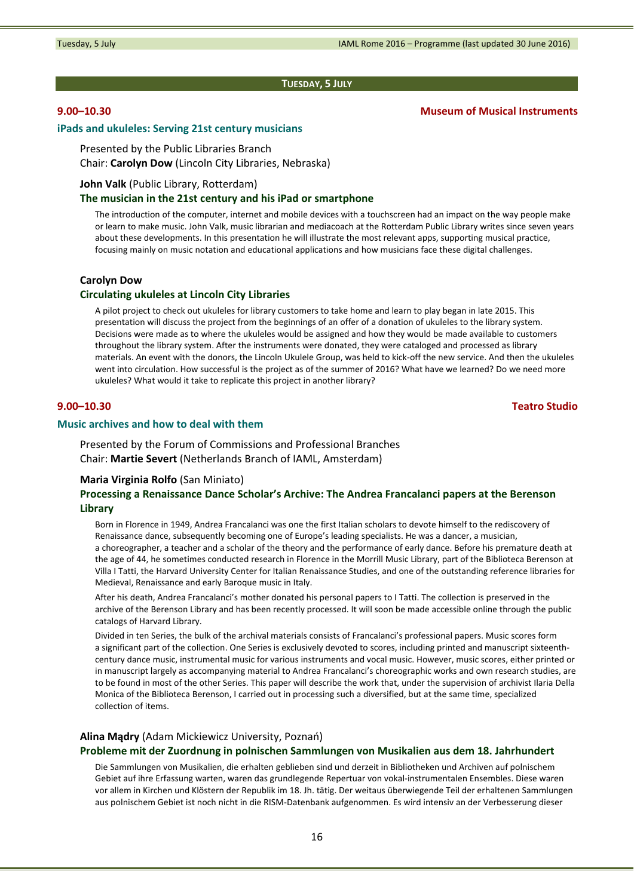## Tuesday, 5 July

**9.00–10.30** — **Museum of Musical Instruments**

### iPads and ukuleles: Serving 21st century musicians

Presented by the Public Libraries Branch
Chair: **Carolyn Dow** (Lincoln City Libraries, Nebraska)

**John Valk** (Public Library, Rotterdam)

**The musician in the 21st century and his iPad or smartphone**

The introduction of the computer, internet and mobile devices with a touchscreen had an impact on the way people make or learn to make music. John Valk, music librarian and mediacoach at the Rotterdam Public Library writes since seven years about these developments. In this presentation he will illustrate the most relevant apps, supporting musical practice, focusing mainly on music notation and educational applications and how musicians face these digital challenges.

**Carolyn Dow**

**Circulating ukuleles at Lincoln City Libraries**

A pilot project to check out ukuleles for library customers to take home and learn to play began in late 2015. This presentation will discuss the project from the beginnings of an offer of a donation of ukuleles to the library system. Decisions were made as to where the ukuleles would be assigned and how they would be made available to customers throughout the library system. After the instruments were donated, they were cataloged and processed as library materials. An event with the donors, the Lincoln Ukulele Group, was held to kick-off the new service. And then the ukuleles went into circulation. How successful is the project as of the summer of 2016? What have we learned? Do we need more ukuleles? What would it take to replicate this project in another library?

**9.00–10.30** — **Teatro Studio**

### Music archives and how to deal with them

Presented by the Forum of Commissions and Professional Branches
Chair: **Martie Severt** (Netherlands Branch of IAML, Amsterdam)

**Maria Virginia Rolfo** (San Miniato)

**Processing a Renaissance Dance Scholar's Archive: The Andrea Francalanci papers at the Berenson Library**

Born in Florence in 1949, Andrea Francalanci was one the first Italian scholars to devote himself to the rediscovery of Renaissance dance, subsequently becoming one of Europe's leading specialists. He was a dancer, a musician, a choreographer, a teacher and a scholar of the theory and the performance of early dance. Before his premature death at the age of 44, he sometimes conducted research in Florence in the Morrill Music Library, part of the Biblioteca Berenson at Villa I Tatti, the Harvard University Center for Italian Renaissance Studies, and one of the outstanding reference libraries for Medieval, Renaissance and early Baroque music in Italy.

After his death, Andrea Francalanci's mother donated his personal papers to I Tatti. The collection is preserved in the archive of the Berenson Library and has been recently processed. It will soon be made accessible online through the public catalogs of Harvard Library.

Divided in ten Series, the bulk of the archival materials consists of Francalanci's professional papers. Music scores form a significant part of the collection. One Series is exclusively devoted to scores, including printed and manuscript sixteenth-century dance music, instrumental music for various instruments and vocal music. However, music scores, either printed or in manuscript largely as accompanying material to Andrea Francalanci's choreographic works and own research studies, are to be found in most of the other Series. This paper will describe the work that, under the supervision of archivist Ilaria Della Monica of the Biblioteca Berenson, I carried out in processing such a diversified, but at the same time, specialized collection of items.

**Alina Mądry** (Adam Mickiewicz University, Poznań)

**Probleme mit der Zuordnung in polnischen Sammlungen von Musikalien aus dem 18. Jahrhundert**

Die Sammlungen von Musikalien, die erhalten geblieben sind und derzeit in Bibliotheken und Archiven auf polnischem Gebiet auf ihre Erfassung warten, waren das grundlegende Repertuar von vokal-instrumentalen Ensembles. Diese waren vor allem in Kirchen und Klöstern der Republik im 18. Jh. tätig. Der weitaus überwiegende Teil der erhaltenen Sammlungen aus polnischem Gebiet ist noch nicht in die RISM-Datenbank aufgenommen. Es wird intensiv an der Verbesserung dieser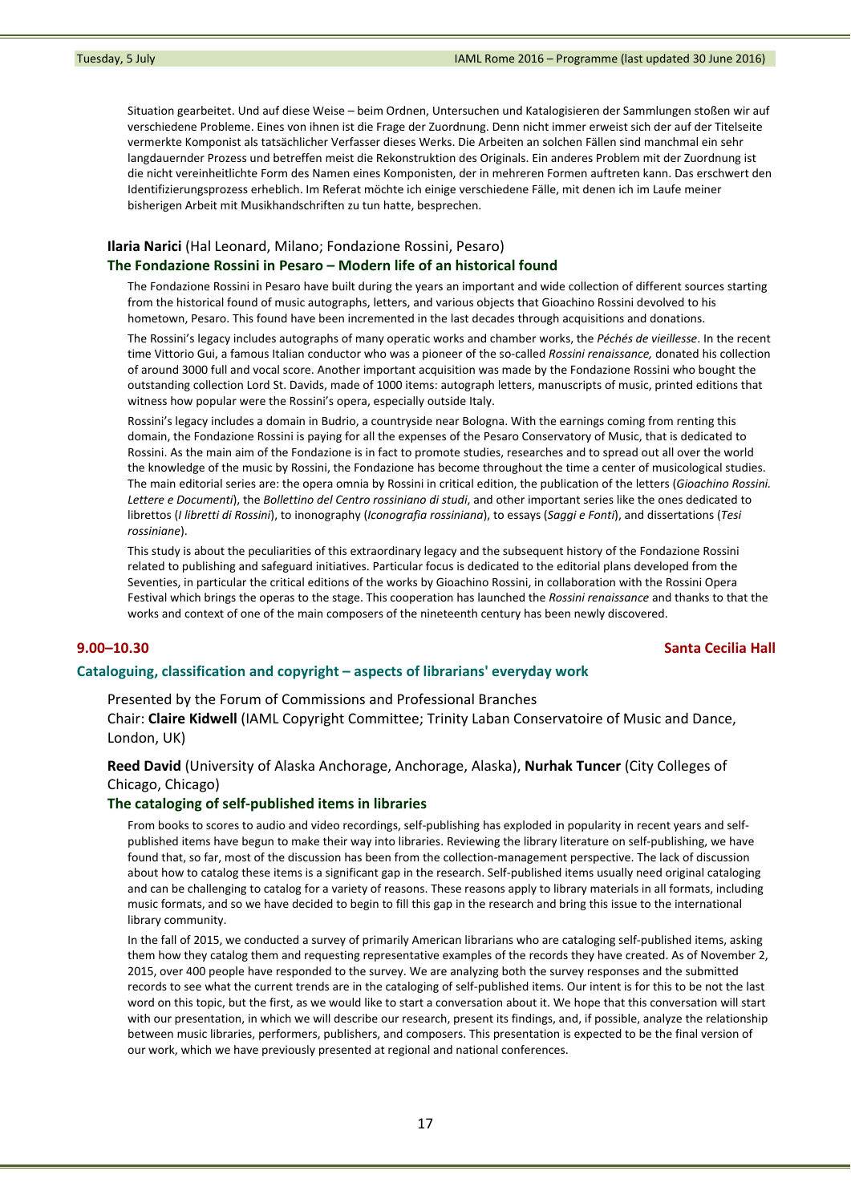Situation gearbeitet. Und auf diese Weise – beim Ordnen, Untersuchen und Katalogisieren der Sammlungen stoßen wir auf verschiedene Probleme. Eines von ihnen ist die Frage der Zuordnung. Denn nicht immer erweist sich der auf der Titelseite vermerkte Komponist als tatsächlicher Verfasser dieses Werks. Die Arbeiten an solchen Fällen sind manchmal ein sehr langdauernder Prozess und betreffen meist die Rekonstruktion des Originals. Ein anderes Problem mit der Zuordnung ist die nicht vereinheitlichte Form des Namen eines Komponisten, der in mehreren Formen auftreten kann. Das erschwert den Identifizierungsprozess erheblich. Im Referat möchte ich einige verschiedene Fälle, mit denen ich im Laufe meiner bisherigen Arbeit mit Musikhandschriften zu tun hatte, besprechen.

**Ilaria Narici** (Hal Leonard, Milano; Fondazione Rossini, Pesaro)

### The Fondazione Rossini in Pesaro – Modern life of an historical found

The Fondazione Rossini in Pesaro have built during the years an important and wide collection of different sources starting from the historical found of music autographs, letters, and various objects that Gioachino Rossini devolved to his hometown, Pesaro. This found have been incremented in the last decades through acquisitions and donations.

The Rossini's legacy includes autographs of many operatic works and chamber works, the *Péchés de vieillesse*. In the recent time Vittorio Gui, a famous Italian conductor who was a pioneer of the so-called *Rossini renaissance,* donated his collection of around 3000 full and vocal score. Another important acquisition was made by the Fondazione Rossini who bought the outstanding collection Lord St. Davids, made of 1000 items: autograph letters, manuscripts of music, printed editions that witness how popular were the Rossini's opera, especially outside Italy.

Rossini's legacy includes a domain in Budrio, a countryside near Bologna. With the earnings coming from renting this domain, the Fondazione Rossini is paying for all the expenses of the Pesaro Conservatory of Music, that is dedicated to Rossini. As the main aim of the Fondazione is in fact to promote studies, researches and to spread out all over the world the knowledge of the music by Rossini, the Fondazione has become throughout the time a center of musicological studies. The main editorial series are: the opera omnia by Rossini in critical edition, the publication of the letters (*Gioachino Rossini. Lettere e Documenti*), the *Bollettino del Centro rossiniano di studi*, and other important series like the ones dedicated to librettos (*I libretti di Rossini*), to inonography (*Iconografia rossiniana*), to essays (*Saggi e Fonti*), and dissertations (*Tesi rossiniane*).

This study is about the peculiarities of this extraordinary legacy and the subsequent history of the Fondazione Rossini related to publishing and safeguard initiatives. Particular focus is dedicated to the editorial plans developed from the Seventies, in particular the critical editions of the works by Gioachino Rossini, in collaboration with the Rossini Opera Festival which brings the operas to the stage. This cooperation has launched the *Rossini renaissance* and thanks to that the works and context of one of the main composers of the nineteenth century has been newly discovered.

**9.00–10.30** **Santa Cecilia Hall**

## Cataloguing, classification and copyright – aspects of librarians' everyday work

Presented by the Forum of Commissions and Professional Branches
Chair: **Claire Kidwell** (IAML Copyright Committee; Trinity Laban Conservatoire of Music and Dance, London, UK)

**Reed David** (University of Alaska Anchorage, Anchorage, Alaska), **Nurhak Tuncer** (City Colleges of Chicago, Chicago)

### The cataloging of self-published items in libraries

From books to scores to audio and video recordings, self-publishing has exploded in popularity in recent years and self-published items have begun to make their way into libraries. Reviewing the library literature on self-publishing, we have found that, so far, most of the discussion has been from the collection-management perspective. The lack of discussion about how to catalog these items is a significant gap in the research. Self-published items usually need original cataloging and can be challenging to catalog for a variety of reasons. These reasons apply to library materials in all formats, including music formats, and so we have decided to begin to fill this gap in the research and bring this issue to the international library community.

In the fall of 2015, we conducted a survey of primarily American librarians who are cataloging self-published items, asking them how they catalog them and requesting representative examples of the records they have created. As of November 2, 2015, over 400 people have responded to the survey. We are analyzing both the survey responses and the submitted records to see what the current trends are in the cataloging of self-published items. Our intent is for this to be not the last word on this topic, but the first, as we would like to start a conversation about it. We hope that this conversation will start with our presentation, in which we will describe our research, present its findings, and, if possible, analyze the relationship between music libraries, performers, publishers, and composers. This presentation is expected to be the final version of our work, which we have previously presented at regional and national conferences.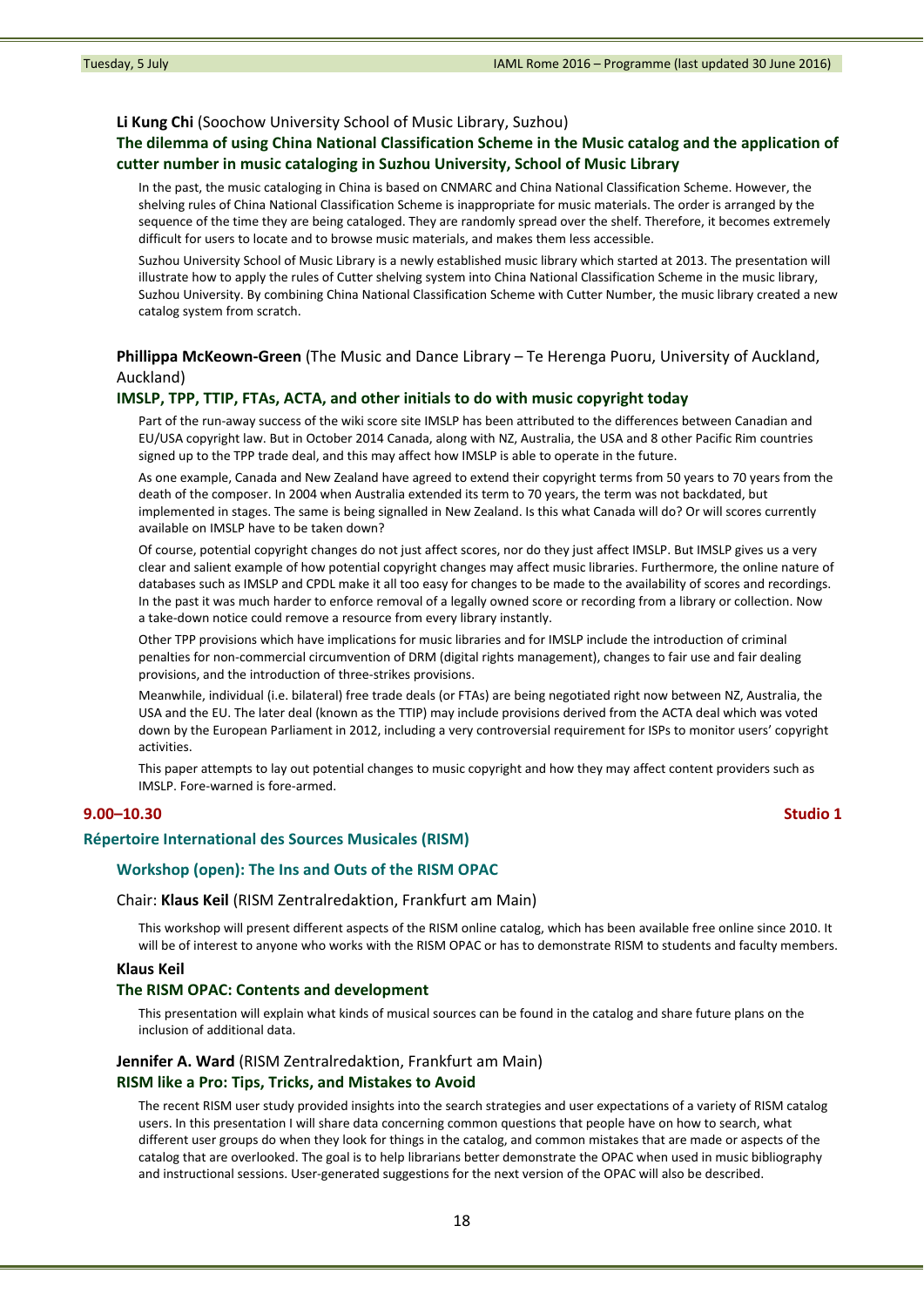**Li Kung Chi** (Soochow University School of Music Library, Suzhou)

**The dilemma of using China National Classification Scheme in the Music catalog and the application of cutter number in music cataloging in Suzhou University, School of Music Library**

In the past, the music cataloging in China is based on CNMARC and China National Classification Scheme. However, the shelving rules of China National Classification Scheme is inappropriate for music materials. The order is arranged by the sequence of the time they are being cataloged. They are randomly spread over the shelf. Therefore, it becomes extremely difficult for users to locate and to browse music materials, and makes them less accessible.

Suzhou University School of Music Library is a newly established music library which started at 2013. The presentation will illustrate how to apply the rules of Cutter shelving system into China National Classification Scheme in the music library, Suzhou University. By combining China National Classification Scheme with Cutter Number, the music library created a new catalog system from scratch.

**Phillippa McKeown-Green** (The Music and Dance Library – Te Herenga Puoru, University of Auckland, Auckland)

**IMSLP, TPP, TTIP, FTAs, ACTA, and other initials to do with music copyright today**

Part of the run-away success of the wiki score site IMSLP has been attributed to the differences between Canadian and EU/USA copyright law. But in October 2014 Canada, along with NZ, Australia, the USA and 8 other Pacific Rim countries signed up to the TPP trade deal, and this may affect how IMSLP is able to operate in the future.

As one example, Canada and New Zealand have agreed to extend their copyright terms from 50 years to 70 years from the death of the composer. In 2004 when Australia extended its term to 70 years, the term was not backdated, but implemented in stages. The same is being signalled in New Zealand. Is this what Canada will do? Or will scores currently available on IMSLP have to be taken down?

Of course, potential copyright changes do not just affect scores, nor do they just affect IMSLP. But IMSLP gives us a very clear and salient example of how potential copyright changes may affect music libraries. Furthermore, the online nature of databases such as IMSLP and CPDL make it all too easy for changes to be made to the availability of scores and recordings. In the past it was much harder to enforce removal of a legally owned score or recording from a library or collection. Now a take-down notice could remove a resource from every library instantly.

Other TPP provisions which have implications for music libraries and for IMSLP include the introduction of criminal penalties for non-commercial circumvention of DRM (digital rights management), changes to fair use and fair dealing provisions, and the introduction of three-strikes provisions.

Meanwhile, individual (i.e. bilateral) free trade deals (or FTAs) are being negotiated right now between NZ, Australia, the USA and the EU. The later deal (known as the TTIP) may include provisions derived from the ACTA deal which was voted down by the European Parliament in 2012, including a very controversial requirement for ISPs to monitor users' copyright activities.

This paper attempts to lay out potential changes to music copyright and how they may affect content providers such as IMSLP. Fore-warned is fore-armed.

**9.00–10.30** **Studio 1**

## Répertoire International des Sources Musicales (RISM)

### Workshop (open): The Ins and Outs of the RISM OPAC

Chair: **Klaus Keil** (RISM Zentralredaktion, Frankfurt am Main)

This workshop will present different aspects of the RISM online catalog, which has been available free online since 2010. It will be of interest to anyone who works with the RISM OPAC or has to demonstrate RISM to students and faculty members.

**Klaus Keil**

**The RISM OPAC: Contents and development**

This presentation will explain what kinds of musical sources can be found in the catalog and share future plans on the inclusion of additional data.

**Jennifer A. Ward** (RISM Zentralredaktion, Frankfurt am Main)

**RISM like a Pro: Tips, Tricks, and Mistakes to Avoid**

The recent RISM user study provided insights into the search strategies and user expectations of a variety of RISM catalog users. In this presentation I will share data concerning common questions that people have on how to search, what different user groups do when they look for things in the catalog, and common mistakes that are made or aspects of the catalog that are overlooked. The goal is to help librarians better demonstrate the OPAC when used in music bibliography and instructional sessions. User-generated suggestions for the next version of the OPAC will also be described.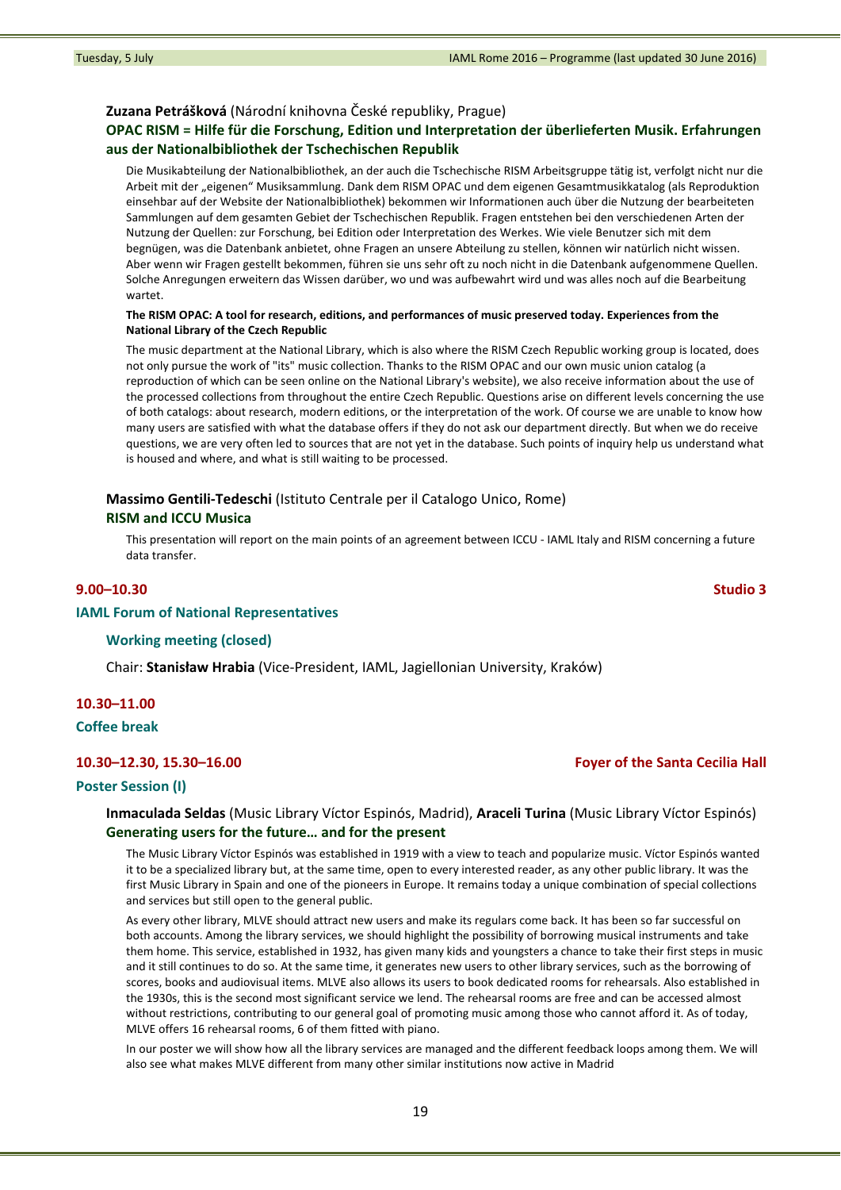**Zuzana Petrášková** (Národní knihovna České republiky, Prague)

**OPAC RISM = Hilfe für die Forschung, Edition und Interpretation der überlieferten Musik. Erfahrungen aus der Nationalbibliothek der Tschechischen Republik**

Die Musikabteilung der Nationalbibliothek, an der auch die Tschechische RISM Arbeitsgruppe tätig ist, verfolgt nicht nur die Arbeit mit der „eigenen" Musiksammlung. Dank dem RISM OPAC und dem eigenen Gesamtmusikkatalog (als Reproduktion einsehbar auf der Website der Nationalbibliothek) bekommen wir Informationen auch über die Nutzung der bearbeiteten Sammlungen auf dem gesamten Gebiet der Tschechischen Republik. Fragen entstehen bei den verschiedenen Arten der Nutzung der Quellen: zur Forschung, bei Edition oder Interpretation des Werkes. Wie viele Benutzer sich mit dem begnügen, was die Datenbank anbietet, ohne Fragen an unsere Abteilung zu stellen, können wir natürlich nicht wissen. Aber wenn wir Fragen gestellt bekommen, führen sie uns sehr oft zu noch nicht in die Datenbank aufgenommene Quellen. Solche Anregungen erweitern das Wissen darüber, wo und was aufbewahrt wird und was alles noch auf die Bearbeitung wartet.

**The RISM OPAC: A tool for research, editions, and performances of music preserved today. Experiences from the National Library of the Czech Republic**

The music department at the National Library, which is also where the RISM Czech Republic working group is located, does not only pursue the work of "its" music collection. Thanks to the RISM OPAC and our own music union catalog (a reproduction of which can be seen online on the National Library's website), we also receive information about the use of the processed collections from throughout the entire Czech Republic. Questions arise on different levels concerning the use of both catalogs: about research, modern editions, or the interpretation of the work. Of course we are unable to know how many users are satisfied with what the database offers if they do not ask our department directly. But when we do receive questions, we are very often led to sources that are not yet in the database. Such points of inquiry help us understand what is housed and where, and what is still waiting to be processed.

**Massimo Gentili-Tedeschi** (Istituto Centrale per il Catalogo Unico, Rome)

**RISM and ICCU Musica**

This presentation will report on the main points of an agreement between ICCU - IAML Italy and RISM concerning a future data transfer.

## 9.00–10.30 — Studio 3

### IAML Forum of National Representatives

**Working meeting (closed)**

Chair: **Stanisław Hrabia** (Vice-President, IAML, Jagiellonian University, Kraków)

## 10.30–11.00

### Coffee break

## 10.30–12.30, 15.30–16.00 — Foyer of the Santa Cecilia Hall

### Poster Session (I)

**Inmaculada Seldas** (Music Library Víctor Espinós, Madrid), **Araceli Turina** (Music Library Víctor Espinós)

**Generating users for the future… and for the present**

The Music Library Víctor Espinós was established in 1919 with a view to teach and popularize music. Víctor Espinós wanted it to be a specialized library but, at the same time, open to every interested reader, as any other public library. It was the first Music Library in Spain and one of the pioneers in Europe. It remains today a unique combination of special collections and services but still open to the general public.

As every other library, MLVE should attract new users and make its regulars come back. It has been so far successful on both accounts. Among the library services, we should highlight the possibility of borrowing musical instruments and take them home. This service, established in 1932, has given many kids and youngsters a chance to take their first steps in music and it still continues to do so. At the same time, it generates new users to other library services, such as the borrowing of scores, books and audiovisual items. MLVE also allows its users to book dedicated rooms for rehearsals. Also established in the 1930s, this is the second most significant service we lend. The rehearsal rooms are free and can be accessed almost without restrictions, contributing to our general goal of promoting music among those who cannot afford it. As of today, MLVE offers 16 rehearsal rooms, 6 of them fitted with piano.

In our poster we will show how all the library services are managed and the different feedback loops among them. We will also see what makes MLVE different from many other similar institutions now active in Madrid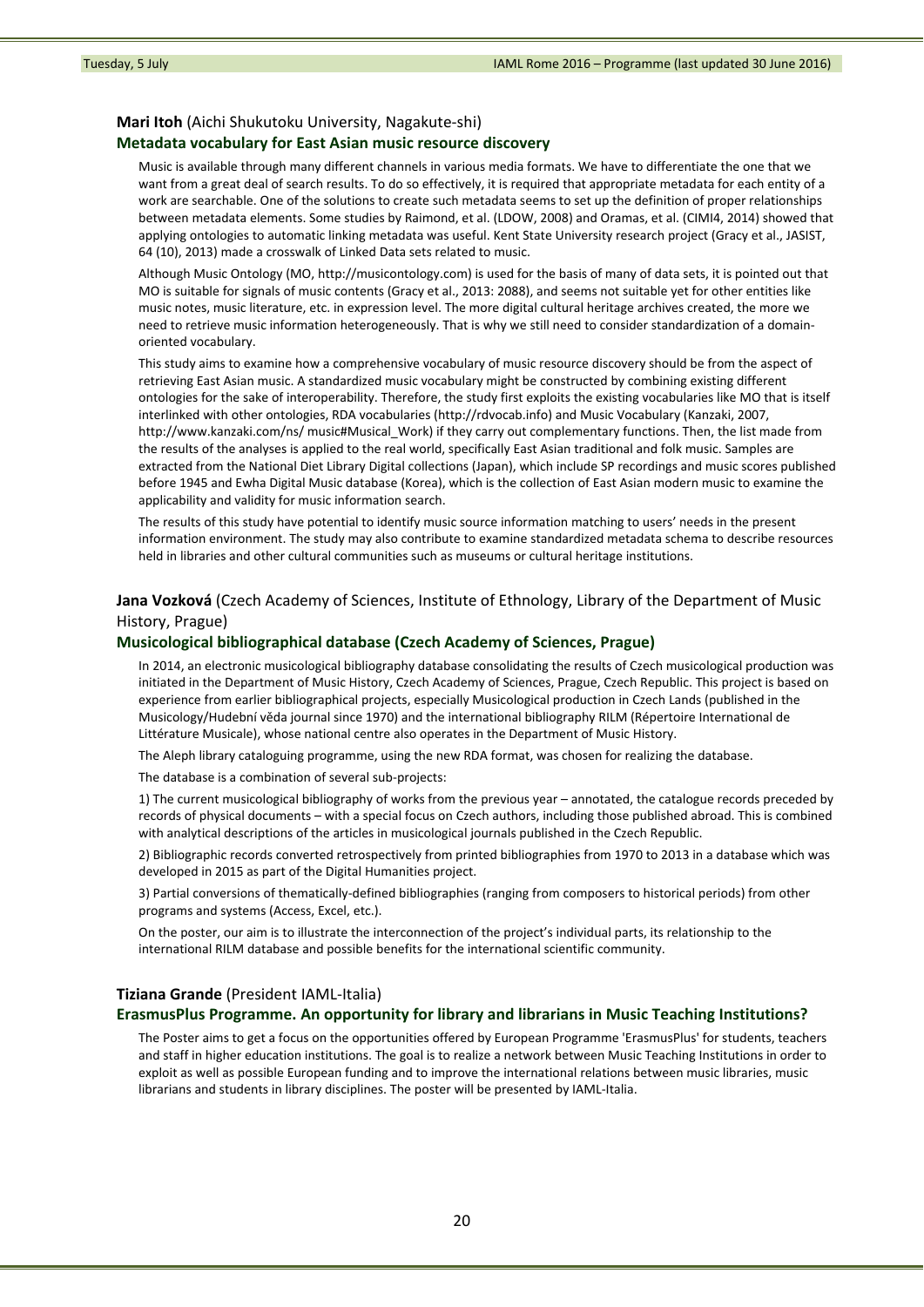**Mari Itoh** (Aichi Shukutoku University, Nagakute-shi)

### Metadata vocabulary for East Asian music resource discovery

Music is available through many different channels in various media formats. We have to differentiate the one that we want from a great deal of search results. To do so effectively, it is required that appropriate metadata for each entity of a work are searchable. One of the solutions to create such metadata seems to set up the definition of proper relationships between metadata elements. Some studies by Raimond, et al. (LDOW, 2008) and Oramas, et al. (CIMI4, 2014) showed that applying ontologies to automatic linking metadata was useful. Kent State University research project (Gracy et al., JASIST, 64 (10), 2013) made a crosswalk of Linked Data sets related to music.

Although Music Ontology (MO, http://musicontology.com) is used for the basis of many of data sets, it is pointed out that MO is suitable for signals of music contents (Gracy et al., 2013: 2088), and seems not suitable yet for other entities like music notes, music literature, etc. in expression level. The more digital cultural heritage archives created, the more we need to retrieve music information heterogeneously. That is why we still need to consider standardization of a domain-oriented vocabulary.

This study aims to examine how a comprehensive vocabulary of music resource discovery should be from the aspect of retrieving East Asian music. A standardized music vocabulary might be constructed by combining existing different ontologies for the sake of interoperability. Therefore, the study first exploits the existing vocabularies like MO that is itself interlinked with other ontologies, RDA vocabularies (http://rdvocab.info) and Music Vocabulary (Kanzaki, 2007, http://www.kanzaki.com/ns/ music#Musical_Work) if they carry out complementary functions. Then, the list made from the results of the analyses is applied to the real world, specifically East Asian traditional and folk music. Samples are extracted from the National Diet Library Digital collections (Japan), which include SP recordings and music scores published before 1945 and Ewha Digital Music database (Korea), which is the collection of East Asian modern music to examine the applicability and validity for music information search.

The results of this study have potential to identify music source information matching to users' needs in the present information environment. The study may also contribute to examine standardized metadata schema to describe resources held in libraries and other cultural communities such as museums or cultural heritage institutions.

**Jana Vozková** (Czech Academy of Sciences, Institute of Ethnology, Library of the Department of Music History, Prague)

### Musicological bibliographical database (Czech Academy of Sciences, Prague)

In 2014, an electronic musicological bibliography database consolidating the results of Czech musicological production was initiated in the Department of Music History, Czech Academy of Sciences, Prague, Czech Republic. This project is based on experience from earlier bibliographical projects, especially Musicological production in Czech Lands (published in the Musicology/Hudební věda journal since 1970) and the international bibliography RILM (Répertoire International de Littérature Musicale), whose national centre also operates in the Department of Music History.

The Aleph library cataloguing programme, using the new RDA format, was chosen for realizing the database.

The database is a combination of several sub-projects:

1) The current musicological bibliography of works from the previous year – annotated, the catalogue records preceded by records of physical documents – with a special focus on Czech authors, including those published abroad. This is combined with analytical descriptions of the articles in musicological journals published in the Czech Republic.

2) Bibliographic records converted retrospectively from printed bibliographies from 1970 to 2013 in a database which was developed in 2015 as part of the Digital Humanities project.

3) Partial conversions of thematically-defined bibliographies (ranging from composers to historical periods) from other programs and systems (Access, Excel, etc.).

On the poster, our aim is to illustrate the interconnection of the project's individual parts, its relationship to the international RILM database and possible benefits for the international scientific community.

**Tiziana Grande** (President IAML-Italia)

### ErasmusPlus Programme. An opportunity for library and librarians in Music Teaching Institutions?

The Poster aims to get a focus on the opportunities offered by European Programme 'ErasmusPlus' for students, teachers and staff in higher education institutions. The goal is to realize a network between Music Teaching Institutions in order to exploit as well as possible European funding and to improve the international relations between music libraries, music librarians and students in library disciplines. The poster will be presented by IAML-Italia.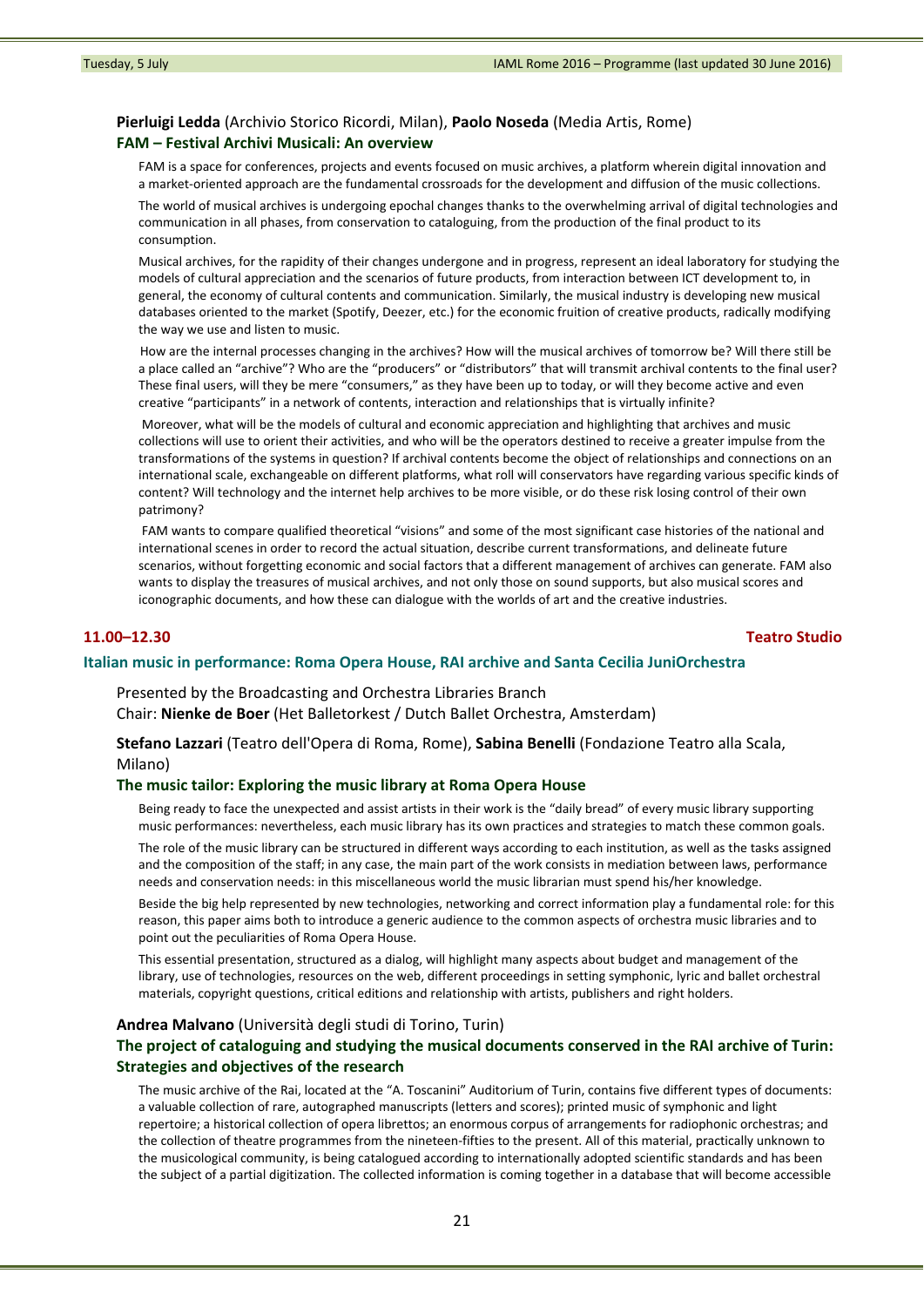**Pierluigi Ledda** (Archivio Storico Ricordi, Milan), **Paolo Noseda** (Media Artis, Rome)

### FAM – Festival Archivi Musicali: An overview

FAM is a space for conferences, projects and events focused on music archives, a platform wherein digital innovation and a market-oriented approach are the fundamental crossroads for the development and diffusion of the music collections.

The world of musical archives is undergoing epochal changes thanks to the overwhelming arrival of digital technologies and communication in all phases, from conservation to cataloguing, from the production of the final product to its consumption.

Musical archives, for the rapidity of their changes undergone and in progress, represent an ideal laboratory for studying the models of cultural appreciation and the scenarios of future products, from interaction between ICT development to, in general, the economy of cultural contents and communication. Similarly, the musical industry is developing new musical databases oriented to the market (Spotify, Deezer, etc.) for the economic fruition of creative products, radically modifying the way we use and listen to music.

How are the internal processes changing in the archives? How will the musical archives of tomorrow be? Will there still be a place called an "archive"? Who are the "producers" or "distributors" that will transmit archival contents to the final user? These final users, will they be mere "consumers," as they have been up to today, or will they become active and even creative "participants" in a network of contents, interaction and relationships that is virtually infinite?

Moreover, what will be the models of cultural and economic appreciation and highlighting that archives and music collections will use to orient their activities, and who will be the operators destined to receive a greater impulse from the transformations of the systems in question? If archival contents become the object of relationships and connections on an international scale, exchangeable on different platforms, what roll will conservators have regarding various specific kinds of content? Will technology and the internet help archives to be more visible, or do these risk losing control of their own patrimony?

FAM wants to compare qualified theoretical "visions" and some of the most significant case histories of the national and international scenes in order to record the actual situation, describe current transformations, and delineate future scenarios, without forgetting economic and social factors that a different management of archives can generate. FAM also wants to display the treasures of musical archives, and not only those on sound supports, but also musical scores and iconographic documents, and how these can dialogue with the worlds of art and the creative industries.

**11.00–12.30** — **Teatro Studio**

## Italian music in performance: Roma Opera House, RAI archive and Santa Cecilia JuniOrchestra

Presented by the Broadcasting and Orchestra Libraries Branch
Chair: **Nienke de Boer** (Het Balletorkest / Dutch Ballet Orchestra, Amsterdam)

**Stefano Lazzari** (Teatro dell'Opera di Roma, Rome), **Sabina Benelli** (Fondazione Teatro alla Scala, Milano)

### The music tailor: Exploring the music library at Roma Opera House

Being ready to face the unexpected and assist artists in their work is the "daily bread" of every music library supporting music performances: nevertheless, each music library has its own practices and strategies to match these common goals.

The role of the music library can be structured in different ways according to each institution, as well as the tasks assigned and the composition of the staff; in any case, the main part of the work consists in mediation between laws, performance needs and conservation needs: in this miscellaneous world the music librarian must spend his/her knowledge.

Beside the big help represented by new technologies, networking and correct information play a fundamental role: for this reason, this paper aims both to introduce a generic audience to the common aspects of orchestra music libraries and to point out the peculiarities of Roma Opera House.

This essential presentation, structured as a dialog, will highlight many aspects about budget and management of the library, use of technologies, resources on the web, different proceedings in setting symphonic, lyric and ballet orchestral materials, copyright questions, critical editions and relationship with artists, publishers and right holders.

**Andrea Malvano** (Università degli studi di Torino, Turin)

### The project of cataloguing and studying the musical documents conserved in the RAI archive of Turin: Strategies and objectives of the research

The music archive of the Rai, located at the "A. Toscanini" Auditorium of Turin, contains five different types of documents: a valuable collection of rare, autographed manuscripts (letters and scores); printed music of symphonic and light repertoire; a historical collection of opera librettos; an enormous corpus of arrangements for radiophonic orchestras; and the collection of theatre programmes from the nineteen-fifties to the present. All of this material, practically unknown to the musicological community, is being catalogued according to internationally adopted scientific standards and has been the subject of a partial digitization. The collected information is coming together in a database that will become accessible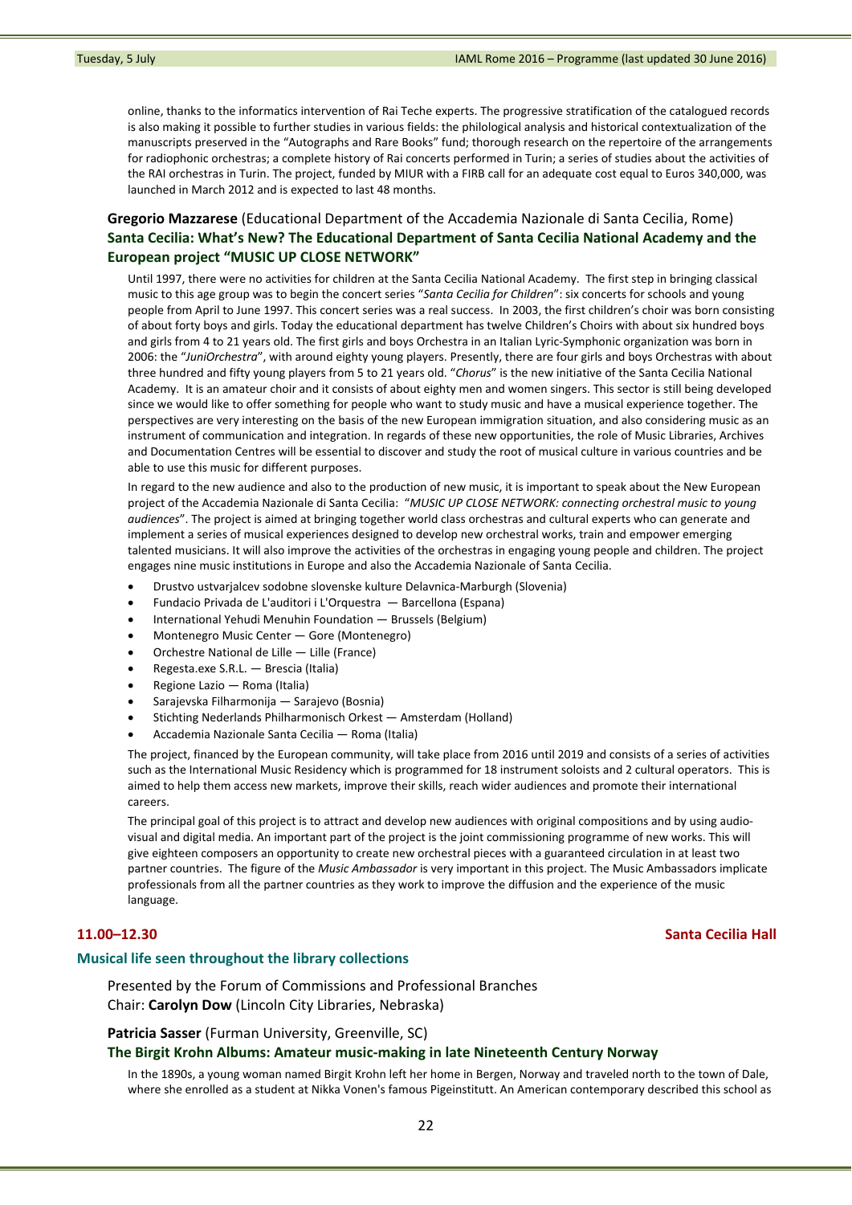online, thanks to the informatics intervention of Rai Teche experts. The progressive stratification of the catalogued records is also making it possible to further studies in various fields: the philological analysis and historical contextualization of the manuscripts preserved in the "Autographs and Rare Books" fund; thorough research on the repertoire of the arrangements for radiophonic orchestras; a complete history of Rai concerts performed in Turin; a series of studies about the activities of the RAI orchestras in Turin. The project, funded by MIUR with a FIRB call for an adequate cost equal to Euros 340,000, was launched in March 2012 and is expected to last 48 months.

**Gregorio Mazzarese** (Educational Department of the Accademia Nazionale di Santa Cecilia, Rome)

### Santa Cecilia: What's New? The Educational Department of Santa Cecilia National Academy and the European project "MUSIC UP CLOSE NETWORK"

Until 1997, there were no activities for children at the Santa Cecilia National Academy. The first step in bringing classical music to this age group was to begin the concert series "*Santa Cecilia for Children*": six concerts for schools and young people from April to June 1997. This concert series was a real success. In 2003, the first children's choir was born consisting of about forty boys and girls. Today the educational department has twelve Children's Choirs with about six hundred boys and girls from 4 to 21 years old. The first girls and boys Orchestra in an Italian Lyric-Symphonic organization was born in 2006: the "*JuniOrchestra*", with around eighty young players. Presently, there are four girls and boys Orchestras with about three hundred and fifty young players from 5 to 21 years old. "*Chorus*" is the new initiative of the Santa Cecilia National Academy. It is an amateur choir and it consists of about eighty men and women singers. This sector is still being developed since we would like to offer something for people who want to study music and have a musical experience together. The perspectives are very interesting on the basis of the new European immigration situation, and also considering music as an instrument of communication and integration. In regards of these new opportunities, the role of Music Libraries, Archives and Documentation Centres will be essential to discover and study the root of musical culture in various countries and be able to use this music for different purposes.

In regard to the new audience and also to the production of new music, it is important to speak about the New European project of the Accademia Nazionale di Santa Cecilia: "*MUSIC UP CLOSE NETWORK: connecting orchestral music to young audiences*". The project is aimed at bringing together world class orchestras and cultural experts who can generate and implement a series of musical experiences designed to develop new orchestral works, train and empower emerging talented musicians. It will also improve the activities of the orchestras in engaging young people and children. The project engages nine music institutions in Europe and also the Accademia Nazionale of Santa Cecilia.

- Drustvo ustvarjalcev sodobne slovenske kulture Delavnica-Marburgh (Slovenia)
- Fundacio Privada de L'auditori i L'Orquestra — Barcellona (Espana)
- International Yehudi Menuhin Foundation — Brussels (Belgium)
- Montenegro Music Center — Gore (Montenegro)
- Orchestre National de Lille — Lille (France)
- Regesta.exe S.R.L. — Brescia (Italia)
- Regione Lazio — Roma (Italia)
- Sarajevska Filharmonija — Sarajevo (Bosnia)
- Stichting Nederlands Philharmonisch Orkest — Amsterdam (Holland)
- Accademia Nazionale Santa Cecilia — Roma (Italia)

The project, financed by the European community, will take place from 2016 until 2019 and consists of a series of activities such as the International Music Residency which is programmed for 18 instrument soloists and 2 cultural operators. This is aimed to help them access new markets, improve their skills, reach wider audiences and promote their international careers.

The principal goal of this project is to attract and develop new audiences with original compositions and by using audio-visual and digital media. An important part of the project is the joint commissioning programme of new works. This will give eighteen composers an opportunity to create new orchestral pieces with a guaranteed circulation in at least two partner countries. The figure of the *Music Ambassador* is very important in this project. The Music Ambassadors implicate professionals from all the partner countries as they work to improve the diffusion and the experience of the music language.

**11.00–12.30** **Santa Cecilia Hall**

## Musical life seen throughout the library collections

Presented by the Forum of Commissions and Professional Branches
Chair: **Carolyn Dow** (Lincoln City Libraries, Nebraska)

**Patricia Sasser** (Furman University, Greenville, SC)

### The Birgit Krohn Albums: Amateur music-making in late Nineteenth Century Norway

In the 1890s, a young woman named Birgit Krohn left her home in Bergen, Norway and traveled north to the town of Dale, where she enrolled as a student at Nikka Vonen's famous Pigeinstitutt. An American contemporary described this school as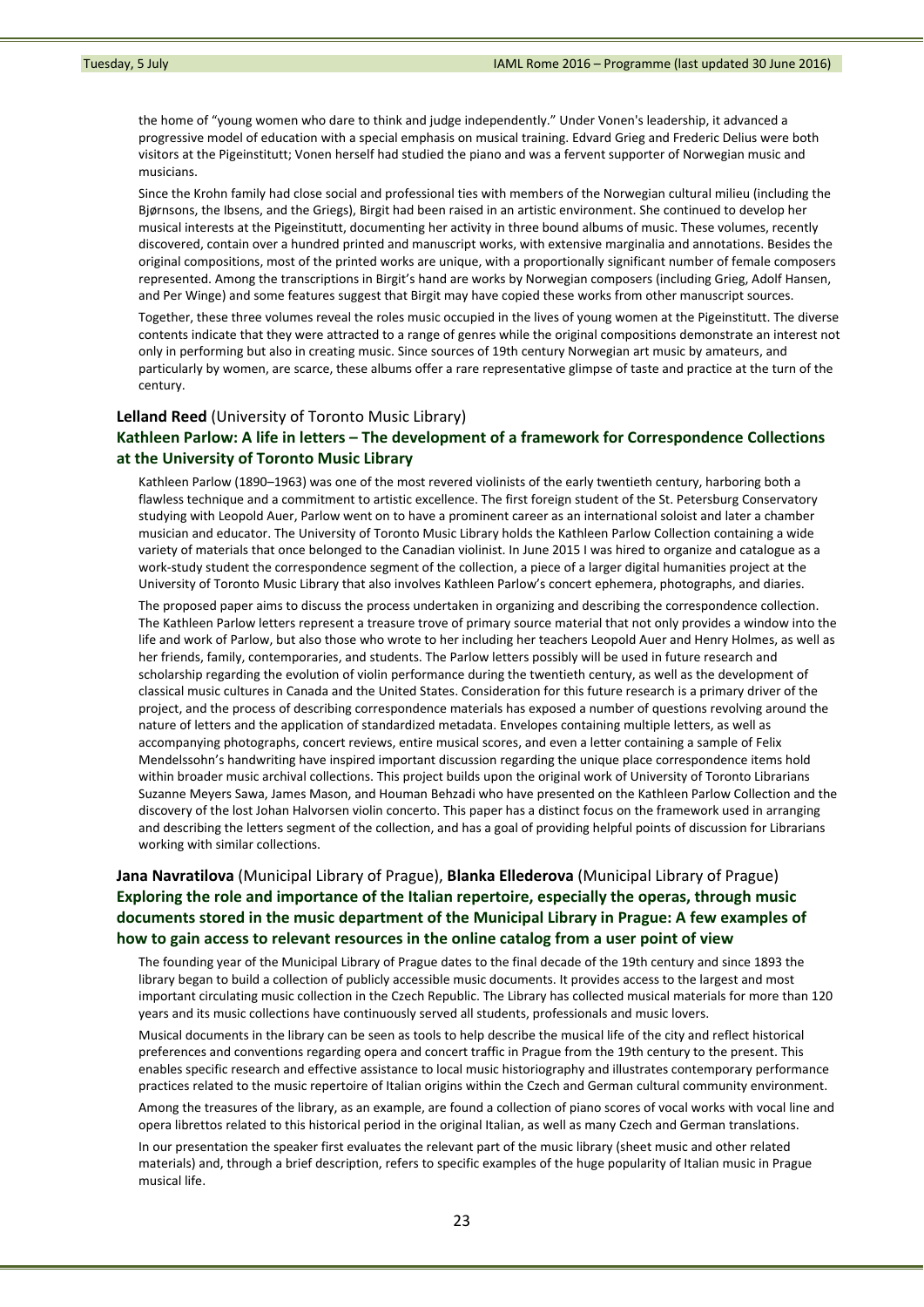the home of "young women who dare to think and judge independently." Under Vonen's leadership, it advanced a progressive model of education with a special emphasis on musical training. Edvard Grieg and Frederic Delius were both visitors at the Pigeinstitutt; Vonen herself had studied the piano and was a fervent supporter of Norwegian music and musicians.

Since the Krohn family had close social and professional ties with members of the Norwegian cultural milieu (including the Bjørnsons, the Ibsens, and the Griegs), Birgit had been raised in an artistic environment. She continued to develop her musical interests at the Pigeinstitutt, documenting her activity in three bound albums of music. These volumes, recently discovered, contain over a hundred printed and manuscript works, with extensive marginalia and annotations. Besides the original compositions, most of the printed works are unique, with a proportionally significant number of female composers represented. Among the transcriptions in Birgit's hand are works by Norwegian composers (including Grieg, Adolf Hansen, and Per Winge) and some features suggest that Birgit may have copied these works from other manuscript sources.

Together, these three volumes reveal the roles music occupied in the lives of young women at the Pigeinstitutt. The diverse contents indicate that they were attracted to a range of genres while the original compositions demonstrate an interest not only in performing but also in creating music. Since sources of 19th century Norwegian art music by amateurs, and particularly by women, are scarce, these albums offer a rare representative glimpse of taste and practice at the turn of the century.

**Lelland Reed** (University of Toronto Music Library)

### Kathleen Parlow: A life in letters – The development of a framework for Correspondence Collections at the University of Toronto Music Library

Kathleen Parlow (1890–1963) was one of the most revered violinists of the early twentieth century, harboring both a flawless technique and a commitment to artistic excellence. The first foreign student of the St. Petersburg Conservatory studying with Leopold Auer, Parlow went on to have a prominent career as an international soloist and later a chamber musician and educator. The University of Toronto Music Library holds the Kathleen Parlow Collection containing a wide variety of materials that once belonged to the Canadian violinist. In June 2015 I was hired to organize and catalogue as a work-study student the correspondence segment of the collection, a piece of a larger digital humanities project at the University of Toronto Music Library that also involves Kathleen Parlow's concert ephemera, photographs, and diaries.

The proposed paper aims to discuss the process undertaken in organizing and describing the correspondence collection. The Kathleen Parlow letters represent a treasure trove of primary source material that not only provides a window into the life and work of Parlow, but also those who wrote to her including her teachers Leopold Auer and Henry Holmes, as well as her friends, family, contemporaries, and students. The Parlow letters possibly will be used in future research and scholarship regarding the evolution of violin performance during the twentieth century, as well as the development of classical music cultures in Canada and the United States. Consideration for this future research is a primary driver of the project, and the process of describing correspondence materials has exposed a number of questions revolving around the nature of letters and the application of standardized metadata. Envelopes containing multiple letters, as well as accompanying photographs, concert reviews, entire musical scores, and even a letter containing a sample of Felix Mendelssohn's handwriting have inspired important discussion regarding the unique place correspondence items hold within broader music archival collections. This project builds upon the original work of University of Toronto Librarians Suzanne Meyers Sawa, James Mason, and Houman Behzadi who have presented on the Kathleen Parlow Collection and the discovery of the lost Johan Halvorsen violin concerto. This paper has a distinct focus on the framework used in arranging and describing the letters segment of the collection, and has a goal of providing helpful points of discussion for Librarians working with similar collections.

**Jana Navratilova** (Municipal Library of Prague), **Blanka Ellederova** (Municipal Library of Prague)

### Exploring the role and importance of the Italian repertoire, especially the operas, through music documents stored in the music department of the Municipal Library in Prague: A few examples of how to gain access to relevant resources in the online catalog from a user point of view

The founding year of the Municipal Library of Prague dates to the final decade of the 19th century and since 1893 the library began to build a collection of publicly accessible music documents. It provides access to the largest and most important circulating music collection in the Czech Republic. The Library has collected musical materials for more than 120 years and its music collections have continuously served all students, professionals and music lovers.

Musical documents in the library can be seen as tools to help describe the musical life of the city and reflect historical preferences and conventions regarding opera and concert traffic in Prague from the 19th century to the present. This enables specific research and effective assistance to local music historiography and illustrates contemporary performance practices related to the music repertoire of Italian origins within the Czech and German cultural community environment.

Among the treasures of the library, as an example, are found a collection of piano scores of vocal works with vocal line and opera librettos related to this historical period in the original Italian, as well as many Czech and German translations.

In our presentation the speaker first evaluates the relevant part of the music library (sheet music and other related materials) and, through a brief description, refers to specific examples of the huge popularity of Italian music in Prague musical life.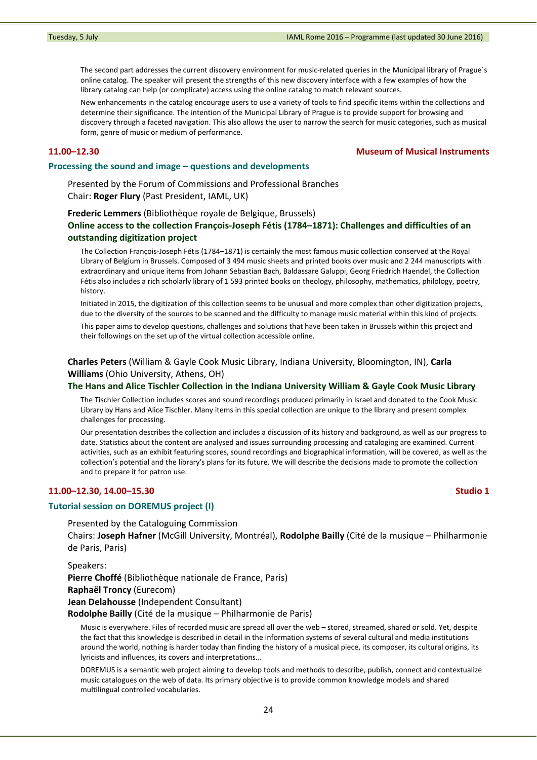The second part addresses the current discovery environment for music-related queries in the Municipal library of Prague´s online catalog. The speaker will present the strengths of this new discovery interface with a few examples of how the library catalog can help (or complicate) access using the online catalog to match relevant sources.

New enhancements in the catalog encourage users to use a variety of tools to find specific items within the collections and determine their significance. The intention of the Municipal Library of Prague is to provide support for browsing and discovery through a faceted navigation. This also allows the user to narrow the search for music categories, such as musical form, genre of music or medium of performance.

**11.00–12.30** **Museum of Musical Instruments**

## Processing the sound and image – questions and developments

Presented by the Forum of Commissions and Professional Branches
Chair: **Roger Flury** (Past President, IAML, UK)

**Frederic Lemmers** (Bibliothèque royale de Belgique, Brussels)

### Online access to the collection François-Joseph Fétis (1784–1871): Challenges and difficulties of an outstanding digitization project

The Collection François-Joseph Fétis (1784–1871) is certainly the most famous music collection conserved at the Royal Library of Belgium in Brussels. Composed of 3 494 music sheets and printed books over music and 2 244 manuscripts with extraordinary and unique items from Johann Sebastian Bach, Baldassare Galuppi, Georg Friedrich Haendel, the Collection Fétis also includes a rich scholarly library of 1 593 printed books on theology, philosophy, mathematics, philology, poetry, history.

Initiated in 2015, the digitization of this collection seems to be unusual and more complex than other digitization projects, due to the diversity of the sources to be scanned and the difficulty to manage music material within this kind of projects.

This paper aims to develop questions, challenges and solutions that have been taken in Brussels within this project and their followings on the set up of the virtual collection accessible online.

**Charles Peters** (William & Gayle Cook Music Library, Indiana University, Bloomington, IN), **Carla Williams** (Ohio University, Athens, OH)

### The Hans and Alice Tischler Collection in the Indiana University William & Gayle Cook Music Library

The Tischler Collection includes scores and sound recordings produced primarily in Israel and donated to the Cook Music Library by Hans and Alice Tischler. Many items in this special collection are unique to the library and present complex challenges for processing.

Our presentation describes the collection and includes a discussion of its history and background, as well as our progress to date. Statistics about the content are analysed and issues surrounding processing and cataloging are examined. Current activities, such as an exhibit featuring scores, sound recordings and biographical information, will be covered, as well as the collection's potential and the library's plans for its future. We will describe the decisions made to promote the collection and to prepare it for patron use.

**11.00–12.30, 14.00–15.30** **Studio 1**

## Tutorial session on DOREMUS project (I)

Presented by the Cataloguing Commission
Chairs: **Joseph Hafner** (McGill University, Montréal), **Rodolphe Bailly** (Cité de la musique – Philharmonie de Paris, Paris)

Speakers:
**Pierre Choffé** (Bibliothèque nationale de France, Paris)
**Raphaël Troncy** (Eurecom)
**Jean Delahousse** (Independent Consultant)
**Rodolphe Bailly** (Cité de la musique – Philharmonie de Paris)

Music is everywhere. Files of recorded music are spread all over the web – stored, streamed, shared or sold. Yet, despite the fact that this knowledge is described in detail in the information systems of several cultural and media institutions around the world, nothing is harder today than finding the history of a musical piece, its composer, its cultural origins, its lyricists and influences, its covers and interpretations...

DOREMUS is a semantic web project aiming to develop tools and methods to describe, publish, connect and contextualize music catalogues on the web of data. Its primary objective is to provide common knowledge models and shared multilingual controlled vocabularies.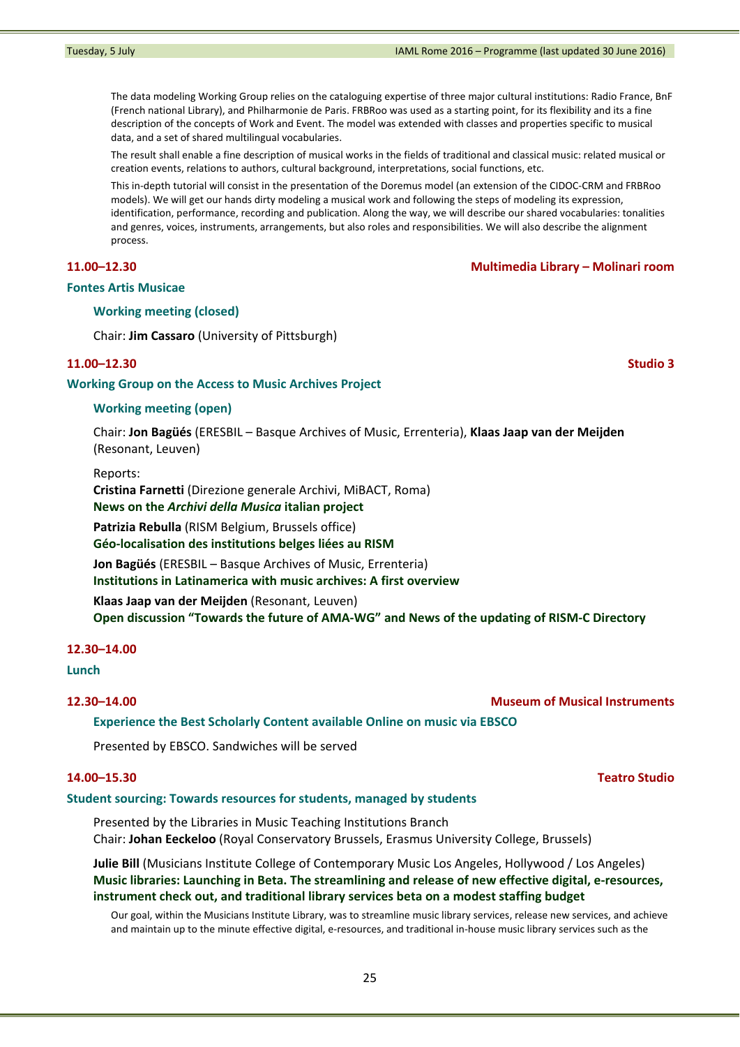The data modeling Working Group relies on the cataloguing expertise of three major cultural institutions: Radio France, BnF (French national Library), and Philharmonie de Paris. FRBRoo was used as a starting point, for its flexibility and its a fine description of the concepts of Work and Event. The model was extended with classes and properties specific to musical data, and a set of shared multilingual vocabularies.

The result shall enable a fine description of musical works in the fields of traditional and classical music: related musical or creation events, relations to authors, cultural background, interpretations, social functions, etc.

This in-depth tutorial will consist in the presentation of the Doremus model (an extension of the CIDOC-CRM and FRBRoo models). We will get our hands dirty modeling a musical work and following the steps of modeling its expression, identification, performance, recording and publication. Along the way, we will describe our shared vocabularies: tonalities and genres, voices, instruments, arrangements, but also roles and responsibilities. We will also describe the alignment process.

**11.00–12.30** — **Multimedia Library – Molinari room**

## Fontes Artis Musicae

### Working meeting (closed)

Chair: **Jim Cassaro** (University of Pittsburgh)

**11.00–12.30** — **Studio 3**

## Working Group on the Access to Music Archives Project

### Working meeting (open)

Chair: **Jon Bagüés** (ERESBIL – Basque Archives of Music, Errenteria), **Klaas Jaap van der Meijden** (Resonant, Leuven)

Reports:

**Cristina Farnetti** (Direzione generale Archivi, MiBACT, Roma)
**News on the *Archivi della Musica* italian project**

**Patrizia Rebulla** (RISM Belgium, Brussels office)
**Géo-localisation des institutions belges liées au RISM**

**Jon Bagüés** (ERESBIL – Basque Archives of Music, Errenteria)
**Institutions in Latinamerica with music archives: A first overview**

**Klaas Jaap van der Meijden** (Resonant, Leuven)
**Open discussion “Towards the future of AMA-WG” and News of the updating of RISM-C Directory**

**12.30–14.00**

## Lunch

**12.30–14.00** — **Museum of Musical Instruments**

### Experience the Best Scholarly Content available Online on music via EBSCO

Presented by EBSCO. Sandwiches will be served

**14.00–15.30** — **Teatro Studio**

## Student sourcing: Towards resources for students, managed by students

Presented by the Libraries in Music Teaching Institutions Branch
Chair: **Johan Eeckeloo** (Royal Conservatory Brussels, Erasmus University College, Brussels)

**Julie Bill** (Musicians Institute College of Contemporary Music Los Angeles, Hollywood / Los Angeles)
**Music libraries: Launching in Beta. The streamlining and release of new effective digital, e-resources, instrument check out, and traditional library services beta on a modest staffing budget**

Our goal, within the Musicians Institute Library, was to streamline music library services, release new services, and achieve and maintain up to the minute effective digital, e-resources, and traditional in-house music library services such as the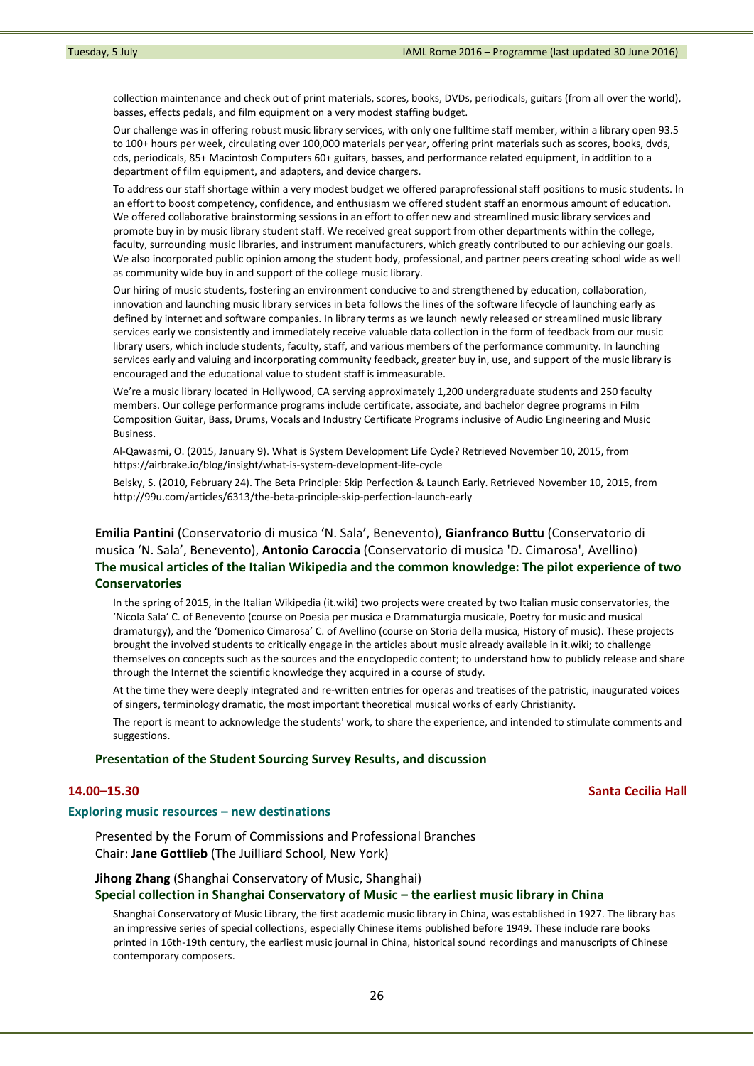collection maintenance and check out of print materials, scores, books, DVDs, periodicals, guitars (from all over the world), basses, effects pedals, and film equipment on a very modest staffing budget.

Our challenge was in offering robust music library services, with only one fulltime staff member, within a library open 93.5 to 100+ hours per week, circulating over 100,000 materials per year, offering print materials such as scores, books, dvds, cds, periodicals, 85+ Macintosh Computers 60+ guitars, basses, and performance related equipment, in addition to a department of film equipment, and adapters, and device chargers.

To address our staff shortage within a very modest budget we offered paraprofessional staff positions to music students. In an effort to boost competency, confidence, and enthusiasm we offered student staff an enormous amount of education. We offered collaborative brainstorming sessions in an effort to offer new and streamlined music library services and promote buy in by music library student staff. We received great support from other departments within the college, faculty, surrounding music libraries, and instrument manufacturers, which greatly contributed to our achieving our goals. We also incorporated public opinion among the student body, professional, and partner peers creating school wide as well as community wide buy in and support of the college music library.

Our hiring of music students, fostering an environment conducive to and strengthened by education, collaboration, innovation and launching music library services in beta follows the lines of the software lifecycle of launching early as defined by internet and software companies. In library terms as we launch newly released or streamlined music library services early we consistently and immediately receive valuable data collection in the form of feedback from our music library users, which include students, faculty, staff, and various members of the performance community. In launching services early and valuing and incorporating community feedback, greater buy in, use, and support of the music library is encouraged and the educational value to student staff is immeasurable.

We're a music library located in Hollywood, CA serving approximately 1,200 undergraduate students and 250 faculty members. Our college performance programs include certificate, associate, and bachelor degree programs in Film Composition Guitar, Bass, Drums, Vocals and Industry Certificate Programs inclusive of Audio Engineering and Music Business.

Al-Qawasmi, O. (2015, January 9). What is System Development Life Cycle? Retrieved November 10, 2015, from https://airbrake.io/blog/insight/what-is-system-development-life-cycle

Belsky, S. (2010, February 24). The Beta Principle: Skip Perfection & Launch Early. Retrieved November 10, 2015, from http://99u.com/articles/6313/the-beta-principle-skip-perfection-launch-early

**Emilia Pantini** (Conservatorio di musica 'N. Sala', Benevento), **Gianfranco Buttu** (Conservatorio di musica 'N. Sala', Benevento), **Antonio Caroccia** (Conservatorio di musica 'D. Cimarosa', Avellino)

**The musical articles of the Italian Wikipedia and the common knowledge: The pilot experience of two Conservatories**

In the spring of 2015, in the Italian Wikipedia (it.wiki) two projects were created by two Italian music conservatories, the 'Nicola Sala' C. of Benevento (course on Poesia per musica e Drammaturgia musicale, Poetry for music and musical dramaturgy), and the 'Domenico Cimarosa' C. of Avellino (course on Storia della musica, History of music). These projects brought the involved students to critically engage in the articles about music already available in it.wiki; to challenge themselves on concepts such as the sources and the encyclopedic content; to understand how to publicly release and share through the Internet the scientific knowledge they acquired in a course of study.

At the time they were deeply integrated and re-written entries for operas and treatises of the patristic, inaugurated voices of singers, terminology dramatic, the most important theoretical musical works of early Christianity.

The report is meant to acknowledge the students' work, to share the experience, and intended to stimulate comments and suggestions.

**Presentation of the Student Sourcing Survey Results, and discussion**

**14.00–15.30** **Santa Cecilia Hall**

## Exploring music resources – new destinations

Presented by the Forum of Commissions and Professional Branches
Chair: **Jane Gottlieb** (The Juilliard School, New York)

**Jihong Zhang** (Shanghai Conservatory of Music, Shanghai)

**Special collection in Shanghai Conservatory of Music – the earliest music library in China**

Shanghai Conservatory of Music Library, the first academic music library in China, was established in 1927. The library has an impressive series of special collections, especially Chinese items published before 1949. These include rare books printed in 16th-19th century, the earliest music journal in China, historical sound recordings and manuscripts of Chinese contemporary composers.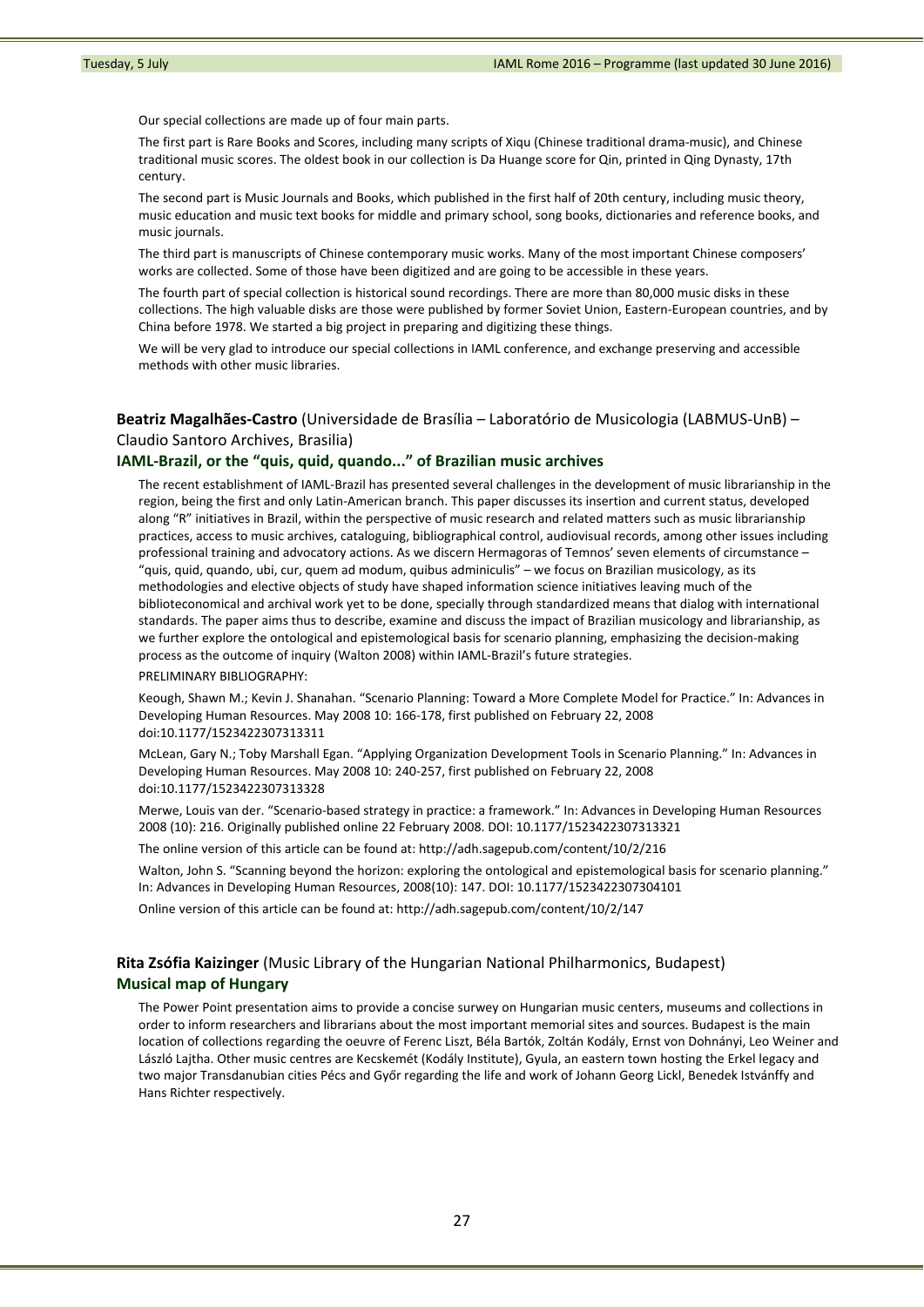Our special collections are made up of four main parts.

The first part is Rare Books and Scores, including many scripts of Xiqu (Chinese traditional drama-music), and Chinese traditional music scores. The oldest book in our collection is Da Huange score for Qin, printed in Qing Dynasty, 17th century.

The second part is Music Journals and Books, which published in the first half of 20th century, including music theory, music education and music text books for middle and primary school, song books, dictionaries and reference books, and music journals.

The third part is manuscripts of Chinese contemporary music works. Many of the most important Chinese composers' works are collected. Some of those have been digitized and are going to be accessible in these years.

The fourth part of special collection is historical sound recordings. There are more than 80,000 music disks in these collections. The high valuable disks are those were published by former Soviet Union, Eastern-European countries, and by China before 1978. We started a big project in preparing and digitizing these things.

We will be very glad to introduce our special collections in IAML conference, and exchange preserving and accessible methods with other music libraries.

**Beatriz Magalhães-Castro** (Universidade de Brasília – Laboratório de Musicologia (LABMUS-UnB) – Claudio Santoro Archives, Brasilia)

### IAML-Brazil, or the "quis, quid, quando..." of Brazilian music archives

The recent establishment of IAML-Brazil has presented several challenges in the development of music librarianship in the region, being the first and only Latin-American branch. This paper discusses its insertion and current status, developed along "R" initiatives in Brazil, within the perspective of music research and related matters such as music librarianship practices, access to music archives, cataloguing, bibliographical control, audiovisual records, among other issues including professional training and advocatory actions. As we discern Hermagoras of Temnos' seven elements of circumstance – "quis, quid, quando, ubi, cur, quem ad modum, quibus adminiculis" – we focus on Brazilian musicology, as its methodologies and elective objects of study have shaped information science initiatives leaving much of the biblioteconomical and archival work yet to be done, specially through standardized means that dialog with international standards. The paper aims thus to describe, examine and discuss the impact of Brazilian musicology and librarianship, as we further explore the ontological and epistemological basis for scenario planning, emphasizing the decision-making process as the outcome of inquiry (Walton 2008) within IAML-Brazil's future strategies.

PRELIMINARY BIBLIOGRAPHY:

Keough, Shawn M.; Kevin J. Shanahan. "Scenario Planning: Toward a More Complete Model for Practice." In: Advances in Developing Human Resources. May 2008 10: 166-178, first published on February 22, 2008 doi:10.1177/1523422307313311

McLean, Gary N.; Toby Marshall Egan. "Applying Organization Development Tools in Scenario Planning." In: Advances in Developing Human Resources. May 2008 10: 240-257, first published on February 22, 2008 doi:10.1177/1523422307313328

Merwe, Louis van der. "Scenario-based strategy in practice: a framework." In: Advances in Developing Human Resources 2008 (10): 216. Originally published online 22 February 2008. DOI: 10.1177/1523422307313321

The online version of this article can be found at: http://adh.sagepub.com/content/10/2/216

Walton, John S. "Scanning beyond the horizon: exploring the ontological and epistemological basis for scenario planning." In: Advances in Developing Human Resources, 2008(10): 147. DOI: 10.1177/1523422307304101

Online version of this article can be found at: http://adh.sagepub.com/content/10/2/147

**Rita Zsófia Kaizinger** (Music Library of the Hungarian National Philharmonics, Budapest)

### Musical map of Hungary

The Power Point presentation aims to provide a concise surwey on Hungarian music centers, museums and collections in order to inform researchers and librarians about the most important memorial sites and sources. Budapest is the main location of collections regarding the oeuvre of Ferenc Liszt, Béla Bartók, Zoltán Kodály, Ernst von Dohnányi, Leo Weiner and László Lajtha. Other music centres are Kecskemét (Kodály Institute), Gyula, an eastern town hosting the Erkel legacy and two major Transdanubian cities Pécs and Győr regarding the life and work of Johann Georg Lickl, Benedek Istvánffy and Hans Richter respectively.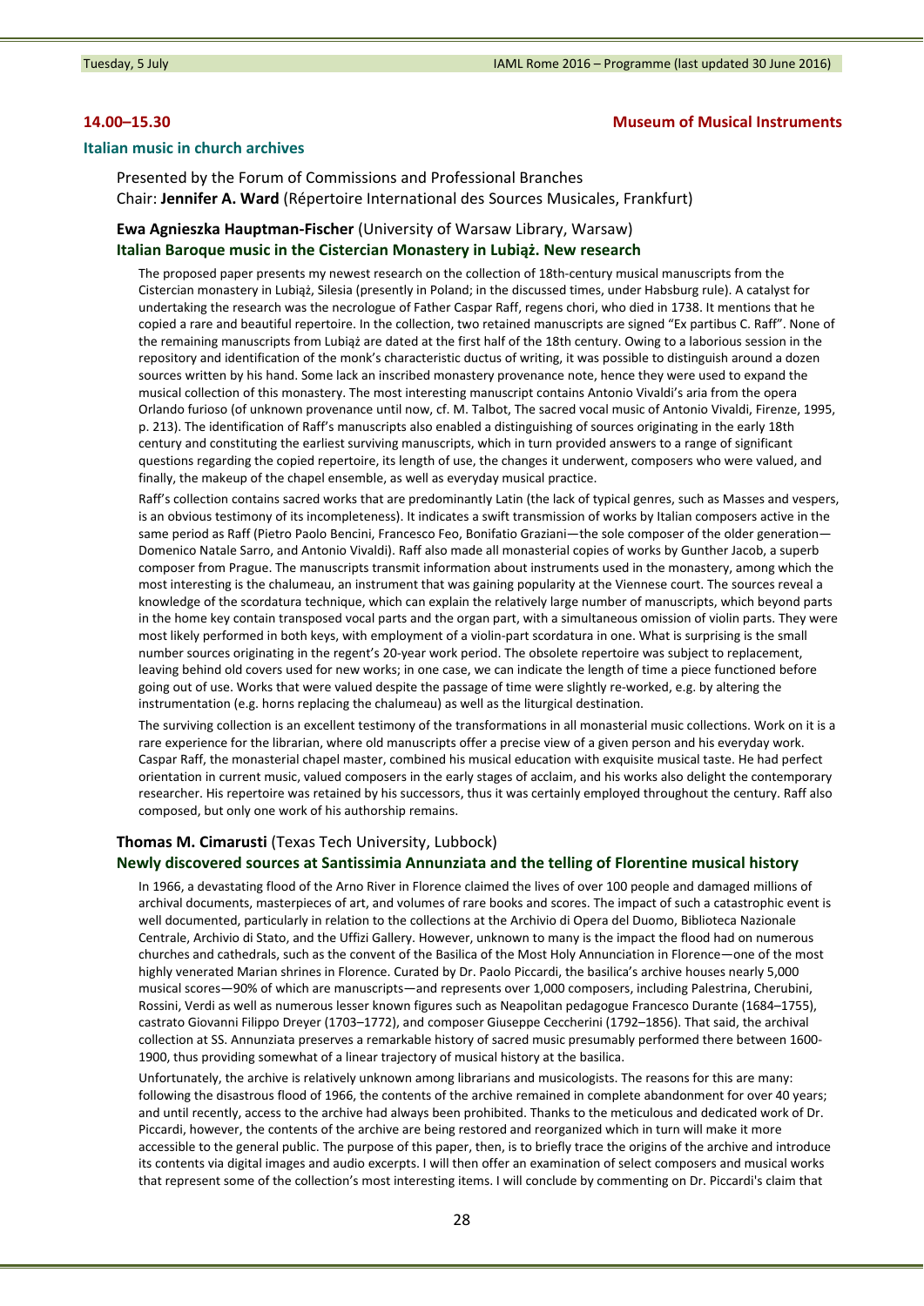**14.00–15.30** **Museum of Musical Instruments**

### Italian music in church archives

Presented by the Forum of Commissions and Professional Branches
Chair: **Jennifer A. Ward** (Répertoire International des Sources Musicales, Frankfurt)

**Ewa Agnieszka Hauptman-Fischer** (University of Warsaw Library, Warsaw)
**Italian Baroque music in the Cistercian Monastery in Lubiąż. New research**

The proposed paper presents my newest research on the collection of 18th-century musical manuscripts from the Cistercian monastery in Lubiąż, Silesia (presently in Poland; in the discussed times, under Habsburg rule). A catalyst for undertaking the research was the necrologue of Father Caspar Raff, regens chori, who died in 1738. It mentions that he copied a rare and beautiful repertoire. In the collection, two retained manuscripts are signed "Ex partibus C. Raff". None of the remaining manuscripts from Lubiąż are dated at the first half of the 18th century. Owing to a laborious session in the repository and identification of the monk's characteristic ductus of writing, it was possible to distinguish around a dozen sources written by his hand. Some lack an inscribed monastery provenance note, hence they were used to expand the musical collection of this monastery. The most interesting manuscript contains Antonio Vivaldi's aria from the opera Orlando furioso (of unknown provenance until now, cf. M. Talbot, The sacred vocal music of Antonio Vivaldi, Firenze, 1995, p. 213). The identification of Raff's manuscripts also enabled a distinguishing of sources originating in the early 18th century and constituting the earliest surviving manuscripts, which in turn provided answers to a range of significant questions regarding the copied repertoire, its length of use, the changes it underwent, composers who were valued, and finally, the makeup of the chapel ensemble, as well as everyday musical practice.

Raff's collection contains sacred works that are predominantly Latin (the lack of typical genres, such as Masses and vespers, is an obvious testimony of its incompleteness). It indicates a swift transmission of works by Italian composers active in the same period as Raff (Pietro Paolo Bencini, Francesco Feo, Bonifatio Graziani—the sole composer of the older generation—Domenico Natale Sarro, and Antonio Vivaldi). Raff also made all monasterial copies of works by Gunther Jacob, a superb composer from Prague. The manuscripts transmit information about instruments used in the monastery, among which the most interesting is the chalumeau, an instrument that was gaining popularity at the Viennese court. The sources reveal a knowledge of the scordatura technique, which can explain the relatively large number of manuscripts, which beyond parts in the home key contain transposed vocal parts and the organ part, with a simultaneous omission of violin parts. They were most likely performed in both keys, with employment of a violin-part scordatura in one. What is surprising is the small number sources originating in the regent's 20-year work period. The obsolete repertoire was subject to replacement, leaving behind old covers used for new works; in one case, we can indicate the length of time a piece functioned before going out of use. Works that were valued despite the passage of time were slightly re-worked, e.g. by altering the instrumentation (e.g. horns replacing the chalumeau) as well as the liturgical destination.

The surviving collection is an excellent testimony of the transformations in all monasterial music collections. Work on it is a rare experience for the librarian, where old manuscripts offer a precise view of a given person and his everyday work. Caspar Raff, the monasterial chapel master, combined his musical education with exquisite musical taste. He had perfect orientation in current music, valued composers in the early stages of acclaim, and his works also delight the contemporary researcher. His repertoire was retained by his successors, thus it was certainly employed throughout the century. Raff also composed, but only one work of his authorship remains.

**Thomas M. Cimarusti** (Texas Tech University, Lubbock)
**Newly discovered sources at Santissimia Annunziata and the telling of Florentine musical history**

In 1966, a devastating flood of the Arno River in Florence claimed the lives of over 100 people and damaged millions of archival documents, masterpieces of art, and volumes of rare books and scores. The impact of such a catastrophic event is well documented, particularly in relation to the collections at the Archivio di Opera del Duomo, Biblioteca Nazionale Centrale, Archivio di Stato, and the Uffizi Gallery. However, unknown to many is the impact the flood had on numerous churches and cathedrals, such as the convent of the Basilica of the Most Holy Annunciation in Florence—one of the most highly venerated Marian shrines in Florence. Curated by Dr. Paolo Piccardi, the basilica's archive houses nearly 5,000 musical scores—90% of which are manuscripts—and represents over 1,000 composers, including Palestrina, Cherubini, Rossini, Verdi as well as numerous lesser known figures such as Neapolitan pedagogue Francesco Durante (1684–1755), castrato Giovanni Filippo Dreyer (1703–1772), and composer Giuseppe Ceccherini (1792–1856). That said, the archival collection at SS. Annunziata preserves a remarkable history of sacred music presumably performed there between 1600-1900, thus providing somewhat of a linear trajectory of musical history at the basilica.

Unfortunately, the archive is relatively unknown among librarians and musicologists. The reasons for this are many: following the disastrous flood of 1966, the contents of the archive remained in complete abandonment for over 40 years; and until recently, access to the archive had always been prohibited. Thanks to the meticulous and dedicated work of Dr. Piccardi, however, the contents of the archive are being restored and reorganized which in turn will make it more accessible to the general public. The purpose of this paper, then, is to briefly trace the origins of the archive and introduce its contents via digital images and audio excerpts. I will then offer an examination of select composers and musical works that represent some of the collection's most interesting items. I will conclude by commenting on Dr. Piccardi's claim that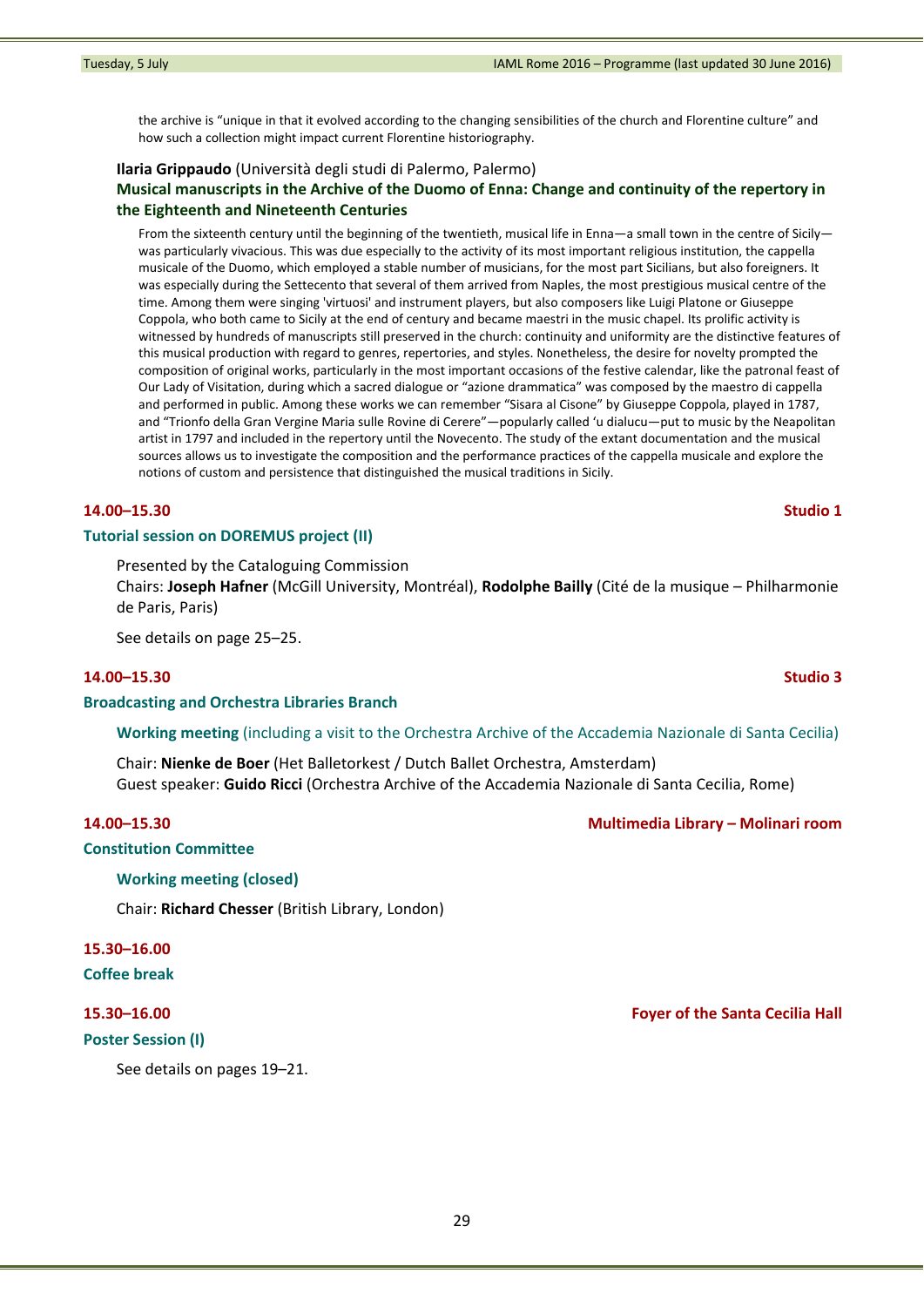the archive is "unique in that it evolved according to the changing sensibilities of the church and Florentine culture" and how such a collection might impact current Florentine historiography.

**Ilaria Grippaudo** (Università degli studi di Palermo, Palermo)
**Musical manuscripts in the Archive of the Duomo of Enna: Change and continuity of the repertory in the Eighteenth and Nineteenth Centuries**

From the sixteenth century until the beginning of the twentieth, musical life in Enna—a small town in the centre of Sicily—was particularly vivacious. This was due especially to the activity of its most important religious institution, the cappella musicale of the Duomo, which employed a stable number of musicians, for the most part Sicilians, but also foreigners. It was especially during the Settecento that several of them arrived from Naples, the most prestigious musical centre of the time. Among them were singing 'virtuosi' and instrument players, but also composers like Luigi Platone or Giuseppe Coppola, who both came to Sicily at the end of century and became maestri in the music chapel. Its prolific activity is witnessed by hundreds of manuscripts still preserved in the church: continuity and uniformity are the distinctive features of this musical production with regard to genres, repertories, and styles. Nonetheless, the desire for novelty prompted the composition of original works, particularly in the most important occasions of the festive calendar, like the patronal feast of Our Lady of Visitation, during which a sacred dialogue or "azione drammatica" was composed by the maestro di cappella and performed in public. Among these works we can remember "Sisara al Cisone" by Giuseppe Coppola, played in 1787, and "Trionfo della Gran Vergine Maria sulle Rovine di Cerere"—popularly called 'u dialucu—put to music by the Neapolitan artist in 1797 and included in the repertory until the Novecento. The study of the extant documentation and the musical sources allows us to investigate the composition and the performance practices of the cappella musicale and explore the notions of custom and persistence that distinguished the musical traditions in Sicily.

**14.00–15.30** — **Studio 1**

### Tutorial session on DOREMUS project (II)

Presented by the Cataloguing Commission
Chairs: **Joseph Hafner** (McGill University, Montréal), **Rodolphe Bailly** (Cité de la musique – Philharmonie de Paris, Paris)

See details on page 25–25.

**14.00–15.30** — **Studio 3**

### Broadcasting and Orchestra Libraries Branch

**Working meeting** (including a visit to the Orchestra Archive of the Accademia Nazionale di Santa Cecilia)

Chair: **Nienke de Boer** (Het Balletorkest / Dutch Ballet Orchestra, Amsterdam)
Guest speaker: **Guido Ricci** (Orchestra Archive of the Accademia Nazionale di Santa Cecilia, Rome)

**14.00–15.30** — **Multimedia Library – Molinari room**

### Constitution Committee

**Working meeting (closed)**

Chair: **Richard Chesser** (British Library, London)

**15.30–16.00**

### Coffee break

**15.30–16.00** — **Foyer of the Santa Cecilia Hall**

### Poster Session (I)

See details on pages 19–21.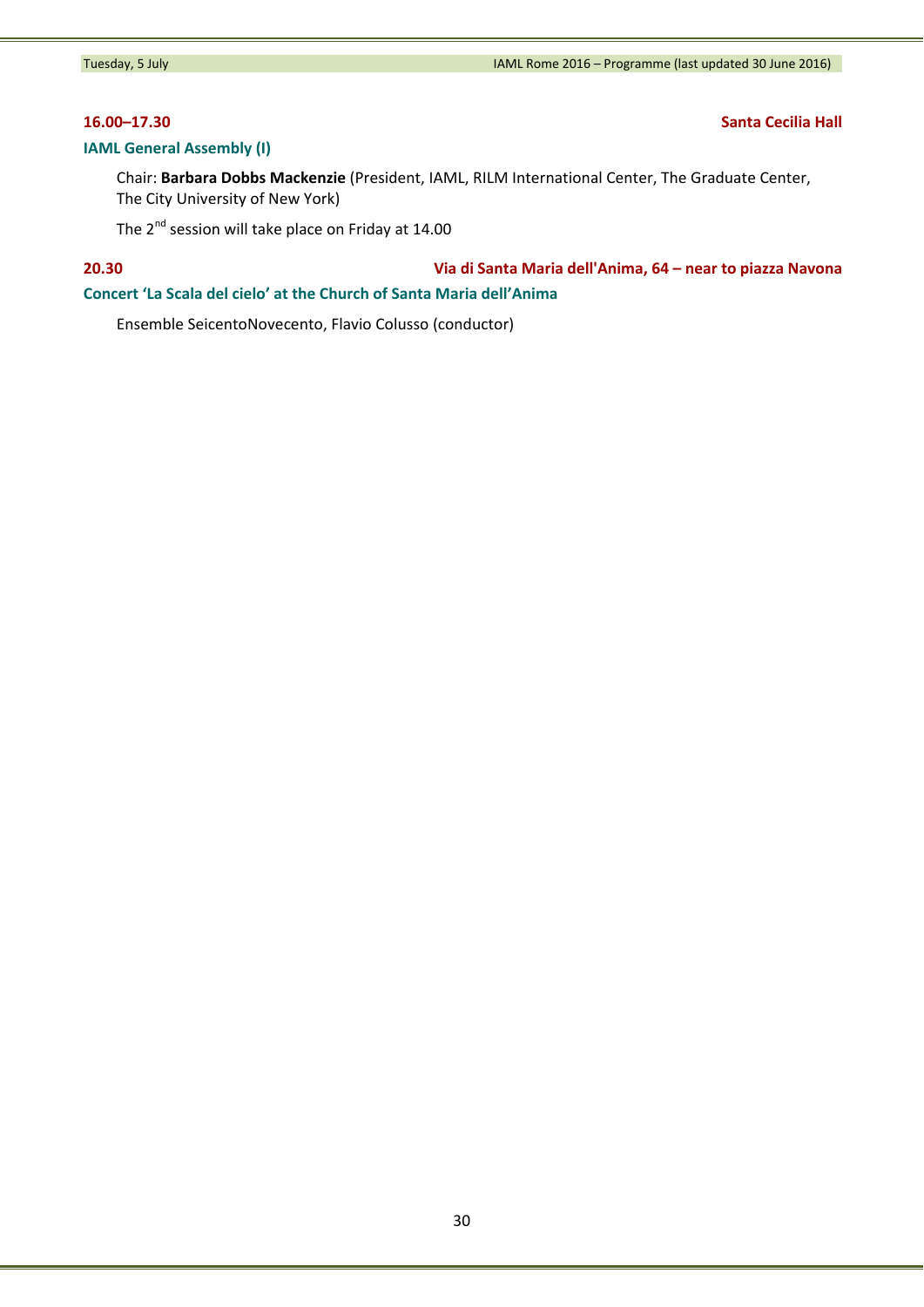**16.00–17.30** **Santa Cecilia Hall**

### IAML General Assembly (I)

Chair: **Barbara Dobbs Mackenzie** (President, IAML, RILM International Center, The Graduate Center, The City University of New York)

The 2nd session will take place on Friday at 14.00

**20.30** **Via di Santa Maria dell'Anima, 64 – near to piazza Navona**

### Concert 'La Scala del cielo' at the Church of Santa Maria dell'Anima

Ensemble SeicentoNovecento, Flavio Colusso (conductor)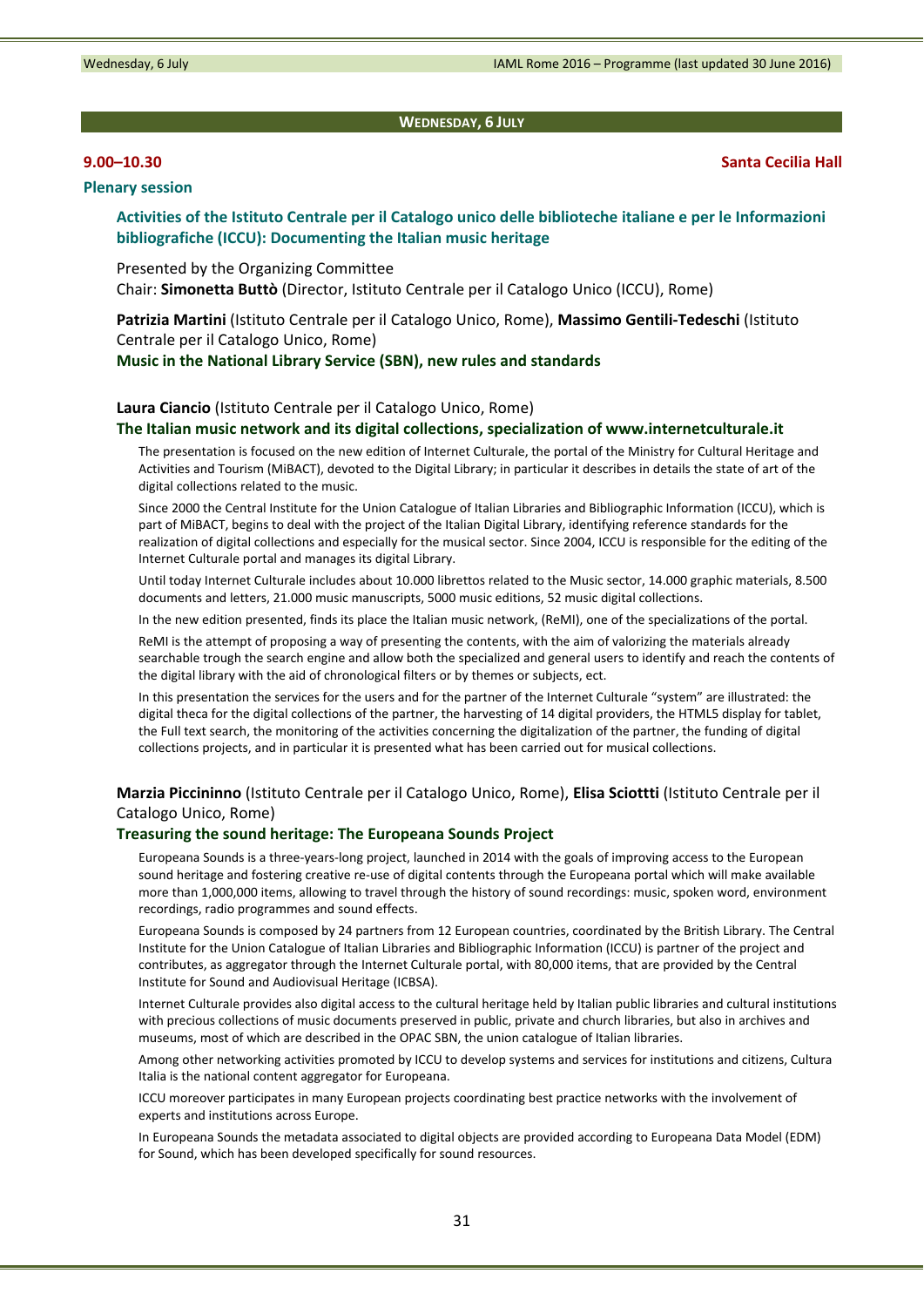## Wednesday, 6 July

**9.00–10.30** **Santa Cecilia Hall**

### Plenary session

**Activities of the Istituto Centrale per il Catalogo unico delle biblioteche italiane e per le Informazioni bibliografiche (ICCU): Documenting the Italian music heritage**

Presented by the Organizing Committee
Chair: **Simonetta Buttò** (Director, Istituto Centrale per il Catalogo Unico (ICCU), Rome)

**Patrizia Martini** (Istituto Centrale per il Catalogo Unico, Rome), **Massimo Gentili-Tedeschi** (Istituto Centrale per il Catalogo Unico, Rome)
**Music in the National Library Service (SBN), new rules and standards**

**Laura Ciancio** (Istituto Centrale per il Catalogo Unico, Rome)
**The Italian music network and its digital collections, specialization of www.internetculturale.it**

The presentation is focused on the new edition of Internet Culturale, the portal of the Ministry for Cultural Heritage and Activities and Tourism (MiBACT), devoted to the Digital Library; in particular it describes in details the state of art of the digital collections related to the music.

Since 2000 the Central Institute for the Union Catalogue of Italian Libraries and Bibliographic Information (ICCU), which is part of MiBACT, begins to deal with the project of the Italian Digital Library, identifying reference standards for the realization of digital collections and especially for the musical sector. Since 2004, ICCU is responsible for the editing of the Internet Culturale portal and manages its digital Library.

Until today Internet Culturale includes about 10.000 librettos related to the Music sector, 14.000 graphic materials, 8.500 documents and letters, 21.000 music manuscripts, 5000 music editions, 52 music digital collections.

In the new edition presented, finds its place the Italian music network, (ReMI), one of the specializations of the portal.

ReMI is the attempt of proposing a way of presenting the contents, with the aim of valorizing the materials already searchable trough the search engine and allow both the specialized and general users to identify and reach the contents of the digital library with the aid of chronological filters or by themes or subjects, ect.

In this presentation the services for the users and for the partner of the Internet Culturale "system" are illustrated: the digital theca for the digital collections of the partner, the harvesting of 14 digital providers, the HTML5 display for tablet, the Full text search, the monitoring of the activities concerning the digitalization of the partner, the funding of digital collections projects, and in particular it is presented what has been carried out for musical collections.

**Marzia Piccininno** (Istituto Centrale per il Catalogo Unico, Rome), **Elisa Sciotti** (Istituto Centrale per il Catalogo Unico, Rome)
**Treasuring the sound heritage: The Europeana Sounds Project**

Europeana Sounds is a three-years-long project, launched in 2014 with the goals of improving access to the European sound heritage and fostering creative re-use of digital contents through the Europeana portal which will make available more than 1,000,000 items, allowing to travel through the history of sound recordings: music, spoken word, environment recordings, radio programmes and sound effects.

Europeana Sounds is composed by 24 partners from 12 European countries, coordinated by the British Library. The Central Institute for the Union Catalogue of Italian Libraries and Bibliographic Information (ICCU) is partner of the project and contributes, as aggregator through the Internet Culturale portal, with 80,000 items, that are provided by the Central Institute for Sound and Audiovisual Heritage (ICBSA).

Internet Culturale provides also digital access to the cultural heritage held by Italian public libraries and cultural institutions with precious collections of music documents preserved in public, private and church libraries, but also in archives and museums, most of which are described in the OPAC SBN, the union catalogue of Italian libraries.

Among other networking activities promoted by ICCU to develop systems and services for institutions and citizens, Cultura Italia is the national content aggregator for Europeana.

ICCU moreover participates in many European projects coordinating best practice networks with the involvement of experts and institutions across Europe.

In Europeana Sounds the metadata associated to digital objects are provided according to Europeana Data Model (EDM) for Sound, which has been developed specifically for sound resources.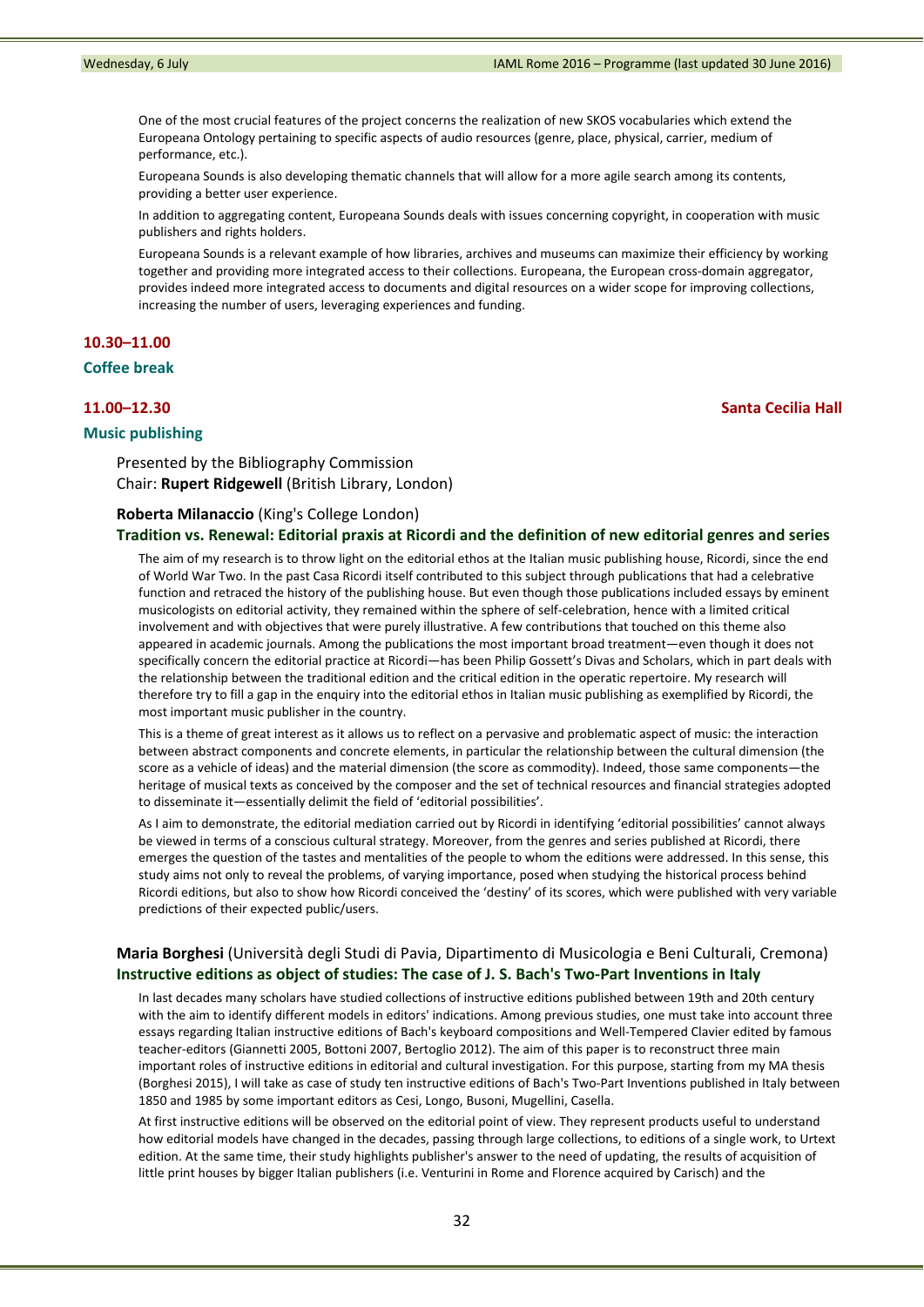One of the most crucial features of the project concerns the realization of new SKOS vocabularies which extend the Europeana Ontology pertaining to specific aspects of audio resources (genre, place, physical, carrier, medium of performance, etc.).

Europeana Sounds is also developing thematic channels that will allow for a more agile search among its contents, providing a better user experience.

In addition to aggregating content, Europeana Sounds deals with issues concerning copyright, in cooperation with music publishers and rights holders.

Europeana Sounds is a relevant example of how libraries, archives and museums can maximize their efficiency by working together and providing more integrated access to their collections. Europeana, the European cross-domain aggregator, provides indeed more integrated access to documents and digital resources on a wider scope for improving collections, increasing the number of users, leveraging experiences and funding.

### 10.30–11.00

### Coffee break

### 11.00–12.30 — Santa Cecilia Hall

### Music publishing

Presented by the Bibliography Commission
Chair: **Rupert Ridgewell** (British Library, London)

**Roberta Milanaccio** (King's College London)

**Tradition vs. Renewal: Editorial praxis at Ricordi and the definition of new editorial genres and series**

The aim of my research is to throw light on the editorial ethos at the Italian music publishing house, Ricordi, since the end of World War Two. In the past Casa Ricordi itself contributed to this subject through publications that had a celebrative function and retraced the history of the publishing house. But even though those publications included essays by eminent musicologists on editorial activity, they remained within the sphere of self-celebration, hence with a limited critical involvement and with objectives that were purely illustrative. A few contributions that touched on this theme also appeared in academic journals. Among the publications the most important broad treatment—even though it does not specifically concern the editorial practice at Ricordi—has been Philip Gossett's Divas and Scholars, which in part deals with the relationship between the traditional edition and the critical edition in the operatic repertoire. My research will therefore try to fill a gap in the enquiry into the editorial ethos in Italian music publishing as exemplified by Ricordi, the most important music publisher in the country.

This is a theme of great interest as it allows us to reflect on a pervasive and problematic aspect of music: the interaction between abstract components and concrete elements, in particular the relationship between the cultural dimension (the score as a vehicle of ideas) and the material dimension (the score as commodity). Indeed, those same components—the heritage of musical texts as conceived by the composer and the set of technical resources and financial strategies adopted to disseminate it—essentially delimit the field of 'editorial possibilities'.

As I aim to demonstrate, the editorial mediation carried out by Ricordi in identifying 'editorial possibilities' cannot always be viewed in terms of a conscious cultural strategy. Moreover, from the genres and series published at Ricordi, there emerges the question of the tastes and mentalities of the people to whom the editions were addressed. In this sense, this study aims not only to reveal the problems, of varying importance, posed when studying the historical process behind Ricordi editions, but also to show how Ricordi conceived the 'destiny' of its scores, which were published with very variable predictions of their expected public/users.

**Maria Borghesi** (Università degli Studi di Pavia, Dipartimento di Musicologia e Beni Culturali, Cremona)

**Instructive editions as object of studies: The case of J. S. Bach's Two-Part Inventions in Italy**

In last decades many scholars have studied collections of instructive editions published between 19th and 20th century with the aim to identify different models in editors' indications. Among previous studies, one must take into account three essays regarding Italian instructive editions of Bach's keyboard compositions and Well-Tempered Clavier edited by famous teacher-editors (Giannetti 2005, Bottoni 2007, Bertoglio 2012). The aim of this paper is to reconstruct three main important roles of instructive editions in editorial and cultural investigation. For this purpose, starting from my MA thesis (Borghesi 2015), I will take as case of study ten instructive editions of Bach's Two-Part Inventions published in Italy between 1850 and 1985 by some important editors as Cesi, Longo, Busoni, Mugellini, Casella.

At first instructive editions will be observed on the editorial point of view. They represent products useful to understand how editorial models have changed in the decades, passing through large collections, to editions of a single work, to Urtext edition. At the same time, their study highlights publisher's answer to the need of updating, the results of acquisition of little print houses by bigger Italian publishers (i.e. Venturini in Rome and Florence acquired by Carisch) and the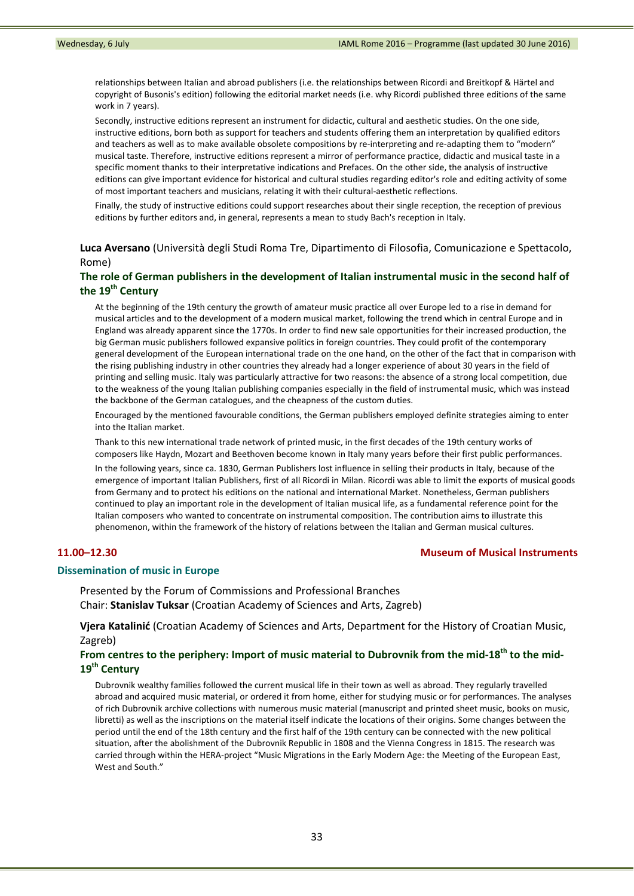relationships between Italian and abroad publishers (i.e. the relationships between Ricordi and Breitkopf & Härtel and copyright of Busonis's edition) following the editorial market needs (i.e. why Ricordi published three editions of the same work in 7 years).

Secondly, instructive editions represent an instrument for didactic, cultural and aesthetic studies. On the one side, instructive editions, born both as support for teachers and students offering them an interpretation by qualified editors and teachers as well as to make available obsolete compositions by re-interpreting and re-adapting them to "modern" musical taste. Therefore, instructive editions represent a mirror of performance practice, didactic and musical taste in a specific moment thanks to their interpretative indications and Prefaces. On the other side, the analysis of instructive editions can give important evidence for historical and cultural studies regarding editor's role and editing activity of some of most important teachers and musicians, relating it with their cultural-aesthetic reflections.

Finally, the study of instructive editions could support researches about their single reception, the reception of previous editions by further editors and, in general, represents a mean to study Bach's reception in Italy.

**Luca Aversano** (Università degli Studi Roma Tre, Dipartimento di Filosofia, Comunicazione e Spettacolo, Rome)

### The role of German publishers in the development of Italian instrumental music in the second half of the 19th Century

At the beginning of the 19th century the growth of amateur music practice all over Europe led to a rise in demand for musical articles and to the development of a modern musical market, following the trend which in central Europe and in England was already apparent since the 1770s. In order to find new sale opportunities for their increased production, the big German music publishers followed expansive politics in foreign countries. They could profit of the contemporary general development of the European international trade on the one hand, on the other of the fact that in comparison with the rising publishing industry in other countries they already had a longer experience of about 30 years in the field of printing and selling music. Italy was particularly attractive for two reasons: the absence of a strong local competition, due to the weakness of the young Italian publishing companies especially in the field of instrumental music, which was instead the backbone of the German catalogues, and the cheapness of the custom duties.

Encouraged by the mentioned favourable conditions, the German publishers employed definite strategies aiming to enter into the Italian market.

Thank to this new international trade network of printed music, in the first decades of the 19th century works of composers like Haydn, Mozart and Beethoven become known in Italy many years before their first public performances.

In the following years, since ca. 1830, German Publishers lost influence in selling their products in Italy, because of the emergence of important Italian Publishers, first of all Ricordi in Milan. Ricordi was able to limit the exports of musical goods from Germany and to protect his editions on the national and international Market. Nonetheless, German publishers continued to play an important role in the development of Italian musical life, as a fundamental reference point for the Italian composers who wanted to concentrate on instrumental composition. The contribution aims to illustrate this phenomenon, within the framework of the history of relations between the Italian and German musical cultures.

## 11.00–12.30 — Museum of Musical Instruments

## Dissemination of music in Europe

Presented by the Forum of Commissions and Professional Branches
Chair: **Stanislav Tuksar** (Croatian Academy of Sciences and Arts, Zagreb)

**Vjera Katalinić** (Croatian Academy of Sciences and Arts, Department for the History of Croatian Music, Zagreb)

### From centres to the periphery: Import of music material to Dubrovnik from the mid-18th to the mid-19th Century

Dubrovnik wealthy families followed the current musical life in their town as well as abroad. They regularly travelled abroad and acquired music material, or ordered it from home, either for studying music or for performances. The analyses of rich Dubrovnik archive collections with numerous music material (manuscript and printed sheet music, books on music, libretti) as well as the inscriptions on the material itself indicate the locations of their origins. Some changes between the period until the end of the 18th century and the first half of the 19th century can be connected with the new political situation, after the abolishment of the Dubrovnik Republic in 1808 and the Vienna Congress in 1815. The research was carried through within the HERA-project "Music Migrations in the Early Modern Age: the Meeting of the European East, West and South."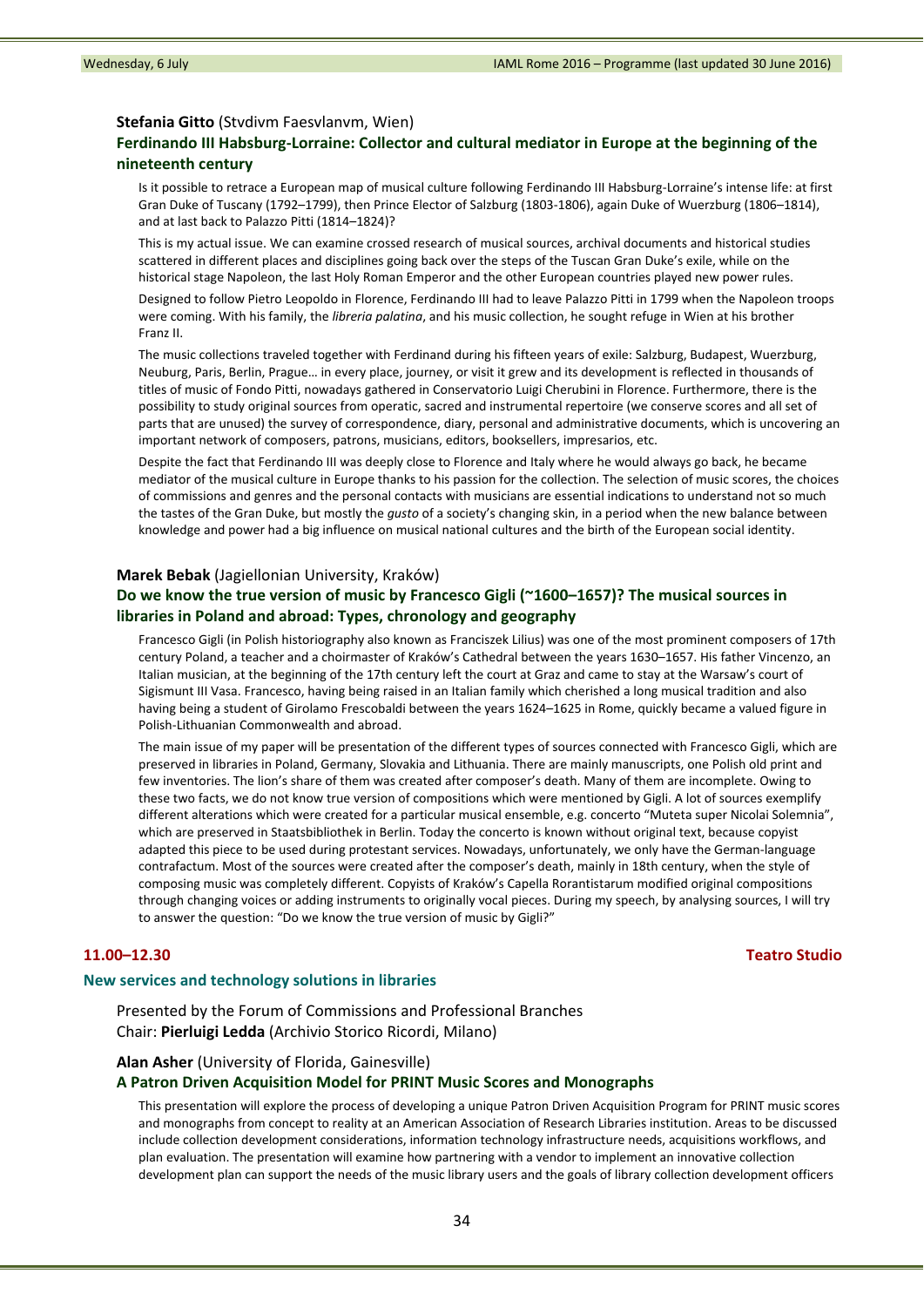**Stefania Gitto** (Stvdivm Faesvlanvm, Wien)

### Ferdinando III Habsburg-Lorraine: Collector and cultural mediator in Europe at the beginning of the nineteenth century

Is it possible to retrace a European map of musical culture following Ferdinando III Habsburg-Lorraine's intense life: at first Gran Duke of Tuscany (1792–1799), then Prince Elector of Salzburg (1803-1806), again Duke of Wuerzburg (1806–1814), and at last back to Palazzo Pitti (1814–1824)?

This is my actual issue. We can examine crossed research of musical sources, archival documents and historical studies scattered in different places and disciplines going back over the steps of the Tuscan Gran Duke's exile, while on the historical stage Napoleon, the last Holy Roman Emperor and the other European countries played new power rules.

Designed to follow Pietro Leopoldo in Florence, Ferdinando III had to leave Palazzo Pitti in 1799 when the Napoleon troops were coming. With his family, the *libreria palatina*, and his music collection, he sought refuge in Wien at his brother Franz II.

The music collections traveled together with Ferdinand during his fifteen years of exile: Salzburg, Budapest, Wuerzburg, Neuburg, Paris, Berlin, Prague… in every place, journey, or visit it grew and its development is reflected in thousands of titles of music of Fondo Pitti, nowadays gathered in Conservatorio Luigi Cherubini in Florence. Furthermore, there is the possibility to study original sources from operatic, sacred and instrumental repertoire (we conserve scores and all set of parts that are unused) the survey of correspondence, diary, personal and administrative documents, which is uncovering an important network of composers, patrons, musicians, editors, booksellers, impresarios, etc.

Despite the fact that Ferdinando III was deeply close to Florence and Italy where he would always go back, he became mediator of the musical culture in Europe thanks to his passion for the collection. The selection of music scores, the choices of commissions and genres and the personal contacts with musicians are essential indications to understand not so much the tastes of the Gran Duke, but mostly the *gusto* of a society's changing skin, in a period when the new balance between knowledge and power had a big influence on musical national cultures and the birth of the European social identity.

**Marek Bebak** (Jagiellonian University, Kraków)

### Do we know the true version of music by Francesco Gigli (~1600–1657)? The musical sources in libraries in Poland and abroad: Types, chronology and geography

Francesco Gigli (in Polish historiography also known as Franciszek Lilius) was one of the most prominent composers of 17th century Poland, a teacher and a choirmaster of Kraków's Cathedral between the years 1630–1657. His father Vincenzo, an Italian musician, at the beginning of the 17th century left the court at Graz and came to stay at the Warsaw's court of Sigismunt III Vasa. Francesco, having been raised in an Italian family which cherished a long musical tradition and also having being a student of Girolamo Frescobaldi between the years 1624–1625 in Rome, quickly became a valued figure in Polish-Lithuanian Commonwealth and abroad.

The main issue of my paper will be presentation of the different types of sources connected with Francesco Gigli, which are preserved in libraries in Poland, Germany, Slovakia and Lithuania. There are mainly manuscripts, one Polish old print and few inventories. The lion's share of them was created after composer's death. Many of them are incomplete. Owing to these two facts, we do not know true version of compositions which were mentioned by Gigli. A lot of sources exemplify different alterations which were created for a particular musical ensemble, e.g. concerto "Muteta super Nicolai Solemnia", which are preserved in Staatsbibliothek in Berlin. Today the concerto is known without original text, because copyist adapted this piece to be used during protestant services. Nowadays, unfortunately, we only have the German-language contrafactum. Most of the sources were created after the composer's death, mainly in 18th century, when the style of composing music was completely different. Copyists of Kraków's Capella Rorantistarum modified original compositions through changing voices or adding instruments to originally vocal pieces. During my speech, by analysing sources, I will try to answer the question: "Do we know the true version of music by Gigli?"

## 11.00–12.30 Teatro Studio

## New services and technology solutions in libraries

Presented by the Forum of Commissions and Professional Branches
Chair: **Pierluigi Ledda** (Archivio Storico Ricordi, Milano)

**Alan Asher** (University of Florida, Gainesville)

### A Patron Driven Acquisition Model for PRINT Music Scores and Monographs

This presentation will explore the process of developing a unique Patron Driven Acquisition Program for PRINT music scores and monographs from concept to reality at an American Association of Research Libraries institution. Areas to be discussed include collection development considerations, information technology infrastructure needs, acquisitions workflows, and plan evaluation. The presentation will examine how partnering with a vendor to implement an innovative collection development plan can support the needs of the music library users and the goals of library collection development officers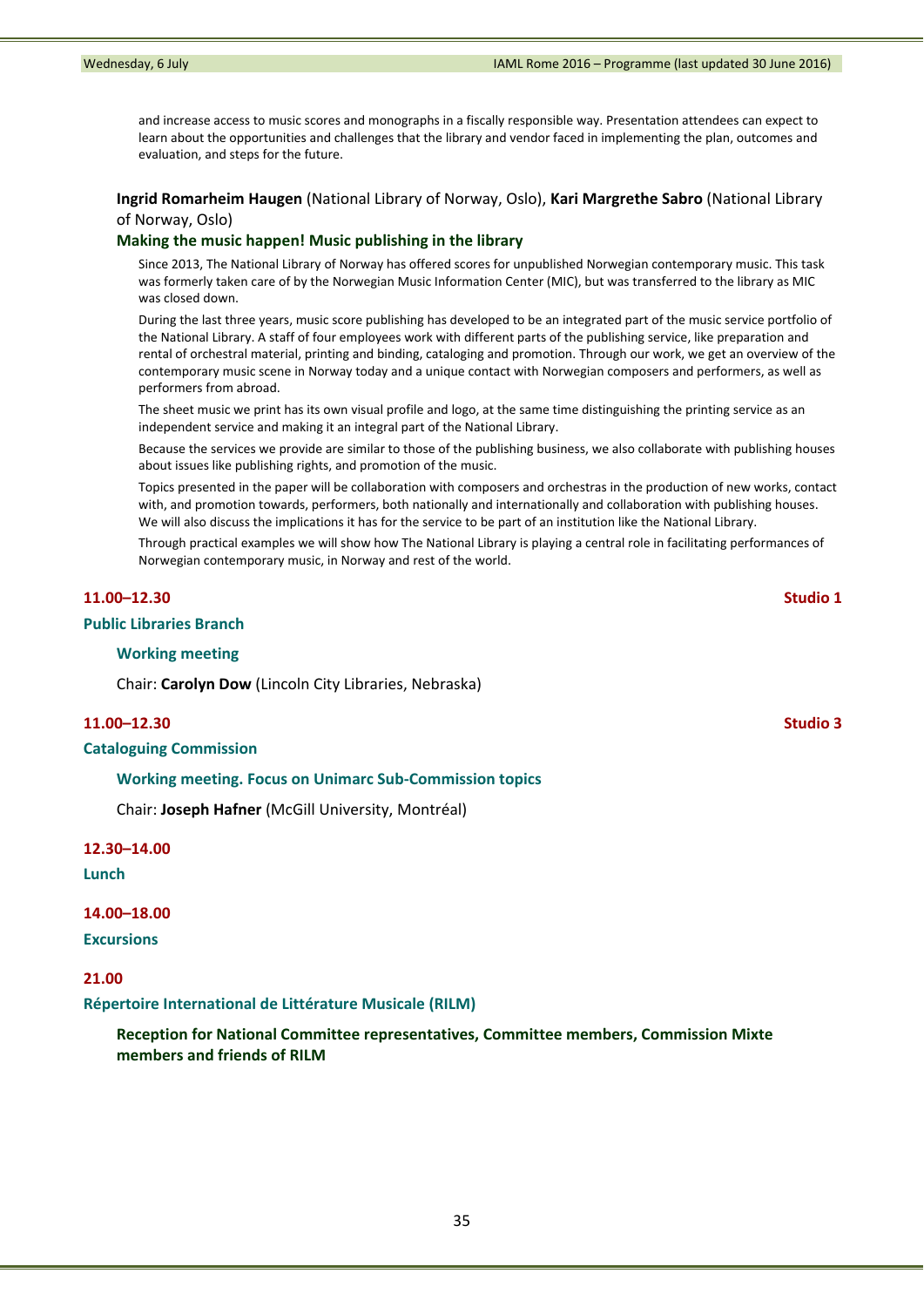and increase access to music scores and monographs in a fiscally responsible way. Presentation attendees can expect to learn about the opportunities and challenges that the library and vendor faced in implementing the plan, outcomes and evaluation, and steps for the future.

**Ingrid Romarheim Haugen** (National Library of Norway, Oslo), **Kari Margrethe Sabro** (National Library of Norway, Oslo)

**Making the music happen! Music publishing in the library**

Since 2013, The National Library of Norway has offered scores for unpublished Norwegian contemporary music. This task was formerly taken care of by the Norwegian Music Information Center (MIC), but was transferred to the library as MIC was closed down.

During the last three years, music score publishing has developed to be an integrated part of the music service portfolio of the National Library. A staff of four employees work with different parts of the publishing service, like preparation and rental of orchestral material, printing and binding, cataloging and promotion. Through our work, we get an overview of the contemporary music scene in Norway today and a unique contact with Norwegian composers and performers, as well as performers from abroad.

The sheet music we print has its own visual profile and logo, at the same time distinguishing the printing service as an independent service and making it an integral part of the National Library.

Because the services we provide are similar to those of the publishing business, we also collaborate with publishing houses about issues like publishing rights, and promotion of the music.

Topics presented in the paper will be collaboration with composers and orchestras in the production of new works, contact with, and promotion towards, performers, both nationally and internationally and collaboration with publishing houses. We will also discuss the implications it has for the service to be part of an institution like the National Library.

Through practical examples we will show how The National Library is playing a central role in facilitating performances of Norwegian contemporary music, in Norway and rest of the world.

### 11.00–12.30 — Studio 1

**Public Libraries Branch**

**Working meeting**

Chair: **Carolyn Dow** (Lincoln City Libraries, Nebraska)

### 11.00–12.30 — Studio 3

**Cataloguing Commission**

**Working meeting. Focus on Unimarc Sub-Commission topics**

Chair: **Joseph Hafner** (McGill University, Montréal)

### 12.30–14.00

**Lunch**

### 14.00–18.00

**Excursions**

### 21.00

**Répertoire International de Littérature Musicale (RILM)**

**Reception for National Committee representatives, Committee members, Commission Mixte members and friends of RILM**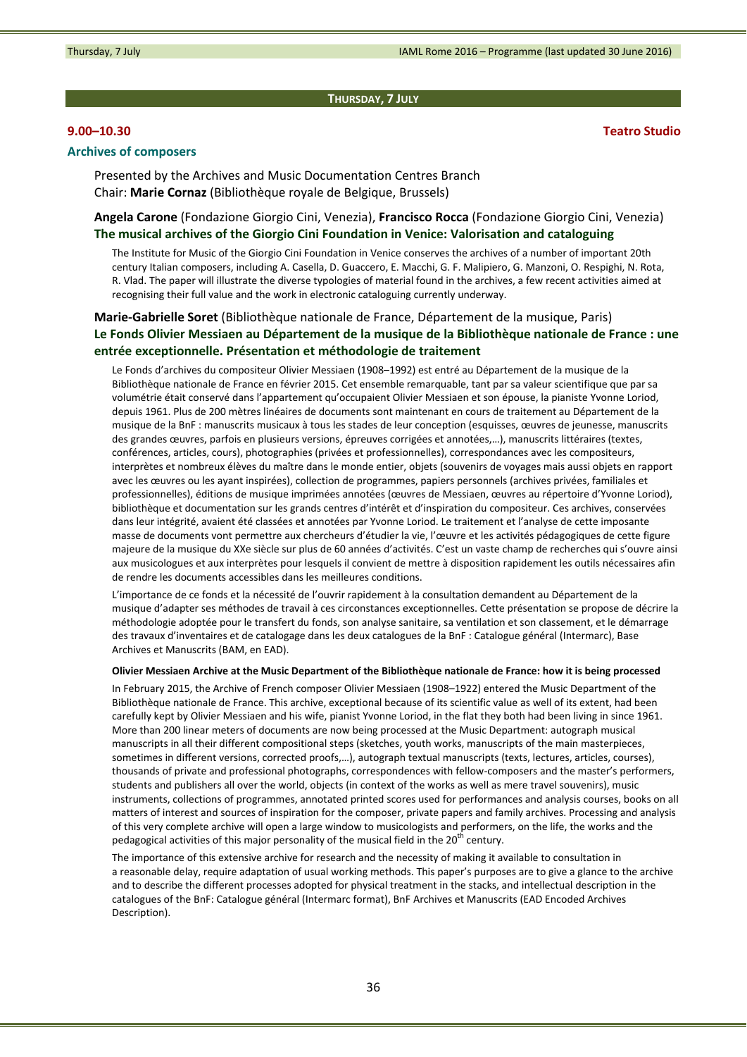## THURSDAY, 7 JULY

**9.00–10.30** **Teatro Studio**

### Archives of composers

Presented by the Archives and Music Documentation Centres Branch
Chair: **Marie Cornaz** (Bibliothèque royale de Belgique, Brussels)

**Angela Carone** (Fondazione Giorgio Cini, Venezia), **Francisco Rocca** (Fondazione Giorgio Cini, Venezia)
**The musical archives of the Giorgio Cini Foundation in Venice: Valorisation and cataloguing**

The Institute for Music of the Giorgio Cini Foundation in Venice conserves the archives of a number of important 20th century Italian composers, including A. Casella, D. Guaccero, E. Macchi, G. F. Malipiero, G. Manzoni, O. Respighi, N. Rota, R. Vlad. The paper will illustrate the diverse typologies of material found in the archives, a few recent activities aimed at recognising their full value and the work in electronic cataloguing currently underway.

**Marie-Gabrielle Soret** (Bibliothèque nationale de France, Département de la musique, Paris)
**Le Fonds Olivier Messiaen au Département de la musique de la Bibliothèque nationale de France : une entrée exceptionnelle. Présentation et méthodologie de traitement**

Le Fonds d'archives du compositeur Olivier Messiaen (1908–1992) est entré au Département de la musique de la Bibliothèque nationale de France en février 2015. Cet ensemble remarquable, tant par sa valeur scientifique que par sa volumétrie était conservé dans l'appartement qu'occupaient Olivier Messiaen et son épouse, la pianiste Yvonne Loriod, depuis 1961. Plus de 200 mètres linéaires de documents sont maintenant en cours de traitement au Département de la musique de la BnF : manuscrits musicaux à tous les stades de leur conception (esquisses, œuvres de jeunesse, manuscrits des grandes œuvres, parfois en plusieurs versions, épreuves corrigées et annotées,…), manuscrits littéraires (textes, conférences, articles, cours), photographies (privées et professionnelles), correspondances avec les compositeurs, interprètes et nombreux élèves du maître dans le monde entier, objets (souvenirs de voyages mais aussi objets en rapport avec les œuvres ou les ayant inspirées), collection de programmes, papiers personnels (archives privées, familiales et professionnelles), éditions de musique imprimées annotées (œuvres de Messiaen, œuvres au répertoire d'Yvonne Loriod), bibliothèque et documentation sur les grands centres d'intérêt et d'inspiration du compositeur. Ces archives, conservées dans leur intégrité, avaient été classées et annotées par Yvonne Loriod. Le traitement et l'analyse de cette imposante masse de documents vont permettre aux chercheurs d'étudier la vie, l'œuvre et les activités pédagogiques de cette figure majeure de la musique du XXe siècle sur plus de 60 années d'activités. C'est un vaste champ de recherches qui s'ouvre ainsi aux musicologues et aux interprètes pour lesquels il convient de mettre à disposition rapidement les outils nécessaires afin de rendre les documents accessibles dans les meilleures conditions.

L'importance de ce fonds et la nécessité de l'ouvrir rapidement à la consultation demandent au Département de la musique d'adapter ses méthodes de travail à ces circonstances exceptionnelles. Cette présentation se propose de décrire la méthodologie adoptée pour le transfert du fonds, son analyse sanitaire, sa ventilation et son classement, et le démarrage des travaux d'inventaires et de catalogage dans les deux catalogues de la BnF : Catalogue général (Intermarc), Base Archives et Manuscrits (BAM, en EAD).

**Olivier Messiaen Archive at the Music Department of the Bibliothèque nationale de France: how it is being processed**

In February 2015, the Archive of French composer Olivier Messiaen (1908–1922) entered the Music Department of the Bibliothèque nationale de France. This archive, exceptional because of its scientific value as well of its extent, had been carefully kept by Olivier Messiaen and his wife, pianist Yvonne Loriod, in the flat they both had been living in since 1961. More than 200 linear meters of documents are now being processed at the Music Department: autograph musical manuscripts in all their different compositional steps (sketches, youth works, manuscripts of the main masterpieces, sometimes in different versions, corrected proofs,…), autograph textual manuscripts (texts, lectures, articles, courses), thousands of private and professional photographs, correspondences with fellow-composers and the master's performers, students and publishers all over the world, objects (in context of the works as well as mere travel souvenirs), music instruments, collections of programmes, annotated printed scores used for performances and analysis courses, books on all matters of interest and sources of inspiration for the composer, private papers and family archives. Processing and analysis of this very complete archive will open a large window to musicologists and performers, on the life, the works and the pedagogical activities of this major personality of the musical field in the 20th century.

The importance of this extensive archive for research and the necessity of making it available to consultation in a reasonable delay, require adaptation of usual working methods. This paper's purposes are to give a glance to the archive and to describe the different processes adopted for physical treatment in the stacks, and intellectual description in the catalogues of the BnF: Catalogue général (Intermarc format), BnF Archives et Manuscrits (EAD Encoded Archives Description).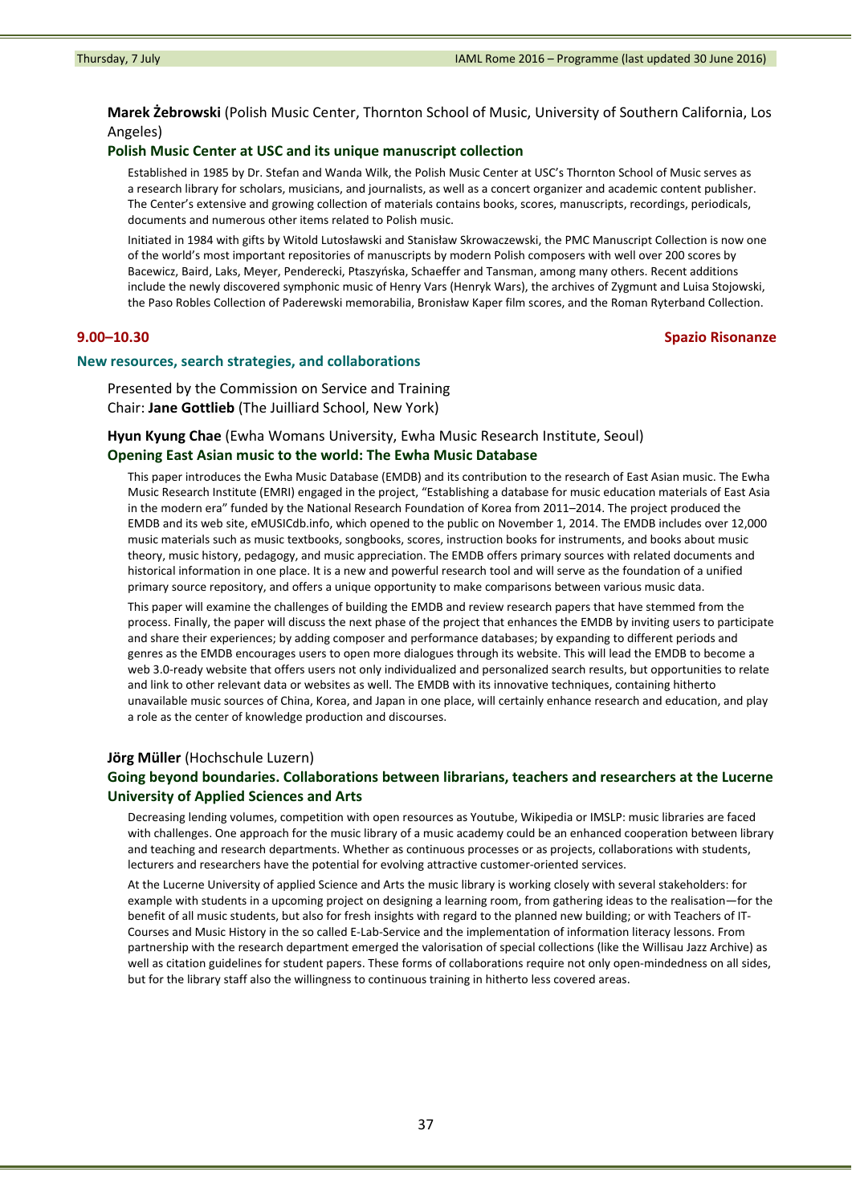**Marek Żebrowski** (Polish Music Center, Thornton School of Music, University of Southern California, Los Angeles)

### Polish Music Center at USC and its unique manuscript collection

Established in 1985 by Dr. Stefan and Wanda Wilk, the Polish Music Center at USC's Thornton School of Music serves as a research library for scholars, musicians, and journalists, as well as a concert organizer and academic content publisher. The Center's extensive and growing collection of materials contains books, scores, manuscripts, recordings, periodicals, documents and numerous other items related to Polish music.

Initiated in 1984 with gifts by Witold Lutosławski and Stanisław Skrowaczewski, the PMC Manuscript Collection is now one of the world's most important repositories of manuscripts by modern Polish composers with well over 200 scores by Bacewicz, Baird, Laks, Meyer, Penderecki, Ptaszyńska, Schaeffer and Tansman, among many others. Recent additions include the newly discovered symphonic music of Henry Vars (Henryk Wars), the archives of Zygmunt and Luisa Stojowski, the Paso Robles Collection of Paderewski memorabilia, Bronisław Kaper film scores, and the Roman Ryterband Collection.

**9.00–10.30** — **Spazio Risonanze**

## New resources, search strategies, and collaborations

Presented by the Commission on Service and Training
Chair: **Jane Gottlieb** (The Juilliard School, New York)

**Hyun Kyung Chae** (Ewha Womans University, Ewha Music Research Institute, Seoul)

### Opening East Asian music to the world: The Ewha Music Database

This paper introduces the Ewha Music Database (EMDB) and its contribution to the research of East Asian music. The Ewha Music Research Institute (EMRI) engaged in the project, "Establishing a database for music education materials of East Asia in the modern era" funded by the National Research Foundation of Korea from 2011–2014. The project produced the EMDB and its web site, eMUSICdb.info, which opened to the public on November 1, 2014. The EMDB includes over 12,000 music materials such as music textbooks, songbooks, scores, instruction books for instruments, and books about music theory, music history, pedagogy, and music appreciation. The EMDB offers primary sources with related documents and historical information in one place. It is a new and powerful research tool and will serve as the foundation of a unified primary source repository, and offers a unique opportunity to make comparisons between various music data.

This paper will examine the challenges of building the EMDB and review research papers that have stemmed from the process. Finally, the paper will discuss the next phase of the project that enhances the EMDB by inviting users to participate and share their experiences; by adding composer and performance databases; by expanding to different periods and genres as the EMDB encourages users to open more dialogues through its website. This will lead the EMDB to become a web 3.0-ready website that offers users not only individualized and personalized search results, but opportunities to relate and link to other relevant data or websites as well. The EMDB with its innovative techniques, containing hitherto unavailable music sources of China, Korea, and Japan in one place, will certainly enhance research and education, and play a role as the center of knowledge production and discourses.

**Jörg Müller** (Hochschule Luzern)

### Going beyond boundaries. Collaborations between librarians, teachers and researchers at the Lucerne University of Applied Sciences and Arts

Decreasing lending volumes, competition with open resources as Youtube, Wikipedia or IMSLP: music libraries are faced with challenges. One approach for the music library of a music academy could be an enhanced cooperation between library and teaching and research departments. Whether as continuous processes or as projects, collaborations with students, lecturers and researchers have the potential for evolving attractive customer-oriented services.

At the Lucerne University of applied Science and Arts the music library is working closely with several stakeholders: for example with students in a upcoming project on designing a learning room, from gathering ideas to the realisation—for the benefit of all music students, but also for fresh insights with regard to the planned new building; or with Teachers of IT-Courses and Music History in the so called E-Lab-Service and the implementation of information literacy lessons. From partnership with the research department emerged the valorisation of special collections (like the Willisau Jazz Archive) as well as citation guidelines for student papers. These forms of collaborations require not only open-mindedness on all sides, but for the library staff also the willingness to continuous training in hitherto less covered areas.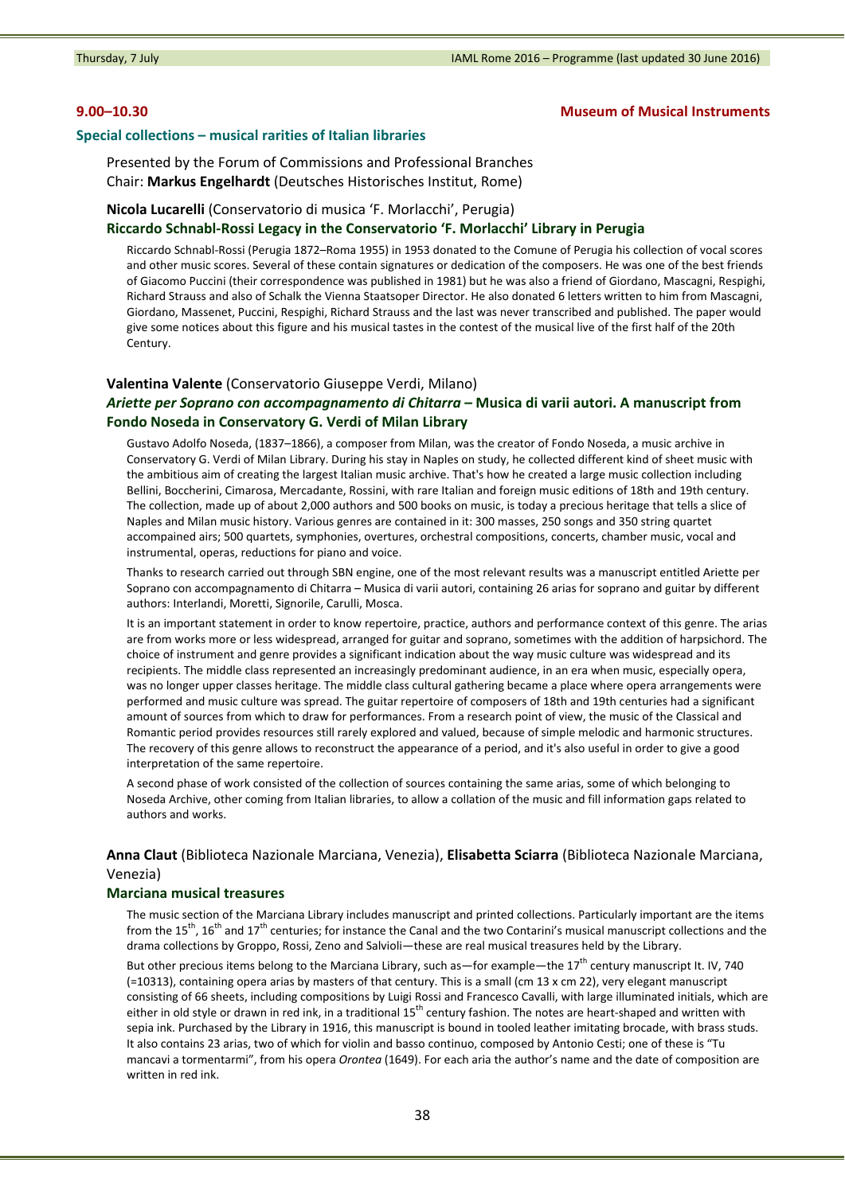**9.00–10.30** **Museum of Musical Instruments**

## Special collections – musical rarities of Italian libraries

Presented by the Forum of Commissions and Professional Branches
Chair: **Markus Engelhardt** (Deutsches Historisches Institut, Rome)

**Nicola Lucarelli** (Conservatorio di musica 'F. Morlacchi', Perugia)

### Riccardo Schnabl-Rossi Legacy in the Conservatorio 'F. Morlacchi' Library in Perugia

Riccardo Schnabl-Rossi (Perugia 1872–Roma 1955) in 1953 donated to the Comune of Perugia his collection of vocal scores and other music scores. Several of these contain signatures or dedication of the composers. He was one of the best friends of Giacomo Puccini (their correspondence was published in 1981) but he was also a friend of Giordano, Mascagni, Respighi, Richard Strauss and also of Schalk the Vienna Staatsoper Director. He also donated 6 letters written to him from Mascagni, Giordano, Massenet, Puccini, Respighi, Richard Strauss and the last was never transcribed and published. The paper would give some notices about this figure and his musical tastes in the contest of the musical live of the first half of the 20th Century.

**Valentina Valente** (Conservatorio Giuseppe Verdi, Milano)

### *Ariette per Soprano con accompagnamento di Chitarra* – Musica di varii autori. A manuscript from Fondo Noseda in Conservatory G. Verdi of Milan Library

Gustavo Adolfo Noseda, (1837–1866), a composer from Milan, was the creator of Fondo Noseda, a music archive in Conservatory G. Verdi of Milan Library. During his stay in Naples on study, he collected different kind of sheet music with the ambitious aim of creating the largest Italian music archive. That's how he created a large music collection including Bellini, Boccherini, Cimarosa, Mercadante, Rossini, with rare Italian and foreign music editions of 18th and 19th century. The collection, made up of about 2,000 authors and 500 books on music, is today a precious heritage that tells a slice of Naples and Milan music history. Various genres are contained in it: 300 masses, 250 songs and 350 string quartet accompained airs; 500 quartets, symphonies, overtures, orchestral compositions, concerts, chamber music, vocal and instrumental, operas, reductions for piano and voice.

Thanks to research carried out through SBN engine, one of the most relevant results was a manuscript entitled Ariette per Soprano con accompagnamento di Chitarra – Musica di varii autori, containing 26 arias for soprano and guitar by different authors: Interlandi, Moretti, Signorile, Carulli, Mosca.

It is an important statement in order to know repertoire, practice, authors and performance context of this genre. The arias are from works more or less widespread, arranged for guitar and soprano, sometimes with the addition of harpsichord. The choice of instrument and genre provides a significant indication about the way music culture was widespread and its recipients. The middle class represented an increasingly predominant audience, in an era when music, especially opera, was no longer upper classes heritage. The middle class cultural gathering became a place where opera arrangements were performed and music culture was spread. The guitar repertoire of composers of 18th and 19th centuries had a significant amount of sources from which to draw for performances. From a research point of view, the music of the Classical and Romantic period provides resources still rarely explored and valued, because of simple melodic and harmonic structures. The recovery of this genre allows to reconstruct the appearance of a period, and it's also useful in order to give a good interpretation of the same repertoire.

A second phase of work consisted of the collection of sources containing the same arias, some of which belonging to Noseda Archive, other coming from Italian libraries, to allow a collation of the music and fill information gaps related to authors and works.

**Anna Claut** (Biblioteca Nazionale Marciana, Venezia), **Elisabetta Sciarra** (Biblioteca Nazionale Marciana, Venezia)

### Marciana musical treasures

The music section of the Marciana Library includes manuscript and printed collections. Particularly important are the items from the 15th, 16th and 17th centuries; for instance the Canal and the two Contarini's musical manuscript collections and the drama collections by Groppo, Rossi, Zeno and Salvioli—these are real musical treasures held by the Library.

But other precious items belong to the Marciana Library, such as—for example—the 17th century manuscript It. IV, 740 (=10313), containing opera arias by masters of that century. This is a small (cm 13 x cm 22), very elegant manuscript consisting of 66 sheets, including compositions by Luigi Rossi and Francesco Cavalli, with large illuminated initials, which are either in old style or drawn in red ink, in a traditional 15th century fashion. The notes are heart-shaped and written with sepia ink. Purchased by the Library in 1916, this manuscript is bound in tooled leather imitating brocade, with brass studs. It also contains 23 arias, two of which for violin and basso continuo, composed by Antonio Cesti; one of these is "Tu mancavi a tormentarmi", from his opera *Orontea* (1649). For each aria the author's name and the date of composition are written in red ink.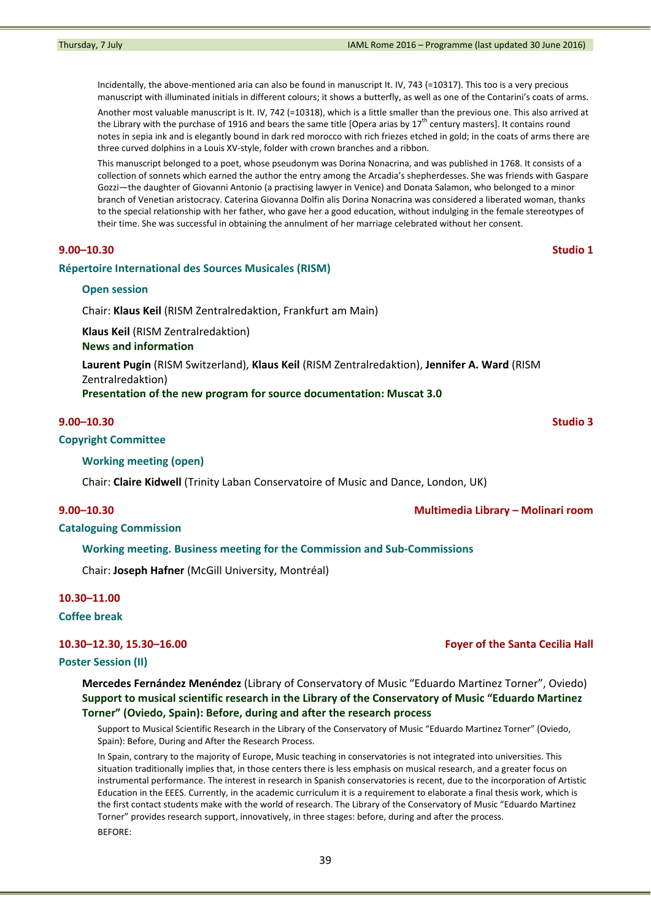Incidentally, the above-mentioned aria can also be found in manuscript It. IV, 743 (=10317). This too is a very precious manuscript with illuminated initials in different colours; it shows a butterfly, as well as one of the Contarini's coats of arms.

Another most valuable manuscript is It. IV, 742 (=10318), which is a little smaller than the previous one. This also arrived at the Library with the purchase of 1916 and bears the same title [Opera arias by 17th century masters]. It contains round notes in sepia ink and is elegantly bound in dark red morocco with rich friezes etched in gold; in the coats of arms there are three curved dolphins in a Louis XV-style, folder with crown branches and a ribbon.

This manuscript belonged to a poet, whose pseudonym was Dorina Nonacrina, and was published in 1768. It consists of a collection of sonnets which earned the author the entry among the Arcadia's shepherdesses. She was friends with Gaspare Gozzi—the daughter of Giovanni Antonio (a practising lawyer in Venice) and Donata Salamon, who belonged to a minor branch of Venetian aristocracy. Caterina Giovanna Dolfin alis Dorina Nonacrina was considered a liberated woman, thanks to the special relationship with her father, who gave her a good education, without indulging in the female stereotypes of their time. She was successful in obtaining the annulment of her marriage celebrated without her consent.

**9.00–10.30** **Studio 1**

## Répertoire International des Sources Musicales (RISM)

### Open session

Chair: **Klaus Keil** (RISM Zentralredaktion, Frankfurt am Main)

**Klaus Keil** (RISM Zentralredaktion)
**News and information**

**Laurent Pugin** (RISM Switzerland), **Klaus Keil** (RISM Zentralredaktion), **Jennifer A. Ward** (RISM Zentralredaktion)
**Presentation of the new program for source documentation: Muscat 3.0**

**9.00–10.30** **Studio 3**

## Copyright Committee

### Working meeting (open)

Chair: **Claire Kidwell** (Trinity Laban Conservatoire of Music and Dance, London, UK)

**9.00–10.30** **Multimedia Library – Molinari room**

## Cataloguing Commission

### Working meeting. Business meeting for the Commission and Sub-Commissions

Chair: **Joseph Hafner** (McGill University, Montréal)

**10.30–11.00**

## Coffee break

**10.30–12.30, 15.30–16.00** **Foyer of the Santa Cecilia Hall**

## Poster Session (II)

**Mercedes Fernández Menéndez** (Library of Conservatory of Music "Eduardo Martinez Torner", Oviedo)
**Support to musical scientific research in the Library of the Conservatory of Music "Eduardo Martinez Torner" (Oviedo, Spain): Before, during and after the research process**

Support to Musical Scientific Research in the Library of the Conservatory of Music "Eduardo Martinez Torner" (Oviedo, Spain): Before, During and After the Research Process.

In Spain, contrary to the majority of Europe, Music teaching in conservatories is not integrated into universities. This situation traditionally implies that, in those centers there is less emphasis on musical research, and a greater focus on instrumental performance. The interest in research in Spanish conservatories is recent, due to the incorporation of Artistic Education in the EEES. Currently, in the academic curriculum it is a requirement to elaborate a final thesis work, which is the first contact students make with the world of research. The Library of the Conservatory of Music "Eduardo Martinez Torner" provides research support, innovatively, in three stages: before, during and after the process.

BEFORE: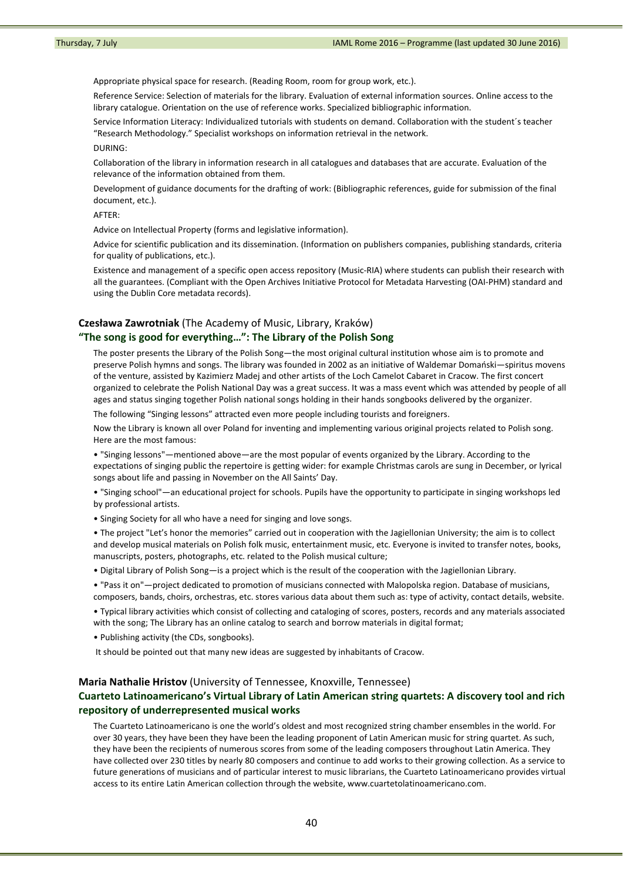Appropriate physical space for research. (Reading Room, room for group work, etc.).

Reference Service: Selection of materials for the library. Evaluation of external information sources. Online access to the library catalogue. Orientation on the use of reference works. Specialized bibliographic information.

Service Information Literacy: Individualized tutorials with students on demand. Collaboration with the student´s teacher "Research Methodology." Specialist workshops on information retrieval in the network.

DURING:

Collaboration of the library in information research in all catalogues and databases that are accurate. Evaluation of the relevance of the information obtained from them.

Development of guidance documents for the drafting of work: (Bibliographic references, guide for submission of the final document, etc.).

AFTER:

Advice on Intellectual Property (forms and legislative information).

Advice for scientific publication and its dissemination. (Information on publishers companies, publishing standards, criteria for quality of publications, etc.).

Existence and management of a specific open access repository (Music-RIA) where students can publish their research with all the guarantees. (Compliant with the Open Archives Initiative Protocol for Metadata Harvesting (OAI-PHM) standard and using the Dublin Core metadata records).

**Czesława Zawrotniak** (The Academy of Music, Library, Kraków)

### "The song is good for everything…": The Library of the Polish Song

The poster presents the Library of the Polish Song—the most original cultural institution whose aim is to promote and preserve Polish hymns and songs. The library was founded in 2002 as an initiative of Waldemar Domański—spiritus movens of the venture, assisted by Kazimierz Madej and other artists of the Loch Camelot Cabaret in Cracow. The first concert organized to celebrate the Polish National Day was a great success. It was a mass event which was attended by people of all ages and status singing together Polish national songs holding in their hands songbooks delivered by the organizer.

The following "Singing lessons" attracted even more people including tourists and foreigners.

Now the Library is known all over Poland for inventing and implementing various original projects related to Polish song. Here are the most famous:

- "Singing lessons"—mentioned above—are the most popular of events organized by the Library. According to the expectations of singing public the repertoire is getting wider: for example Christmas carols are sung in December, or lyrical songs about life and passing in November on the All Saints' Day.
- "Singing school"—an educational project for schools. Pupils have the opportunity to participate in singing workshops led by professional artists.
- Singing Society for all who have a need for singing and love songs.
- The project "Let's honor the memories" carried out in cooperation with the Jagiellonian University; the aim is to collect and develop musical materials on Polish folk music, entertainment music, etc. Everyone is invited to transfer notes, books, manuscripts, posters, photographs, etc. related to the Polish musical culture;
- Digital Library of Polish Song—is a project which is the result of the cooperation with the Jagiellonian Library.
- "Pass it on"—project dedicated to promotion of musicians connected with Malopolska region. Database of musicians, composers, bands, choirs, orchestras, etc. stores various data about them such as: type of activity, contact details, website.
- Typical library activities which consist of collecting and cataloging of scores, posters, records and any materials associated with the song; The Library has an online catalog to search and borrow materials in digital format;
- Publishing activity (the CDs, songbooks).

It should be pointed out that many new ideas are suggested by inhabitants of Cracow.

**Maria Nathalie Hristov** (University of Tennessee, Knoxville, Tennessee)

### Cuarteto Latinoamericano's Virtual Library of Latin American string quartets: A discovery tool and rich repository of underrepresented musical works

The Cuarteto Latinoamericano is one the world's oldest and most recognized string chamber ensembles in the world. For over 30 years, they have been they have been the leading proponent of Latin American music for string quartet. As such, they have been the recipients of numerous scores from some of the leading composers throughout Latin America. They have collected over 230 titles by nearly 80 composers and continue to add works to their growing collection. As a service to future generations of musicians and of particular interest to music librarians, the Cuarteto Latinoamericano provides virtual access to its entire Latin American collection through the website, www.cuartetolatinoamericano.com.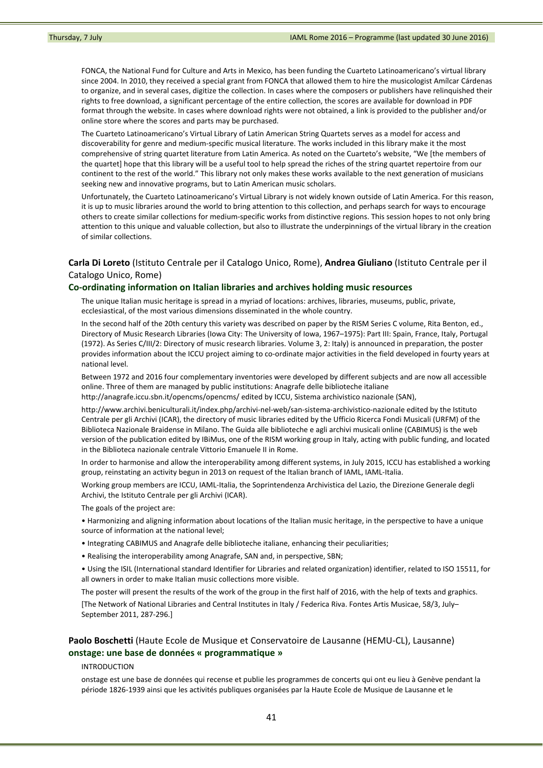FONCA, the National Fund for Culture and Arts in Mexico, has been funding the Cuarteto Latinoamericano's virtual library since 2004. In 2010, they received a special grant from FONCA that allowed them to hire the musicologist Amílcar Cárdenas to organize, and in several cases, digitize the collection. In cases where the composers or publishers have relinquished their rights to free download, a significant percentage of the entire collection, the scores are available for download in PDF format through the website. In cases where download rights were not obtained, a link is provided to the publisher and/or online store where the scores and parts may be purchased.

The Cuarteto Latinoamericano's Virtual Library of Latin American String Quartets serves as a model for access and discoverability for genre and medium-specific musical literature. The works included in this library make it the most comprehensive of string quartet literature from Latin America. As noted on the Cuarteto's website, "We [the members of the quartet] hope that this library will be a useful tool to help spread the riches of the string quartet repertoire from our continent to the rest of the world." This library not only makes these works available to the next generation of musicians seeking new and innovative programs, but to Latin American music scholars.

Unfortunately, the Cuarteto Latinoamericano's Virtual Library is not widely known outside of Latin America. For this reason, it is up to music libraries around the world to bring attention to this collection, and perhaps search for ways to encourage others to create similar collections for medium-specific works from distinctive regions. This session hopes to not only bring attention to this unique and valuable collection, but also to illustrate the underpinnings of the virtual library in the creation of similar collections.

**Carla Di Loreto** (Istituto Centrale per il Catalogo Unico, Rome), **Andrea Giuliano** (Istituto Centrale per il Catalogo Unico, Rome)

### Co-ordinating information on Italian libraries and archives holding music resources

The unique Italian music heritage is spread in a myriad of locations: archives, libraries, museums, public, private, ecclesiastical, of the most various dimensions disseminated in the whole country.

In the second half of the 20th century this variety was described on paper by the RISM Series C volume, Rita Benton, ed., Directory of Music Research Libraries (Iowa City: The University of Iowa, 1967–1975): Part III: Spain, France, Italy, Portugal (1972). As Series C/III/2: Directory of music research libraries. Volume 3, 2: Italy) is announced in preparation, the poster provides information about the ICCU project aiming to co-ordinate major activities in the field developed in fourty years at national level.

Between 1972 and 2016 four complementary inventories were developed by different subjects and are now all accessible online. Three of them are managed by public institutions: Anagrafe delle biblioteche italiane http://anagrafe.iccu.sbn.it/opencms/opencms/ edited by ICCU, Sistema archivistico nazionale (SAN),

http://www.archivi.beniculturali.it/index.php/archivi-nel-web/san-sistema-archivistico-nazionale edited by the Istituto Centrale per gli Archivi (ICAR), the directory of music libraries edited by the Ufficio Ricerca Fondi Musicali (URFM) of the Biblioteca Nazionale Braidense in Milano. The Guida alle biblioteche e agli archivi musicali online (CABIMUS) is the web version of the publication edited by IBiMus, one of the RISM working group in Italy, acting with public funding, and located in the Biblioteca nazionale centrale Vittorio Emanuele II in Rome.

In order to harmonise and allow the interoperability among different systems, in July 2015, ICCU has established a working group, reinstating an activity begun in 2013 on request of the Italian branch of IAML, IAML-Italia.

Working group members are ICCU, IAML-Italia, the Soprintendenza Archivistica del Lazio, the Direzione Generale degli Archivi, the Istituto Centrale per gli Archivi (ICAR).

The goals of the project are:

- Harmonizing and aligning information about locations of the Italian music heritage, in the perspective to have a unique source of information at the national level;
- Integrating CABIMUS and Anagrafe delle biblioteche italiane, enhancing their peculiarities;
- Realising the interoperability among Anagrafe, SAN and, in perspective, SBN;
- Using the ISIL (International standard Identifier for Libraries and related organization) identifier, related to ISO 15511, for all owners in order to make Italian music collections more visible.

The poster will present the results of the work of the group in the first half of 2016, with the help of texts and graphics.

[The Network of National Libraries and Central Institutes in Italy / Federica Riva. Fontes Artis Musicae, 58/3, July–September 2011, 287-296.]

**Paolo Boschetti** (Haute Ecole de Musique et Conservatoire de Lausanne (HEMU-CL), Lausanne)

### onstage: une base de données « programmatique »

INTRODUCTION

onstage est une base de données qui recense et publie les programmes de concerts qui ont eu lieu à Genève pendant la période 1826-1939 ainsi que les activités publiques organisées par la Haute Ecole de Musique de Lausanne et le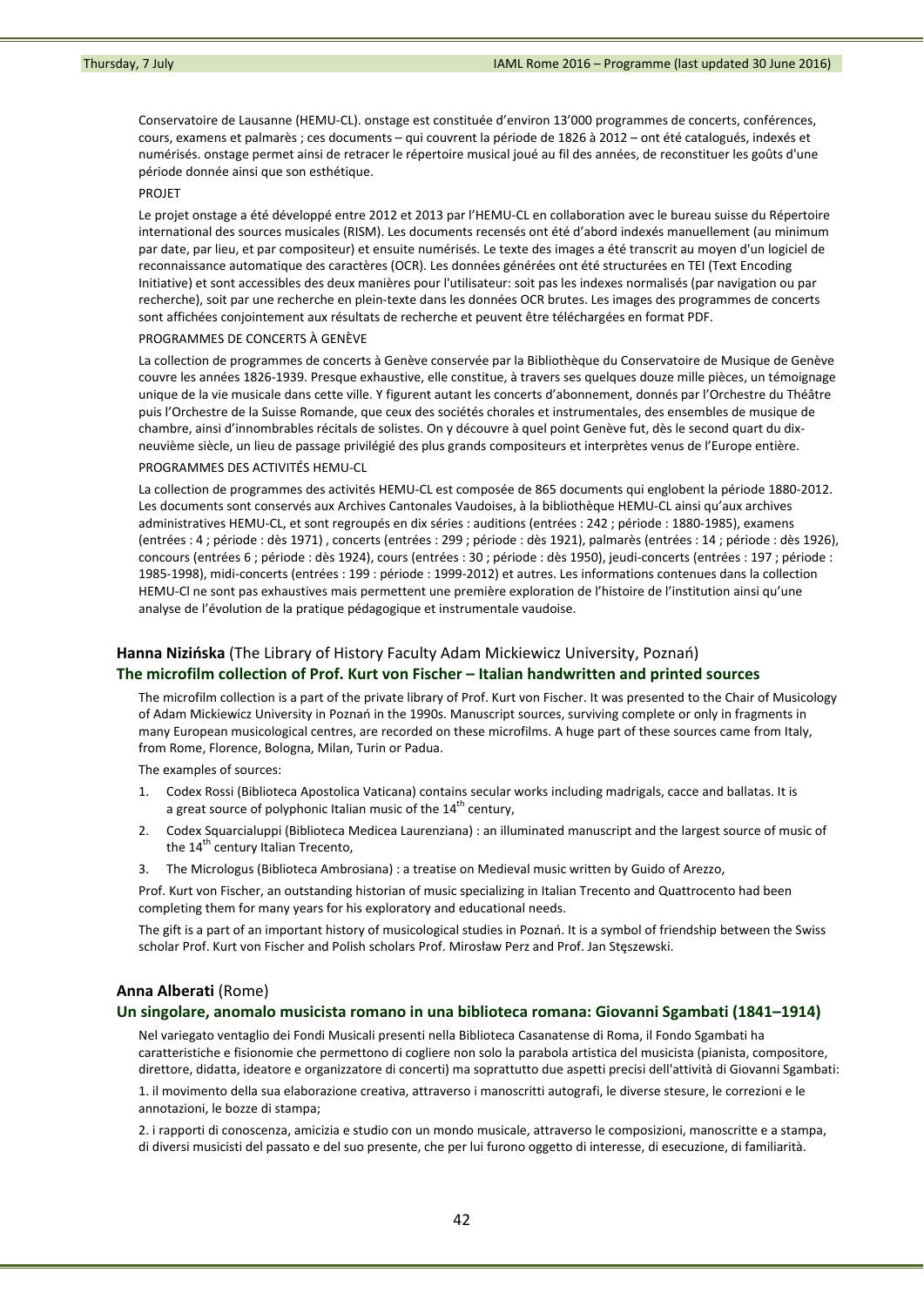Conservatoire de Lausanne (HEMU-CL). onstage est constituée d'environ 13'000 programmes de concerts, conférences, cours, examens et palmarès ; ces documents – qui couvrent la période de 1826 à 2012 – ont été catalogués, indexés et numérisés. onstage permet ainsi de retracer le répertoire musical joué au fil des années, de reconstituer les goûts d'une période donnée ainsi que son esthétique.

PROJET

Le projet onstage a été développé entre 2012 et 2013 par l'HEMU-CL en collaboration avec le bureau suisse du Répertoire international des sources musicales (RISM). Les documents recensés ont été d'abord indexés manuellement (au minimum par date, par lieu, et par compositeur) et ensuite numérisés. Le texte des images a été transcrit au moyen d'un logiciel de reconnaissance automatique des caractères (OCR). Les données générées ont été structurées en TEI (Text Encoding Initiative) et sont accessibles des deux manières pour l'utilisateur: soit pas les indexes normalisés (par navigation ou par recherche), soit par une recherche en plein-texte dans les données OCR brutes. Les images des programmes de concerts sont affichées conjointement aux résultats de recherche et peuvent être téléchargées en format PDF.

PROGRAMMES DE CONCERTS À GENÈVE

La collection de programmes de concerts à Genève conservée par la Bibliothèque du Conservatoire de Musique de Genève couvre les années 1826-1939. Presque exhaustive, elle constitue, à travers ses quelques douze mille pièces, un témoignage unique de la vie musicale dans cette ville. Y figurent autant les concerts d'abonnement, donnés par l'Orchestre du Théâtre puis l'Orchestre de la Suisse Romande, que ceux des sociétés chorales et instrumentales, des ensembles de musique de chambre, ainsi d'innombrables récitals de solistes. On y découvre à quel point Genève fut, dès le second quart du dix-neuvième siècle, un lieu de passage privilégié des plus grands compositeurs et interprètes venus de l'Europe entière.

PROGRAMMES DES ACTIVITÉS HEMU-CL

La collection de programmes des activités HEMU-CL est composée de 865 documents qui englobent la période 1880-2012. Les documents sont conservés aux Archives Cantonales Vaudoises, à la bibliothèque HEMU-CL ainsi qu'aux archives administratives HEMU-CL, et sont regroupés en dix séries : auditions (entrées : 242 ; période : 1880-1985), examens (entrées : 4 ; période : dès 1971) , concerts (entrées : 299 ; période : dès 1921), palmarès (entrées : 14 ; période : dès 1926), concours (entrées 6 ; période : dès 1924), cours (entrées : 30 ; période : dès 1950), jeudi-concerts (entrées : 197 ; période : 1985-1998), midi-concerts (entrées : 199 : période : 1999-2012) et autres. Les informations contenues dans la collection HEMU-Cl ne sont pas exhaustives mais permettent une première exploration de l'histoire de l'institution ainsi qu'une analyse de l'évolution de la pratique pédagogique et instrumentale vaudoise.

**Hanna Nizińska** (The Library of History Faculty Adam Mickiewicz University, Poznań)

### The microfilm collection of Prof. Kurt von Fischer – Italian handwritten and printed sources

The microfilm collection is a part of the private library of Prof. Kurt von Fischer. It was presented to the Chair of Musicology of Adam Mickiewicz University in Poznań in the 1990s. Manuscript sources, surviving complete or only in fragments in many European musicological centres, are recorded on these microfilms. A huge part of these sources came from Italy, from Rome, Florence, Bologna, Milan, Turin or Padua.

The examples of sources:

1. Codex Rossi (Biblioteca Apostolica Vaticana) contains secular works including madrigals, cacce and ballatas. It is a great source of polyphonic Italian music of the 14th century,
2. Codex Squarcialuppi (Biblioteca Medicea Laurenziana) : an illuminated manuscript and the largest source of music of the 14th century Italian Trecento,
3. The Micrologus (Biblioteca Ambrosiana) : a treatise on Medieval music written by Guido of Arezzo,

Prof. Kurt von Fischer, an outstanding historian of music specializing in Italian Trecento and Quattrocento had been completing them for many years for his exploratory and educational needs.

The gift is a part of an important history of musicological studies in Poznań. It is a symbol of friendship between the Swiss scholar Prof. Kurt von Fischer and Polish scholars Prof. Mirosław Perz and Prof. Jan Stęszewski.

**Anna Alberati** (Rome)

### Un singolare, anomalo musicista romano in una biblioteca romana: Giovanni Sgambati (1841–1914)

Nel variegato ventaglio dei Fondi Musicali presenti nella Biblioteca Casanatense di Roma, il Fondo Sgambati ha caratteristiche e fisionomie che permettono di cogliere non solo la parabola artistica del musicista (pianista, compositore, direttore, didatta, ideatore e organizzatore di concerti) ma soprattutto due aspetti precisi dell'attività di Giovanni Sgambati:

1. il movimento della sua elaborazione creativa, attraverso i manoscritti autografi, le diverse stesure, le correzioni e le annotazioni, le bozze di stampa;

2. i rapporti di conoscenza, amicizia e studio con un mondo musicale, attraverso le composizioni, manoscritte e a stampa, di diversi musicisti del passato e del suo presente, che per lui furono oggetto di interesse, di esecuzione, di familiarità.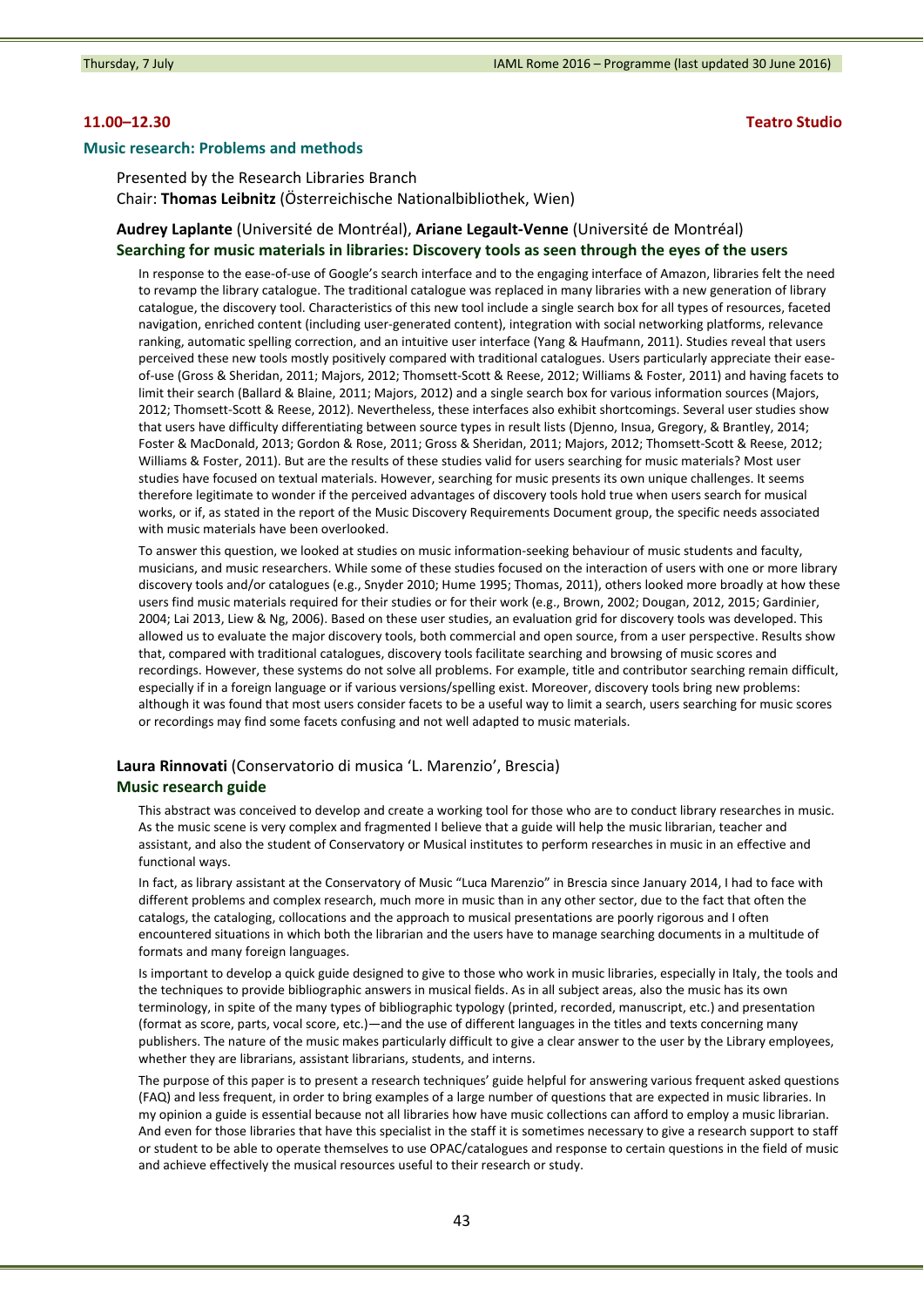**11.00–12.30** **Teatro Studio**

### Music research: Problems and methods

Presented by the Research Libraries Branch
Chair: **Thomas Leibnitz** (Österreichische Nationalbibliothek, Wien)

**Audrey Laplante** (Université de Montréal), **Ariane Legault-Venne** (Université de Montréal)
**Searching for music materials in libraries: Discovery tools as seen through the eyes of the users**

In response to the ease-of-use of Google's search interface and to the engaging interface of Amazon, libraries felt the need to revamp the library catalogue. The traditional catalogue was replaced in many libraries with a new generation of library catalogue, the discovery tool. Characteristics of this new tool include a single search box for all types of resources, faceted navigation, enriched content (including user-generated content), integration with social networking platforms, relevance ranking, automatic spelling correction, and an intuitive user interface (Yang & Haufmann, 2011). Studies reveal that users perceived these new tools mostly positively compared with traditional catalogues. Users particularly appreciate their ease-of-use (Gross & Sheridan, 2011; Majors, 2012; Thomsett-Scott & Reese, 2012; Williams & Foster, 2011) and having facets to limit their search (Ballard & Blaine, 2011; Majors, 2012) and a single search box for various information sources (Majors, 2012; Thomsett-Scott & Reese, 2012). Nevertheless, these interfaces also exhibit shortcomings. Several user studies show that users have difficulty differentiating between source types in result lists (Djenno, Insua, Gregory, & Brantley, 2014; Foster & MacDonald, 2013; Gordon & Rose, 2011; Gross & Sheridan, 2011; Majors, 2012; Thomsett-Scott & Reese, 2012; Williams & Foster, 2011). But are the results of these studies valid for users searching for music materials? Most user studies have focused on textual materials. However, searching for music presents its own unique challenges. It seems therefore legitimate to wonder if the perceived advantages of discovery tools hold true when users search for musical works, or if, as stated in the report of the Music Discovery Requirements Document group, the specific needs associated with music materials have been overlooked.

To answer this question, we looked at studies on music information-seeking behaviour of music students and faculty, musicians, and music researchers. While some of these studies focused on the interaction of users with one or more library discovery tools and/or catalogues (e.g., Snyder 2010; Hume 1995; Thomas, 2011), others looked more broadly at how these users find music materials required for their studies or for their work (e.g., Brown, 2002; Dougan, 2012, 2015; Gardinier, 2004; Lai 2013, Liew & Ng, 2006). Based on these user studies, an evaluation grid for discovery tools was developed. This allowed us to evaluate the major discovery tools, both commercial and open source, from a user perspective. Results show that, compared with traditional catalogues, discovery tools facilitate searching and browsing of music scores and recordings. However, these systems do not solve all problems. For example, title and contributor searching remain difficult, especially if in a foreign language or if various versions/spelling exist. Moreover, discovery tools bring new problems: although it was found that most users consider facets to be a useful way to limit a search, users searching for music scores or recordings may find some facets confusing and not well adapted to music materials.

**Laura Rinnovati** (Conservatorio di musica 'L. Marenzio', Brescia)
**Music research guide**

This abstract was conceived to develop and create a working tool for those who are to conduct library researches in music. As the music scene is very complex and fragmented I believe that a guide will help the music librarian, teacher and assistant, and also the student of Conservatory or Musical institutes to perform researches in music in an effective and functional ways.

In fact, as library assistant at the Conservatory of Music "Luca Marenzio" in Brescia since January 2014, I had to face with different problems and complex research, much more in music than in any other sector, due to the fact that often the catalogs, the cataloging, collocations and the approach to musical presentations are poorly rigorous and I often encountered situations in which both the librarian and the users have to manage searching documents in a multitude of formats and many foreign languages.

Is important to develop a quick guide designed to give to those who work in music libraries, especially in Italy, the tools and the techniques to provide bibliographic answers in musical fields. As in all subject areas, also the music has its own terminology, in spite of the many types of bibliographic typology (printed, recorded, manuscript, etc.) and presentation (format as score, parts, vocal score, etc.)—and the use of different languages in the titles and texts concerning many publishers. The nature of the music makes particularly difficult to give a clear answer to the user by the Library employees, whether they are librarians, assistant librarians, students, and interns.

The purpose of this paper is to present a research techniques' guide helpful for answering various frequent asked questions (FAQ) and less frequent, in order to bring examples of a large number of questions that are expected in music libraries. In my opinion a guide is essential because not all libraries how have music collections can afford to employ a music librarian. And even for those libraries that have this specialist in the staff it is sometimes necessary to give a research support to staff or student to be able to operate themselves to use OPAC/catalogues and response to certain questions in the field of music and achieve effectively the musical resources useful to their research or study.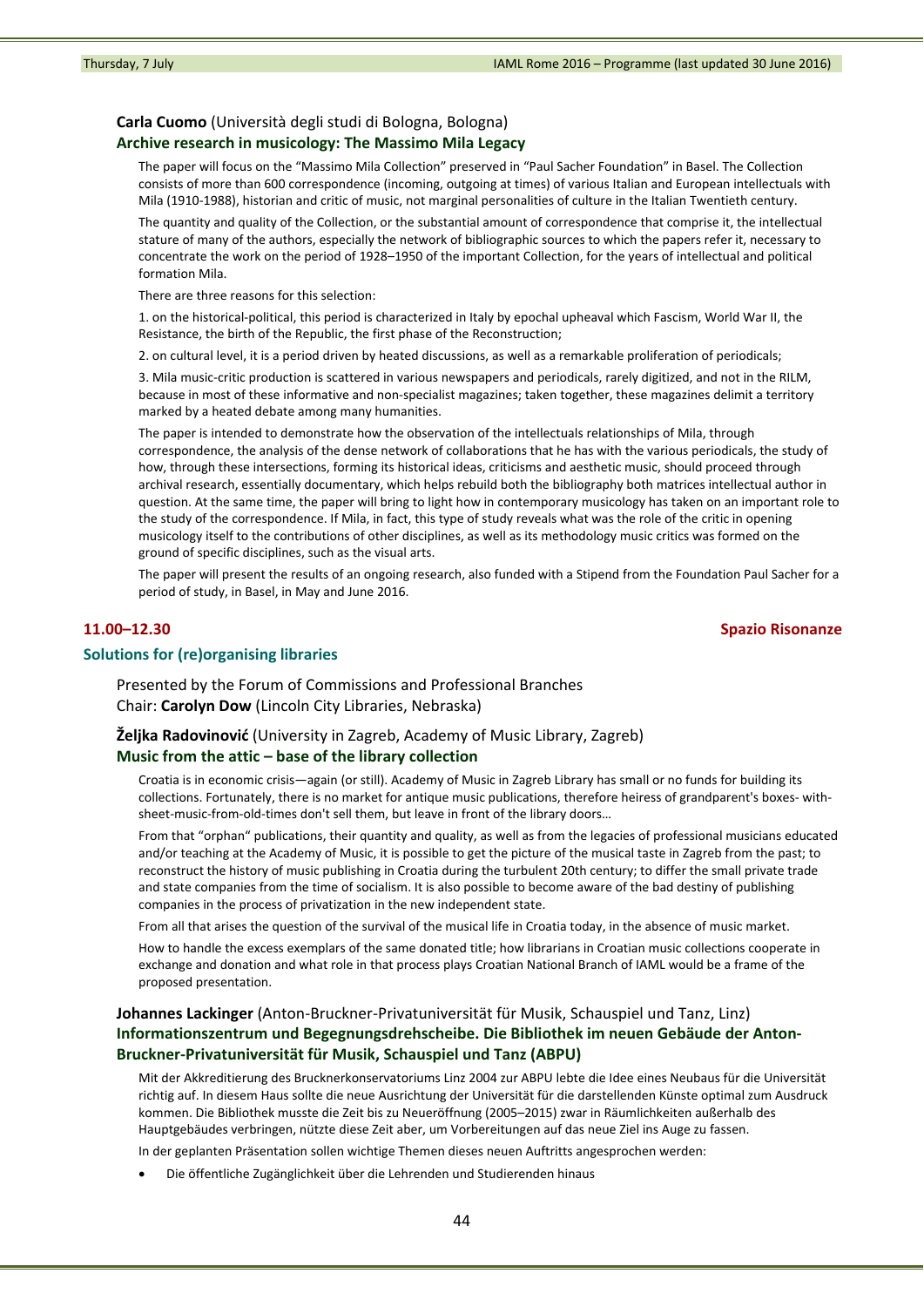**Carla Cuomo** (Università degli studi di Bologna, Bologna)

### Archive research in musicology: The Massimo Mila Legacy

The paper will focus on the "Massimo Mila Collection" preserved in "Paul Sacher Foundation" in Basel. The Collection consists of more than 600 correspondence (incoming, outgoing at times) of various Italian and European intellectuals with Mila (1910-1988), historian and critic of music, not marginal personalities of culture in the Italian Twentieth century.

The quantity and quality of the Collection, or the substantial amount of correspondence that comprise it, the intellectual stature of many of the authors, especially the network of bibliographic sources to which the papers refer it, necessary to concentrate the work on the period of 1928–1950 of the important Collection, for the years of intellectual and political formation Mila.

There are three reasons for this selection:

1. on the historical-political, this period is characterized in Italy by epochal upheaval which Fascism, World War II, the Resistance, the birth of the Republic, the first phase of the Reconstruction;

2. on cultural level, it is a period driven by heated discussions, as well as a remarkable proliferation of periodicals;

3. Mila music-critic production is scattered in various newspapers and periodicals, rarely digitized, and not in the RILM, because in most of these informative and non-specialist magazines; taken together, these magazines delimit a territory marked by a heated debate among many humanities.

The paper is intended to demonstrate how the observation of the intellectuals relationships of Mila, through correspondence, the analysis of the dense network of collaborations that he has with the various periodicals, the study of how, through these intersections, forming its historical ideas, criticisms and aesthetic music, should proceed through archival research, essentially documentary, which helps rebuild both the bibliography both matrices intellectual author in question. At the same time, the paper will bring to light how in contemporary musicology has taken on an important role to the study of the correspondence. If Mila, in fact, this type of study reveals what was the role of the critic in opening musicology itself to the contributions of other disciplines, as well as its methodology music critics was formed on the ground of specific disciplines, such as the visual arts.

The paper will present the results of an ongoing research, also funded with a Stipend from the Foundation Paul Sacher for a period of study, in Basel, in May and June 2016.

**11.00–12.30** **Spazio Risonanze**

## Solutions for (re)organising libraries

Presented by the Forum of Commissions and Professional Branches
Chair: **Carolyn Dow** (Lincoln City Libraries, Nebraska)

**Željka Radovinović** (University in Zagreb, Academy of Music Library, Zagreb)

### Music from the attic – base of the library collection

Croatia is in economic crisis—again (or still). Academy of Music in Zagreb Library has small or no funds for building its collections. Fortunately, there is no market for antique music publications, therefore heiress of grandparent's boxes-with-sheet-music-from-old-times don't sell them, but leave in front of the library doors…

From that "orphan" publications, their quantity and quality, as well as from the legacies of professional musicians educated and/or teaching at the Academy of Music, it is possible to get the picture of the musical taste in Zagreb from the past; to reconstruct the history of music publishing in Croatia during the turbulent 20th century; to differ the small private trade and state companies from the time of socialism. It is also possible to become aware of the bad destiny of publishing companies in the process of privatization in the new independent state.

From all that arises the question of the survival of the musical life in Croatia today, in the absence of music market.

How to handle the excess exemplars of the same donated title; how librarians in Croatian music collections cooperate in exchange and donation and what role in that process plays Croatian National Branch of IAML would be a frame of the proposed presentation.

**Johannes Lackinger** (Anton-Bruckner-Privatuniversität für Musik, Schauspiel und Tanz, Linz)

### Informationszentrum und Begegnungsdrehscheibe. Die Bibliothek im neuen Gebäude der Anton-Bruckner-Privatuniversität für Musik, Schauspiel und Tanz (ABPU)

Mit der Akkreditierung des Brucknerkonservatoriums Linz 2004 zur ABPU lebte die Idee eines Neubaus für die Universität richtig auf. In diesem Haus sollte die neue Ausrichtung der Universität für die darstellenden Künste optimal zum Ausdruck kommen. Die Bibliothek musste die Zeit bis zu Neueröffnung (2005–2015) zwar in Räumlichkeiten außerhalb des Hauptgebäudes verbringen, nützte diese Zeit aber, um Vorbereitungen auf das neue Ziel ins Auge zu fassen.

In der geplanten Präsentation sollen wichtige Themen dieses neuen Auftritts angesprochen werden:

- Die öffentliche Zugänglichkeit über die Lehrenden und Studierenden hinaus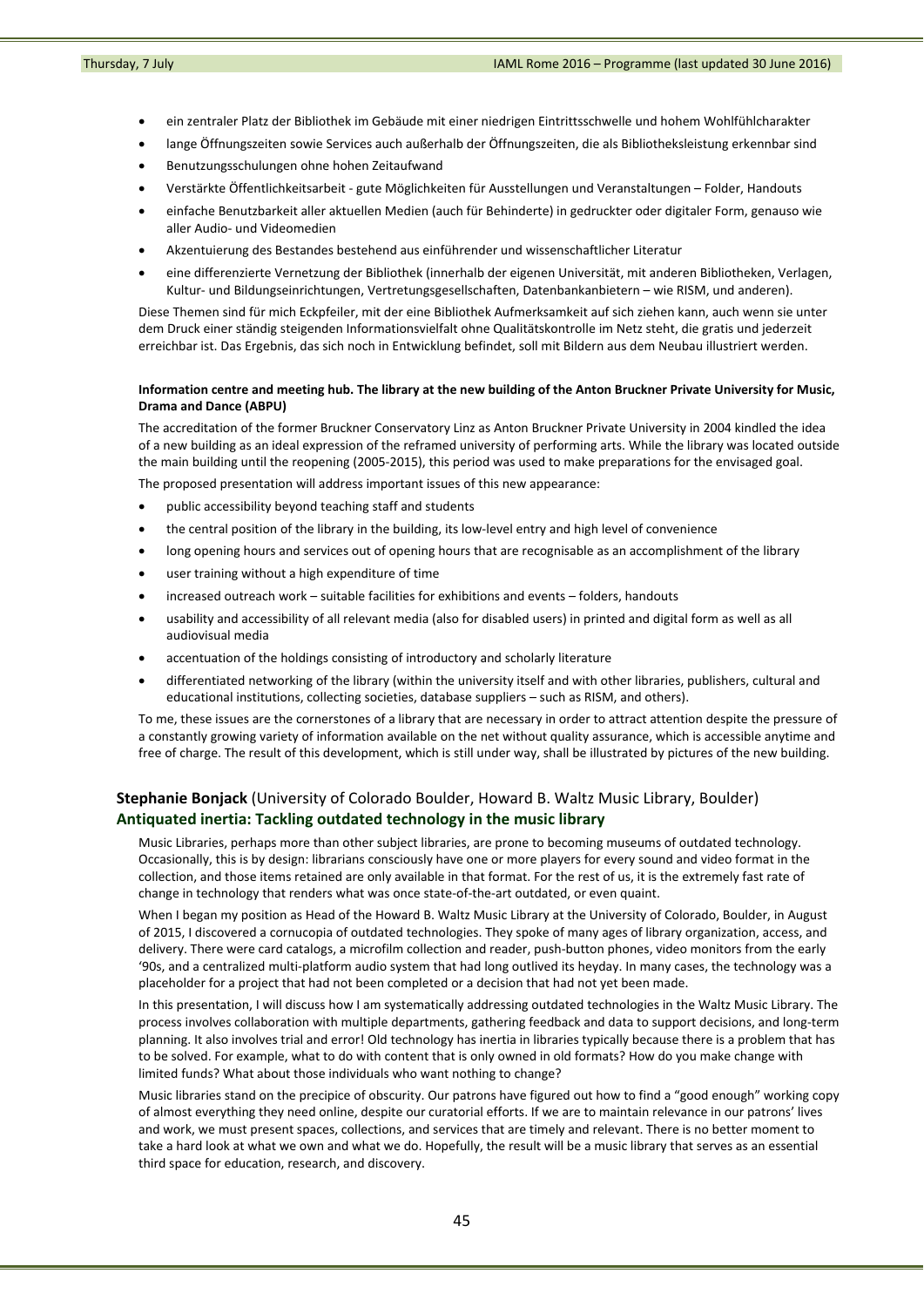- ein zentraler Platz der Bibliothek im Gebäude mit einer niedrigen Eintrittsschwelle und hohem Wohlfühlcharakter
- lange Öffnungszeiten sowie Services auch außerhalb der Öffnungszeiten, die als Bibliotheksleistung erkennbar sind
- Benutzungsschulungen ohne hohen Zeitaufwand
- Verstärkte Öffentlichkeitsarbeit - gute Möglichkeiten für Ausstellungen und Veranstaltungen – Folder, Handouts
- einfache Benutzbarkeit aller aktuellen Medien (auch für Behinderte) in gedruckter oder digitaler Form, genauso wie aller Audio- und Videomedien
- Akzentuierung des Bestandes bestehend aus einführender und wissenschaftlicher Literatur
- eine differenzierte Vernetzung der Bibliothek (innerhalb der eigenen Universität, mit anderen Bibliotheken, Verlagen, Kultur- und Bildungseinrichtungen, Vertretungsgesellschaften, Datenbankanbietern – wie RISM, und anderen).

Diese Themen sind für mich Eckpfeiler, mit der eine Bibliothek Aufmerksamkeit auf sich ziehen kann, auch wenn sie unter dem Druck einer ständig steigenden Informationsvielfalt ohne Qualitätskontrolle im Netz steht, die gratis und jederzeit erreichbar ist. Das Ergebnis, das sich noch in Entwicklung befindet, soll mit Bildern aus dem Neubau illustriert werden.

**Information centre and meeting hub. The library at the new building of the Anton Bruckner Private University for Music, Drama and Dance (ABPU)**

The accreditation of the former Bruckner Conservatory Linz as Anton Bruckner Private University in 2004 kindled the idea of a new building as an ideal expression of the reframed university of performing arts. While the library was located outside the main building until the reopening (2005-2015), this period was used to make preparations for the envisaged goal.

The proposed presentation will address important issues of this new appearance:

- public accessibility beyond teaching staff and students
- the central position of the library in the building, its low-level entry and high level of convenience
- long opening hours and services out of opening hours that are recognisable as an accomplishment of the library
- user training without a high expenditure of time
- increased outreach work – suitable facilities for exhibitions and events – folders, handouts
- usability and accessibility of all relevant media (also for disabled users) in printed and digital form as well as all audiovisual media
- accentuation of the holdings consisting of introductory and scholarly literature
- differentiated networking of the library (within the university itself and with other libraries, publishers, cultural and educational institutions, collecting societies, database suppliers – such as RISM, and others).

To me, these issues are the cornerstones of a library that are necessary in order to attract attention despite the pressure of a constantly growing variety of information available on the net without quality assurance, which is accessible anytime and free of charge. The result of this development, which is still under way, shall be illustrated by pictures of the new building.

## **Stephanie Bonjack** (University of Colorado Boulder, Howard B. Waltz Music Library, Boulder)

## Antiquated inertia: Tackling outdated technology in the music library

Music Libraries, perhaps more than other subject libraries, are prone to becoming museums of outdated technology. Occasionally, this is by design: librarians consciously have one or more players for every sound and video format in the collection, and those items retained are only available in that format. For the rest of us, it is the extremely fast rate of change in technology that renders what was once state-of-the-art outdated, or even quaint.

When I began my position as Head of the Howard B. Waltz Music Library at the University of Colorado, Boulder, in August of 2015, I discovered a cornucopia of outdated technologies. They spoke of many ages of library organization, access, and delivery. There were card catalogs, a microfilm collection and reader, push-button phones, video monitors from the early '90s, and a centralized multi-platform audio system that had long outlived its heyday. In many cases, the technology was a placeholder for a project that had not been completed or a decision that had not yet been made.

In this presentation, I will discuss how I am systematically addressing outdated technologies in the Waltz Music Library. The process involves collaboration with multiple departments, gathering feedback and data to support decisions, and long-term planning. It also involves trial and error! Old technology has inertia in libraries typically because there is a problem that has to be solved. For example, what to do with content that is only owned in old formats? How do you make change with limited funds? What about those individuals who want nothing to change?

Music libraries stand on the precipice of obscurity. Our patrons have figured out how to find a "good enough" working copy of almost everything they need online, despite our curatorial efforts. If we are to maintain relevance in our patrons' lives and work, we must present spaces, collections, and services that are timely and relevant. There is no better moment to take a hard look at what we own and what we do. Hopefully, the result will be a music library that serves as an essential third space for education, research, and discovery.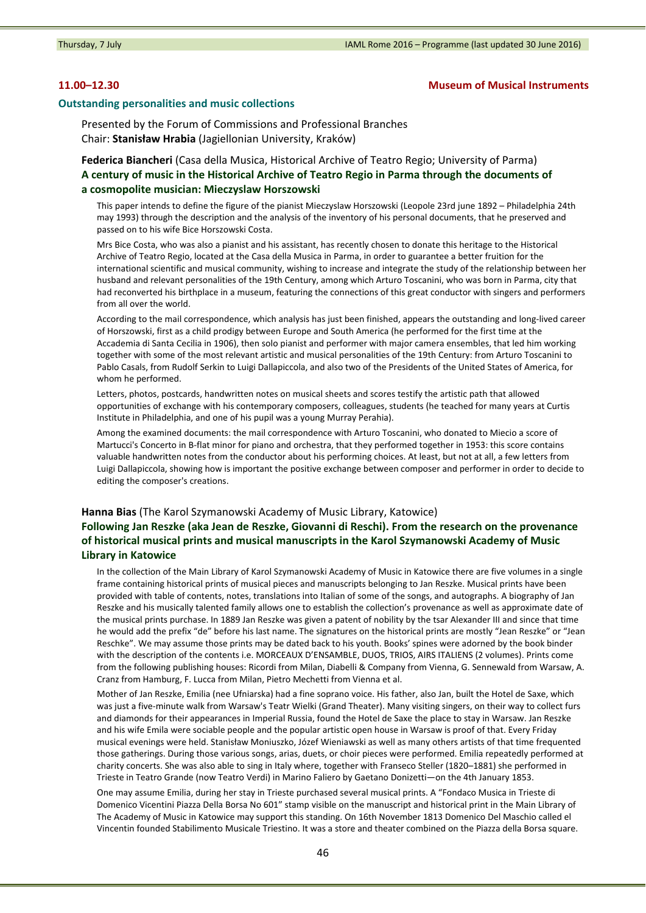**11.00–12.30** **Museum of Musical Instruments**

### Outstanding personalities and music collections

Presented by the Forum of Commissions and Professional Branches
Chair: **Stanisław Hrabia** (Jagiellonian University, Kraków)

**Federica Biancheri** (Casa della Musica, Historical Archive of Teatro Regio; University of Parma)
**A century of music in the Historical Archive of Teatro Regio in Parma through the documents of a cosmopolite musician: Mieczyslaw Horszowski**

This paper intends to define the figure of the pianist Mieczyslaw Horszowski (Leopole 23rd june 1892 – Philadelphia 24th may 1993) through the description and the analysis of the inventory of his personal documents, that he preserved and passed on to his wife Bice Horszowski Costa.

Mrs Bice Costa, who was also a pianist and his assistant, has recently chosen to donate this heritage to the Historical Archive of Teatro Regio, located at the Casa della Musica in Parma, in order to guarantee a better fruition for the international scientific and musical community, wishing to increase and integrate the study of the relationship between her husband and relevant personalities of the 19th Century, among which Arturo Toscanini, who was born in Parma, city that had reconverted his birthplace in a museum, featuring the connections of this great conductor with singers and performers from all over the world.

According to the mail correspondence, which analysis has just been finished, appears the outstanding and long-lived career of Horszowski, first as a child prodigy between Europe and South America (he performed for the first time at the Accademia di Santa Cecilia in 1906), then solo pianist and performer with major camera ensembles, that led him working together with some of the most relevant artistic and musical personalities of the 19th Century: from Arturo Toscanini to Pablo Casals, from Rudolf Serkin to Luigi Dallapiccola, and also two of the Presidents of the United States of America, for whom he performed.

Letters, photos, postcards, handwritten notes on musical sheets and scores testify the artistic path that allowed opportunities of exchange with his contemporary composers, colleagues, students (he teached for many years at Curtis Institute in Philadelphia, and one of his pupil was a young Murray Perahia).

Among the examined documents: the mail correspondence with Arturo Toscanini, who donated to Miecio a score of Martucci's Concerto in B-flat minor for piano and orchestra, that they performed together in 1953: this score contains valuable handwritten notes from the conductor about his performing choices. At least, but not at all, a few letters from Luigi Dallapiccola, showing how is important the positive exchange between composer and performer in order to decide to editing the composer's creations.

**Hanna Bias** (The Karol Szymanowski Academy of Music Library, Katowice)
**Following Jan Reszke (aka Jean de Reszke, Giovanni di Reschi). From the research on the provenance of historical musical prints and musical manuscripts in the Karol Szymanowski Academy of Music Library in Katowice**

In the collection of the Main Library of Karol Szymanowski Academy of Music in Katowice there are five volumes in a single frame containing historical prints of musical pieces and manuscripts belonging to Jan Reszke. Musical prints have been provided with table of contents, notes, translations into Italian of some of the songs, and autographs. A biography of Jan Reszke and his musically talented family allows one to establish the collection's provenance as well as approximate date of the musical prints purchase. In 1889 Jan Reszke was given a patent of nobility by the tsar Alexander III and since that time he would add the prefix "de" before his last name. The signatures on the historical prints are mostly "Jean Reszke" or "Jean Reschke". We may assume those prints may be dated back to his youth. Books' spines were adorned by the book binder with the description of the contents i.e. MORCEAUX D'ENSAMBLE, DUOS, TRIOS, AIRS ITALIENS (2 volumes). Prints come from the following publishing houses: Ricordi from Milan, Diabelli & Company from Vienna, G. Sennewald from Warsaw, A. Cranz from Hamburg, F. Lucca from Milan, Pietro Mechetti from Vienna et al.

Mother of Jan Reszke, Emilia (nee Ufniarska) had a fine soprano voice. His father, also Jan, built the Hotel de Saxe, which was just a five-minute walk from Warsaw's Teatr Wielki (Grand Theater). Many visiting singers, on their way to collect furs and diamonds for their appearances in Imperial Russia, found the Hotel de Saxe the place to stay in Warsaw. Jan Reszke and his wife Emila were sociable people and the popular artistic open house in Warsaw is proof of that. Every Friday musical evenings were held. Stanisław Moniuszko, Józef Wieniawski as well as many others artists of that time frequented those gatherings. During those various songs, arias, duets, or choir pieces were performed. Emilia repeatedly performed at charity concerts. She was also able to sing in Italy where, together with Franseco Steller (1820–1881) she performed in Trieste in Teatro Grande (now Teatro Verdi) in Marino Faliero by Gaetano Donizetti—on the 4th January 1853.

One may assume Emilia, during her stay in Trieste purchased several musical prints. A "Fondaco Musica in Trieste di Domenico Vicentini Piazza Della Borsa No 601" stamp visible on the manuscript and historical print in the Main Library of The Academy of Music in Katowice may support this standing. On 16th November 1813 Domenico Del Maschio called el Vincentin founded Stabilimento Musicale Triestino. It was a store and theater combined on the Piazza della Borsa square.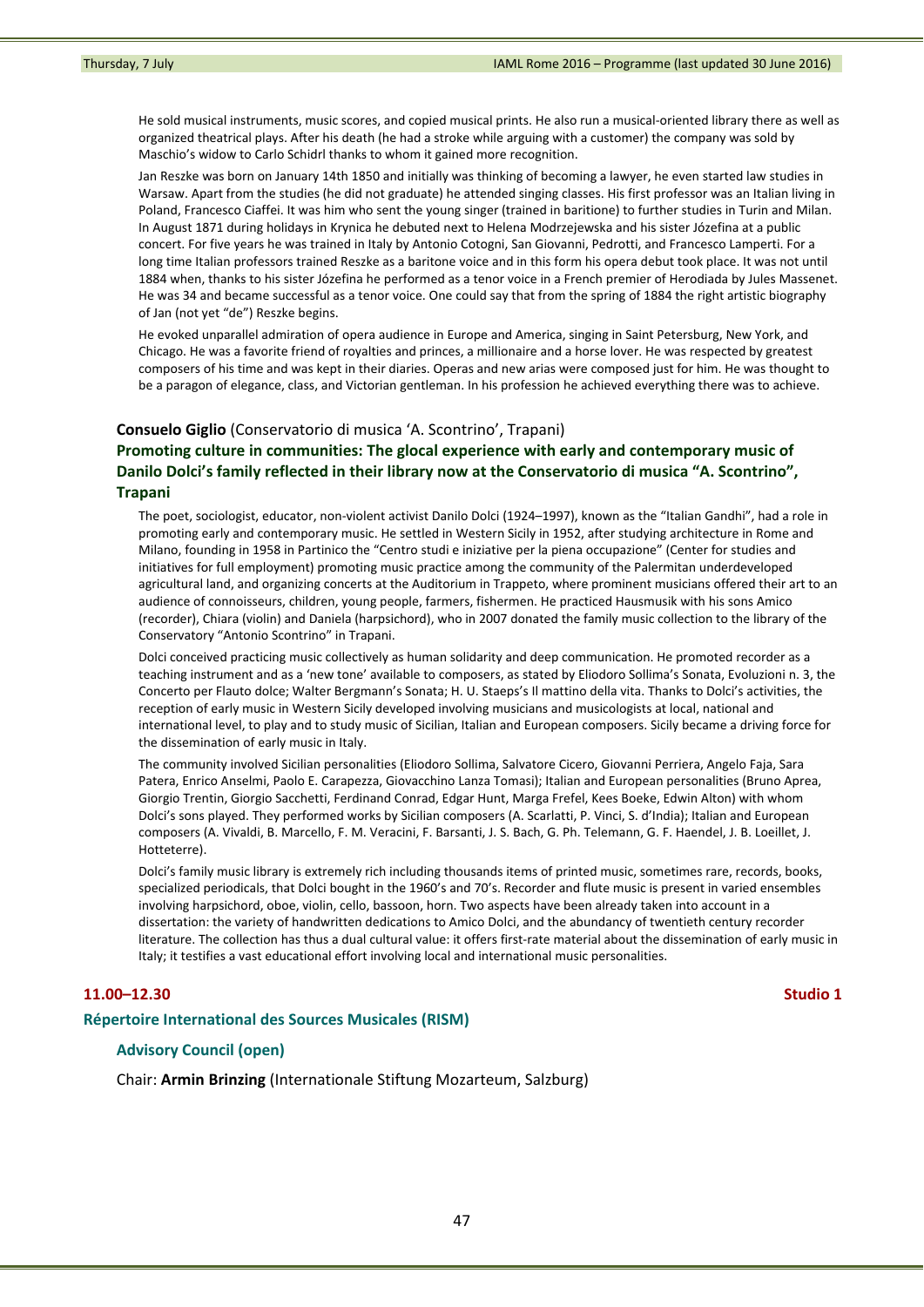He sold musical instruments, music scores, and copied musical prints. He also run a musical-oriented library there as well as organized theatrical plays. After his death (he had a stroke while arguing with a customer) the company was sold by Maschio's widow to Carlo Schirdl thanks to whom it gained more recognition.

Jan Reszke was born on January 14th 1850 and initially was thinking of becoming a lawyer, he even started law studies in Warsaw. Apart from the studies (he did not graduate) he attended singing classes. His first professor was an Italian living in Poland, Francesco Ciaffei. It was him who sent the young singer (trained in baritone) to further studies in Turin and Milan. In August 1871 during holidays in Krynica he debuted next to Helena Modrzejewska and his sister Józefina at a public concert. For five years he was trained in Italy by Antonio Cotogni, San Giovanni, Pedrotti, and Francesco Lamperti. For a long time Italian professors trained Reszke as a baritone voice and in this form his opera debut took place. It was not until 1884 when, thanks to his sister Józefina he performed as a tenor voice in a French premier of Herodiada by Jules Massenet. He was 34 and became successful as a tenor voice. One could say that from the spring of 1884 the right artistic biography of Jan (not yet "de") Reszke begins.

He evoked unparallel admiration of opera audience in Europe and America, singing in Saint Petersburg, New York, and Chicago. He was a favorite friend of royalties and princes, a millionaire and a horse lover. He was respected by greatest composers of his time and was kept in their diaries. Operas and new arias were composed just for him. He was thought to be a paragon of elegance, class, and Victorian gentleman. In his profession he achieved everything there was to achieve.

**Consuelo Giglio** (Conservatorio di musica 'A. Scontrino', Trapani)

### Promoting culture in communities: The glocal experience with early and contemporary music of Danilo Dolci's family reflected in their library now at the Conservatorio di musica "A. Scontrino", Trapani

The poet, sociologist, educator, non-violent activist Danilo Dolci (1924–1997), known as the "Italian Gandhi", had a role in promoting early and contemporary music. He settled in Western Sicily in 1952, after studying architecture in Rome and Milano, founding in 1958 in Partinico the "Centro studi e iniziative per la piena occupazione" (Center for studies and initiatives for full employment) promoting music practice among the community of the Palermitan underdeveloped agricultural land, and organizing concerts at the Auditorium in Trappeto, where prominent musicians offered their art to an audience of connoisseurs, children, young people, farmers, fishermen. He practiced Hausmusik with his sons Amico (recorder), Chiara (violin) and Daniela (harpsichord), who in 2007 donated the family music collection to the library of the Conservatory "Antonio Scontrino" in Trapani.

Dolci conceived practicing music collectively as human solidarity and deep communication. He promoted recorder as a teaching instrument and as a 'new tone' available to composers, as stated by Eliodoro Sollima's Sonata, Evoluzioni n. 3, the Concerto per Flauto dolce; Walter Bergmann's Sonata; H. U. Staeps's Il mattino della vita. Thanks to Dolci's activities, the reception of early music in Western Sicily developed involving musicians and musicologists at local, national and international level, to play and to study music of Sicilian, Italian and European composers. Sicily became a driving force for the dissemination of early music in Italy.

The community involved Sicilian personalities (Eliodoro Sollima, Salvatore Cicero, Giovanni Perriera, Angelo Faja, Sara Patera, Enrico Anselmi, Paolo E. Carapezza, Giovacchino Lanza Tomasi); Italian and European personalities (Bruno Aprea, Giorgio Trentin, Giorgio Sacchetti, Ferdinand Conrad, Edgar Hunt, Marga Frefel, Kees Boeke, Edwin Alton) with whom Dolci's sons played. They performed works by Sicilian composers (A. Scarlatti, P. Vinci, S. d'India); Italian and European composers (A. Vivaldi, B. Marcello, F. M. Veracini, F. Barsanti, J. S. Bach, G. Ph. Telemann, G. F. Haendel, J. B. Loeillet, J. Hotteterre).

Dolci's family music library is extremely rich including thousands items of printed music, sometimes rare, records, books, specialized periodicals, that Dolci bought in the 1960's and 70's. Recorder and flute music is present in varied ensembles involving harpsichord, oboe, violin, cello, bassoon, horn. Two aspects have been already taken into account in a dissertation: the variety of handwritten dedications to Amico Dolci, and the abundancy of twentieth century recorder literature. The collection has thus a dual cultural value: it offers first-rate material about the dissemination of early music in Italy; it testifies a vast educational effort involving local and international music personalities.

**11.00–12.30** **Studio 1**

## Répertoire International des Sources Musicales (RISM)

### Advisory Council (open)

Chair: **Armin Brinzing** (Internationale Stiftung Mozarteum, Salzburg)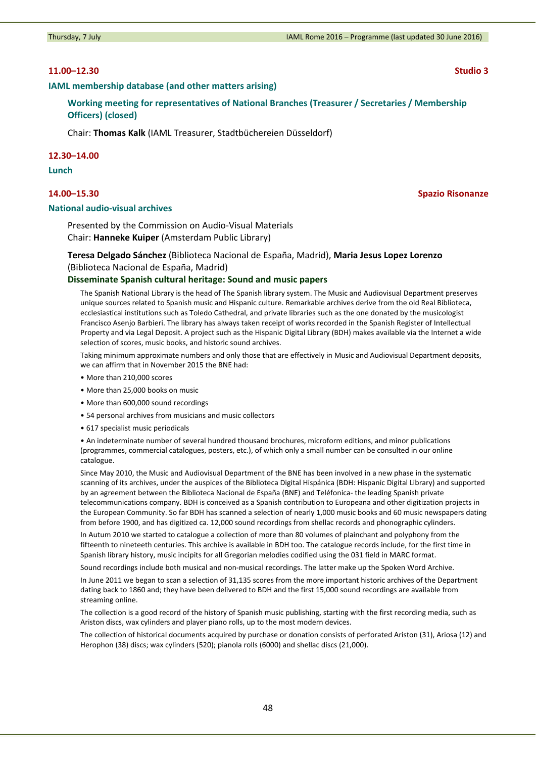**11.00–12.30** **Studio 3**

**IAML membership database (and other matters arising)**

**Working meeting for representatives of National Branches (Treasurer / Secretaries / Membership Officers) (closed)**

Chair: **Thomas Kalk** (IAML Treasurer, Stadtbüchereien Düsseldorf)

**12.30–14.00**

**Lunch**

**14.00–15.30** **Spazio Risonanze**

**National audio-visual archives**

Presented by the Commission on Audio-Visual Materials
Chair: **Hanneke Kuiper** (Amsterdam Public Library)

**Teresa Delgado Sánchez** (Biblioteca Nacional de España, Madrid), **Maria Jesus Lopez Lorenzo** (Biblioteca Nacional de España, Madrid)

**Disseminate Spanish cultural heritage: Sound and music papers**

The Spanish National Library is the head of The Spanish library system. The Music and Audiovisual Department preserves unique sources related to Spanish music and Hispanic culture. Remarkable archives derive from the old Real Biblioteca, ecclesiastical institutions such as Toledo Cathedral, and private libraries such as the one donated by the musicologist Francisco Asenjo Barbieri. The library has always taken receipt of works recorded in the Spanish Register of Intellectual Property and via Legal Deposit. A project such as the Hispanic Digital Library (BDH) makes available via the Internet a wide selection of scores, music books, and historic sound archives.

Taking minimum approximate numbers and only those that are effectively in Music and Audiovisual Department deposits, we can affirm that in November 2015 the BNE had:

- More than 210,000 scores
- More than 25,000 books on music
- More than 600,000 sound recordings
- 54 personal archives from musicians and music collectors
- 617 specialist music periodicals
- An indeterminate number of several hundred thousand brochures, microform editions, and minor publications (programmes, commercial catalogues, posters, etc.), of which only a small number can be consulted in our online catalogue.

Since May 2010, the Music and Audiovisual Department of the BNE has been involved in a new phase in the systematic scanning of its archives, under the auspices of the Biblioteca Digital Hispánica (BDH: Hispanic Digital Library) and supported by an agreement between the Biblioteca Nacional de España (BNE) and Teléfonica- the leading Spanish private telecommunications company. BDH is conceived as a Spanish contribution to Europeana and other digitization projects in the European Community. So far BDH has scanned a selection of nearly 1,000 music books and 60 music newspapers dating from before 1900, and has digitized ca. 12,000 sound recordings from shellac records and phonographic cylinders.

In Autum 2010 we started to catalogue a collection of more than 80 volumes of plainchant and polyphony from the fifteenth to nineteeth centuries. This archive is available in BDH too. The catalogue records include, for the first time in Spanish library history, music incipits for all Gregorian melodies codified using the 031 field in MARC format.

Sound recordings include both musical and non-musical recordings. The latter make up the Spoken Word Archive.

In June 2011 we began to scan a selection of 31,135 scores from the more important historic archives of the Department dating back to 1860 and; they have been delivered to BDH and the first 15,000 sound recordings are available from streaming online.

The collection is a good record of the history of Spanish music publishing, starting with the first recording media, such as Ariston discs, wax cylinders and player piano rolls, up to the most modern devices.

The collection of historical documents acquired by purchase or donation consists of perforated Ariston (31), Ariosa (12) and Herophon (38) discs; wax cylinders (520); pianola rolls (6000) and shellac discs (21,000).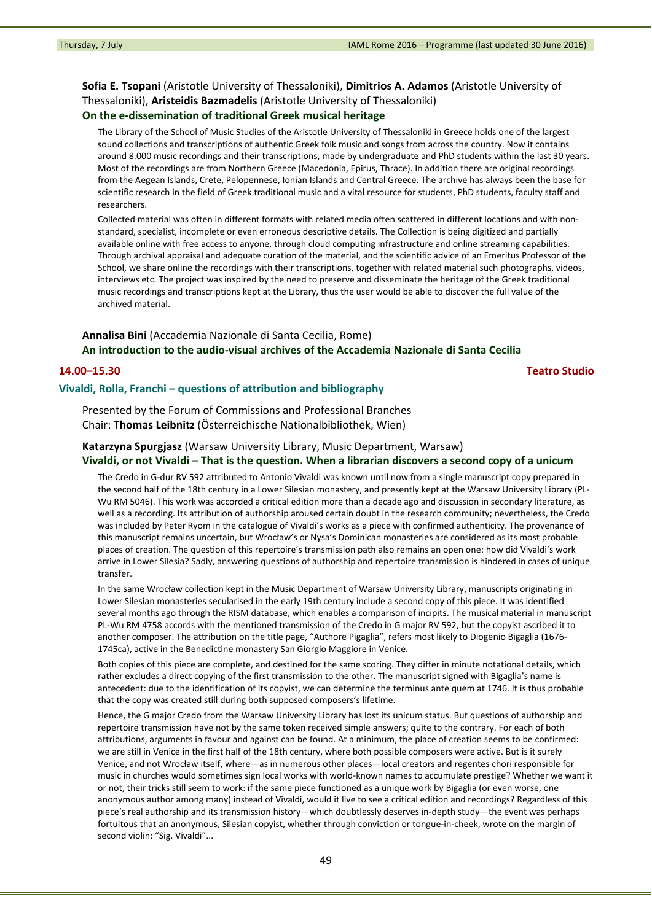**Sofia E. Tsopani** (Aristotle University of Thessaloniki), **Dimitrios A. Adamos** (Aristotle University of Thessaloniki), **Aristeidis Bazmadelis** (Aristotle University of Thessaloniki)

**On the e-dissemination of traditional Greek musical heritage**

The Library of the School of Music Studies of the Aristotle University of Thessaloniki in Greece holds one of the largest sound collections and transcriptions of authentic Greek folk music and songs from across the country. Now it contains around 8.000 music recordings and their transcriptions, made by undergraduate and PhD students within the last 30 years. Most of the recordings are from Northern Greece (Macedonia, Epirus, Thrace). In addition there are original recordings from the Aegean Islands, Crete, Pelopennese, Ionian Islands and Central Greece. The archive has always been the base for scientific research in the field of Greek traditional music and a vital resource for students, PhD students, faculty staff and researchers.

Collected material was often in different formats with related media often scattered in different locations and with non-standard, specialist, incomplete or even erroneous descriptive details. The Collection is being digitized and partially available online with free access to anyone, through cloud computing infrastructure and online streaming capabilities. Through archival appraisal and adequate curation of the material, and the scientific advice of an Emeritus Professor of the School, we share online the recordings with their transcriptions, together with related material such photographs, videos, interviews etc. The project was inspired by the need to preserve and disseminate the heritage of the Greek traditional music recordings and transcriptions kept at the Library, thus the user would be able to discover the full value of the archived material.

**Annalisa Bini** (Accademia Nazionale di Santa Cecilia, Rome)

**An introduction to the audio-visual archives of the Accademia Nazionale di Santa Cecilia**

**14.00–15.30** **Teatro Studio**

## Vivaldi, Rolla, Franchi – questions of attribution and bibliography

Presented by the Forum of Commissions and Professional Branches
Chair: **Thomas Leibnitz** (Österreichische Nationalbibliothek, Wien)

**Katarzyna Spurgjasz** (Warsaw University Library, Music Department, Warsaw)

**Vivaldi, or not Vivaldi – That is the question. When a librarian discovers a second copy of a unicum**

The Credo in G-dur RV 592 attributed to Antonio Vivaldi was known until now from a single manuscript copy prepared in the second half of the 18th century in a Lower Silesian monastery, and presently kept at the Warsaw University Library (PL-Wu RM 5046). This work was accorded a critical edition more than a decade ago and discussion in secondary literature, as well as a recording. Its attribution of authorship aroused certain doubt in the research community; nevertheless, the Credo was included by Peter Ryom in the catalogue of Vivaldi's works as a piece with confirmed authenticity. The provenance of this manuscript remains uncertain, but Wrocław's or Nysa's Dominican monasteries are considered as its most probable places of creation. The question of this repertoire's transmission path also remains an open one: how did Vivaldi's work arrive in Lower Silesia? Sadly, answering questions of authorship and repertoire transmission is hindered in cases of unique transfer.

In the same Wrocław collection kept in the Music Department of Warsaw University Library, manuscripts originating in Lower Silesian monasteries secularised in the early 19th century include a second copy of this piece. It was identified several months ago through the RISM database, which enables a comparison of incipits. The musical material in manuscript PL-Wu RM 4758 accords with the mentioned transmission of the Credo in G major RV 592, but the copyist ascribed it to another composer. The attribution on the title page, "Authore Pigaglia", refers most likely to Diogenio Bigaglia (1676-1745ca), active in the Benedictine monastery San Giorgio Maggiore in Venice.

Both copies of this piece are complete, and destined for the same scoring. They differ in minute notational details, which rather excludes a direct copying of the first transmission to the other. The manuscript signed with Bigaglia's name is antecedent: due to the identification of its copyist, we can determine the terminus ante quem at 1746. It is thus probable that the copy was created still during both supposed composers's lifetime.

Hence, the G major Credo from the Warsaw University Library has lost its unicum status. But questions of authorship and repertoire transmission have not by the same token received simple answers; quite to the contrary. For each of both attributions, arguments in favour and against can be found. At a minimum, the place of creation seems to be confirmed: we are still in Venice in the first half of the 18th century, where both possible composers were active. But is it surely Venice, and not Wrocław itself, where—as in numerous other places—local creators and regentes chori responsible for music in churches would sometimes sign local works with world-known names to accumulate prestige? Whether we want it or not, their tricks still seem to work: if the same piece functioned as a unique work by Bigaglia (or even worse, one anonymous author among many) instead of Vivaldi, would it live to see a critical edition and recordings? Regardless of this piece's real authorship and its transmission history—which doubtlessly deserves in-depth study—the event was perhaps fortuitous that an anonymous, Silesian copyist, whether through conviction or tongue-in-cheek, wrote on the margin of second violin: "Sig. Vivaldi"...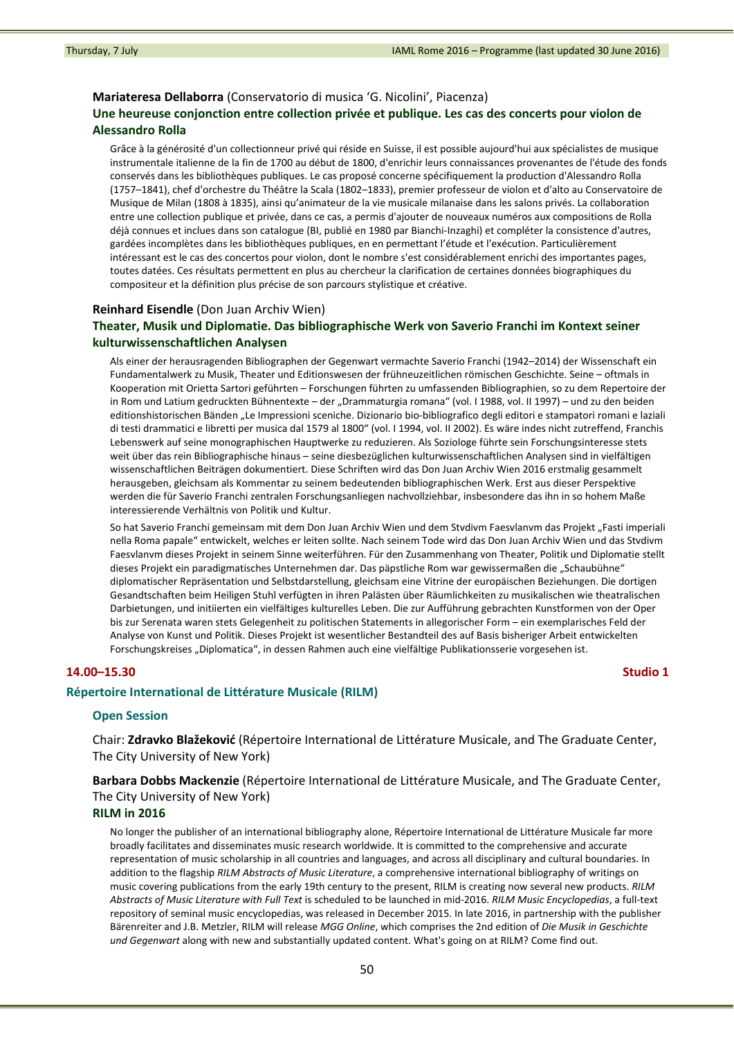**Mariateresa Dellaborra** (Conservatorio di musica 'G. Nicolini', Piacenza)

**Une heureuse conjonction entre collection privée et publique. Les cas des concerts pour violon de Alessandro Rolla**

Grâce à la générosité d'un collectionneur privé qui réside en Suisse, il est possible aujourd'hui aux spécialistes de musique instrumentale italienne de la fin de 1700 au début de 1800, d'enrichir leurs connaissances provenantes de l'étude des fonds conservés dans les bibliothèques publiques. Le cas proposé concerne spécifiquement la production d'Alessandro Rolla (1757–1841), chef d'orchestre du Théâtre la Scala (1802–1833), premier professeur de violon et d'alto au Conservatoire de Musique de Milan (1808 à 1835), ainsi qu'animateur de la vie musicale milanaise dans les salons privés. La collaboration entre une collection publique et privée, dans ce cas, a permis d'ajouter de nouveaux numéros aux compositions de Rolla déjà connues et inclues dans son catalogue (BI, publié en 1980 par Bianchi-Inzaghi) et compléter la consistence d'autres, gardées incomplètes dans les bibliothèques publiques, en en permettant l'étude et l'exécution. Particulièrement intéressant est le cas des concertos pour violon, dont le nombre s'est considérablement enrichi des importantes pages, toutes datées. Ces résultats permettent en plus au chercheur la clarification de certaines données biographiques du compositeur et la définition plus précise de son parcours stylistique et créative.

**Reinhard Eisendle** (Don Juan Archiv Wien)

**Theater, Musik und Diplomatie. Das bibliographische Werk von Saverio Franchi im Kontext seiner kulturwissenschaftlichen Analysen**

Als einer der herausragenden Bibliographen der Gegenwart vermachte Saverio Franchi (1942–2014) der Wissenschaft ein Fundamentalwerk zu Musik, Theater und Editionswesen der frühneuzeitlichen römischen Geschichte. Seine – oftmals in Kooperation mit Orietta Sartori geführten – Forschungen führten zu umfassenden Bibliographien, so zu dem Repertoire der in Rom und Latium gedruckten Bühnentexte – der „Drammaturgia romana“ (vol. I 1988, vol. II 1997) – und zu den beiden editionshistorischen Bänden „Le Impressioni sceniche. Dizionario bio-bibliografico degli editori e stampatori romani e laziali di testi drammatici e libretti per musica dal 1579 al 1800“ (vol. I 1994, vol. II 2002). Es wäre indes nicht zutreffend, Franchis Lebenswerk auf seine monographischen Hauptwerke zu reduzieren. Als Soziologe führte sein Forschungsinteresse stets weit über das rein Bibliographische hinaus – seine diesbezüglichen kulturwissenschaftlichen Analysen sind in vielfältigen wissenschaftlichen Beiträgen dokumentiert. Diese Schriften wird das Don Juan Archiv Wien 2016 erstmalig gesammelt herausgeben, gleichsam als Kommentar zu seinem bedeutenden bibliographischen Werk. Erst aus dieser Perspektive werden die für Saverio Franchi zentralen Forschungsanliegen nachvollziehbar, insbesondere das ihn in so hohem Maße interessierende Verhältnis von Politik und Kultur.

So hat Saverio Franchi gemeinsam mit dem Don Juan Archiv Wien und dem Stvdivm Faesvlanvm das Projekt „Fasti imperiali nella Roma papale“ entwickelt, welches er leiten sollte. Nach seinem Tode wird das Don Juan Archiv Wien und das Stvdivm Faesvlanvm dieses Projekt in seinem Sinne weiterführen. Für den Zusammenhang von Theater, Politik und Diplomatie stellt dieses Projekt ein paradigmatisches Unternehmen dar. Das päpstliche Rom war gewissermaßen die „Schaubühne“ diplomatischer Repräsentation und Selbstdarstellung, gleichsam eine Vitrine der europäischen Beziehungen. Die dortigen Gesandtschaften beim Heiligen Stuhl verfügten in ihren Palästen über Räumlichkeiten zu musikalischen wie theatralischen Darbietungen, und initiierten ein vielfältiges kulturelles Leben. Die zur Aufführung gebrachten Kunstformen von der Oper bis zur Serenata waren stets Gelegenheit zu politischen Statements in allegorischer Form – ein exemplarisches Feld der Analyse von Kunst und Politik. Dieses Projekt ist wesentlicher Bestandteil des auf Basis bisheriger Arbeit entwickelten Forschungskreises „Diplomatica“, in dessen Rahmen auch eine vielfältige Publikationsserie vorgesehen ist.

**14.00–15.30** **Studio 1**

## Répertoire International de Littérature Musicale (RILM)

### Open Session

Chair: **Zdravko Blažeković** (Répertoire International de Littérature Musicale, and The Graduate Center, The City University of New York)

**Barbara Dobbs Mackenzie** (Répertoire International de Littérature Musicale, and The Graduate Center, The City University of New York)

**RILM in 2016**

No longer the publisher of an international bibliography alone, Répertoire International de Littérature Musicale far more broadly facilitates and disseminates music research worldwide. It is committed to the comprehensive and accurate representation of music scholarship in all countries and languages, and across all disciplinary and cultural boundaries. In addition to the flagship *RILM Abstracts of Music Literature*, a comprehensive international bibliography of writings on music covering publications from the early 19th century to the present, RILM is creating now several new products. *RILM Abstracts of Music Literature with Full Text* is scheduled to be launched in mid-2016. *RILM Music Encyclopedias*, a full-text repository of seminal music encyclopedias, was released in December 2015. In late 2016, in partnership with the publisher Bärenreiter and J.B. Metzler, RILM will release *MGG Online*, which comprises the 2nd edition of *Die Musik in Geschichte und Gegenwart* along with new and substantially updated content. What's going on at RILM? Come find out.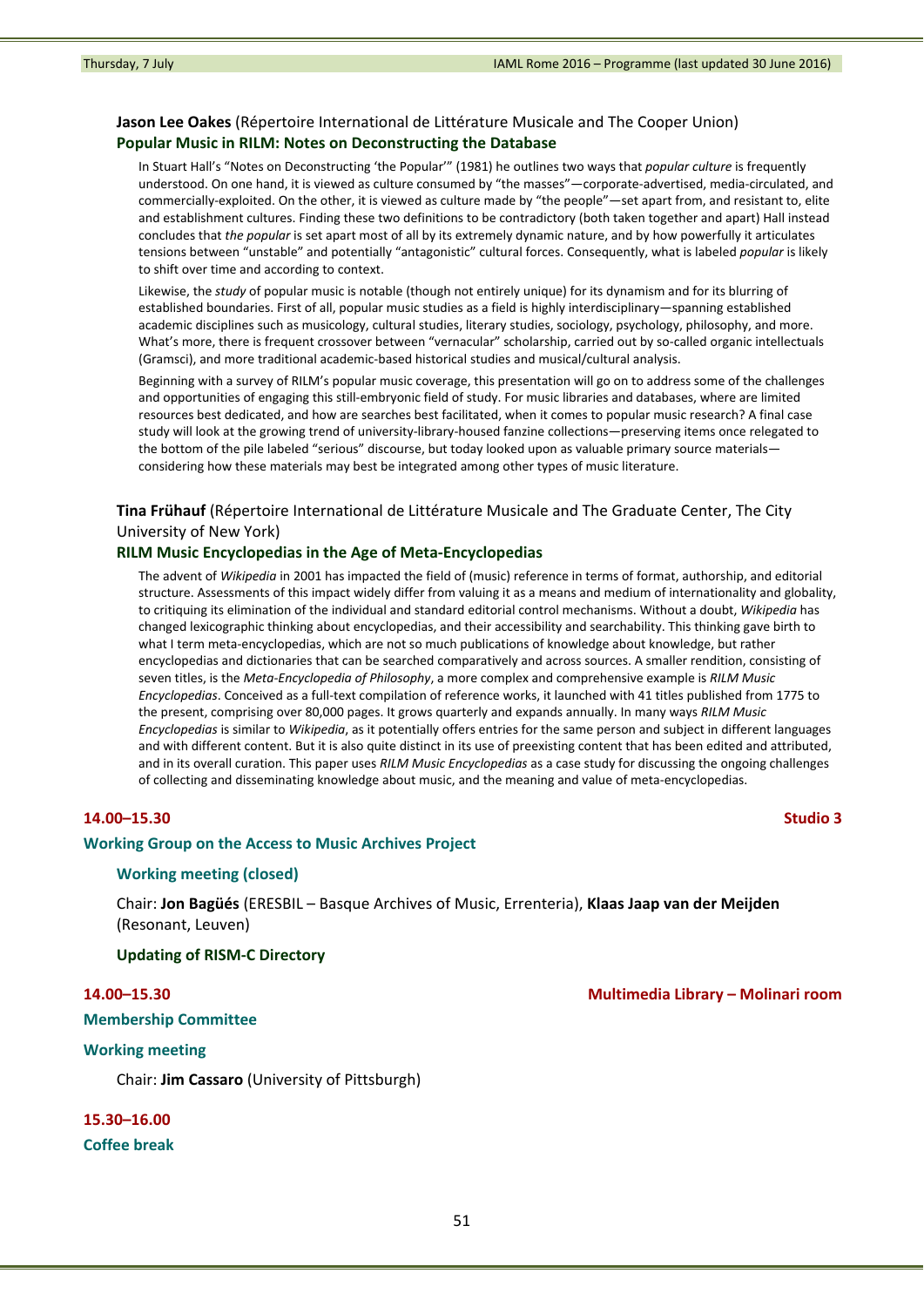**Jason Lee Oakes** (Répertoire International de Littérature Musicale and The Cooper Union)

**Popular Music in RILM: Notes on Deconstructing the Database**

In Stuart Hall's "Notes on Deconstructing 'the Popular'" (1981) he outlines two ways that *popular culture* is frequently understood. On one hand, it is viewed as culture consumed by "the masses"—corporate-advertised, media-circulated, and commercially-exploited. On the other, it is viewed as culture made by "the people"—set apart from, and resistant to, elite and establishment cultures. Finding these two definitions to be contradictory (both taken together and apart) Hall instead concludes that *the popular* is set apart most of all by its extremely dynamic nature, and by how powerfully it articulates tensions between "unstable" and potentially "antagonistic" cultural forces. Consequently, what is labeled *popular* is likely to shift over time and according to context.

Likewise, the *study* of popular music is notable (though not entirely unique) for its dynamism and for its blurring of established boundaries. First of all, popular music studies as a field is highly interdisciplinary—spanning established academic disciplines such as musicology, cultural studies, literary studies, sociology, psychology, philosophy, and more. What's more, there is frequent crossover between "vernacular" scholarship, carried out by so-called organic intellectuals (Gramsci), and more traditional academic-based historical studies and musical/cultural analysis.

Beginning with a survey of RILM's popular music coverage, this presentation will go on to address some of the challenges and opportunities of engaging this still-embryonic field of study. For music libraries and databases, where are limited resources best dedicated, and how are searches best facilitated, when it comes to popular music research? A final case study will look at the growing trend of university-library-housed fanzine collections—preserving items once relegated to the bottom of the pile labeled "serious" discourse, but today looked upon as valuable primary source materials—considering how these materials may best be integrated among other types of music literature.

**Tina Frühauf** (Répertoire International de Littérature Musicale and The Graduate Center, The City University of New York)

**RILM Music Encyclopedias in the Age of Meta-Encyclopedias**

The advent of *Wikipedia* in 2001 has impacted the field of (music) reference in terms of format, authorship, and editorial structure. Assessments of this impact widely differ from valuing it as a means and medium of internationality and globality, to critiquing its elimination of the individual and standard editorial control mechanisms. Without a doubt, *Wikipedia* has changed lexicographic thinking about encyclopedias, and their accessibility and searchability. This thinking gave birth to what I term meta-encyclopedias, which are not so much publications of knowledge about knowledge, but rather encyclopedias and dictionaries that can be searched comparatively and across sources. A smaller rendition, consisting of seven titles, is the *Meta-Encyclopedia of Philosophy*, a more complex and comprehensive example is *RILM Music Encyclopedias*. Conceived as a full-text compilation of reference works, it launched with 41 titles published from 1775 to the present, comprising over 80,000 pages. It grows quarterly and expands annually. In many ways *RILM Music Encyclopedias* is similar to *Wikipedia*, as it potentially offers entries for the same person and subject in different languages and with different content. But it is also quite distinct in its use of preexisting content that has been edited and attributed, and in its overall curation. This paper uses *RILM Music Encyclopedias* as a case study for discussing the ongoing challenges of collecting and disseminating knowledge about music, and the meaning and value of meta-encyclopedias.

**14.00–15.30** — **Studio 3**

**Working Group on the Access to Music Archives Project**

**Working meeting (closed)**

Chair: **Jon Bagüés** (ERESBIL – Basque Archives of Music, Errenteria), **Klaas Jaap van der Meijden** (Resonant, Leuven)

**Updating of RISM-C Directory**

**14.00–15.30** — **Multimedia Library – Molinari room**

**Membership Committee**

**Working meeting**

Chair: **Jim Cassaro** (University of Pittsburgh)

**15.30–16.00**

**Coffee break**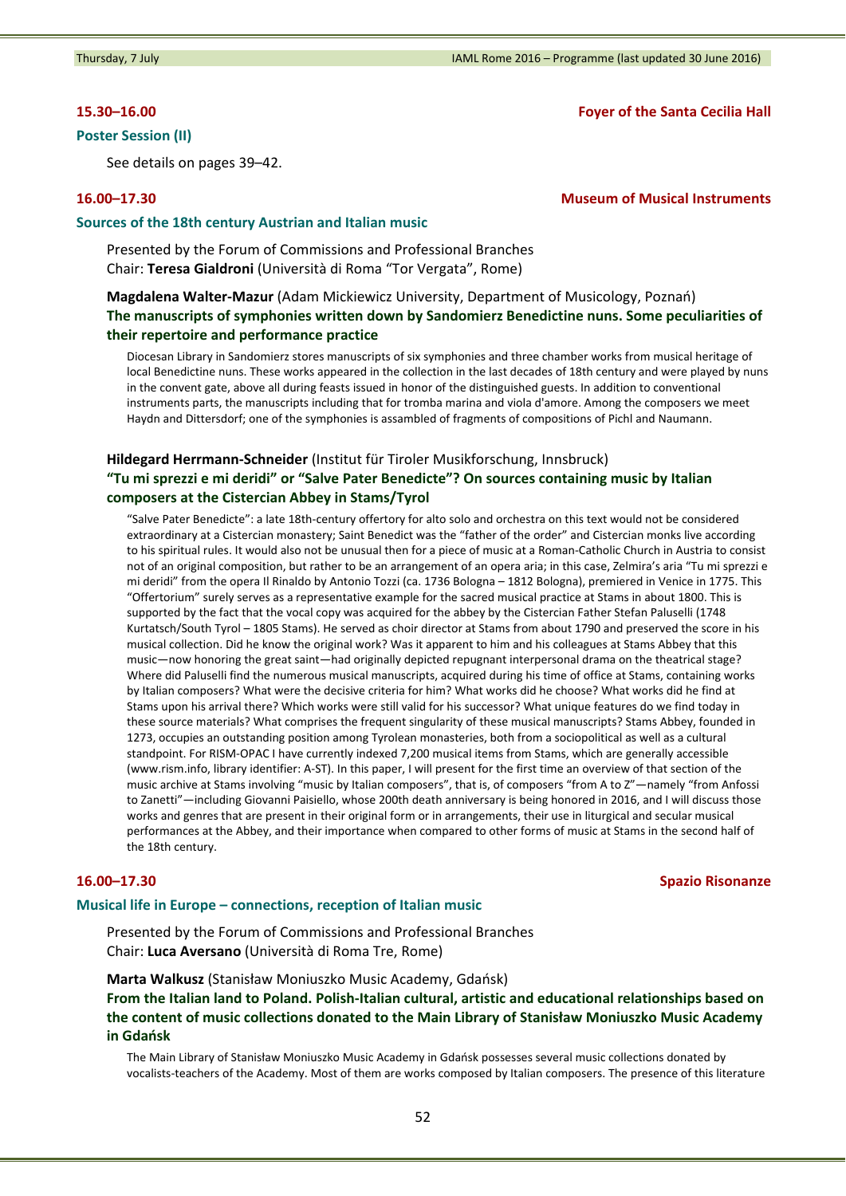**15.30–16.00** **Foyer of the Santa Cecilia Hall**

### Poster Session (II)

See details on pages 39–42.

**16.00–17.30** **Museum of Musical Instruments**

### Sources of the 18th century Austrian and Italian music

Presented by the Forum of Commissions and Professional Branches
Chair: **Teresa Gialdroni** (Università di Roma "Tor Vergata", Rome)

**Magdalena Walter-Mazur** (Adam Mickiewicz University, Department of Musicology, Poznań)
**The manuscripts of symphonies written down by Sandomierz Benedictine nuns. Some peculiarities of their repertoire and performance practice**

Diocesan Library in Sandomierz stores manuscripts of six symphonies and three chamber works from musical heritage of local Benedictine nuns. These works appeared in the collection in the last decades of 18th century and were played by nuns in the convent gate, above all during feasts issued in honor of the distinguished guests. In addition to conventional instruments parts, the manuscripts including that for tromba marina and viola d'amore. Among the composers we meet Haydn and Dittersdorf; one of the symphonies is assambled of fragments of compositions of Pichl and Naumann.

**Hildegard Herrmann-Schneider** (Institut für Tiroler Musikforschung, Innsbruck)
**"Tu mi sprezzi e mi deridi" or "Salve Pater Benedicte"? On sources containing music by Italian composers at the Cistercian Abbey in Stams/Tyrol**

"Salve Pater Benedicte": a late 18th-century offertory for alto solo and orchestra on this text would not be considered extraordinary at a Cistercian monastery; Saint Benedict was the "father of the order" and Cistercian monks live according to his spiritual rules. It would also not be unusual then for a piece of music at a Roman-Catholic Church in Austria to consist not of an original composition, but rather to be an arrangement of an opera aria; in this case, Zelmira's aria "Tu mi sprezzi e mi deridi" from the opera Il Rinaldo by Antonio Tozzi (ca. 1736 Bologna – 1812 Bologna), premiered in Venice in 1775. This "Offertorium" surely serves as a representative example for the sacred musical practice at Stams in about 1800. This is supported by the fact that the vocal copy was acquired for the abbey by the Cistercian Father Stefan Paluselli (1748 Kurtatsch/South Tyrol – 1805 Stams). He served as choir director at Stams from about 1790 and preserved the score in his musical collection. Did he know the original work? Was it apparent to him and his colleagues at Stams Abbey that this music—now honoring the great saint—had originally depicted repugnant interpersonal drama on the theatrical stage? Where did Paluselli find the numerous musical manuscripts, acquired during his time of office at Stams, containing works by Italian composers? What were the decisive criteria for him? What works did he choose? What works did he find at Stams upon his arrival there? Which works were still valid for his successor? What unique features do we find today in these source materials? What comprises the frequent singularity of these musical manuscripts? Stams Abbey, founded in 1273, occupies an outstanding position among Tyrolean monasteries, both from a sociopolitical as well as a cultural standpoint. For RISM-OPAC I have currently indexed 7,200 musical items from Stams, which are generally accessible (www.rism.info, library identifier: A-ST). In this paper, I will present for the first time an overview of that section of the music archive at Stams involving "music by Italian composers", that is, of composers "from A to Z"—namely "from Anfossi to Zanetti"—including Giovanni Paisiello, whose 200th death anniversary is being honored in 2016, and I will discuss those works and genres that are present in their original form or in arrangements, their use in liturgical and secular musical performances at the Abbey, and their importance when compared to other forms of music at Stams in the second half of the 18th century.

**16.00–17.30** **Spazio Risonanze**

### Musical life in Europe – connections, reception of Italian music

Presented by the Forum of Commissions and Professional Branches
Chair: **Luca Aversano** (Università di Roma Tre, Rome)

**Marta Walkusz** (Stanisław Moniuszko Music Academy, Gdańsk)
**From the Italian land to Poland. Polish-Italian cultural, artistic and educational relationships based on the content of music collections donated to the Main Library of Stanisław Moniuszko Music Academy in Gdańsk**

The Main Library of Stanisław Moniuszko Music Academy in Gdańsk possesses several music collections donated by vocalists-teachers of the Academy. Most of them are works composed by Italian composers. The presence of this literature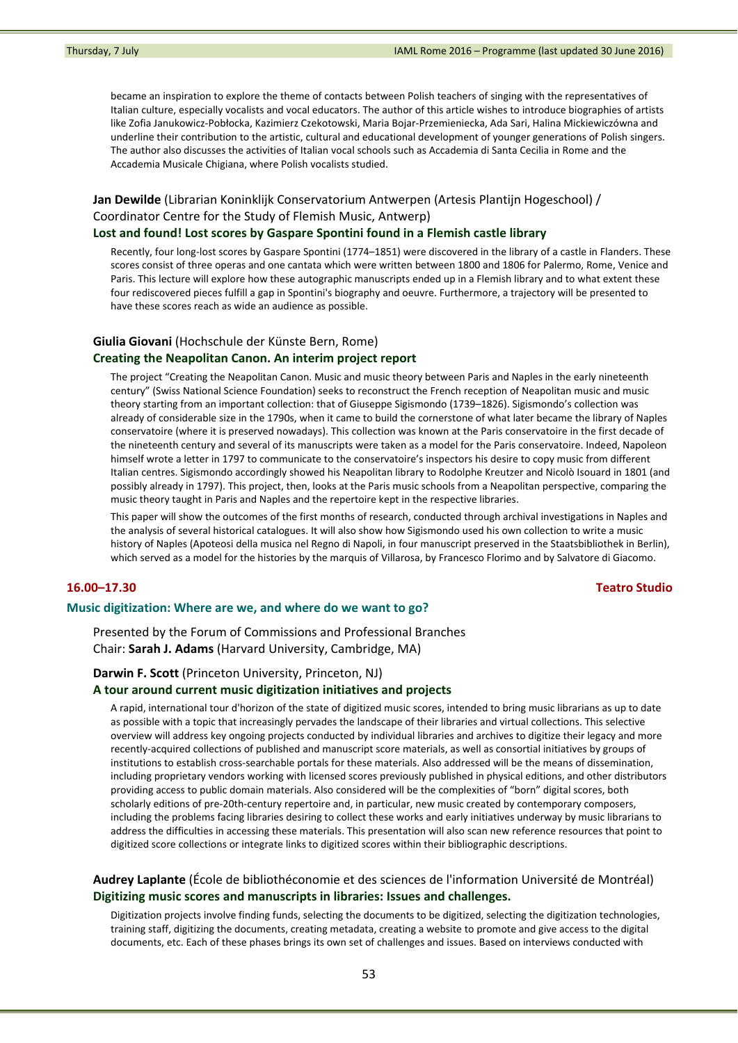became an inspiration to explore the theme of contacts between Polish teachers of singing with the representatives of Italian culture, especially vocalists and vocal educators. The author of this article wishes to introduce biographies of artists like Zofia Janukowicz-Pobłocka, Kazimierz Czekotowski, Maria Bojar-Przemieniecka, Ada Sari, Halina Mickiewiczówna and underline their contribution to the artistic, cultural and educational development of younger generations of Polish singers. The author also discusses the activities of Italian vocal schools such as Accademia di Santa Cecilia in Rome and the Accademia Musicale Chigiana, where Polish vocalists studied.

**Jan Dewilde** (Librarian Koninklijk Conservatorium Antwerpen (Artesis Plantijn Hogeschool) / Coordinator Centre for the Study of Flemish Music, Antwerp)

**Lost and found! Lost scores by Gaspare Spontini found in a Flemish castle library**

Recently, four long-lost scores by Gaspare Spontini (1774–1851) were discovered in the library of a castle in Flanders. These scores consist of three operas and one cantata which were written between 1800 and 1806 for Palermo, Rome, Venice and Paris. This lecture will explore how these autographic manuscripts ended up in a Flemish library and to what extent these four rediscovered pieces fulfill a gap in Spontini's biography and oeuvre. Furthermore, a trajectory will be presented to have these scores reach as wide an audience as possible.

**Giulia Giovani** (Hochschule der Künste Bern, Rome)

**Creating the Neapolitan Canon. An interim project report**

The project "Creating the Neapolitan Canon. Music and music theory between Paris and Naples in the early nineteenth century" (Swiss National Science Foundation) seeks to reconstruct the French reception of Neapolitan music and music theory starting from an important collection: that of Giuseppe Sigismondo (1739–1826). Sigismondo's collection was already of considerable size in the 1790s, when it came to build the cornerstone of what later became the library of Naples conservatoire (where it is preserved nowadays). This collection was known at the Paris conservatoire in the first decade of the nineteenth century and several of its manuscripts were taken as a model for the Paris conservatoire. Indeed, Napoleon himself wrote a letter in 1797 to communicate to the conservatoire's inspectors his desire to copy music from different Italian centres. Sigismondo accordingly showed his Neapolitan library to Rodolphe Kreutzer and Nicolò Isouard in 1801 (and possibly already in 1797). This project, then, looks at the Paris music schools from a Neapolitan perspective, comparing the music theory taught in Paris and Naples and the repertoire kept in the respective libraries.

This paper will show the outcomes of the first months of research, conducted through archival investigations in Naples and the analysis of several historical catalogues. It will also show how Sigismondo used his own collection to write a music history of Naples (Apoteosi della musica nel Regno di Napoli, in four manuscript preserved in the Staatsbibliothek in Berlin), which served as a model for the histories by the marquis of Villarosa, by Francesco Florimo and by Salvatore di Giacomo.

## 16.00–17.30 — Teatro Studio

### Music digitization: Where are we, and where do we want to go?

Presented by the Forum of Commissions and Professional Branches
Chair: **Sarah J. Adams** (Harvard University, Cambridge, MA)

**Darwin F. Scott** (Princeton University, Princeton, NJ)

**A tour around current music digitization initiatives and projects**

A rapid, international tour d'horizon of the state of digitized music scores, intended to bring music librarians as up to date as possible with a topic that increasingly pervades the landscape of their libraries and virtual collections. This selective overview will address key ongoing projects conducted by individual libraries and archives to digitize their legacy and more recently-acquired collections of published and manuscript score materials, as well as consortial initiatives by groups of institutions to establish cross-searchable portals for these materials. Also addressed will be the means of dissemination, including proprietary vendors working with licensed scores previously published in physical editions, and other distributors providing access to public domain materials. Also considered will be the complexities of "born" digital scores, both scholarly editions of pre-20th-century repertoire and, in particular, new music created by contemporary composers, including the problems facing libraries desiring to collect these works and early initiatives underway by music librarians to address the difficulties in accessing these materials. This presentation will also scan new reference resources that point to digitized score collections or integrate links to digitized scores within their bibliographic descriptions.

**Audrey Laplante** (École de bibliothéconomie et des sciences de l'information Université de Montréal)

**Digitizing music scores and manuscripts in libraries: Issues and challenges.**

Digitization projects involve finding funds, selecting the documents to be digitized, selecting the digitization technologies, training staff, digitizing the documents, creating metadata, creating a website to promote and give access to the digital documents, etc. Each of these phases brings its own set of challenges and issues. Based on interviews conducted with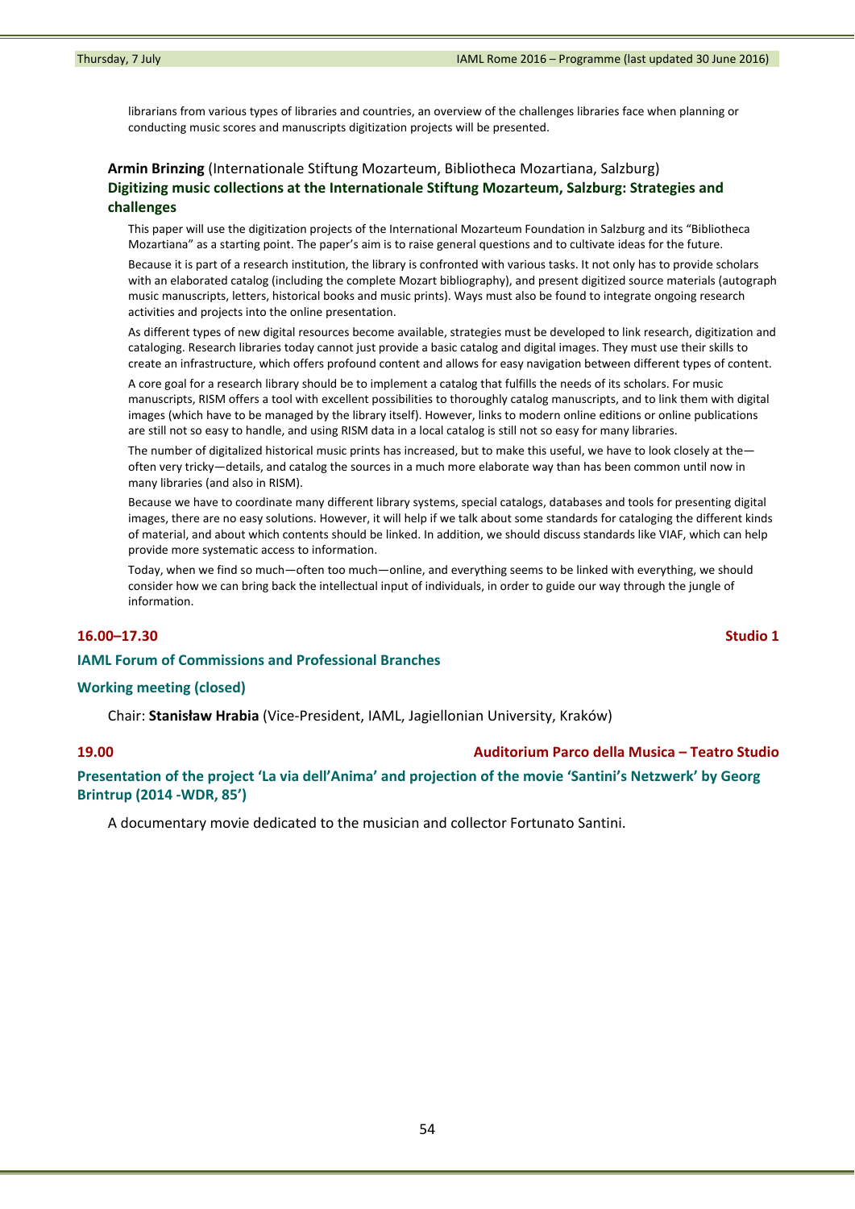librarians from various types of libraries and countries, an overview of the challenges libraries face when planning or conducting music scores and manuscripts digitization projects will be presented.

**Armin Brinzing** (Internationale Stiftung Mozarteum, Bibliotheca Mozartiana, Salzburg)

**Digitizing music collections at the Internationale Stiftung Mozarteum, Salzburg: Strategies and challenges**

This paper will use the digitization projects of the International Mozarteum Foundation in Salzburg and its "Bibliotheca Mozartiana" as a starting point. The paper's aim is to raise general questions and to cultivate ideas for the future.

Because it is part of a research institution, the library is confronted with various tasks. It not only has to provide scholars with an elaborated catalog (including the complete Mozart bibliography), and present digitized source materials (autograph music manuscripts, letters, historical books and music prints). Ways must also be found to integrate ongoing research activities and projects into the online presentation.

As different types of new digital resources become available, strategies must be developed to link research, digitization and cataloging. Research libraries today cannot just provide a basic catalog and digital images. They must use their skills to create an infrastructure, which offers profound content and allows for easy navigation between different types of content.

A core goal for a research library should be to implement a catalog that fulfills the needs of its scholars. For music manuscripts, RISM offers a tool with excellent possibilities to thoroughly catalog manuscripts, and to link them with digital images (which have to be managed by the library itself). However, links to modern online editions or online publications are still not so easy to handle, and using RISM data in a local catalog is still not so easy for many libraries.

The number of digitalized historical music prints has increased, but to make this useful, we have to look closely at the—often very tricky—details, and catalog the sources in a much more elaborate way than has been common until now in many libraries (and also in RISM).

Because we have to coordinate many different library systems, special catalogs, databases and tools for presenting digital images, there are no easy solutions. However, it will help if we talk about some standards for cataloging the different kinds of material, and about which contents should be linked. In addition, we should discuss standards like VIAF, which can help provide more systematic access to information.

Today, when we find so much—often too much—online, and everything seems to be linked with everything, we should consider how we can bring back the intellectual input of individuals, in order to guide our way through the jungle of information.

**16.00–17.30** **Studio 1**

### IAML Forum of Commissions and Professional Branches

### Working meeting (closed)

Chair: **Stanisław Hrabia** (Vice-President, IAML, Jagiellonian University, Kraków)

**19.00** **Auditorium Parco della Musica – Teatro Studio**

### Presentation of the project 'La via dell'Anima' and projection of the movie 'Santini's Netzwerk' by Georg Brintrup (2014 -WDR, 85')

A documentary movie dedicated to the musician and collector Fortunato Santini.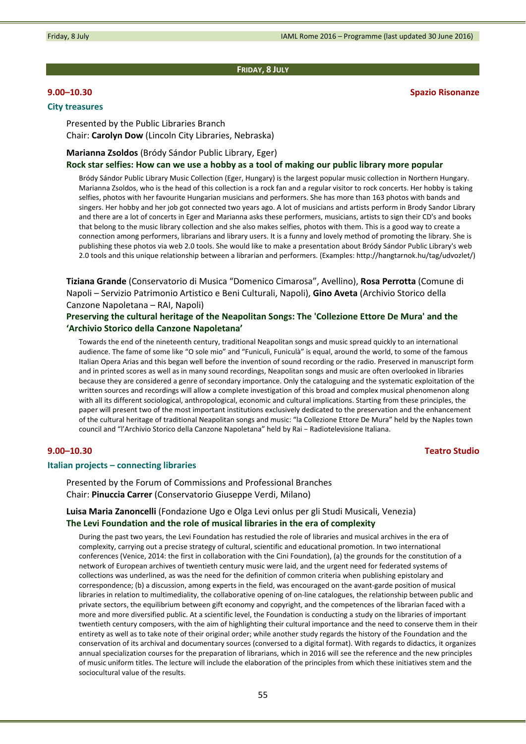## Friday, 8 July

**9.00–10.30** **Spazio Risonanze**

### City treasures

Presented by the Public Libraries Branch
Chair: **Carolyn Dow** (Lincoln City Libraries, Nebraska)

**Marianna Zsoldos** (Bródy Sándor Public Library, Eger)
**Rock star selfies: How can we use a hobby as a tool of making our public library more popular**

Bródy Sándor Public Library Music Collection (Eger, Hungary) is the largest popular music collection in Northern Hungary. Marianna Zsoldos, who is the head of this collection is a rock fan and a regular visitor to rock concerts. Her hobby is taking selfies, photos with her favourite Hungarian musicians and performers. She has more than 163 photos with bands and singers. Her hobby and her job got connected two years ago. A lot of musicians and artists perform in Brody Sandor Library and there are a lot of concerts in Eger and Marianna asks these performers, musicians, artists to sign their CD's and books that belong to the music library collection and she also makes selfies, photos with them. This is a good way to create a connection among performers, librarians and library users. It is a funny and lovely method of promoting the library. She is publishing these photos via web 2.0 tools. She would like to make a presentation about Bródy Sándor Public Library's web 2.0 tools and this unique relationship between a librarian and performers. (Examples: http://hangtarnok.hu/tag/udvozlet/)

**Tiziana Grande** (Conservatorio di Musica "Domenico Cimarosa", Avellino), **Rosa Perrotta** (Comune di Napoli – Servizio Patrimonio Artistico e Beni Culturali, Napoli), **Gino Aveta** (Archivio Storico della Canzone Napoletana – RAI, Napoli)
**Preserving the cultural heritage of the Neapolitan Songs: The 'Collezione Ettore De Mura' and the 'Archivio Storico della Canzone Napoletana'**

Towards the end of the nineteenth century, traditional Neapolitan songs and music spread quickly to an international audience. The fame of some like "O sole mio" and "Funiculì, Funiculà" is equal, around the world, to some of the famous Italian Opera Arias and this began well before the invention of sound recording or the radio. Preserved in manuscript form and in printed scores as well as in many sound recordings, Neapolitan songs and music are often overlooked in libraries because they are considered a genre of secondary importance. Only the cataloguing and the systematic exploitation of the written sources and recordings will allow a complete investigation of this broad and complex musical phenomenon along with all its different sociological, anthropological, economic and cultural implications. Starting from these principles, the paper will present two of the most important institutions exclusively dedicated to the preservation and the enhancement of the cultural heritage of traditional Neapolitan songs and music: "la Collezione Ettore De Mura" held by the Naples town council and "l'Archivio Storico della Canzone Napoletana" held by Rai – Radiotelevisione Italiana.

**9.00–10.30** **Teatro Studio**

### Italian projects – connecting libraries

Presented by the Forum of Commissions and Professional Branches
Chair: **Pinuccia Carrer** (Conservatorio Giuseppe Verdi, Milano)

**Luisa Maria Zanoncelli** (Fondazione Ugo e Olga Levi onlus per gli Studi Musicali, Venezia)
**The Levi Foundation and the role of musical libraries in the era of complexity**

During the past two years, the Levi Foundation has restudied the role of libraries and musical archives in the era of complexity, carrying out a precise strategy of cultural, scientific and educational promotion. In two international conferences (Venice, 2014: the first in collaboration with the Cini Foundation), (a) the grounds for the constitution of a network of European archives of twentieth century music were laid, and the urgent need for federated systems of collections was underlined, as was the need for the definition of common criteria when publishing epistolary and correspondence; (b) a discussion, among experts in the field, was encouraged on the avant-garde position of musical libraries in relation to multimediality, the collaborative opening of on-line catalogues, the relationship between public and private sectors, the equilibrium between gift economy and copyright, and the competences of the librarian faced with a more and more diversified public. At a scientific level, the Foundation is conducting a study on the libraries of important twentieth century composers, with the aim of highlighting their cultural importance and the need to conserve them in their entirety as well as to take note of their original order; while another study regards the history of the Foundation and the conservation of its archival and documentary sources (conversed to a digital format). With regards to didactics, it organizes annual specialization courses for the preparation of librarians, which in 2016 will see the reference and the new principles of music uniform titles. The lecture will include the elaboration of the principles from which these initiatives stem and the sociocultural value of the results.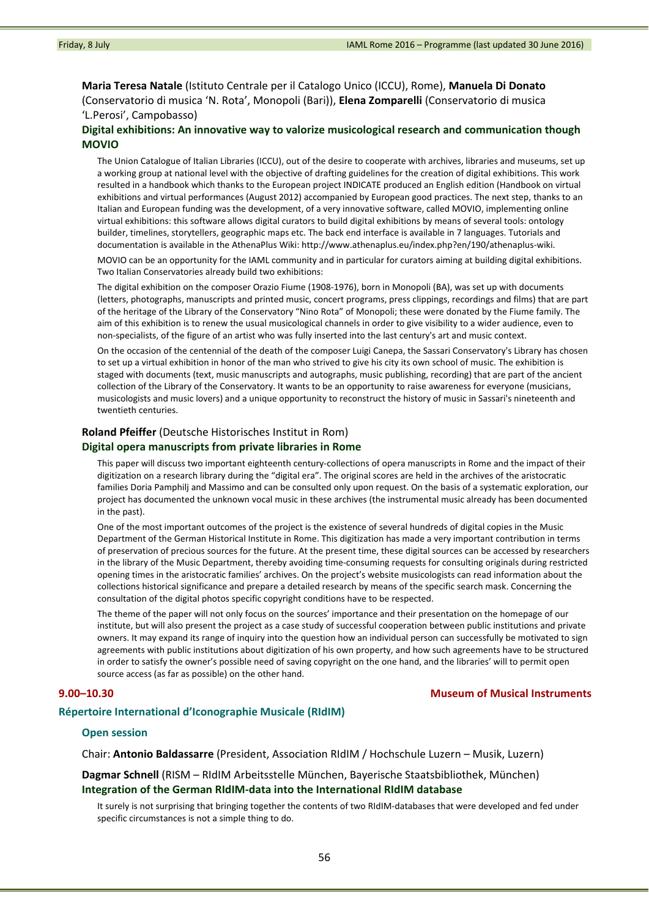**Maria Teresa Natale** (Istituto Centrale per il Catalogo Unico (ICCU), Rome), **Manuela Di Donato** (Conservatorio di musica 'N. Rota', Monopoli (Bari)), **Elena Zomparelli** (Conservatorio di musica 'L.Perosi', Campobasso)

**Digital exhibitions: An innovative way to valorize musicological research and communication though MOVIO**

The Union Catalogue of Italian Libraries (ICCU), out of the desire to cooperate with archives, libraries and museums, set up a working group at national level with the objective of drafting guidelines for the creation of digital exhibitions. This work resulted in a handbook which thanks to the European project INDICATE produced an English edition (Handbook on virtual exhibitions and virtual performances (August 2012) accompanied by European good practices. The next step, thanks to an Italian and European funding was the development, of a very innovative software, called MOVIO, implementing online virtual exhibitions: this software allows digital curators to build digital exhibitions by means of several tools: ontology builder, timelines, storytellers, geographic maps etc. The back end interface is available in 7 languages. Tutorials and documentation is available in the AthenaPlus Wiki: http://www.athenaplus.eu/index.php?en/190/athenaplus-wiki.

MOVIO can be an opportunity for the IAML community and in particular for curators aiming at building digital exhibitions. Two Italian Conservatories already build two exhibitions:

The digital exhibition on the composer Orazio Fiume (1908-1976), born in Monopoli (BA), was set up with documents (letters, photographs, manuscripts and printed music, concert programs, press clippings, recordings and films) that are part of the heritage of the Library of the Conservatory "Nino Rota" of Monopoli; these were donated by the Fiume family. The aim of this exhibition is to renew the usual musicological channels in order to give visibility to a wider audience, even to non-specialists, of the figure of an artist who was fully inserted into the last century's art and music context.

On the occasion of the centennial of the death of the composer Luigi Canepa, the Sassari Conservatory's Library has chosen to set up a virtual exhibition in honor of the man who strived to give his city its own school of music. The exhibition is staged with documents (text, music manuscripts and autographs, music publishing, recording) that are part of the ancient collection of the Library of the Conservatory. It wants to be an opportunity to raise awareness for everyone (musicians, musicologists and music lovers) and a unique opportunity to reconstruct the history of music in Sassari's nineteenth and twentieth centuries.

**Roland Pfeiffer** (Deutsche Historisches Institut in Rom)

**Digital opera manuscripts from private libraries in Rome**

This paper will discuss two important eighteenth century-collections of opera manuscripts in Rome and the impact of their digitization on a research library during the "digital era". The original scores are held in the archives of the aristocratic families Doria Pamphilj and Massimo and can be consulted only upon request. On the basis of a systematic exploration, our project has documented the unknown vocal music in these archives (the instrumental music already has been documented in the past).

One of the most important outcomes of the project is the existence of several hundreds of digital copies in the Music Department of the German Historical Institute in Rome. This digitization has made a very important contribution in terms of preservation of precious sources for the future. At the present time, these digital sources can be accessed by researchers in the library of the Music Department, thereby avoiding time-consuming requests for consulting originals during restricted opening times in the aristocratic families' archives. On the project's website musicologists can read information about the collections historical significance and prepare a detailed research by means of the specific search mask. Concerning the consultation of the digital photos specific copyright conditions have to be respected.

The theme of the paper will not only focus on the sources' importance and their presentation on the homepage of our institute, but will also present the project as a case study of successful cooperation between public institutions and private owners. It may expand its range of inquiry into the question how an individual person can successfully be motivated to sign agreements with public institutions about digitization of his own property, and how such agreements have to be structured in order to satisfy the owner's possible need of saving copyright on the one hand, and the libraries' will to permit open source access (as far as possible) on the other hand.

**9.00–10.30** — **Museum of Musical Instruments**

## Répertoire International d'Iconographie Musicale (RIdIM)

### Open session

Chair: **Antonio Baldassarre** (President, Association RIdIM / Hochschule Luzern – Musik, Luzern)

**Dagmar Schnell** (RISM – RIdIM Arbeitsstelle München, Bayerische Staatsbibliothek, München)

**Integration of the German RIdIM-data into the International RIdIM database**

It surely is not surprising that bringing together the contents of two RIdIM-databases that were developed and fed under specific circumstances is not a simple thing to do.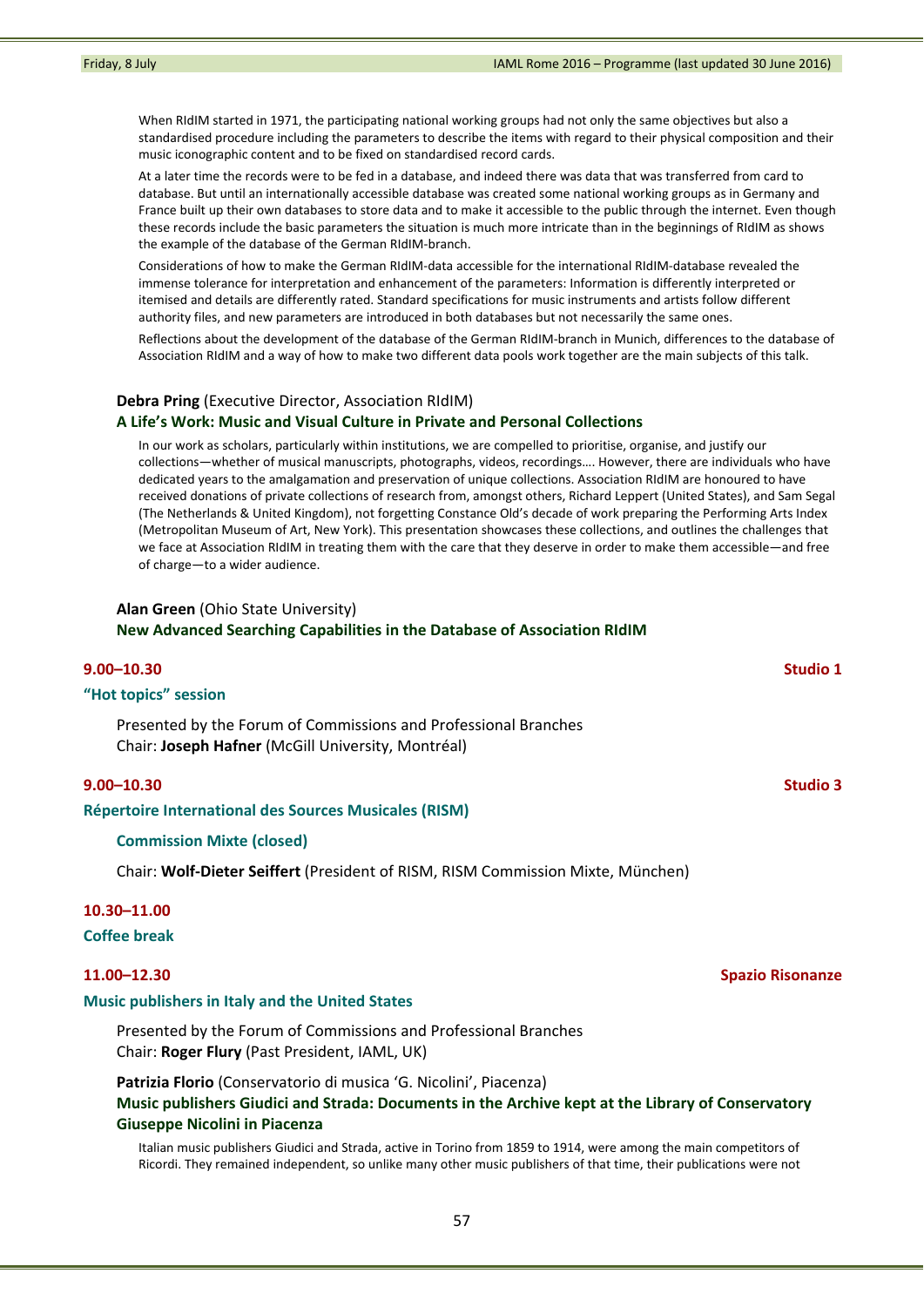When RIdIM started in 1971, the participating national working groups had not only the same objectives but also a standardised procedure including the parameters to describe the items with regard to their physical composition and their music iconographic content and to be fixed on standardised record cards.

At a later time the records were to be fed in a database, and indeed there was data that was transferred from card to database. But until an internationally accessible database was created some national working groups as in Germany and France built up their own databases to store data and to make it accessible to the public through the internet. Even though these records include the basic parameters the situation is much more intricate than in the beginnings of RIdIM as shows the example of the database of the German RIdIM-branch.

Considerations of how to make the German RIdIM-data accessible for the international RIdIM-database revealed the immense tolerance for interpretation and enhancement of the parameters: Information is differently interpreted or itemised and details are differently rated. Standard specifications for music instruments and artists follow different authority files, and new parameters are introduced in both databases but not necessarily the same ones.

Reflections about the development of the database of the German RIdIM-branch in Munich, differences to the database of Association RIdIM and a way of how to make two different data pools work together are the main subjects of this talk.

**Debra Pring** (Executive Director, Association RIdIM)

**A Life's Work: Music and Visual Culture in Private and Personal Collections**

In our work as scholars, particularly within institutions, we are compelled to prioritise, organise, and justify our collections—whether of musical manuscripts, photographs, videos, recordings…. However, there are individuals who have dedicated years to the amalgamation and preservation of unique collections. Association RIdIM are honoured to have received donations of private collections of research from, amongst others, Richard Leppert (United States), and Sam Segal (The Netherlands & United Kingdom), not forgetting Constance Old's decade of work preparing the Performing Arts Index (Metropolitan Museum of Art, New York). This presentation showcases these collections, and outlines the challenges that we face at Association RIdIM in treating them with the care that they deserve in order to make them accessible—and free of charge—to a wider audience.

**Alan Green** (Ohio State University)

**New Advanced Searching Capabilities in the Database of Association RIdIM**

### 9.00–10.30 — Studio 1

**"Hot topics" session**

Presented by the Forum of Commissions and Professional Branches
Chair: **Joseph Hafner** (McGill University, Montréal)

### 9.00–10.30 — Studio 3

**Répertoire International des Sources Musicales (RISM)**

**Commission Mixte (closed)**

Chair: **Wolf-Dieter Seiffert** (President of RISM, RISM Commission Mixte, München)

### 10.30–11.00

**Coffee break**

### 11.00–12.30 — Spazio Risonanze

**Music publishers in Italy and the United States**

Presented by the Forum of Commissions and Professional Branches
Chair: **Roger Flury** (Past President, IAML, UK)

**Patrizia Florio** (Conservatorio di musica 'G. Nicolini', Piacenza)

**Music publishers Giudici and Strada: Documents in the Archive kept at the Library of Conservatory Giuseppe Nicolini in Piacenza**

Italian music publishers Giudici and Strada, active in Torino from 1859 to 1914, were among the main competitors of Ricordi. They remained independent, so unlike many other music publishers of that time, their publications were not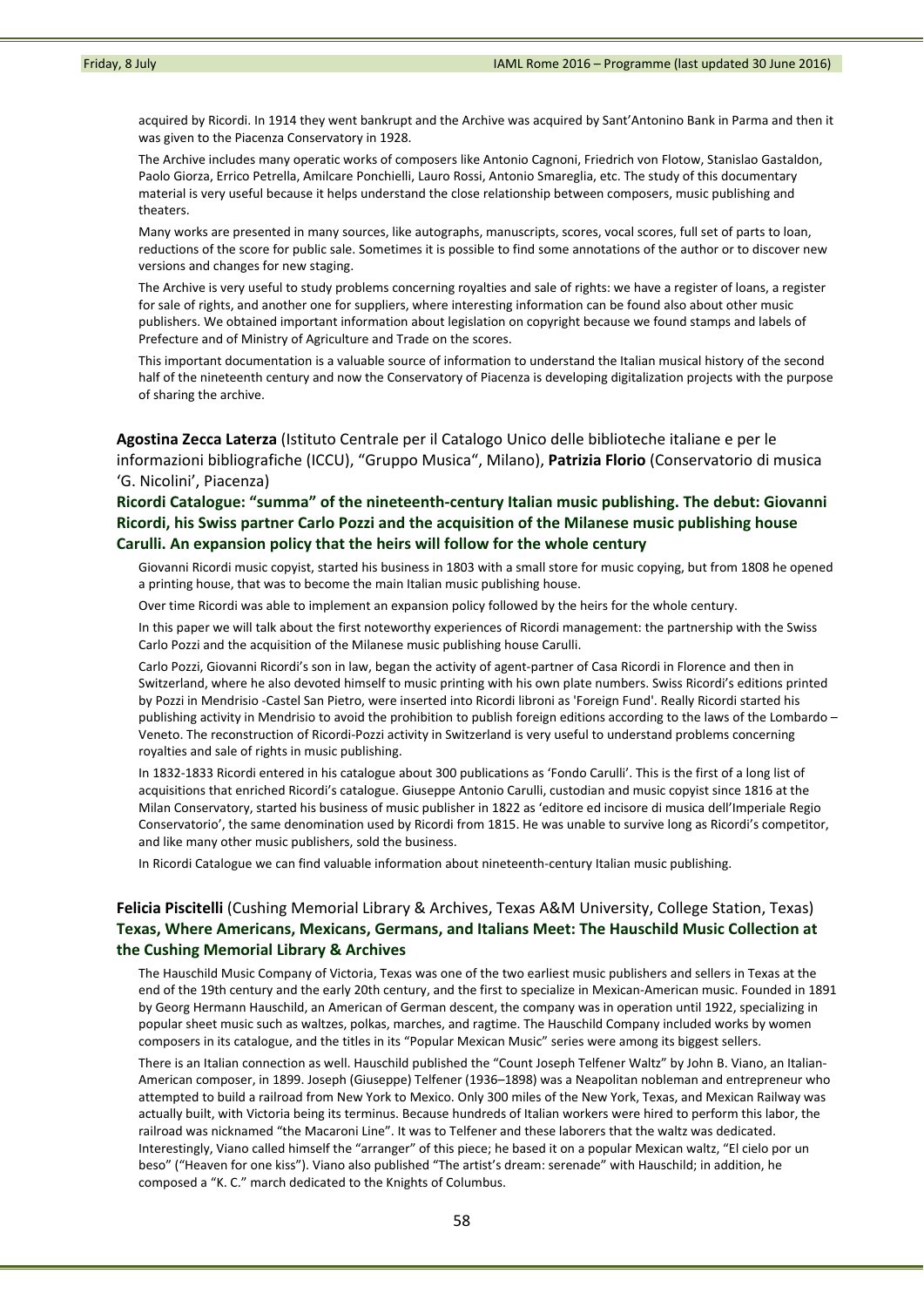acquired by Ricordi. In 1914 they went bankrupt and the Archive was acquired by Sant'Antonino Bank in Parma and then it was given to the Piacenza Conservatory in 1928.

The Archive includes many operatic works of composers like Antonio Cagnoni, Friedrich von Flotow, Stanislao Gastaldon, Paolo Giorza, Errico Petrella, Amilcare Ponchielli, Lauro Rossi, Antonio Smareglia, etc. The study of this documentary material is very useful because it helps understand the close relationship between composers, music publishing and theaters.

Many works are presented in many sources, like autographs, manuscripts, scores, vocal scores, full set of parts to loan, reductions of the score for public sale. Sometimes it is possible to find some annotations of the author or to discover new versions and changes for new staging.

The Archive is very useful to study problems concerning royalties and sale of rights: we have a register of loans, a register for sale of rights, and another one for suppliers, where interesting information can be found also about other music publishers. We obtained important information about legislation on copyright because we found stamps and labels of Prefecture and of Ministry of Agriculture and Trade on the scores.

This important documentation is a valuable source of information to understand the Italian musical history of the second half of the nineteenth century and now the Conservatory of Piacenza is developing digitalization projects with the purpose of sharing the archive.

**Agostina Zecca Laterza** (Istituto Centrale per il Catalogo Unico delle biblioteche italiane e per le informazioni bibliografiche (ICCU), "Gruppo Musica", Milano), **Patrizia Florio** (Conservatorio di musica 'G. Nicolini', Piacenza)

### Ricordi Catalogue: "summa" of the nineteenth-century Italian music publishing. The debut: Giovanni Ricordi, his Swiss partner Carlo Pozzi and the acquisition of the Milanese music publishing house Carulli. An expansion policy that the heirs will follow for the whole century

Giovanni Ricordi music copyist, started his business in 1803 with a small store for music copying, but from 1808 he opened a printing house, that was to become the main Italian music publishing house.

Over time Ricordi was able to implement an expansion policy followed by the heirs for the whole century.

In this paper we will talk about the first noteworthy experiences of Ricordi management: the partnership with the Swiss Carlo Pozzi and the acquisition of the Milanese music publishing house Carulli.

Carlo Pozzi, Giovanni Ricordi's son in law, began the activity of agent-partner of Casa Ricordi in Florence and then in Switzerland, where he also devoted himself to music printing with his own plate numbers. Swiss Ricordi's editions printed by Pozzi in Mendrisio -Castel San Pietro, were inserted into Ricordi libroni as 'Foreign Fund'. Really Ricordi started his publishing activity in Mendrisio to avoid the prohibition to publish foreign editions according to the laws of the Lombardo – Veneto. The reconstruction of Ricordi-Pozzi activity in Switzerland is very useful to understand problems concerning royalties and sale of rights in music publishing.

In 1832-1833 Ricordi entered in his catalogue about 300 publications as 'Fondo Carulli'. This is the first of a long list of acquisitions that enriched Ricordi's catalogue. Giuseppe Antonio Carulli, custodian and music copyist since 1816 at the Milan Conservatory, started his business of music publisher in 1822 as 'editore ed incisore di musica dell'Imperiale Regio Conservatorio', the same denomination used by Ricordi from 1815. He was unable to survive long as Ricordi's competitor, and like many other music publishers, sold the business.

In Ricordi Catalogue we can find valuable information about nineteenth-century Italian music publishing.

**Felicia Piscitelli** (Cushing Memorial Library & Archives, Texas A&M University, College Station, Texas)

### Texas, Where Americans, Mexicans, Germans, and Italians Meet: The Hauschild Music Collection at the Cushing Memorial Library & Archives

The Hauschild Music Company of Victoria, Texas was one of the two earliest music publishers and sellers in Texas at the end of the 19th century and the early 20th century, and the first to specialize in Mexican-American music. Founded in 1891 by Georg Hermann Hauschild, an American of German descent, the company was in operation until 1922, specializing in popular sheet music such as waltzes, polkas, marches, and ragtime. The Hauschild Company included works by women composers in its catalogue, and the titles in its "Popular Mexican Music" series were among its biggest sellers.

There is an Italian connection as well. Hauschild published the "Count Joseph Telfener Waltz" by John B. Viano, an Italian-American composer, in 1899. Joseph (Giuseppe) Telfener (1936–1898) was a Neapolitan nobleman and entrepreneur who attempted to build a railroad from New York to Mexico. Only 300 miles of the New York, Texas, and Mexican Railway was actually built, with Victoria being its terminus. Because hundreds of Italian workers were hired to perform this labor, the railroad was nicknamed "the Macaroni Line". It was to Telfener and these laborers that the waltz was dedicated. Interestingly, Viano called himself the "arranger" of this piece; he based it on a popular Mexican waltz, "El cielo por un beso" ("Heaven for one kiss"). Viano also published "The artist's dream: serenade" with Hauschild; in addition, he composed a "K. C." march dedicated to the Knights of Columbus.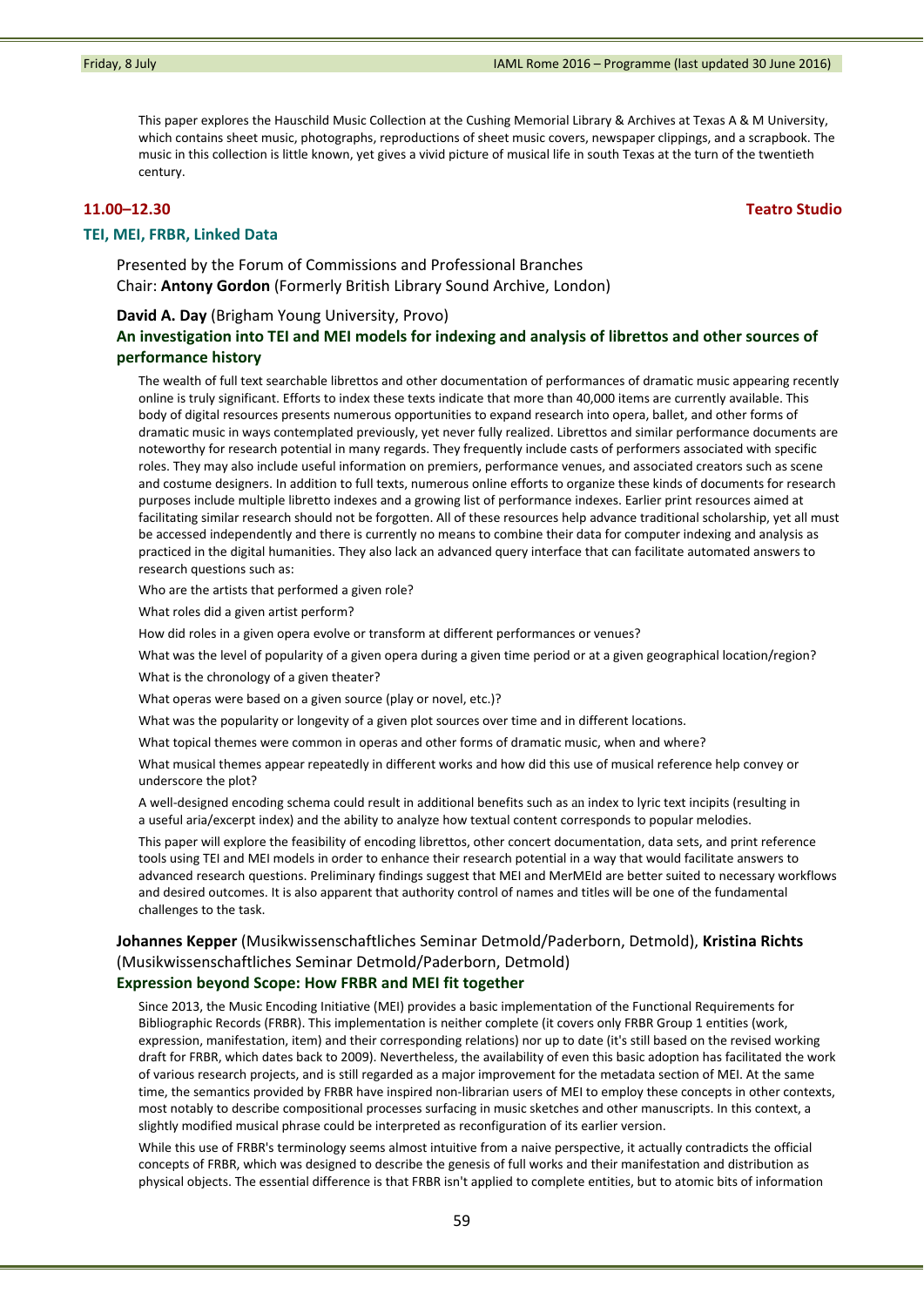This paper explores the Hauschild Music Collection at the Cushing Memorial Library & Archives at Texas A & M University, which contains sheet music, photographs, reproductions of sheet music covers, newspaper clippings, and a scrapbook. The music in this collection is little known, yet gives a vivid picture of musical life in south Texas at the turn of the twentieth century.

## 11.00–12.30 — Teatro Studio

## TEI, MEI, FRBR, Linked Data

Presented by the Forum of Commissions and Professional Branches
Chair: **Antony Gordon** (Formerly British Library Sound Archive, London)

**David A. Day** (Brigham Young University, Provo)

### An investigation into TEI and MEI models for indexing and analysis of librettos and other sources of performance history

The wealth of full text searchable librettos and other documentation of performances of dramatic music appearing recently online is truly significant. Efforts to index these texts indicate that more than 40,000 items are currently available. This body of digital resources presents numerous opportunities to expand research into opera, ballet, and other forms of dramatic music in ways contemplated previously, yet never fully realized. Librettos and similar performance documents are noteworthy for research potential in many regards. They frequently include casts of performers associated with specific roles. They may also include useful information on premiers, performance venues, and associated creators such as scene and costume designers. In addition to full texts, numerous online efforts to organize these kinds of documents for research purposes include multiple libretto indexes and a growing list of performance indexes. Earlier print resources aimed at facilitating similar research should not be forgotten. All of these resources help advance traditional scholarship, yet all must be accessed independently and there is currently no means to combine their data for computer indexing and analysis as practiced in the digital humanities. They also lack an advanced query interface that can facilitate automated answers to research questions such as:

Who are the artists that performed a given role?

What roles did a given artist perform?

How did roles in a given opera evolve or transform at different performances or venues?

What was the level of popularity of a given opera during a given time period or at a given geographical location/region?

What is the chronology of a given theater?

What operas were based on a given source (play or novel, etc.)?

What was the popularity or longevity of a given plot sources over time and in different locations.

What topical themes were common in operas and other forms of dramatic music, when and where?

What musical themes appear repeatedly in different works and how did this use of musical reference help convey or underscore the plot?

A well-designed encoding schema could result in additional benefits such as an index to lyric text incipits (resulting in a useful aria/excerpt index) and the ability to analyze how textual content corresponds to popular melodies.

This paper will explore the feasibility of encoding librettos, other concert documentation, data sets, and print reference tools using TEI and MEI models in order to enhance their research potential in a way that would facilitate answers to advanced research questions. Preliminary findings suggest that MEI and MerMEId are better suited to necessary workflows and desired outcomes. It is also apparent that authority control of names and titles will be one of the fundamental challenges to the task.

**Johannes Kepper** (Musikwissenschaftliches Seminar Detmold/Paderborn, Detmold), **Kristina Richts** (Musikwissenschaftliches Seminar Detmold/Paderborn, Detmold)

### Expression beyond Scope: How FRBR and MEI fit together

Since 2013, the Music Encoding Initiative (MEI) provides a basic implementation of the Functional Requirements for Bibliographic Records (FRBR). This implementation is neither complete (it covers only FRBR Group 1 entities (work, expression, manifestation, item) and their corresponding relations) nor up to date (it's still based on the revised working draft for FRBR, which dates back to 2009). Nevertheless, the availability of even this basic adoption has facilitated the work of various research projects, and is still regarded as a major improvement for the metadata section of MEI. At the same time, the semantics provided by FRBR have inspired non-librarian users of MEI to employ these concepts in other contexts, most notably to describe compositional processes surfacing in music sketches and other manuscripts. In this context, a slightly modified musical phrase could be interpreted as reconfiguration of its earlier version.

While this use of FRBR's terminology seems almost intuitive from a naive perspective, it actually contradicts the official concepts of FRBR, which was designed to describe the genesis of full works and their manifestation and distribution as physical objects. The essential difference is that FRBR isn't applied to complete entities, but to atomic bits of information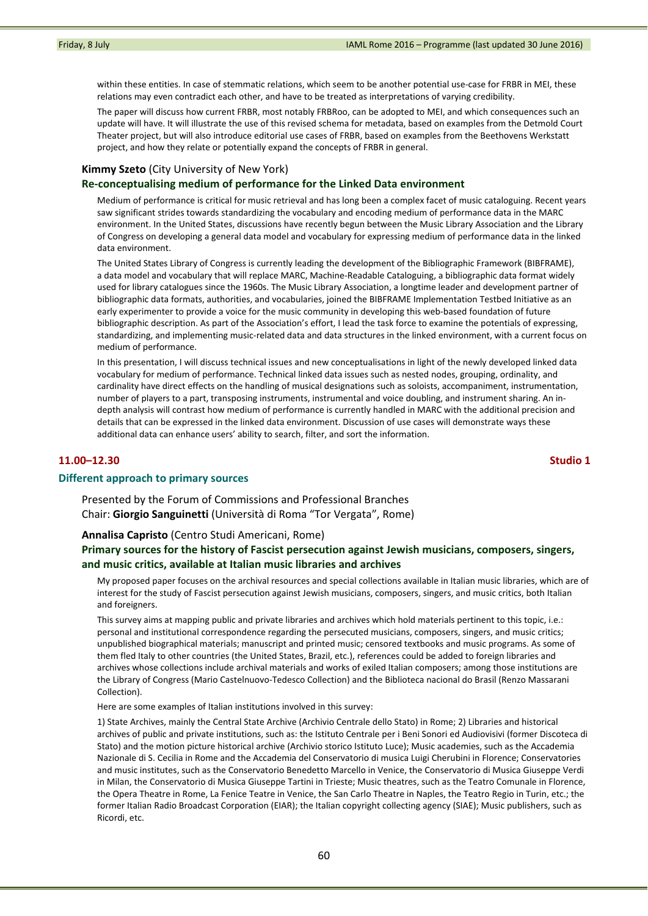within these entities. In case of stemmatic relations, which seem to be another potential use-case for FRBR in MEI, these relations may even contradict each other, and have to be treated as interpretations of varying credibility.

The paper will discuss how current FRBR, most notably FRBRoo, can be adopted to MEI, and which consequences such an update will have. It will illustrate the use of this revised schema for metadata, based on examples from the Detmold Court Theater project, but will also introduce editorial use cases of FRBR, based on examples from the Beethovens Werkstatt project, and how they relate or potentially expand the concepts of FRBR in general.

**Kimmy Szeto** (City University of New York)

### Re-conceptualising medium of performance for the Linked Data environment

Medium of performance is critical for music retrieval and has long been a complex facet of music cataloguing. Recent years saw significant strides towards standardizing the vocabulary and encoding medium of performance data in the MARC environment. In the United States, discussions have recently begun between the Music Library Association and the Library of Congress on developing a general data model and vocabulary for expressing medium of performance data in the linked data environment.

The United States Library of Congress is currently leading the development of the Bibliographic Framework (BIBFRAME), a data model and vocabulary that will replace MARC, Machine-Readable Cataloguing, a bibliographic data format widely used for library catalogues since the 1960s. The Music Library Association, a longtime leader and development partner of bibliographic data formats, authorities, and vocabularies, joined the BIBFRAME Implementation Testbed Initiative as an early experimenter to provide a voice for the music community in developing this web-based foundation of future bibliographic description. As part of the Association's effort, I lead the task force to examine the potentials of expressing, standardizing, and implementing music-related data and data structures in the linked environment, with a current focus on medium of performance.

In this presentation, I will discuss technical issues and new conceptualisations in light of the newly developed linked data vocabulary for medium of performance. Technical linked data issues such as nested nodes, grouping, ordinality, and cardinality have direct effects on the handling of musical designations such as soloists, accompaniment, instrumentation, number of players to a part, transposing instruments, instrumental and voice doubling, and instrument sharing. An in-depth analysis will contrast how medium of performance is currently handled in MARC with the additional precision and details that can be expressed in the linked data environment. Discussion of use cases will demonstrate ways these additional data can enhance users' ability to search, filter, and sort the information.

**11.00–12.30** **Studio 1**

## Different approach to primary sources

Presented by the Forum of Commissions and Professional Branches
Chair: **Giorgio Sanguinetti** (Università di Roma "Tor Vergata", Rome)

**Annalisa Capristo** (Centro Studi Americani, Rome)

### Primary sources for the history of Fascist persecution against Jewish musicians, composers, singers, and music critics, available at Italian music libraries and archives

My proposed paper focuses on the archival resources and special collections available in Italian music libraries, which are of interest for the study of Fascist persecution against Jewish musicians, composers, singers, and music critics, both Italian and foreigners.

This survey aims at mapping public and private libraries and archives which hold materials pertinent to this topic, i.e.: personal and institutional correspondence regarding the persecuted musicians, composers, singers, and music critics; unpublished biographical materials; manuscript and printed music; censored textbooks and music programs. As some of them fled Italy to other countries (the United States, Brazil, etc.), references could be added to foreign libraries and archives whose collections include archival materials and works of exiled Italian composers; among those institutions are the Library of Congress (Mario Castelnuovo-Tedesco Collection) and the Biblioteca nacional do Brasil (Renzo Massarani Collection).

Here are some examples of Italian institutions involved in this survey:

1) State Archives, mainly the Central State Archive (Archivio Centrale dello Stato) in Rome; 2) Libraries and historical archives of public and private institutions, such as: the Istituto Centrale per i Beni Sonori ed Audiovisivi (former Discoteca di Stato) and the motion picture historical archive (Archivio storico Istituto Luce); Music academies, such as the Accademia Nazionale di S. Cecilia in Rome and the Accademia del Conservatorio di musica Luigi Cherubini in Florence; Conservatories and music institutes, such as the Conservatorio Benedetto Marcello in Venice, the Conservatorio di Musica Giuseppe Verdi in Milan, the Conservatorio di Musica Giuseppe Tartini in Trieste; Music theatres, such as the Teatro Comunale in Florence, the Opera Theatre in Rome, La Fenice Teatre in Venice, the San Carlo Theatre in Naples, the Teatro Regio in Turin, etc.; the former Italian Radio Broadcast Corporation (EIAR); the Italian copyright collecting agency (SIAE); Music publishers, such as Ricordi, etc.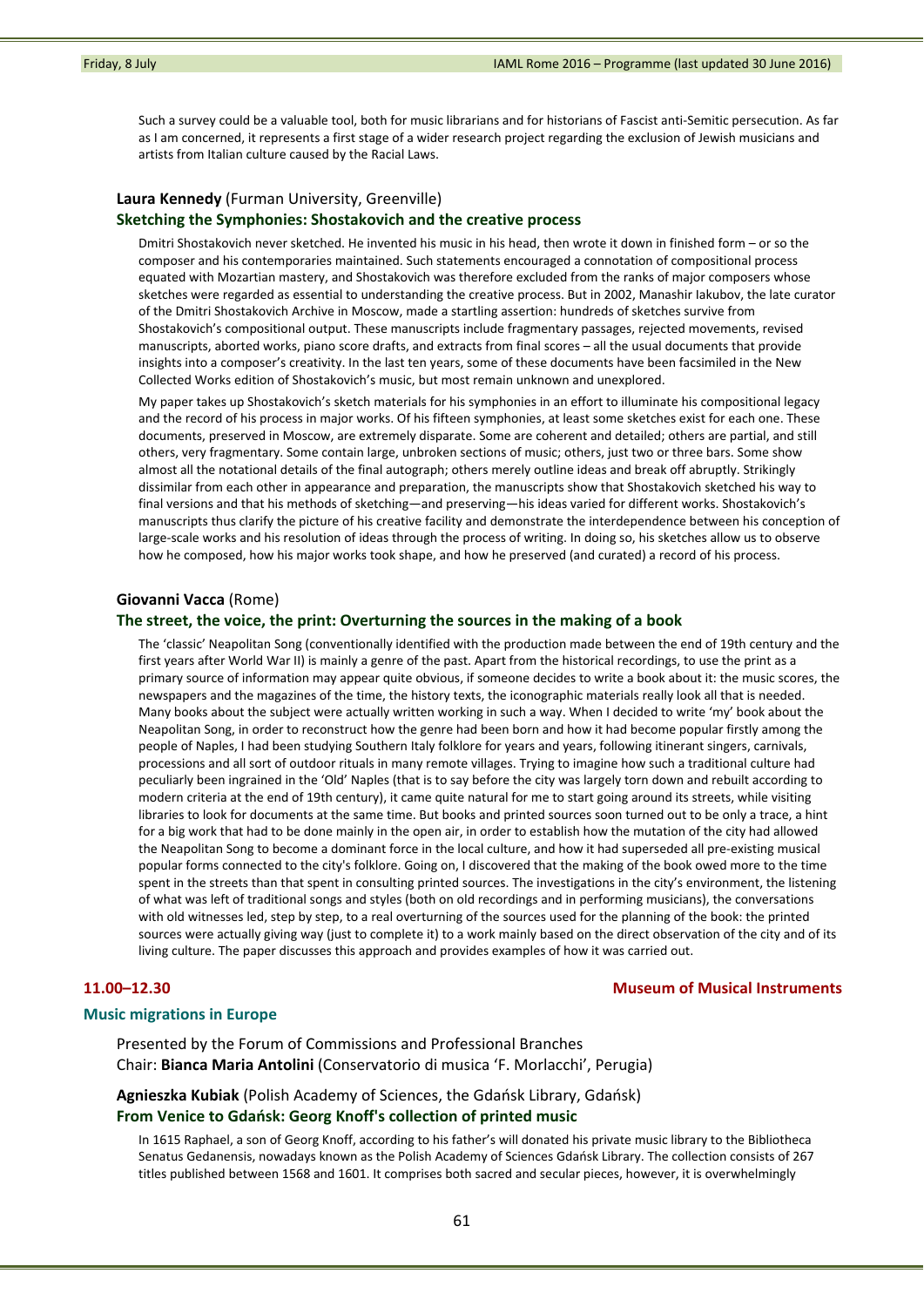Such a survey could be a valuable tool, both for music librarians and for historians of Fascist anti-Semitic persecution. As far as I am concerned, it represents a first stage of a wider research project regarding the exclusion of Jewish musicians and artists from Italian culture caused by the Racial Laws.

**Laura Kennedy** (Furman University, Greenville)

**Sketching the Symphonies: Shostakovich and the creative process**

Dmitri Shostakovich never sketched. He invented his music in his head, then wrote it down in finished form – or so the composer and his contemporaries maintained. Such statements encouraged a connotation of compositional process equated with Mozartian mastery, and Shostakovich was therefore excluded from the ranks of major composers whose sketches were regarded as essential to understanding the creative process. But in 2002, Manashir Iakubov, the late curator of the Dmitri Shostakovich Archive in Moscow, made a startling assertion: hundreds of sketches survive from Shostakovich's compositional output. These manuscripts include fragmentary passages, rejected movements, revised manuscripts, aborted works, piano score drafts, and extracts from final scores – all the usual documents that provide insights into a composer's creativity. In the last ten years, some of these documents have been facsimiled in the New Collected Works edition of Shostakovich's music, but most remain unknown and unexplored.

My paper takes up Shostakovich's sketch materials for his symphonies in an effort to illuminate his compositional legacy and the record of his process in major works. Of his fifteen symphonies, at least some sketches exist for each one. These documents, preserved in Moscow, are extremely disparate. Some are coherent and detailed; others are partial, and still others, very fragmentary. Some contain large, unbroken sections of music; others, just two or three bars. Some show almost all the notational details of the final autograph; others merely outline ideas and break off abruptly. Strikingly dissimilar from each other in appearance and preparation, the manuscripts show that Shostakovich sketched his way to final versions and that his methods of sketching—and preserving—his ideas varied for different works. Shostakovich's manuscripts thus clarify the picture of his creative facility and demonstrate the interdependence between his conception of large-scale works and his resolution of ideas through the process of writing. In doing so, his sketches allow us to observe how he composed, how his major works took shape, and how he preserved (and curated) a record of his process.

**Giovanni Vacca** (Rome)

**The street, the voice, the print: Overturning the sources in the making of a book**

The 'classic' Neapolitan Song (conventionally identified with the production made between the end of 19th century and the first years after World War II) is mainly a genre of the past. Apart from the historical recordings, to use the print as a primary source of information may appear quite obvious, if someone decides to write a book about it: the music scores, the newspapers and the magazines of the time, the history texts, the iconographic materials really look all that is needed. Many books about the subject were actually written working in such a way. When I decided to write 'my' book about the Neapolitan Song, in order to reconstruct how the genre had been born and how it had become popular firstly among the people of Naples, I had been studying Southern Italy folklore for years and years, following itinerant singers, carnivals, processions and all sort of outdoor rituals in many remote villages. Trying to imagine how such a traditional culture had peculiarly been ingrained in the 'Old' Naples (that is to say before the city was largely torn down and rebuilt according to modern criteria at the end of 19th century), it came quite natural for me to start going around its streets, while visiting libraries to look for documents at the same time. But books and printed sources soon turned out to be only a trace, a hint for a big work that had to be done mainly in the open air, in order to establish how the mutation of the city had allowed the Neapolitan Song to become a dominant force in the local culture, and how it had superseded all pre-existing musical popular forms connected to the city's folklore. Going on, I discovered that the making of the book owed more to the time spent in the streets than that spent in consulting printed sources. The investigations in the city's environment, the listening of what was left of traditional songs and styles (both on old recordings and in performing musicians), the conversations with old witnesses led, step by step, to a real overturning of the sources used for the planning of the book: the printed sources were actually giving way (just to complete it) to a work mainly based on the direct observation of the city and of its living culture. The paper discusses this approach and provides examples of how it was carried out.

## 11.00–12.30 — Museum of Musical Instruments

### Music migrations in Europe

Presented by the Forum of Commissions and Professional Branches
Chair: **Bianca Maria Antolini** (Conservatorio di musica 'F. Morlacchi', Perugia)

**Agnieszka Kubiak** (Polish Academy of Sciences, the Gdańsk Library, Gdańsk)

**From Venice to Gdańsk: Georg Knoff's collection of printed music**

In 1615 Raphael, a son of Georg Knoff, according to his father's will donated his private music library to the Bibliotheca Senatus Gedanensis, nowadays known as the Polish Academy of Sciences Gdańsk Library. The collection consists of 267 titles published between 1568 and 1601. It comprises both sacred and secular pieces, however, it is overwhelmingly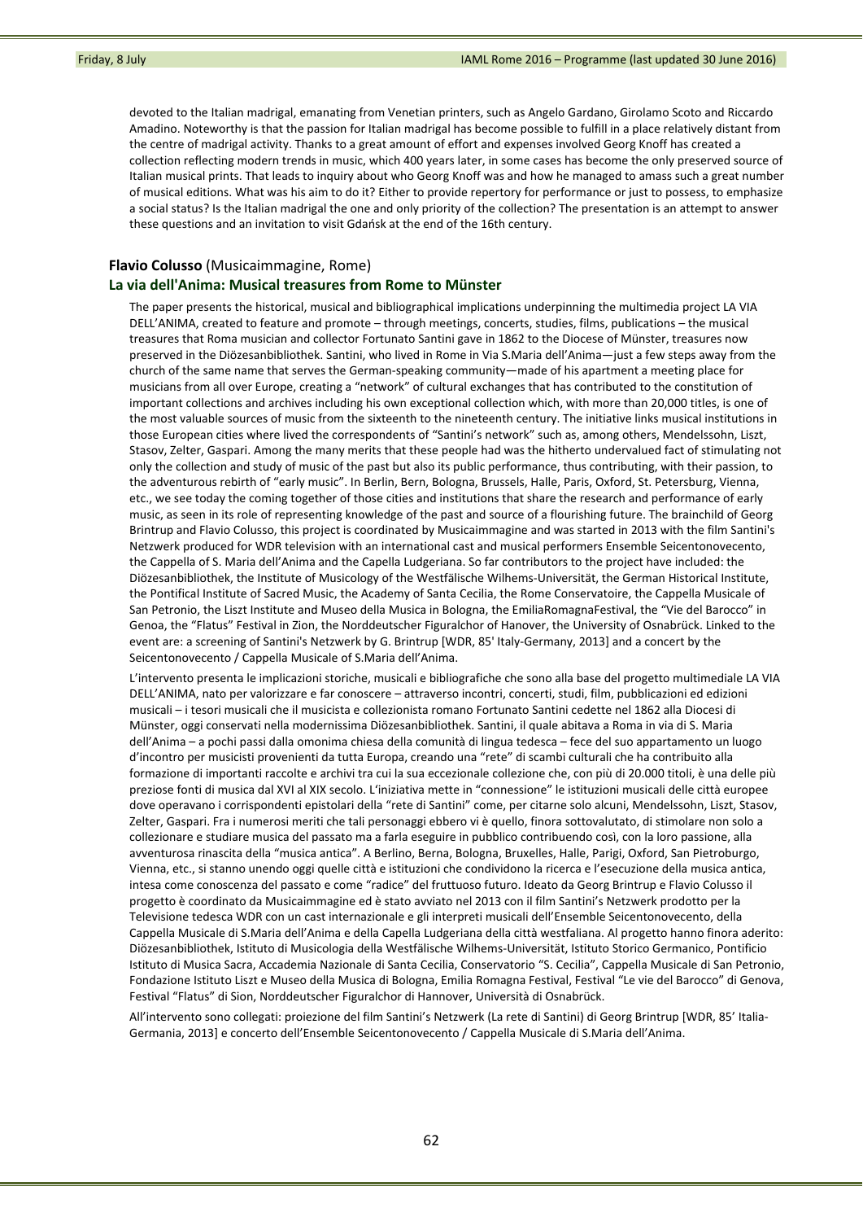devoted to the Italian madrigal, emanating from Venetian printers, such as Angelo Gardano, Girolamo Scoto and Riccardo Amadino. Noteworthy is that the passion for Italian madrigal has become possible to fulfill in a place relatively distant from the centre of madrigal activity. Thanks to a great amount of effort and expenses involved Georg Knoff has created a collection reflecting modern trends in music, which 400 years later, in some cases has become the only preserved source of Italian musical prints. That leads to inquiry about who Georg Knoff was and how he managed to amass such a great number of musical editions. What was his aim to do it? Either to provide repertory for performance or just to possess, to emphasize a social status? Is the Italian madrigal the one and only priority of the collection? The presentation is an attempt to answer these questions and an invitation to visit Gdańsk at the end of the 16th century.

**Flavio Colusso** (Musicaimmagine, Rome)

### La via dell'Anima: Musical treasures from Rome to Münster

The paper presents the historical, musical and bibliographical implications underpinning the multimedia project LA VIA DELL'ANIMA, created to feature and promote – through meetings, concerts, studies, films, publications – the musical treasures that Roma musician and collector Fortunato Santini gave in 1862 to the Diocese of Münster, treasures now preserved in the Diözesanbibliothek. Santini, who lived in Rome in Via S.Maria dell'Anima—just a few steps away from the church of the same name that serves the German-speaking community—made of his apartment a meeting place for musicians from all over Europe, creating a "network" of cultural exchanges that has contributed to the constitution of important collections and archives including his own exceptional collection which, with more than 20,000 titles, is one of the most valuable sources of music from the sixteenth to the nineteenth century. The initiative links musical institutions in those European cities where lived the correspondents of "Santini's network" such as, among others, Mendelssohn, Liszt, Stasov, Zelter, Gaspari. Among the many merits that these people had was the hitherto undervalued fact of stimulating not only the collection and study of music of the past but also its public performance, thus contributing, with their passion, to the adventurous rebirth of "early music". In Berlin, Bern, Bologna, Brussels, Halle, Paris, Oxford, St. Petersburg, Vienna, etc., we see today the coming together of those cities and institutions that share the research and performance of early music, as seen in its role of representing knowledge of the past and source of a flourishing future. The brainchild of Georg Brintrup and Flavio Colusso, this project is coordinated by Musicaimmagine and was started in 2013 with the film Santini's Netzwerk produced for WDR television with an international cast and musical performers Ensemble Seicentonovecento, the Cappella of S. Maria dell'Anima and the Capella Ludgeriana. So far contributors to the project have included: the Diözesanbibliothek, the Institute of Musicology of the Westfälische Wilhems-Universität, the German Historical Institute, the Pontifical Institute of Sacred Music, the Academy of Santa Cecilia, the Rome Conservatoire, the Cappella Musicale of San Petronio, the Liszt Institute and Museo della Musica in Bologna, the EmiliaRomagnaFestival, the "Vie del Barocco" in Genoa, the "Flatus" Festival in Zion, the Norddeutscher Figuralchor of Hanover, the University of Osnabrück. Linked to the event are: a screening of Santini's Netzwerk by G. Brintrup [WDR, 85' Italy-Germany, 2013] and a concert by the Seicentonovecento / Cappella Musicale of S.Maria dell'Anima.

L'intervento presenta le implicazioni storiche, musicali e bibliografiche che sono alla base del progetto multimediale LA VIA DELL'ANIMA, nato per valorizzare e far conoscere – attraverso incontri, concerti, studi, film, pubblicazioni ed edizioni musicali – i tesori musicali che il musicista e collezionista romano Fortunato Santini cedette nel 1862 alla Diocesi di Münster, oggi conservati nella modernissima Diözesanbibliothek. Santini, il quale abitava a Roma in via di S. Maria dell'Anima – a pochi passi dalla omonima chiesa della comunità di lingua tedesca – fece del suo appartamento un luogo d'incontro per musicisti provenienti da tutta Europa, creando una "rete" di scambi culturali che ha contribuito alla formazione di importanti raccolte e archivi tra cui la sua eccezionale collezione che, con più di 20.000 titoli, è una delle più preziose fonti di musica dal XVI al XIX secolo. L'iniziativa mette in "connessione" le istituzioni musicali delle città europee dove operavano i corrispondenti epistolari della "rete di Santini" come, per citarne solo alcuni, Mendelssohn, Liszt, Stasov, Zelter, Gaspari. Fra i numerosi meriti che tali personaggi ebbero vi è quello, finora sottovalutato, di stimolare non solo a collezionare e studiare musica del passato ma a farla eseguire in pubblico contribuendo così, con la loro passione, alla avventurosa rinascita della "musica antica". A Berlino, Berna, Bologna, Bruxelles, Halle, Parigi, Oxford, San Pietroburgo, Vienna, etc., si stanno unendo oggi quelle città e istituzioni che condividono la ricerca e l'esecuzione della musica antica, intesa come conoscenza del passato e come "radice" del fruttuoso futuro. Ideato da Georg Brintrup e Flavio Colusso il progetto è coordinato da Musicaimmagine ed è stato avviato nel 2013 con il film Santini's Netzwerk prodotto per la Televisione tedesca WDR con un cast internazionale e gli interpreti musicali dell'Ensemble Seicentonovecento, della Cappella Musicale di S.Maria dell'Anima e della Capella Ludgeriana della città westfaliana. Al progetto hanno finora aderito: Diözesanbibliothek, Istituto di Musicologia della Westfälische Wilhems-Universität, Istituto Storico Germanico, Pontificio Istituto di Musica Sacra, Accademia Nazionale di Santa Cecilia, Conservatorio "S. Cecilia", Cappella Musicale di San Petronio, Fondazione Istituto Liszt e Museo della Musica di Bologna, Emilia Romagna Festival, Festival "Le vie del Barocco" di Genova, Festival "Flatus" di Sion, Norddeutscher Figuralchor di Hannover, Università di Osnabrück.

All'intervento sono collegati: proiezione del film Santini's Netzwerk (La rete di Santini) di Georg Brintrup [WDR, 85' Italia-Germania, 2013] e concerto dell'Ensemble Seicentonovecento / Cappella Musicale di S.Maria dell'Anima.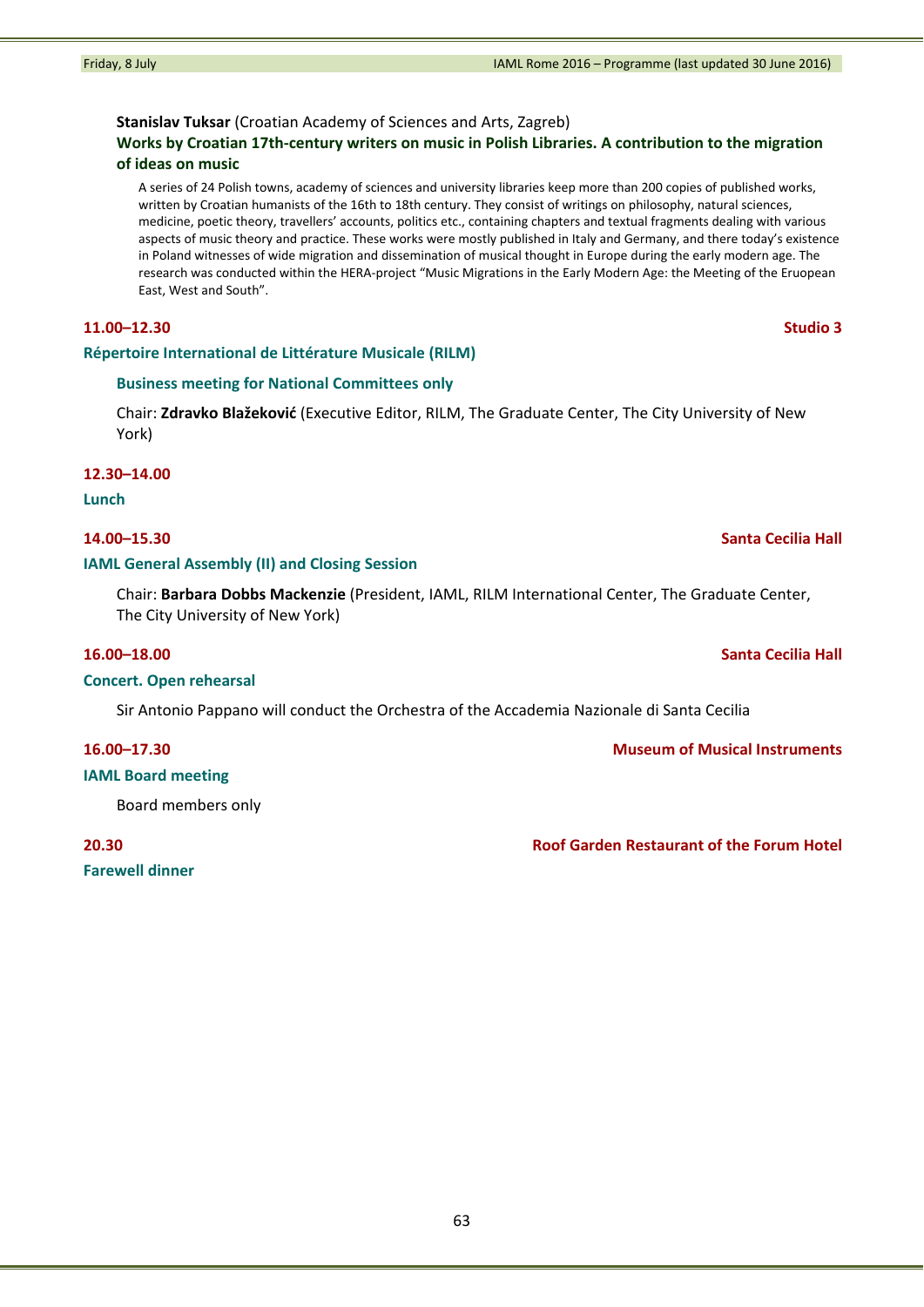**Stanislav Tuksar** (Croatian Academy of Sciences and Arts, Zagreb)

**Works by Croatian 17th-century writers on music in Polish Libraries. A contribution to the migration of ideas on music**

A series of 24 Polish towns, academy of sciences and university libraries keep more than 200 copies of published works, written by Croatian humanists of the 16th to 18th century. They consist of writings on philosophy, natural sciences, medicine, poetic theory, travellers' accounts, politics etc., containing chapters and textual fragments dealing with various aspects of music theory and practice. These works were mostly published in Italy and Germany, and there today's existence in Poland witnesses of wide migration and dissemination of musical thought in Europe during the early modern age. The research was conducted within the HERA-project "Music Migrations in the Early Modern Age: the Meeting of the Eruopean East, West and South".

**11.00–12.30** **Studio 3**

### Répertoire International de Littérature Musicale (RILM)

**Business meeting for National Committees only**

Chair: **Zdravko Blažeković** (Executive Editor, RILM, The Graduate Center, The City University of New York)

**12.30–14.00**

### Lunch

**14.00–15.30** **Santa Cecilia Hall**

### IAML General Assembly (II) and Closing Session

Chair: **Barbara Dobbs Mackenzie** (President, IAML, RILM International Center, The Graduate Center, The City University of New York)

**16.00–18.00** **Santa Cecilia Hall**

### Concert. Open rehearsal

Sir Antonio Pappano will conduct the Orchestra of the Accademia Nazionale di Santa Cecilia

**16.00–17.30** **Museum of Musical Instruments**

### IAML Board meeting

Board members only

**20.30** **Roof Garden Restaurant of the Forum Hotel**

### Farewell dinner